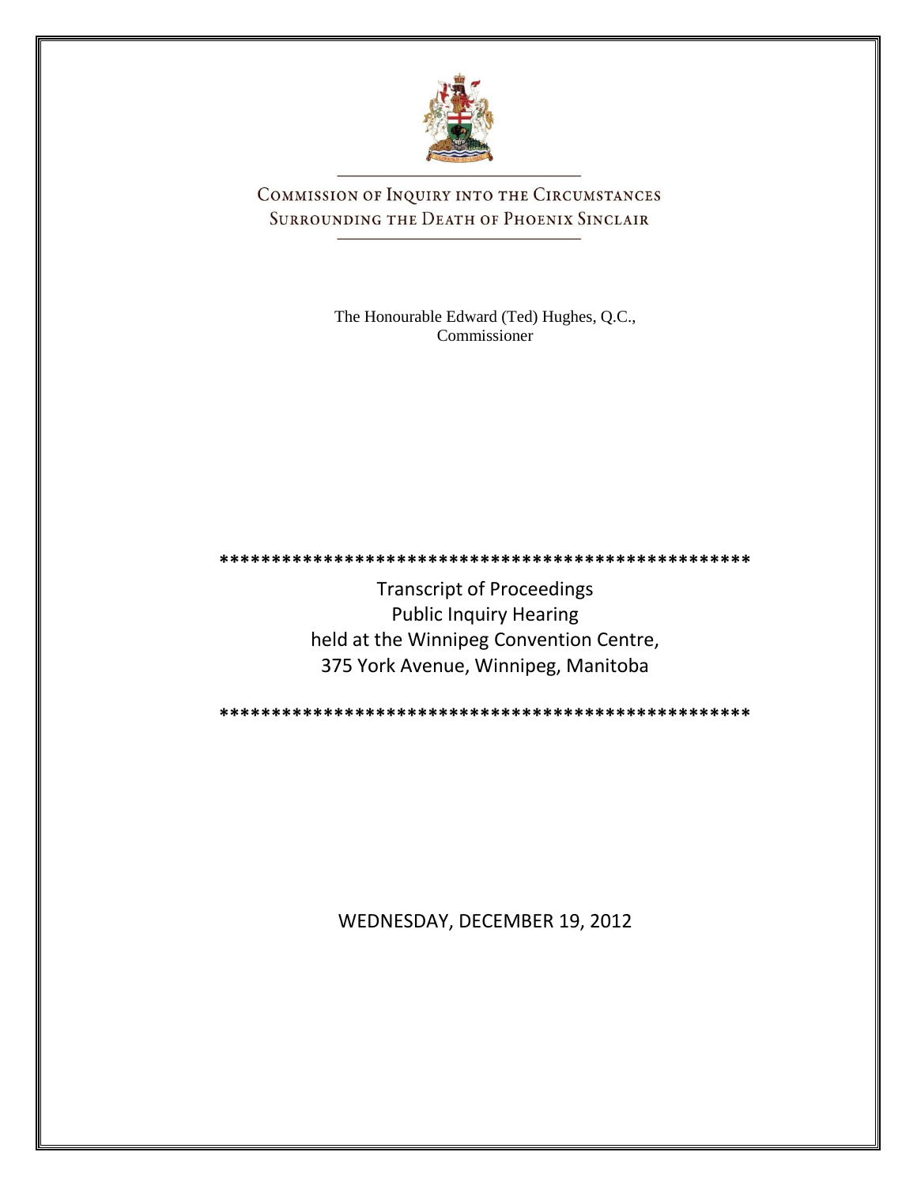# Commission of Inquiry into the Circumstances Surrounding the Death of Phoenix Sinclair

The Honourable Edward (Ted) Hughes, Q.C., Commissioner

\*\*\*\*\*\*\*\*\*\*\*\*\*\*\*\*\*\*\*\*\*\*\*\*\*\*\*\*\*\*\*\*\*\*\*\*\*\*\*\*\*\*\*\*\*\*\*\*\*\*\*\*\*

Transcript of Proceedings
Public Inquiry Hearing
held at the Winnipeg Convention Centre,
375 York Avenue, Winnipeg, Manitoba

\*\*\*\*\*\*\*\*\*\*\*\*\*\*\*\*\*\*\*\*\*\*\*\*\*\*\*\*\*\*\*\*\*\*\*\*\*\*\*\*\*\*\*\*\*\*\*\*\*\*\*\*\*

WEDNESDAY, DECEMBER 19, 2012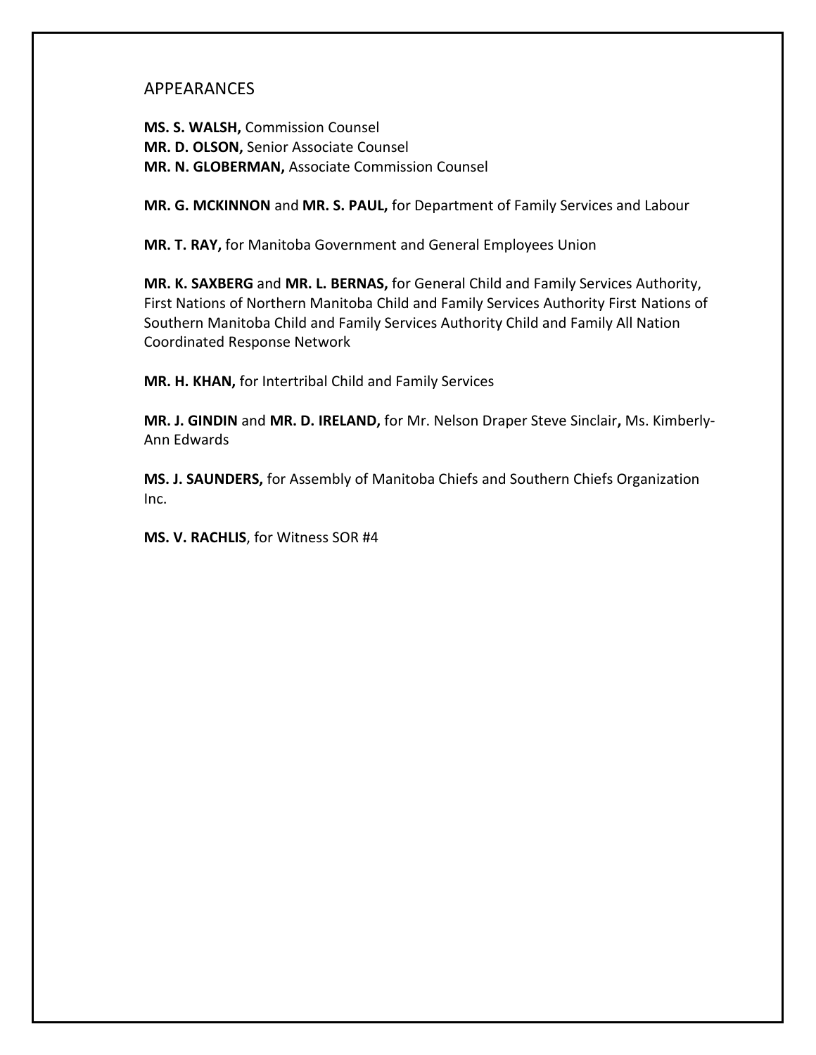## APPEARANCES

**MS. S. WALSH,** Commission Counsel
**MR. D. OLSON,** Senior Associate Counsel
**MR. N. GLOBERMAN,** Associate Commission Counsel

**MR. G. MCKINNON** and **MR. S. PAUL,** for Department of Family Services and Labour

**MR. T. RAY,** for Manitoba Government and General Employees Union

**MR. K. SAXBERG** and **MR. L. BERNAS,** for General Child and Family Services Authority, First Nations of Northern Manitoba Child and Family Services Authority First Nations of Southern Manitoba Child and Family Services Authority Child and Family All Nation Coordinated Response Network

**MR. H. KHAN,** for Intertribal Child and Family Services

**MR. J. GINDIN** and **MR. D. IRELAND,** for Mr. Nelson Draper Steve Sinclair**,** Ms. Kimberly-Ann Edwards

**MS. J. SAUNDERS,** for Assembly of Manitoba Chiefs and Southern Chiefs Organization Inc.

**MS. V. RACHLIS**, for Witness SOR #4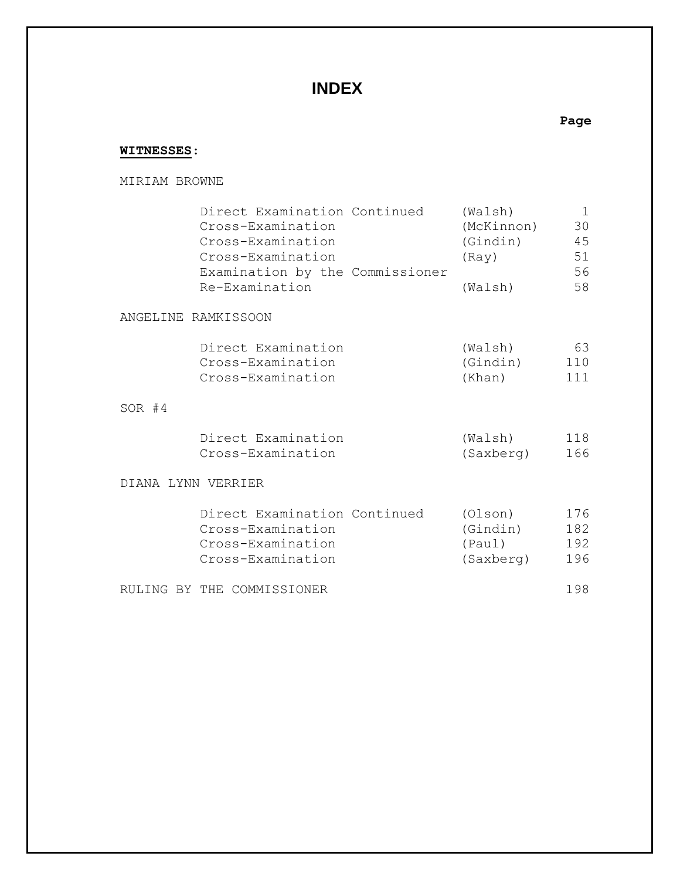# INDEX

**WITNESSES:**

MIRIAM BROWNE

| | | Page |
|---|---|---|
| Direct Examination Continued | (Walsh) | 1 |
| Cross-Examination | (McKinnon) | 30 |
| Cross-Examination | (Gindin) | 45 |
| Cross-Examination | (Ray) | 51 |
| Examination by the Commissioner | | 56 |
| Re-Examination | (Walsh) | 58 |

ANGELINE RAMKISSOON

| | | Page |
|---|---|---|
| Direct Examination | (Walsh) | 63 |
| Cross-Examination | (Gindin) | 110 |
| Cross-Examination | (Khan) | 111 |

SOR #4

| | | Page |
|---|---|---|
| Direct Examination | (Walsh) | 118 |
| Cross-Examination | (Saxberg) | 166 |

DIANA LYNN VERRIER

| | | Page |
|---|---|---|
| Direct Examination Continued | (Olson) | 176 |
| Cross-Examination | (Gindin) | 182 |
| Cross-Examination | (Paul) | 192 |
| Cross-Examination | (Saxberg) | 196 |

RULING BY THE COMMISSIONER — 198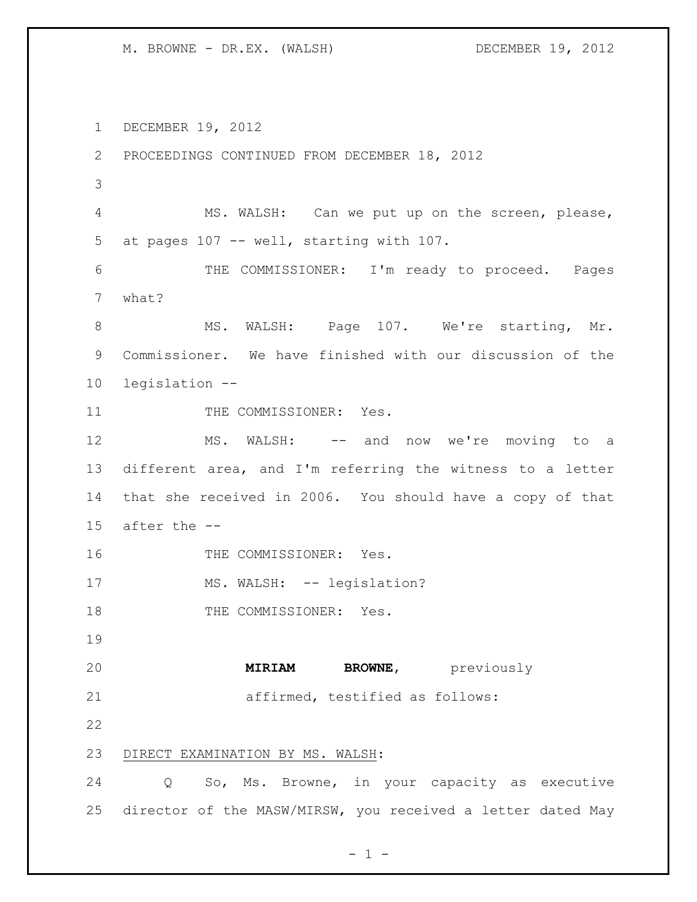DECEMBER 19, 2012

PROCEEDINGS CONTINUED FROM DECEMBER 18, 2012

MS. WALSH: Can we put up on the screen, please, at pages 107 -- well, starting with 107.

THE COMMISSIONER: I'm ready to proceed. Pages what?

MS. WALSH: Page 107. We're starting, Mr. Commissioner. We have finished with our discussion of the legislation --

THE COMMISSIONER: Yes.

MS. WALSH: -- and now we're moving to a different area, and I'm referring the witness to a letter that she received in 2006. You should have a copy of that after the --

THE COMMISSIONER: Yes.

MS. WALSH: -- legislation?

THE COMMISSIONER: Yes.

**MIRIAM BROWNE**, previously affirmed, testified as follows:

DIRECT EXAMINATION BY MS. WALSH:

Q So, Ms. Browne, in your capacity as executive director of the MASW/MIRSW, you received a letter dated May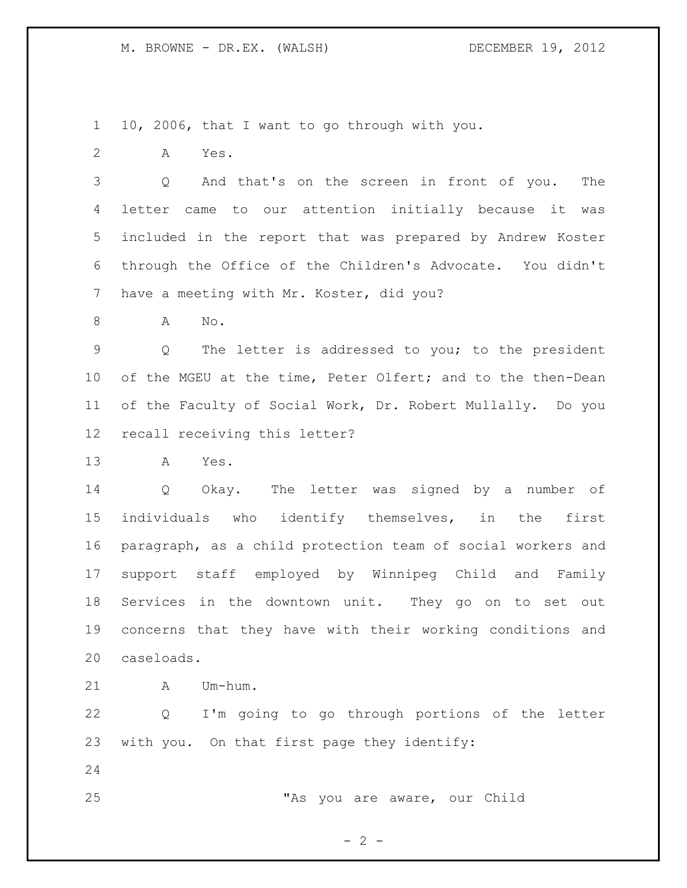10, 2006, that I want to go through with you.

A Yes.

Q And that's on the screen in front of you. The letter came to our attention initially because it was included in the report that was prepared by Andrew Koster through the Office of the Children's Advocate. You didn't have a meeting with Mr. Koster, did you?

A No.

Q The letter is addressed to you; to the president of the MGEU at the time, Peter Olfert; and to the then-Dean of the Faculty of Social Work, Dr. Robert Mullally. Do you recall receiving this letter?

A Yes.

Q Okay. The letter was signed by a number of individuals who identify themselves, in the first paragraph, as a child protection team of social workers and support staff employed by Winnipeg Child and Family Services in the downtown unit. They go on to set out concerns that they have with their working conditions and caseloads.

A Um-hum.

Q I'm going to go through portions of the letter with you. On that first page they identify:

"As you are aware, our Child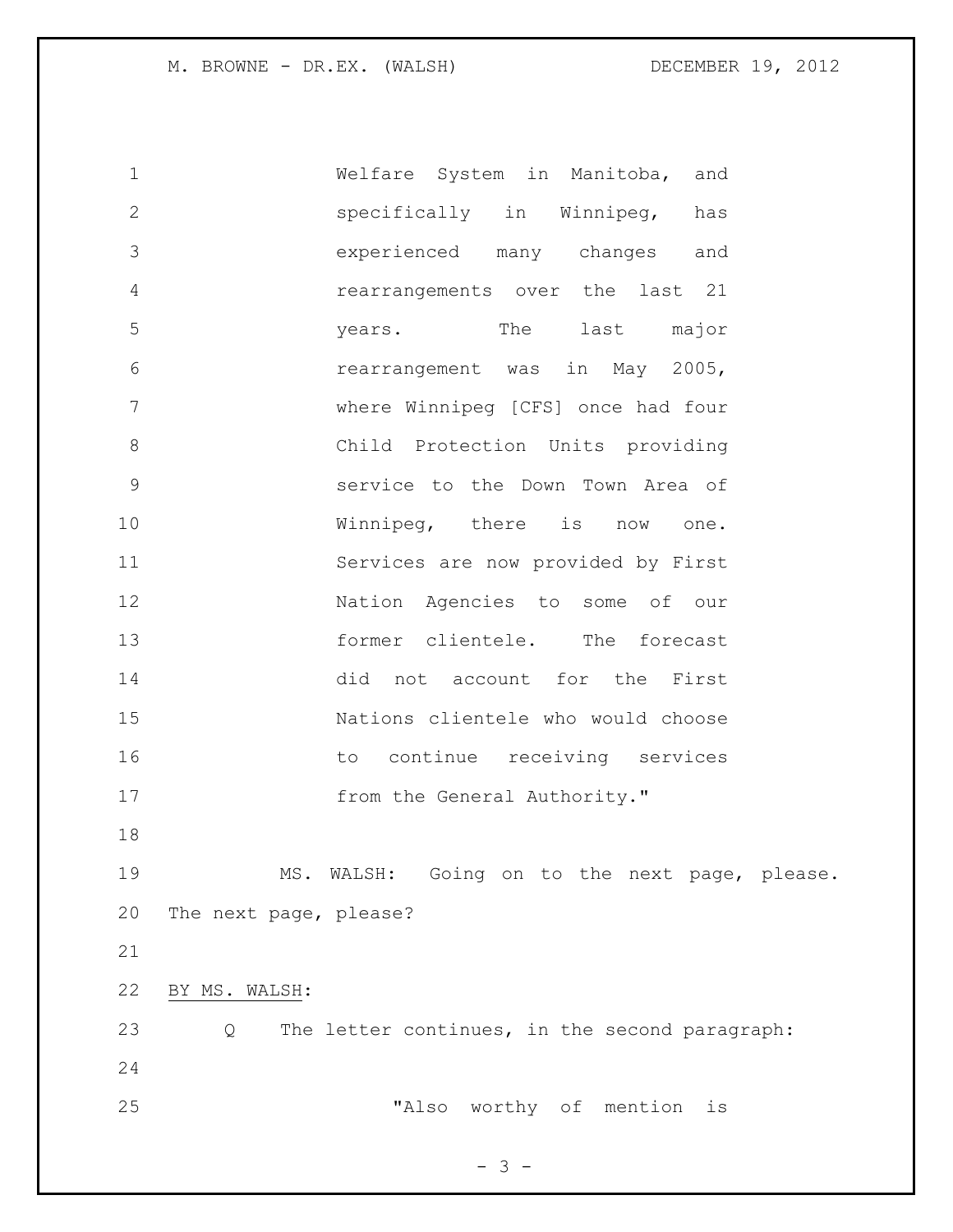Welfare System in Manitoba, and specifically in Winnipeg, has experienced many changes and rearrangements over the last 21 years. The last major rearrangement was in May 2005, where Winnipeg [CFS] once had four Child Protection Units providing service to the Down Town Area of Winnipeg, there is now one. Services are now provided by First Nation Agencies to some of our former clientele. The forecast did not account for the First Nations clientele who would choose to continue receiving services from the General Authority."

MS. WALSH: Going on to the next page, please. The next page, please?

BY MS. WALSH:

Q The letter continues, in the second paragraph:

"Also worthy of mention is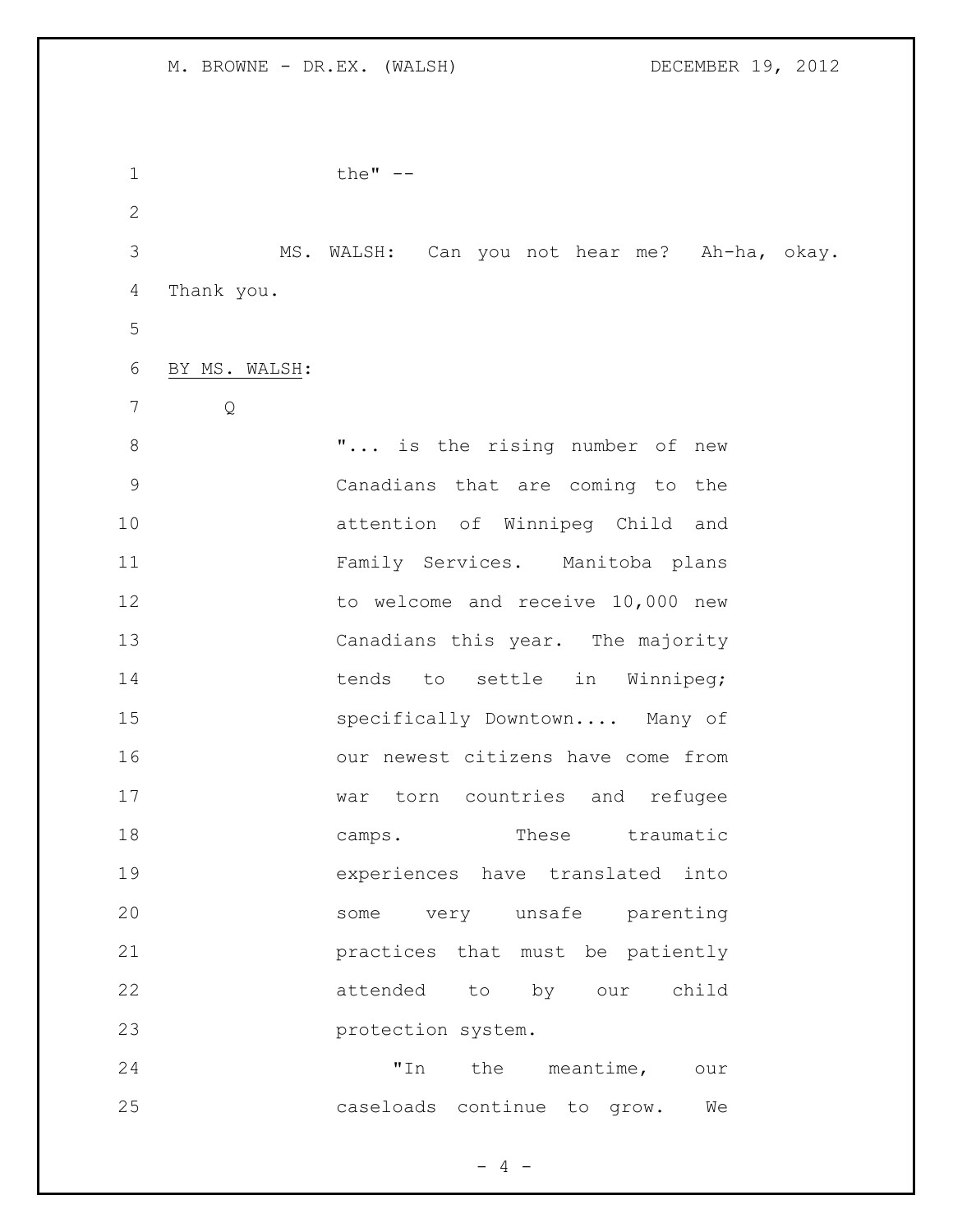the" --

MS. WALSH: Can you not hear me? Ah-ha, okay. Thank you.

BY MS. WALSH:

Q

> "... is the rising number of new Canadians that are coming to the attention of Winnipeg Child and Family Services. Manitoba plans to welcome and receive 10,000 new Canadians this year. The majority tends to settle in Winnipeg; specifically Downtown.... Many of our newest citizens have come from war torn countries and refugee camps. These traumatic experiences have translated into some very unsafe parenting practices that must be patiently attended to by our child protection system.
>
> "In the meantime, our caseloads continue to grow. We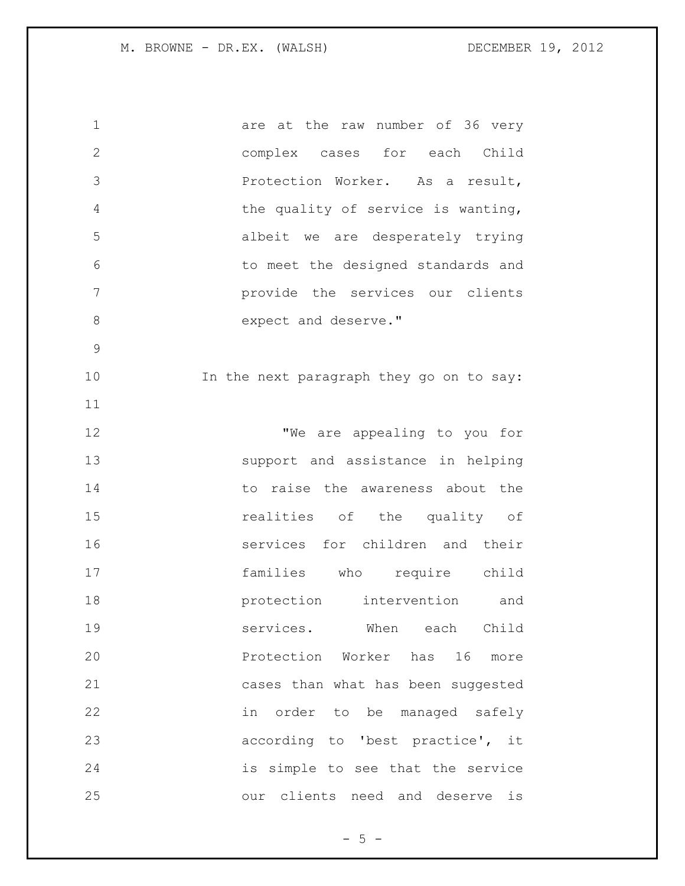are at the raw number of 36 very complex cases for each Child Protection Worker. As a result, the quality of service is wanting, albeit we are desperately trying to meet the designed standards and provide the services our clients expect and deserve."

In the next paragraph they go on to say:

"We are appealing to you for support and assistance in helping to raise the awareness about the realities of the quality of services for children and their families who require child protection intervention and services. When each Child Protection Worker has 16 more cases than what has been suggested in order to be managed safely according to 'best practice', it is simple to see that the service our clients need and deserve is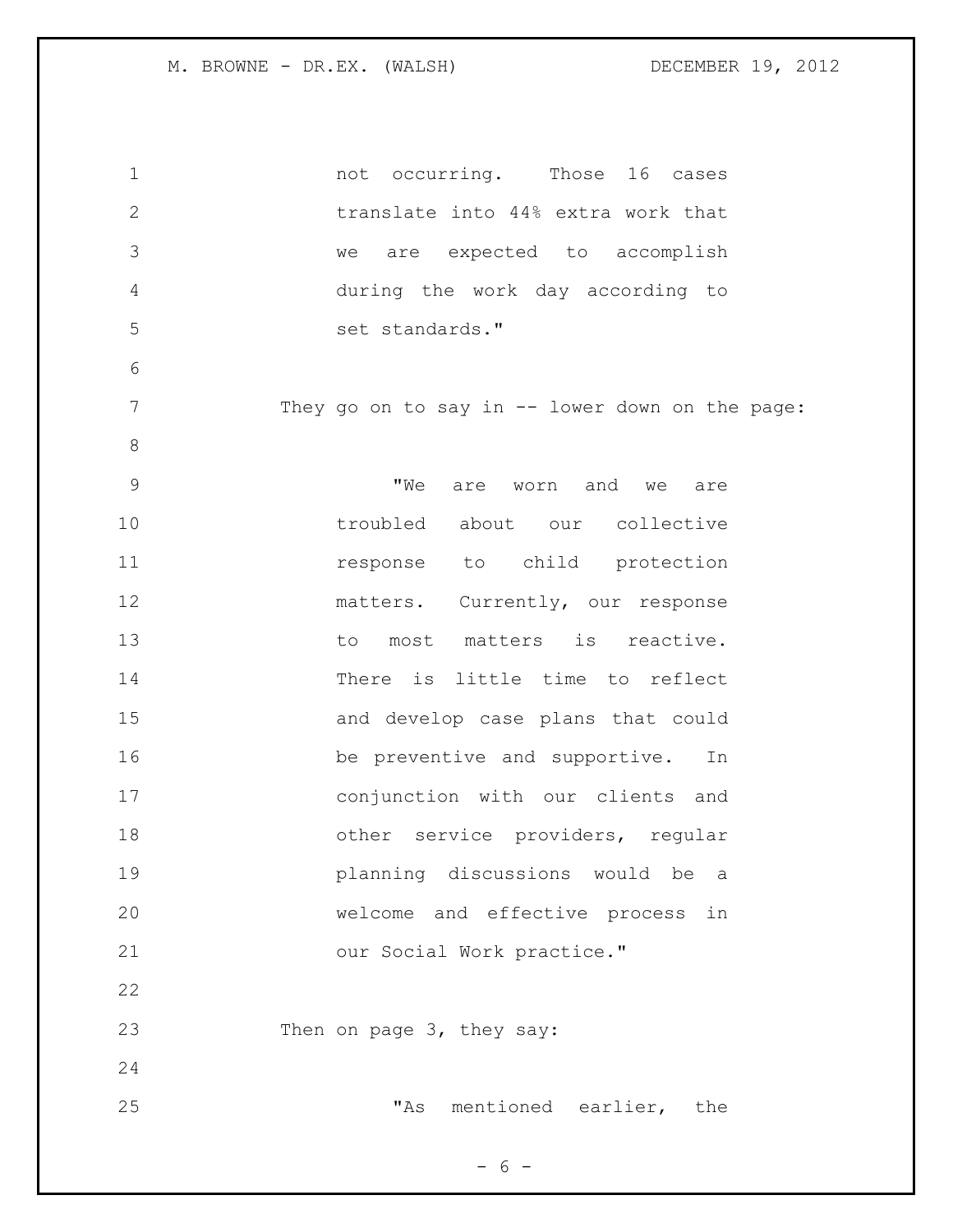not occurring. Those 16 cases translate into 44% extra work that we are expected to accomplish during the work day according to set standards."

They go on to say in -- lower down on the page:

> "We are worn and we are troubled about our collective response to child protection matters. Currently, our response to most matters is reactive. There is little time to reflect and develop case plans that could be preventive and supportive. In conjunction with our clients and other service providers, regular planning discussions would be a welcome and effective process in our Social Work practice."

Then on page 3, they say:

> "As mentioned earlier, the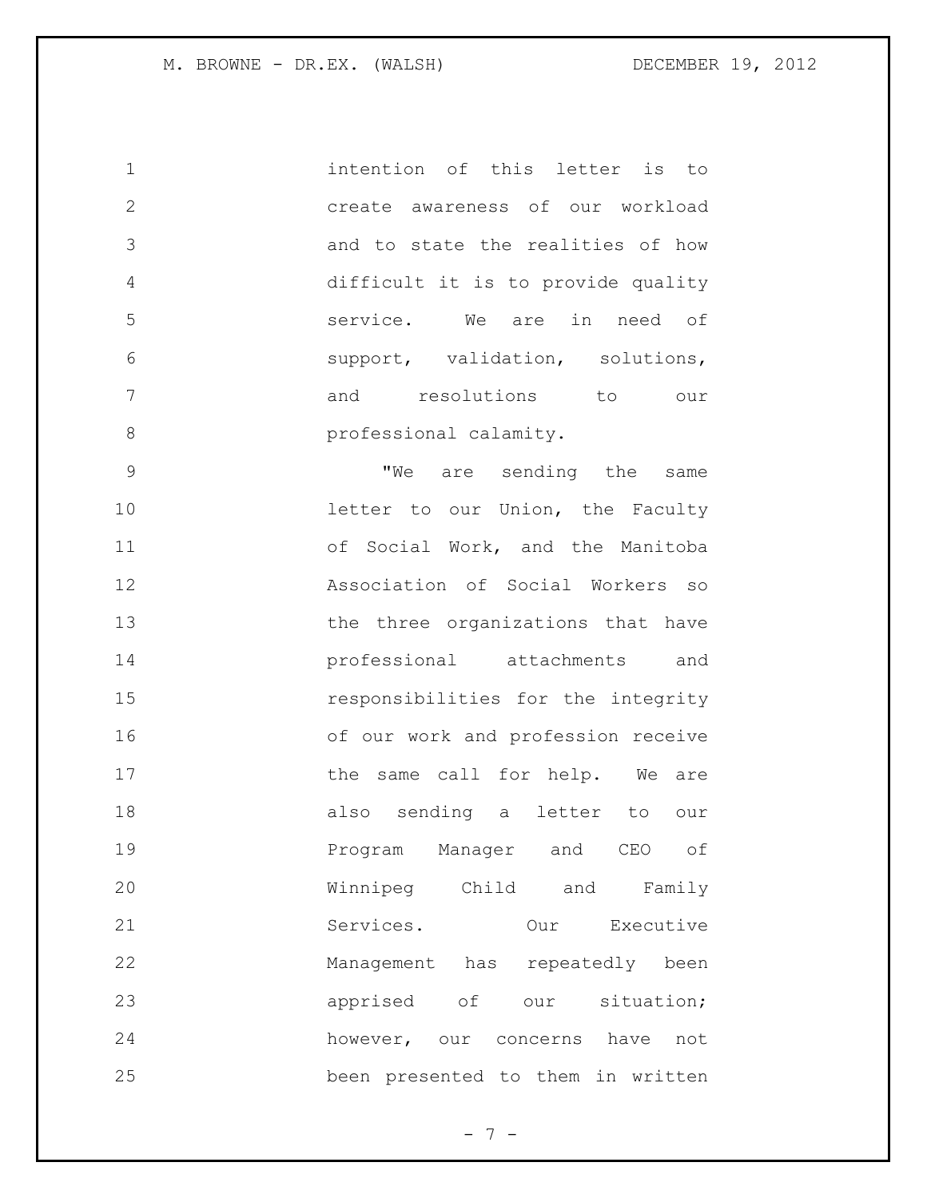intention of this letter is to create awareness of our workload and to state the realities of how difficult it is to provide quality service. We are in need of support, validation, solutions, and resolutions to our professional calamity.

"We are sending the same letter to our Union, the Faculty of Social Work, and the Manitoba Association of Social Workers so the three organizations that have professional attachments and responsibilities for the integrity of our work and profession receive the same call for help. We are also sending a letter to our Program Manager and CEO of Winnipeg Child and Family Services. Our Executive Management has repeatedly been apprised of our situation; however, our concerns have not been presented to them in written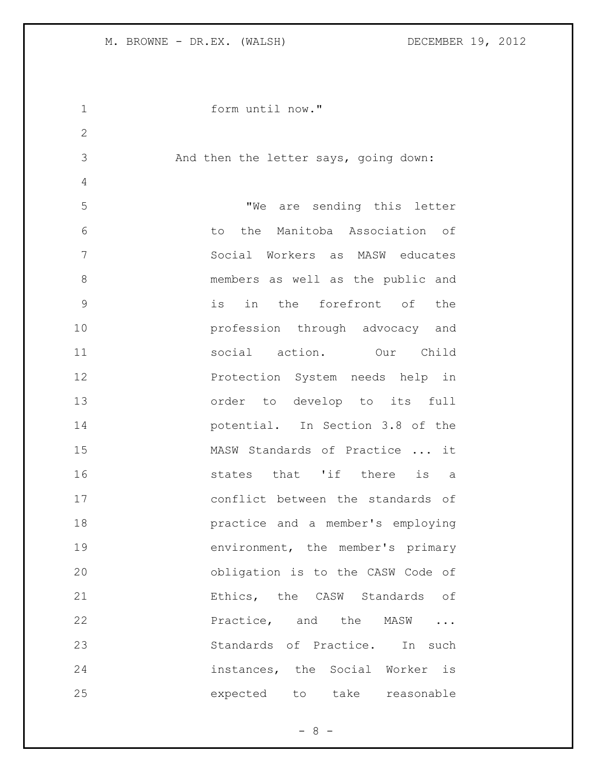form until now."

And then the letter says, going down:

"We are sending this letter to the Manitoba Association of Social Workers as MASW educates members as well as the public and is in the forefront of the profession through advocacy and social action. Our Child Protection System needs help in order to develop to its full potential. In Section 3.8 of the MASW Standards of Practice ... it states that 'if there is a conflict between the standards of practice and a member's employing environment, the member's primary obligation is to the CASW Code of Ethics, the CASW Standards of Practice, and the MASW ... Standards of Practice. In such instances, the Social Worker is expected to take reasonable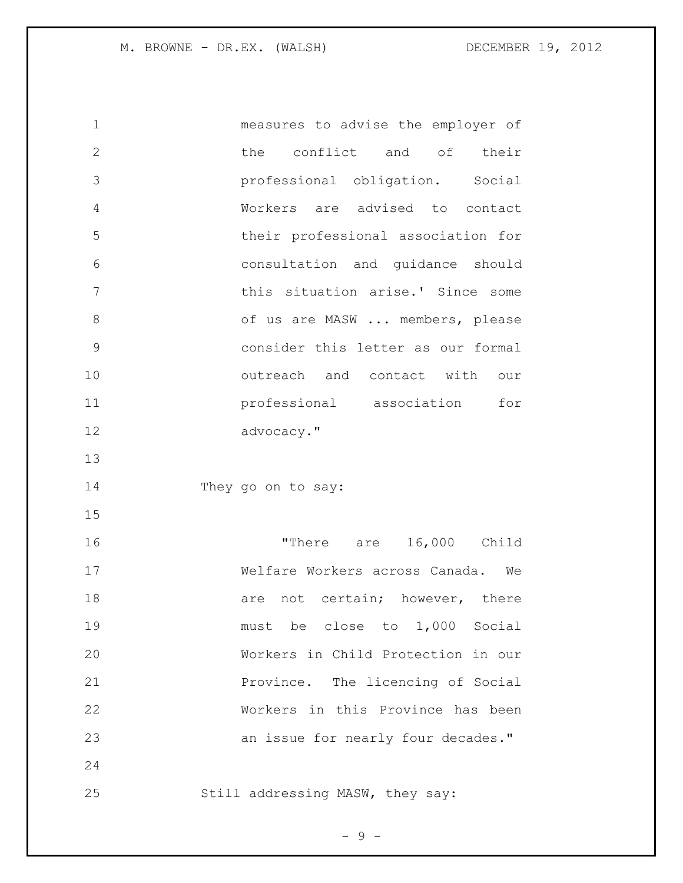measures to advise the employer of the conflict and of their professional obligation. Social Workers are advised to contact their professional association for consultation and guidance should this situation arise.' Since some of us are MASW ... members, please consider this letter as our formal outreach and contact with our professional association for advocacy."

They go on to say:

> "There are 16,000 Child Welfare Workers across Canada. We are not certain; however, there must be close to 1,000 Social Workers in Child Protection in our Province. The licencing of Social Workers in this Province has been an issue for nearly four decades."

Still addressing MASW, they say: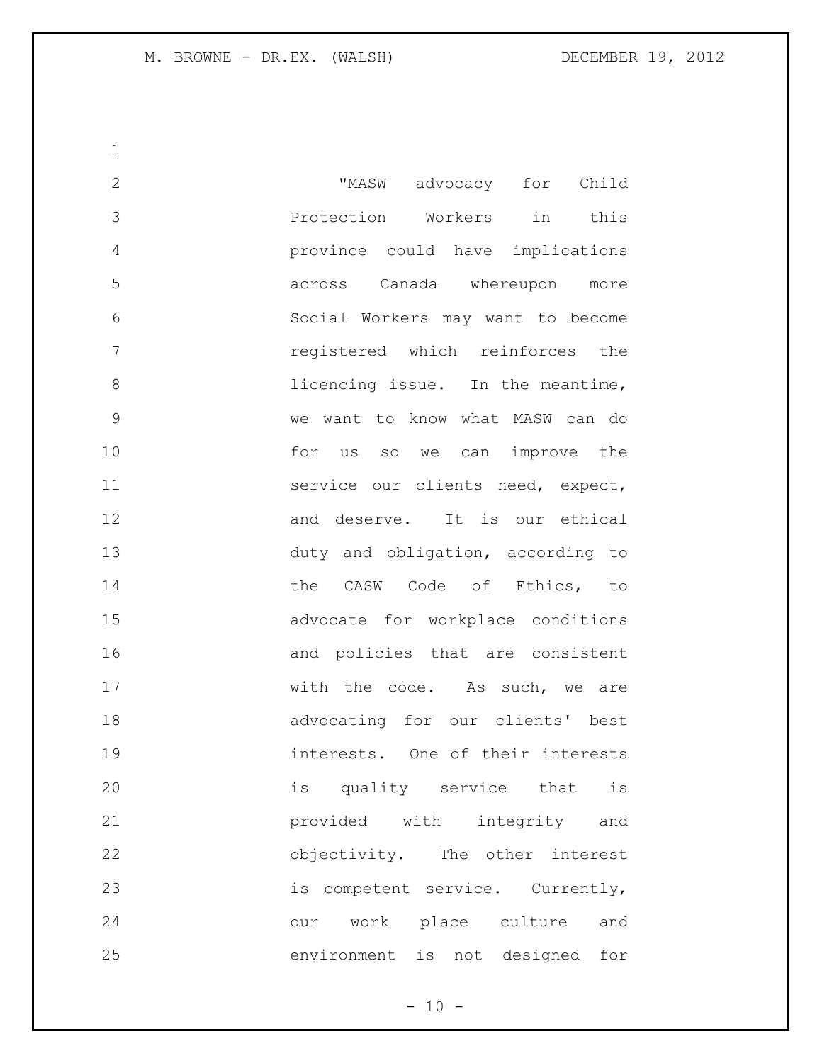"MASW advocacy for Child Protection Workers in this province could have implications across Canada whereupon more Social Workers may want to become registered which reinforces the licencing issue. In the meantime, we want to know what MASW can do for us so we can improve the service our clients need, expect, and deserve. It is our ethical duty and obligation, according to the CASW Code of Ethics, to advocate for workplace conditions and policies that are consistent with the code. As such, we are advocating for our clients' best interests. One of their interests is quality service that is provided with integrity and objectivity. The other interest is competent service. Currently, our work place culture and environment is not designed for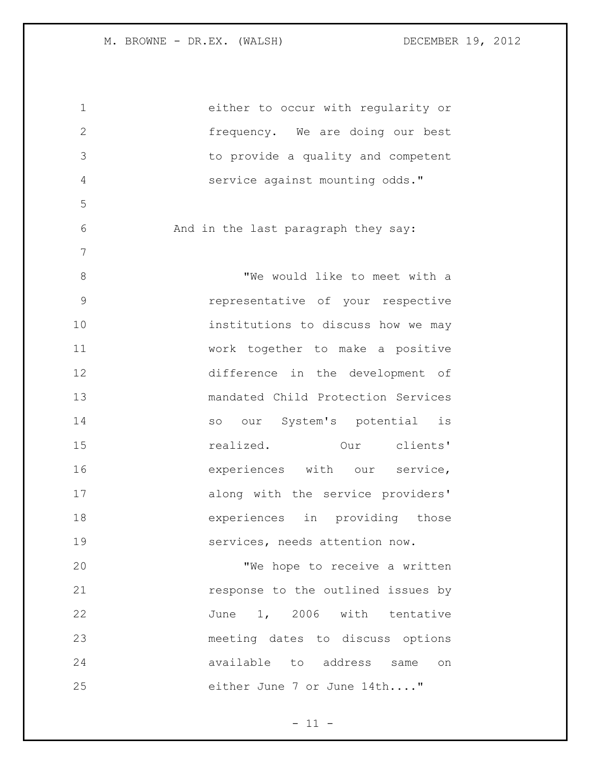either to occur with regularity or frequency. We are doing our best to provide a quality and competent service against mounting odds."

And in the last paragraph they say:

> "We would like to meet with a representative of your respective institutions to discuss how we may work together to make a positive difference in the development of mandated Child Protection Services so our System's potential is realized. Our clients' experiences with our service, along with the service providers' experiences in providing those services, needs attention now.
>
> "We hope to receive a written response to the outlined issues by June 1, 2006 with tentative meeting dates to discuss options available to address same on either June 7 or June 14th...."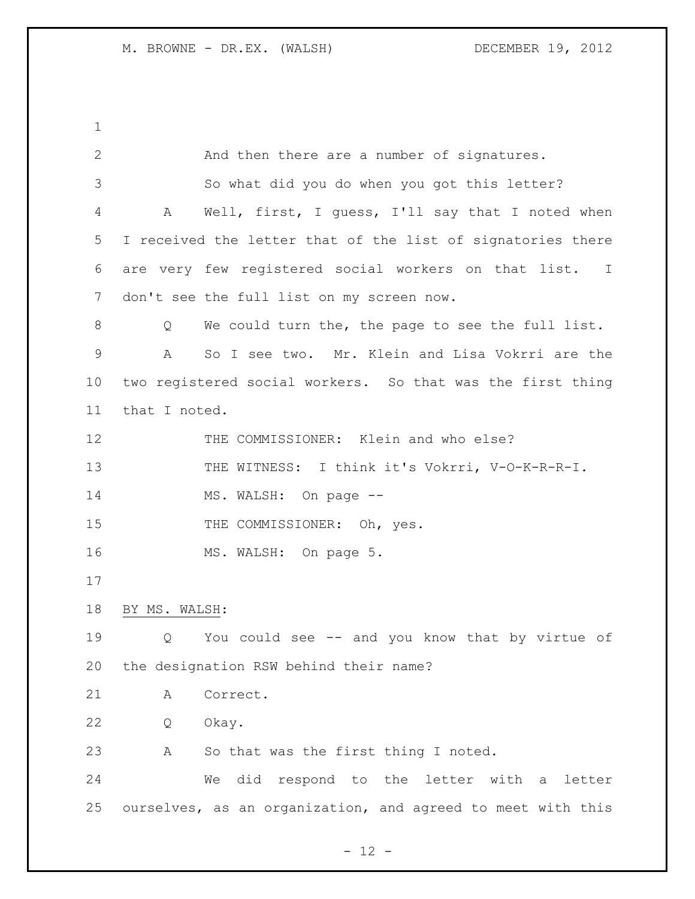And then there are a number of signatures.

So what did you do when you got this letter?

A Well, first, I guess, I'll say that I noted when I received the letter that of the list of signatories there are very few registered social workers on that list. I don't see the full list on my screen now.

Q We could turn the, the page to see the full list.

A So I see two. Mr. Klein and Lisa Vokrri are the two registered social workers. So that was the first thing that I noted.

THE COMMISSIONER: Klein and who else?

THE WITNESS: I think it's Vokrri, V-O-K-R-R-I.

MS. WALSH: On page --

THE COMMISSIONER: Oh, yes.

MS. WALSH: On page 5.

BY MS. WALSH:

Q You could see -- and you know that by virtue of the designation RSW behind their name?

A Correct.

Q Okay.

A So that was the first thing I noted.

We did respond to the letter with a letter ourselves, as an organization, and agreed to meet with this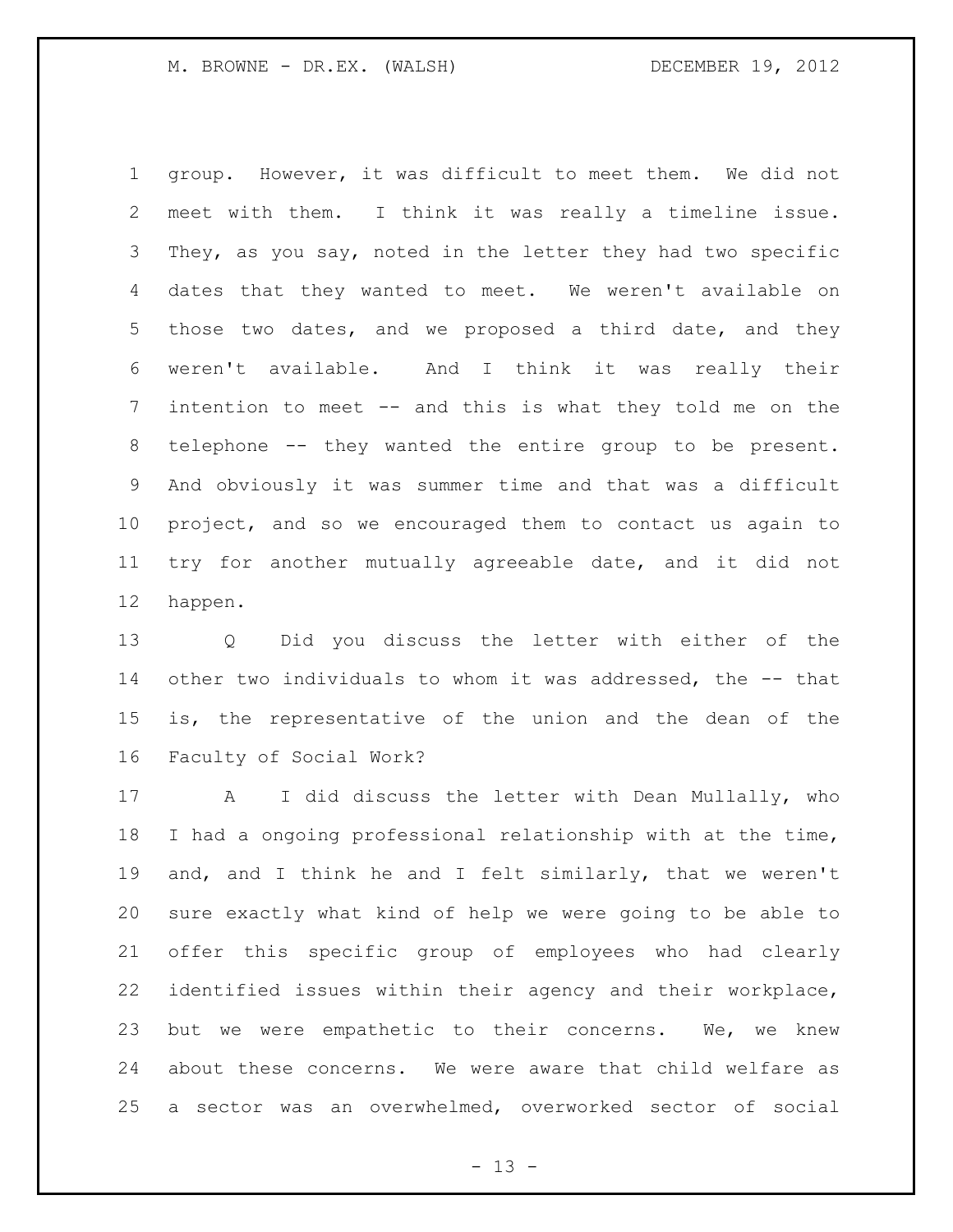group. However, it was difficult to meet them. We did not meet with them. I think it was really a timeline issue. They, as you say, noted in the letter they had two specific dates that they wanted to meet. We weren't available on those two dates, and we proposed a third date, and they weren't available. And I think it was really their intention to meet -- and this is what they told me on the telephone -- they wanted the entire group to be present. And obviously it was summer time and that was a difficult project, and so we encouraged them to contact us again to try for another mutually agreeable date, and it did not happen.

Q Did you discuss the letter with either of the other two individuals to whom it was addressed, the -- that is, the representative of the union and the dean of the Faculty of Social Work?

A I did discuss the letter with Dean Mullally, who I had a ongoing professional relationship with at the time, and, and I think he and I felt similarly, that we weren't sure exactly what kind of help we were going to be able to offer this specific group of employees who had clearly identified issues within their agency and their workplace, but we were empathetic to their concerns. We, we knew about these concerns. We were aware that child welfare as a sector was an overwhelmed, overworked sector of social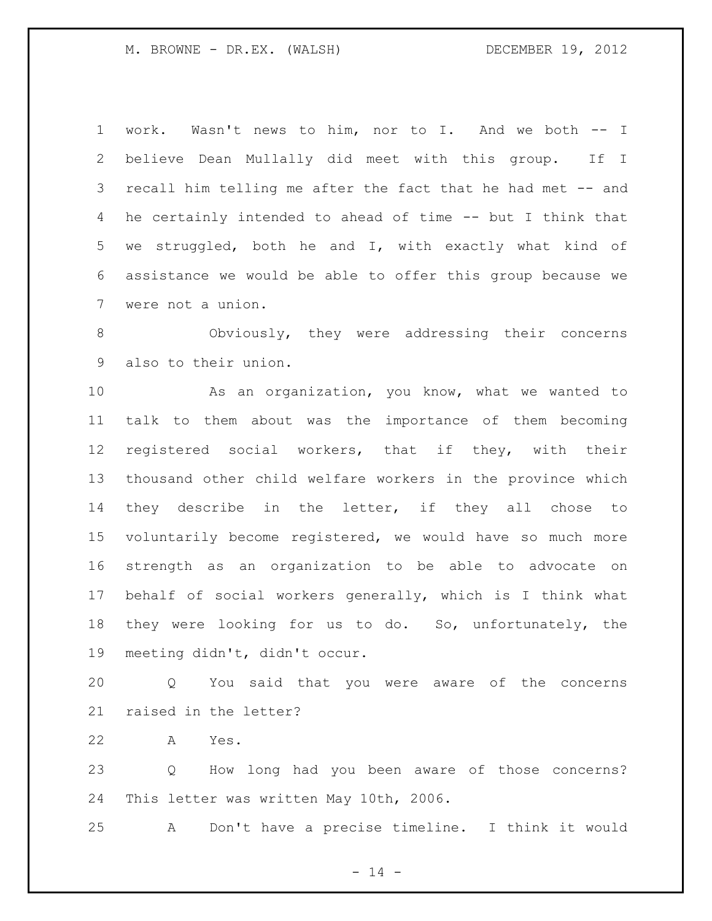work. Wasn't news to him, nor to I. And we both -- I believe Dean Mullally did meet with this group. If I recall him telling me after the fact that he had met -- and he certainly intended to ahead of time -- but I think that we struggled, both he and I, with exactly what kind of assistance we would be able to offer this group because we were not a union.

Obviously, they were addressing their concerns also to their union.

As an organization, you know, what we wanted to talk to them about was the importance of them becoming registered social workers, that if they, with their thousand other child welfare workers in the province which they describe in the letter, if they all chose to voluntarily become registered, we would have so much more strength as an organization to be able to advocate on behalf of social workers generally, which is I think what they were looking for us to do. So, unfortunately, the meeting didn't, didn't occur.

Q You said that you were aware of the concerns raised in the letter?

A Yes.

Q How long had you been aware of those concerns? This letter was written May 10th, 2006.

A Don't have a precise timeline. I think it would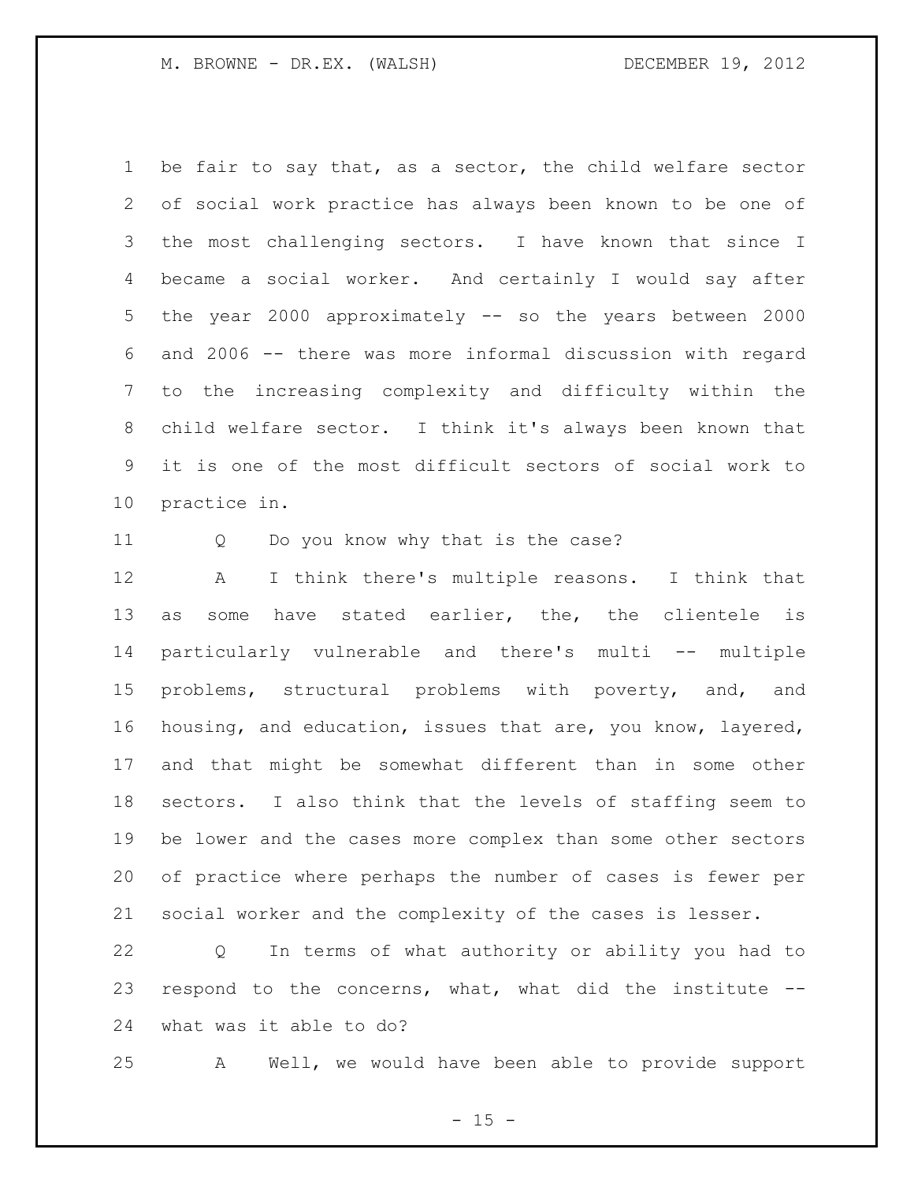be fair to say that, as a sector, the child welfare sector of social work practice has always been known to be one of the most challenging sectors. I have known that since I became a social worker. And certainly I would say after the year 2000 approximately -- so the years between 2000 and 2006 -- there was more informal discussion with regard to the increasing complexity and difficulty within the child welfare sector. I think it's always been known that it is one of the most difficult sectors of social work to practice in.

Q Do you know why that is the case?

A I think there's multiple reasons. I think that as some have stated earlier, the, the clientele is particularly vulnerable and there's multi -- multiple problems, structural problems with poverty, and, and housing, and education, issues that are, you know, layered, and that might be somewhat different than in some other sectors. I also think that the levels of staffing seem to be lower and the cases more complex than some other sectors of practice where perhaps the number of cases is fewer per social worker and the complexity of the cases is lesser.

Q In terms of what authority or ability you had to respond to the concerns, what, what did the institute -- what was it able to do?

A Well, we would have been able to provide support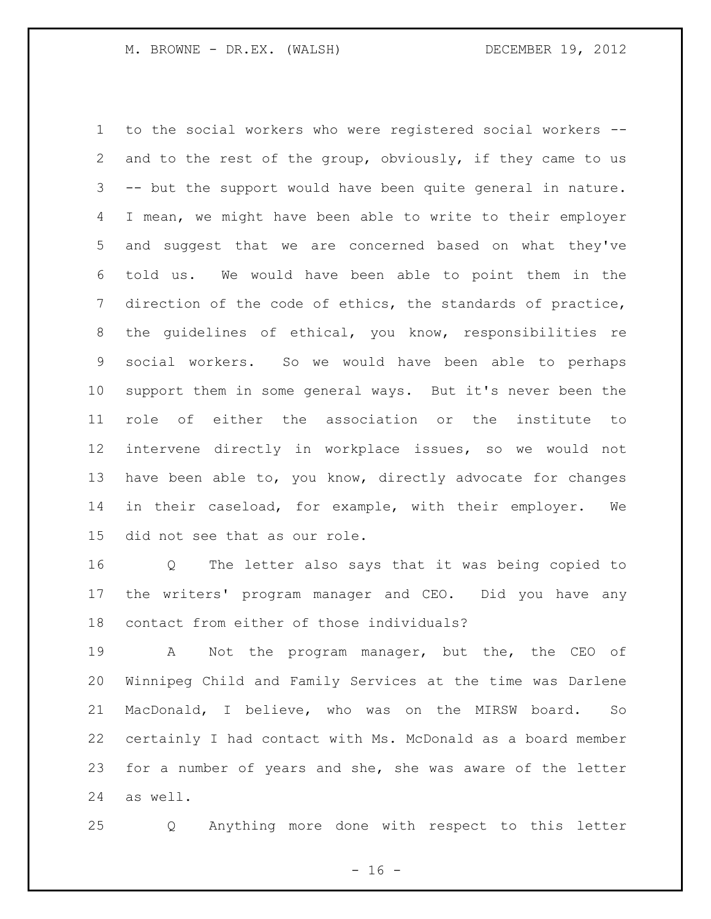to the social workers who were registered social workers -- and to the rest of the group, obviously, if they came to us -- but the support would have been quite general in nature. I mean, we might have been able to write to their employer and suggest that we are concerned based on what they've told us. We would have been able to point them in the direction of the code of ethics, the standards of practice, the guidelines of ethical, you know, responsibilities re social workers. So we would have been able to perhaps support them in some general ways. But it's never been the role of either the association or the institute to intervene directly in workplace issues, so we would not have been able to, you know, directly advocate for changes in their caseload, for example, with their employer. We did not see that as our role.

Q The letter also says that it was being copied to the writers' program manager and CEO. Did you have any contact from either of those individuals?

A Not the program manager, but the, the CEO of Winnipeg Child and Family Services at the time was Darlene MacDonald, I believe, who was on the MIRSW board. So certainly I had contact with Ms. McDonald as a board member for a number of years and she, she was aware of the letter as well.

Q Anything more done with respect to this letter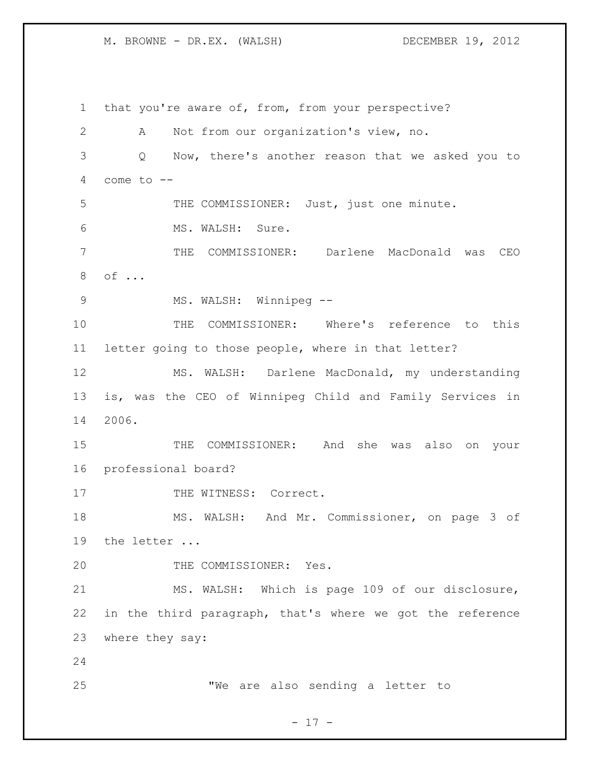that you're aware of, from, from your perspective?

A Not from our organization's view, no.

Q Now, there's another reason that we asked you to come to --

THE COMMISSIONER: Just, just one minute.

MS. WALSH: Sure.

THE COMMISSIONER: Darlene MacDonald was CEO of ...

MS. WALSH: Winnipeg --

THE COMMISSIONER: Where's reference to this letter going to those people, where in that letter?

MS. WALSH: Darlene MacDonald, my understanding is, was the CEO of Winnipeg Child and Family Services in 2006.

THE COMMISSIONER: And she was also on your professional board?

THE WITNESS: Correct.

MS. WALSH: And Mr. Commissioner, on page 3 of the letter ...

THE COMMISSIONER: Yes.

MS. WALSH: Which is page 109 of our disclosure, in the third paragraph, that's where we got the reference where they say:

> "We are also sending a letter to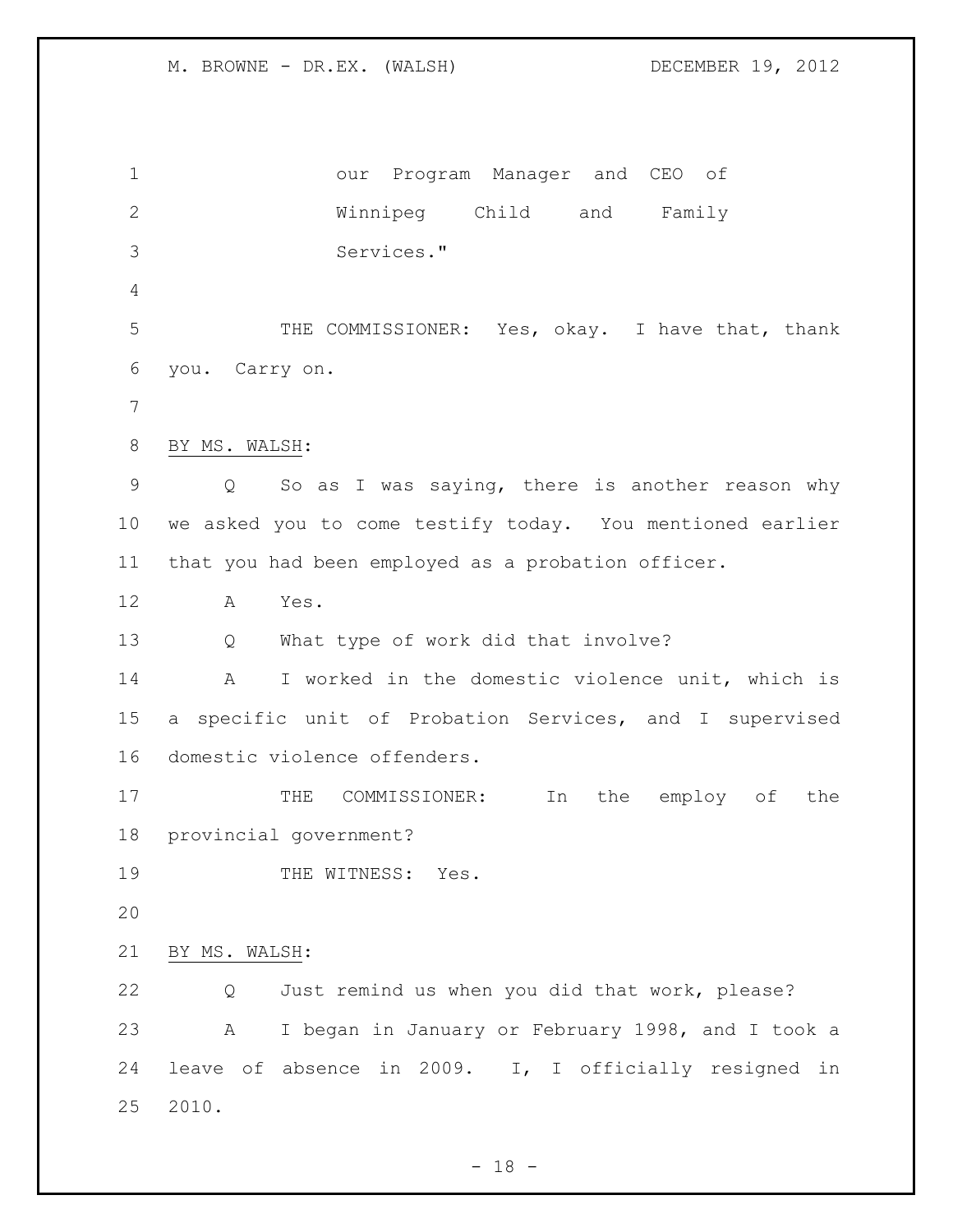our Program Manager and CEO of Winnipeg Child and Family Services."

THE COMMISSIONER: Yes, okay. I have that, thank you. Carry on.

BY MS. WALSH:

Q So as I was saying, there is another reason why we asked you to come testify today. You mentioned earlier that you had been employed as a probation officer.

A Yes.

Q What type of work did that involve?

A I worked in the domestic violence unit, which is a specific unit of Probation Services, and I supervised domestic violence offenders.

THE COMMISSIONER: In the employ of the provincial government?

THE WITNESS: Yes.

BY MS. WALSH:

Q Just remind us when you did that work, please?

A I began in January or February 1998, and I took a leave of absence in 2009. I, I officially resigned in 2010.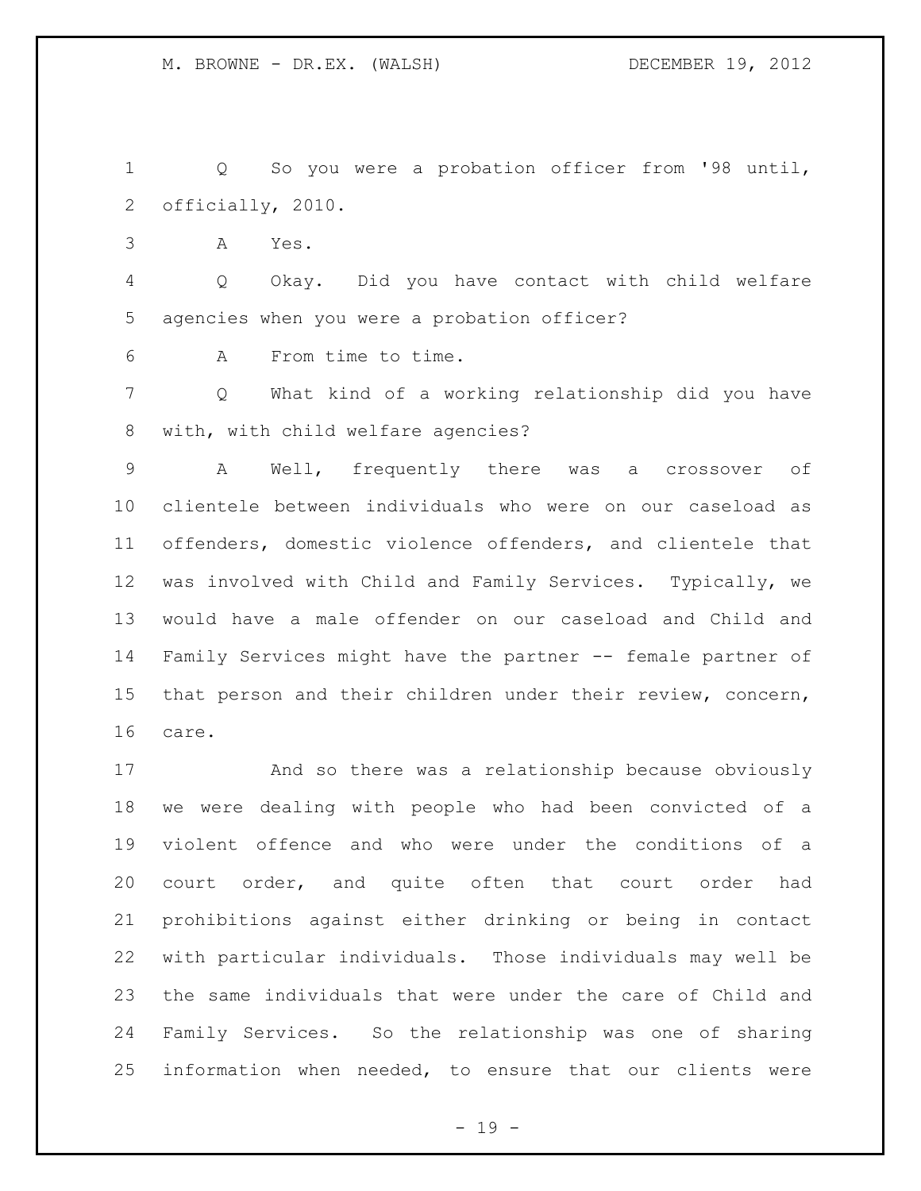Q So you were a probation officer from '98 until, officially, 2010.

A Yes.

Q Okay. Did you have contact with child welfare agencies when you were a probation officer?

A From time to time.

Q What kind of a working relationship did you have with, with child welfare agencies?

A Well, frequently there was a crossover of clientele between individuals who were on our caseload as offenders, domestic violence offenders, and clientele that was involved with Child and Family Services. Typically, we would have a male offender on our caseload and Child and Family Services might have the partner -- female partner of that person and their children under their review, concern, care.

And so there was a relationship because obviously we were dealing with people who had been convicted of a violent offence and who were under the conditions of a court order, and quite often that court order had prohibitions against either drinking or being in contact with particular individuals. Those individuals may well be the same individuals that were under the care of Child and Family Services. So the relationship was one of sharing information when needed, to ensure that our clients were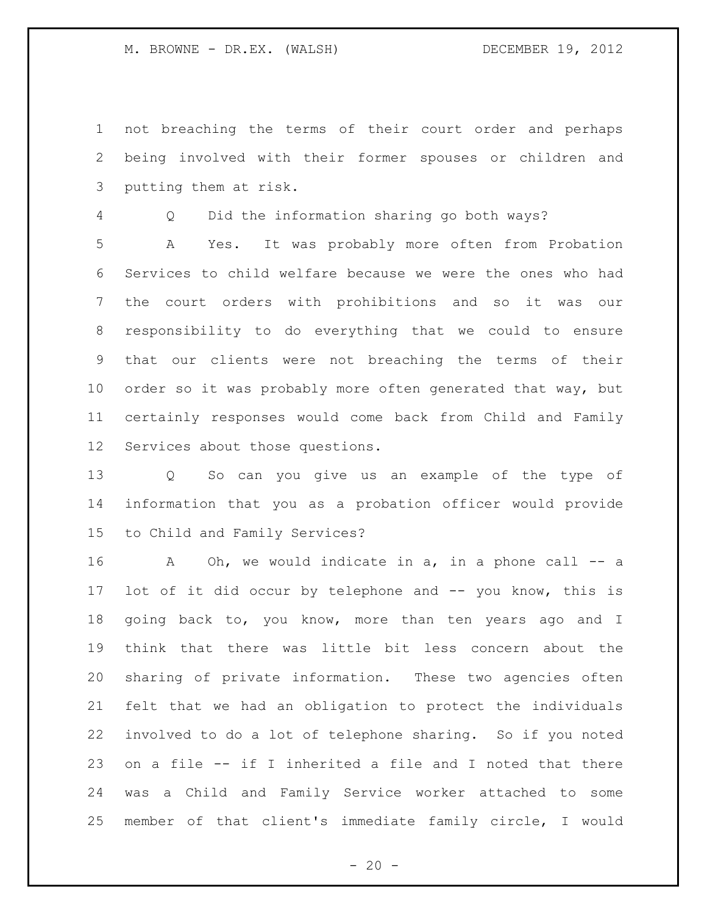not breaching the terms of their court order and perhaps being involved with their former spouses or children and putting them at risk.

Q Did the information sharing go both ways?

A Yes. It was probably more often from Probation Services to child welfare because we were the ones who had the court orders with prohibitions and so it was our responsibility to do everything that we could to ensure that our clients were not breaching the terms of their order so it was probably more often generated that way, but certainly responses would come back from Child and Family Services about those questions.

Q So can you give us an example of the type of information that you as a probation officer would provide to Child and Family Services?

A Oh, we would indicate in a, in a phone call -- a lot of it did occur by telephone and -- you know, this is going back to, you know, more than ten years ago and I think that there was little bit less concern about the sharing of private information. These two agencies often felt that we had an obligation to protect the individuals involved to do a lot of telephone sharing. So if you noted on a file -- if I inherited a file and I noted that there was a Child and Family Service worker attached to some member of that client's immediate family circle, I would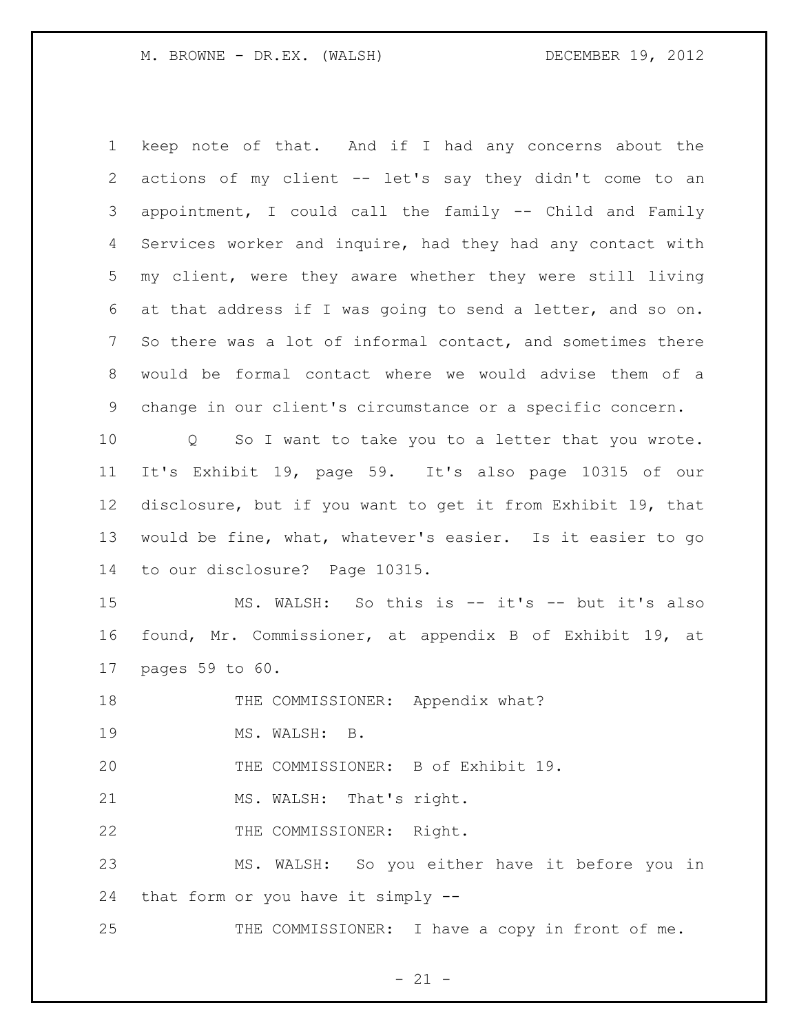keep note of that. And if I had any concerns about the actions of my client -- let's say they didn't come to an appointment, I could call the family -- Child and Family Services worker and inquire, had they had any contact with my client, were they aware whether they were still living at that address if I was going to send a letter, and so on. So there was a lot of informal contact, and sometimes there would be formal contact where we would advise them of a change in our client's circumstance or a specific concern.

Q So I want to take you to a letter that you wrote. It's Exhibit 19, page 59. It's also page 10315 of our disclosure, but if you want to get it from Exhibit 19, that would be fine, what, whatever's easier. Is it easier to go to our disclosure? Page 10315.

MS. WALSH: So this is -- it's -- but it's also found, Mr. Commissioner, at appendix B of Exhibit 19, at pages 59 to 60.

THE COMMISSIONER: Appendix what?

MS. WALSH: B.

THE COMMISSIONER: B of Exhibit 19.

MS. WALSH: That's right.

THE COMMISSIONER: Right.

MS. WALSH: So you either have it before you in that form or you have it simply --

THE COMMISSIONER: I have a copy in front of me.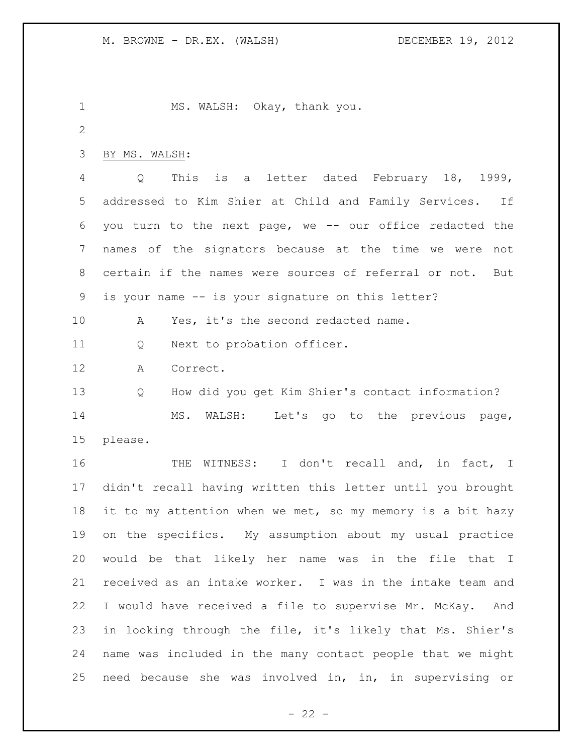MS. WALSH: Okay, thank you.

BY MS. WALSH:

Q This is a letter dated February 18, 1999, addressed to Kim Shier at Child and Family Services. If you turn to the next page, we -- our office redacted the names of the signators because at the time we were not certain if the names were sources of referral or not. But is your name -- is your signature on this letter?

A Yes, it's the second redacted name.

Q Next to probation officer.

A Correct.

Q How did you get Kim Shier's contact information?

MS. WALSH: Let's go to the previous page, please.

THE WITNESS: I don't recall and, in fact, I didn't recall having written this letter until you brought it to my attention when we met, so my memory is a bit hazy on the specifics. My assumption about my usual practice would be that likely her name was in the file that I received as an intake worker. I was in the intake team and I would have received a file to supervise Mr. McKay. And in looking through the file, it's likely that Ms. Shier's name was included in the many contact people that we might need because she was involved in, in, in supervising or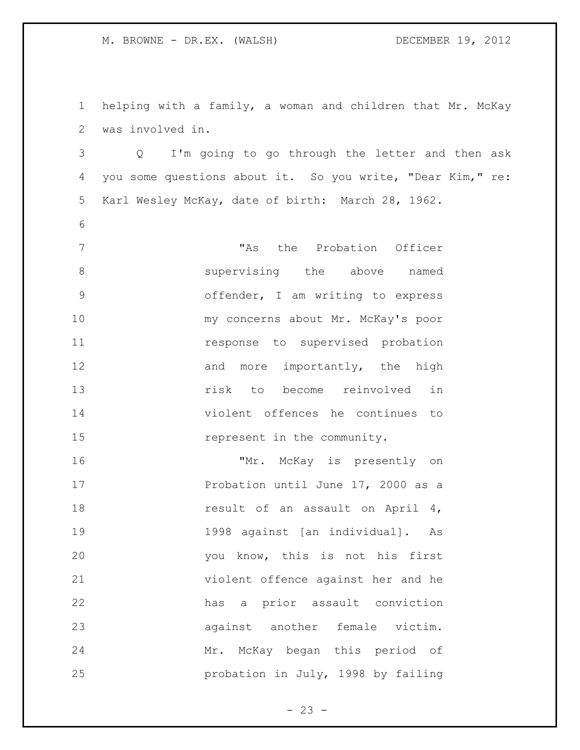helping with a family, a woman and children that Mr. McKay was involved in.

Q I'm going to go through the letter and then ask you some questions about it. So you write, "Dear Kim," re: Karl Wesley McKay, date of birth: March 28, 1962.

> "As the Probation Officer supervising the above named offender, I am writing to express my concerns about Mr. McKay's poor response to supervised probation and more importantly, the high risk to become reinvolved in violent offences he continues to represent in the community.
>
> "Mr. McKay is presently on Probation until June 17, 2000 as a result of an assault on April 4, 1998 against [an individual]. As you know, this is not his first violent offence against her and he has a prior assault conviction against another female victim. Mr. McKay began this period of probation in July, 1998 by failing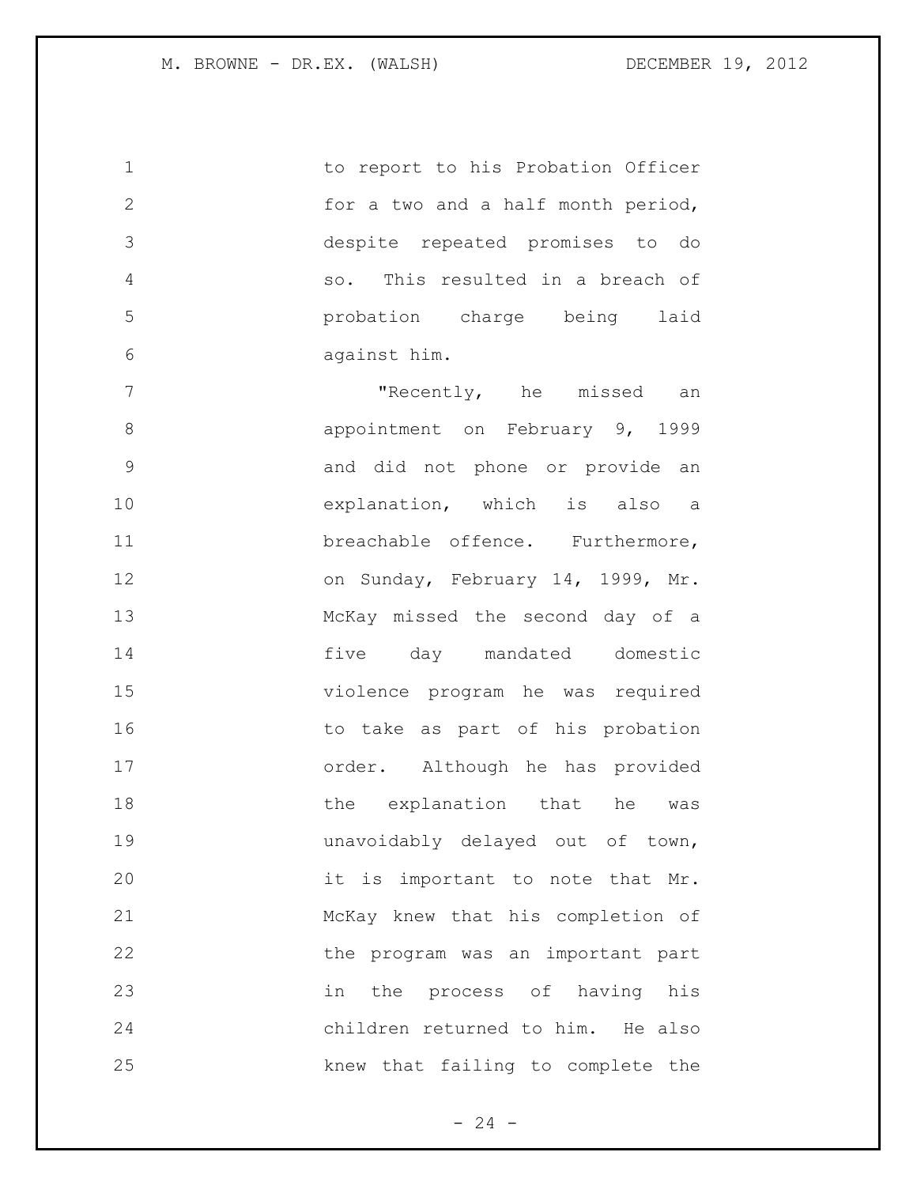to report to his Probation Officer for a two and a half month period, despite repeated promises to do so. This resulted in a breach of probation charge being laid against him.

"Recently, he missed an appointment on February 9, 1999 and did not phone or provide an explanation, which is also a breachable offence. Furthermore, on Sunday, February 14, 1999, Mr. McKay missed the second day of a five day mandated domestic violence program he was required to take as part of his probation order. Although he has provided the explanation that he was unavoidably delayed out of town, it is important to note that Mr. McKay knew that his completion of the program was an important part in the process of having his children returned to him. He also knew that failing to complete the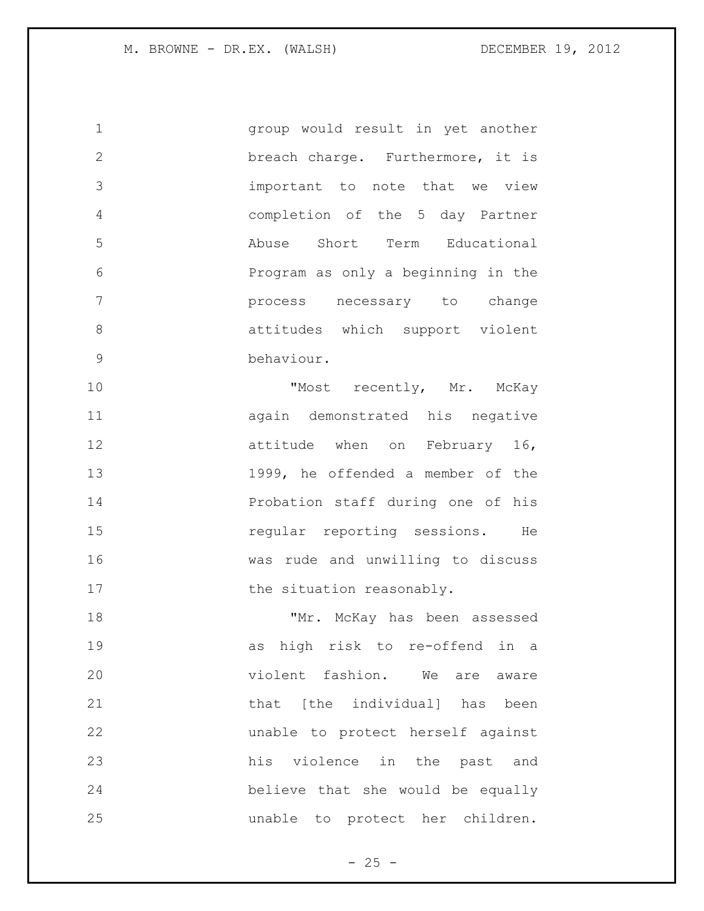group would result in yet another breach charge. Furthermore, it is important to note that we view completion of the 5 day Partner Abuse Short Term Educational Program as only a beginning in the process necessary to change attitudes which support violent behaviour.

"Most recently, Mr. McKay again demonstrated his negative attitude when on February 16, 1999, he offended a member of the Probation staff during one of his regular reporting sessions. He was rude and unwilling to discuss the situation reasonably.

"Mr. McKay has been assessed as high risk to re-offend in a violent fashion. We are aware that [the individual] has been unable to protect herself against his violence in the past and believe that she would be equally unable to protect her children.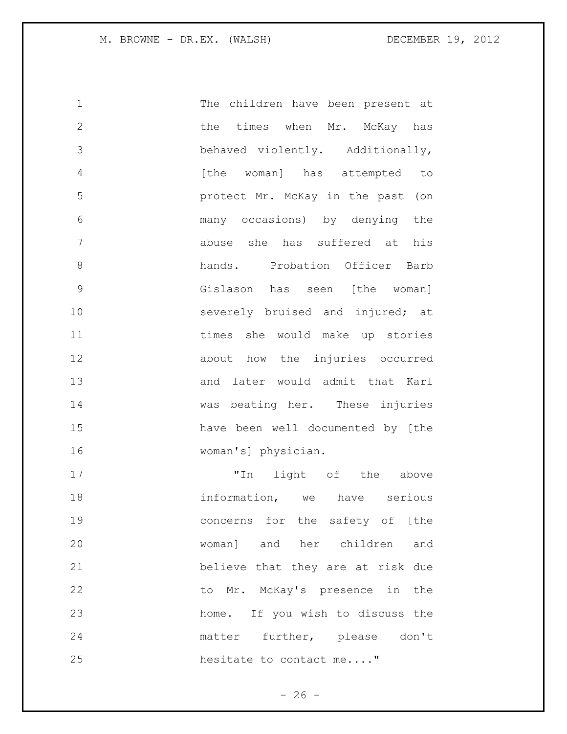The children have been present at the times when Mr. McKay has behaved violently. Additionally, [the woman] has attempted to protect Mr. McKay in the past (on many occasions) by denying the abuse she has suffered at his hands. Probation Officer Barb Gislason has seen [the woman] severely bruised and injured; at times she would make up stories about how the injuries occurred and later would admit that Karl was beating her. These injuries have been well documented by [the woman's] physician.

"In light of the above information, we have serious concerns for the safety of [the woman] and her children and believe that they are at risk due to Mr. McKay's presence in the home. If you wish to discuss the matter further, please don't hesitate to contact me...."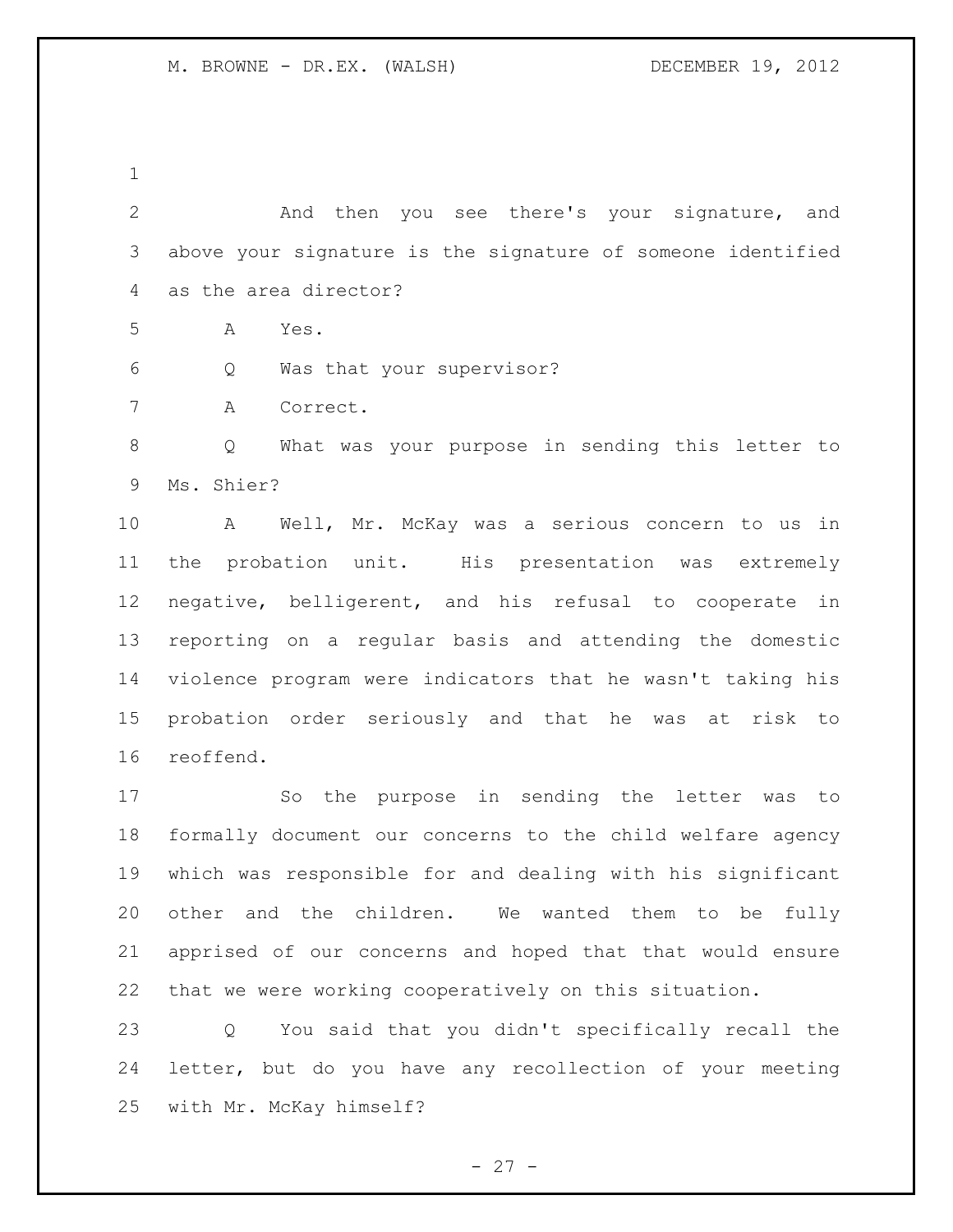And then you see there's your signature, and above your signature is the signature of someone identified as the area director?

A Yes.

Q Was that your supervisor?

A Correct.

Q What was your purpose in sending this letter to Ms. Shier?

A Well, Mr. McKay was a serious concern to us in the probation unit. His presentation was extremely negative, belligerent, and his refusal to cooperate in reporting on a regular basis and attending the domestic violence program were indicators that he wasn't taking his probation order seriously and that he was at risk to reoffend.

So the purpose in sending the letter was to formally document our concerns to the child welfare agency which was responsible for and dealing with his significant other and the children. We wanted them to be fully apprised of our concerns and hoped that that would ensure that we were working cooperatively on this situation.

Q You said that you didn't specifically recall the letter, but do you have any recollection of your meeting with Mr. McKay himself?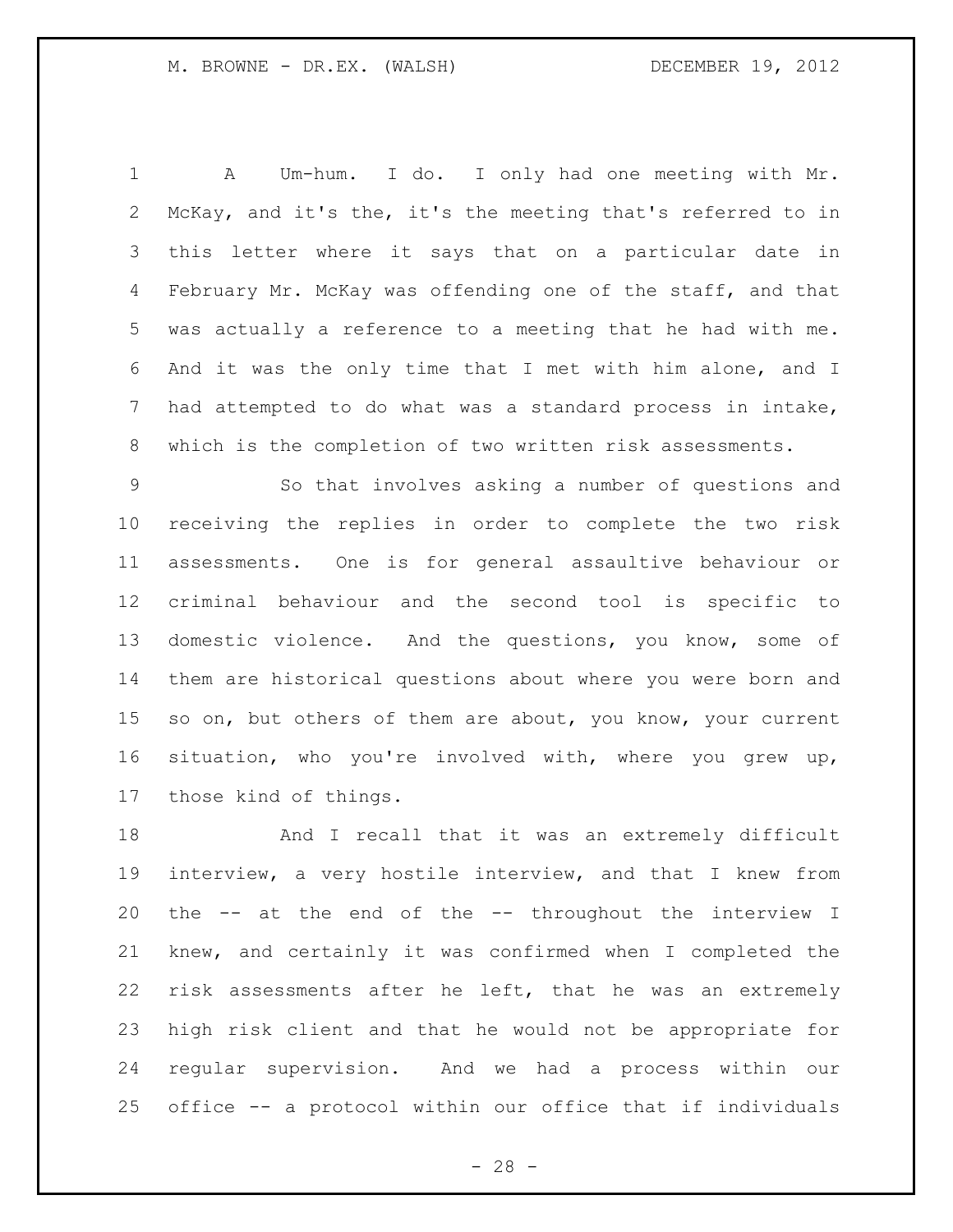A Um-hum. I do. I only had one meeting with Mr. McKay, and it's the, it's the meeting that's referred to in this letter where it says that on a particular date in February Mr. McKay was offending one of the staff, and that was actually a reference to a meeting that he had with me. And it was the only time that I met with him alone, and I had attempted to do what was a standard process in intake, which is the completion of two written risk assessments.

So that involves asking a number of questions and receiving the replies in order to complete the two risk assessments. One is for general assaultive behaviour or criminal behaviour and the second tool is specific to domestic violence. And the questions, you know, some of them are historical questions about where you were born and so on, but others of them are about, you know, your current situation, who you're involved with, where you grew up, those kind of things.

And I recall that it was an extremely difficult interview, a very hostile interview, and that I knew from the -- at the end of the -- throughout the interview I knew, and certainly it was confirmed when I completed the risk assessments after he left, that he was an extremely high risk client and that he would not be appropriate for regular supervision. And we had a process within our office -- a protocol within our office that if individuals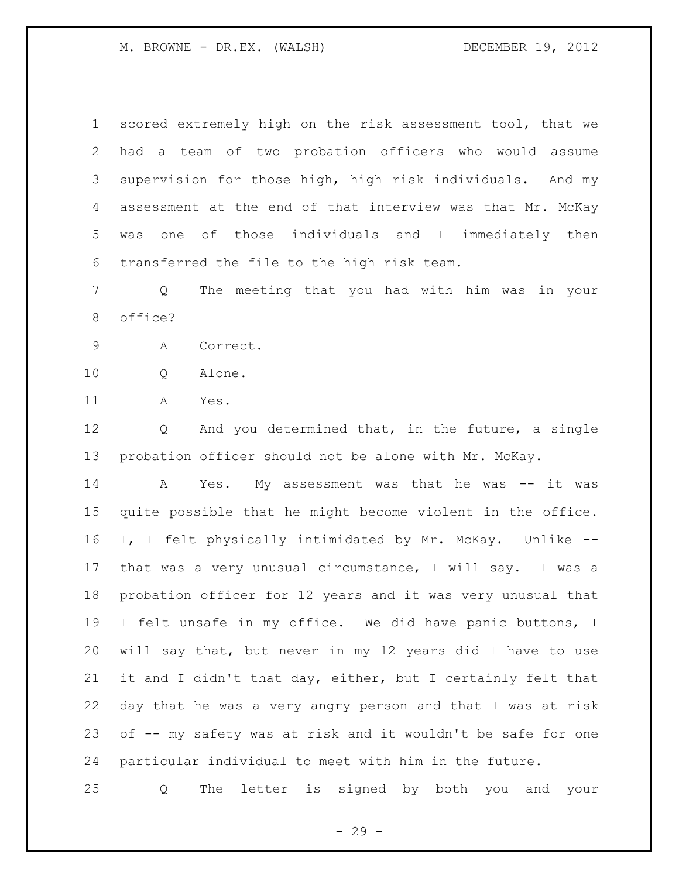scored extremely high on the risk assessment tool, that we had a team of two probation officers who would assume supervision for those high, high risk individuals. And my assessment at the end of that interview was that Mr. McKay was one of those individuals and I immediately then transferred the file to the high risk team.

Q The meeting that you had with him was in your office?

A Correct.

Q Alone.

A Yes.

Q And you determined that, in the future, a single probation officer should not be alone with Mr. McKay.

A Yes. My assessment was that he was -- it was quite possible that he might become violent in the office. I, I felt physically intimidated by Mr. McKay. Unlike -- that was a very unusual circumstance, I will say. I was a probation officer for 12 years and it was very unusual that I felt unsafe in my office. We did have panic buttons, I will say that, but never in my 12 years did I have to use it and I didn't that day, either, but I certainly felt that day that he was a very angry person and that I was at risk of -- my safety was at risk and it wouldn't be safe for one particular individual to meet with him in the future.

Q The letter is signed by both you and your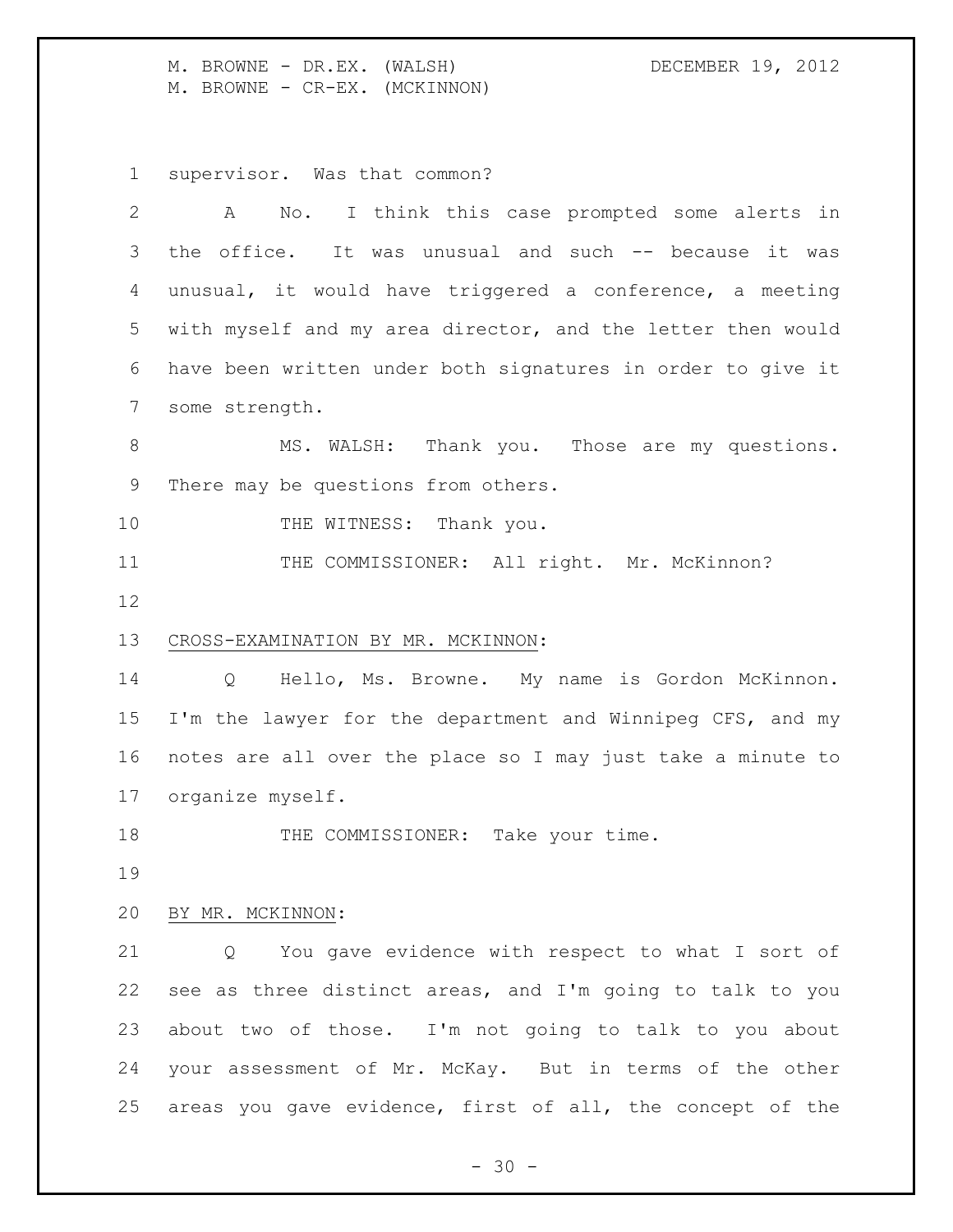supervisor. Was that common?

A No. I think this case prompted some alerts in the office. It was unusual and such -- because it was unusual, it would have triggered a conference, a meeting with myself and my area director, and the letter then would have been written under both signatures in order to give it some strength.

MS. WALSH: Thank you. Those are my questions. There may be questions from others.

THE WITNESS: Thank you.

THE COMMISSIONER: All right. Mr. McKinnon?

CROSS-EXAMINATION BY MR. MCKINNON:

Q Hello, Ms. Browne. My name is Gordon McKinnon. I'm the lawyer for the department and Winnipeg CFS, and my notes are all over the place so I may just take a minute to organize myself.

THE COMMISSIONER: Take your time.

BY MR. MCKINNON:

Q You gave evidence with respect to what I sort of see as three distinct areas, and I'm going to talk to you about two of those. I'm not going to talk to you about your assessment of Mr. McKay. But in terms of the other areas you gave evidence, first of all, the concept of the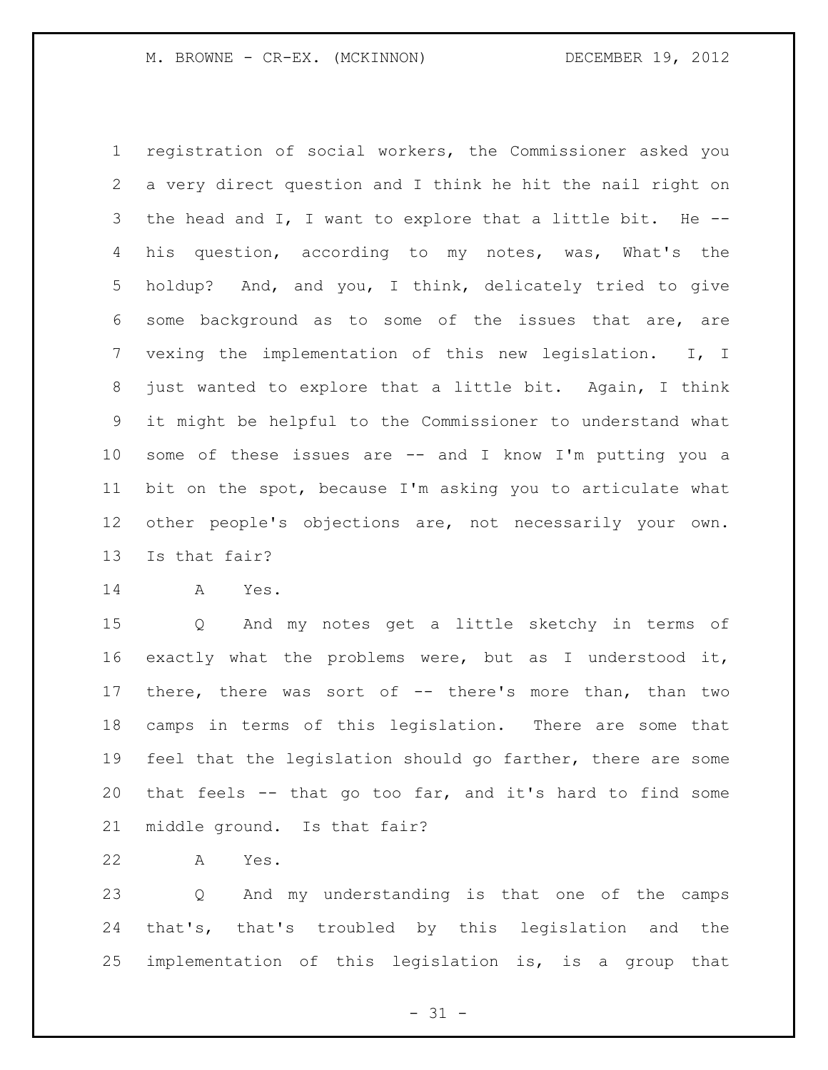registration of social workers, the Commissioner asked you a very direct question and I think he hit the nail right on the head and I, I want to explore that a little bit. He -- his question, according to my notes, was, What's the holdup? And, and you, I think, delicately tried to give some background as to some of the issues that are, are vexing the implementation of this new legislation. I, I just wanted to explore that a little bit. Again, I think it might be helpful to the Commissioner to understand what some of these issues are -- and I know I'm putting you a bit on the spot, because I'm asking you to articulate what other people's objections are, not necessarily your own. Is that fair?

A Yes.

Q And my notes get a little sketchy in terms of exactly what the problems were, but as I understood it, there, there was sort of -- there's more than, than two camps in terms of this legislation. There are some that feel that the legislation should go farther, there are some that feels -- that go too far, and it's hard to find some middle ground. Is that fair?

A Yes.

Q And my understanding is that one of the camps that's, that's troubled by this legislation and the implementation of this legislation is, is a group that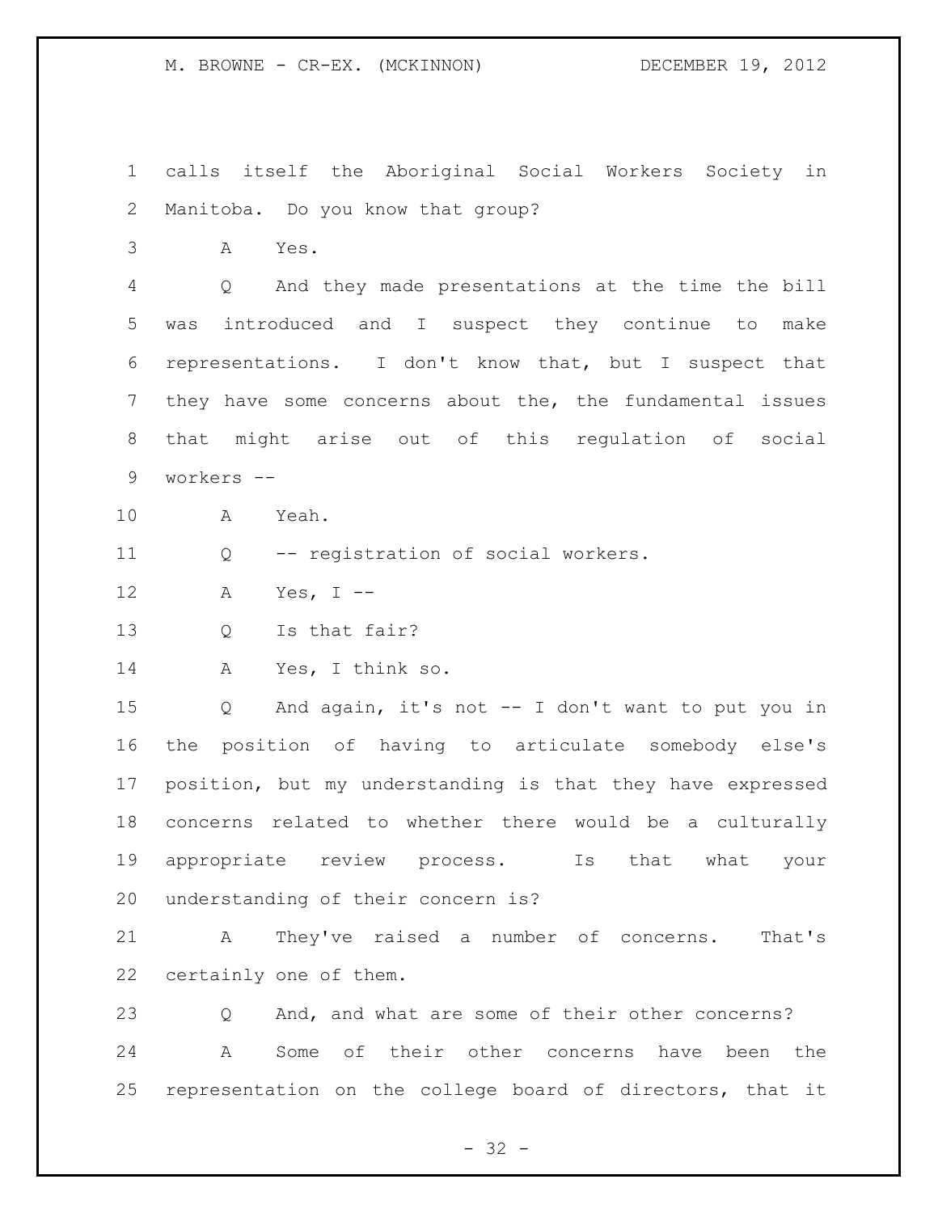calls itself the Aboriginal Social Workers Society in Manitoba. Do you know that group?

A Yes.

Q And they made presentations at the time the bill was introduced and I suspect they continue to make representations. I don't know that, but I suspect that they have some concerns about the, the fundamental issues that might arise out of this regulation of social workers --

A Yeah.

Q -- registration of social workers.

A Yes, I --

Q Is that fair?

A Yes, I think so.

Q And again, it's not -- I don't want to put you in the position of having to articulate somebody else's position, but my understanding is that they have expressed concerns related to whether there would be a culturally appropriate review process. Is that what your understanding of their concern is?

A They've raised a number of concerns. That's certainly one of them.

Q And, and what are some of their other concerns?

A Some of their other concerns have been the representation on the college board of directors, that it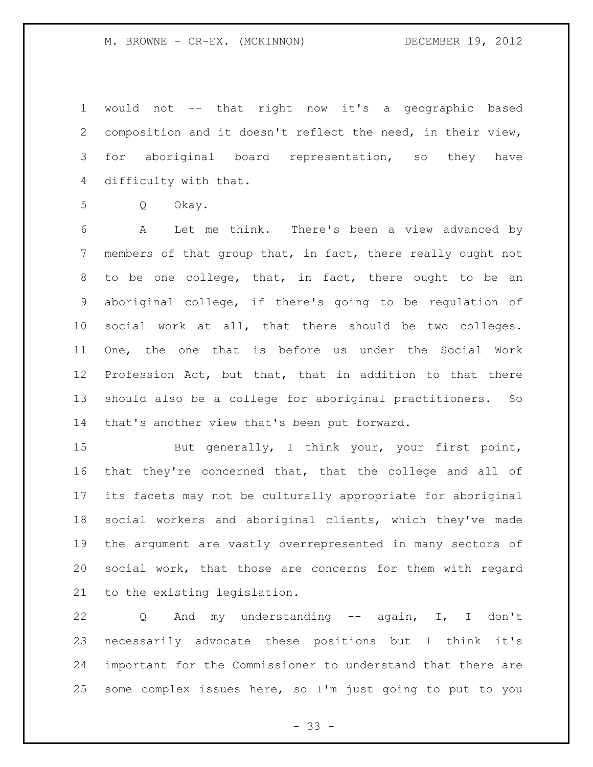would not -- that right now it's a geographic based composition and it doesn't reflect the need, in their view, for aboriginal board representation, so they have difficulty with that.

Q Okay.

A Let me think. There's been a view advanced by members of that group that, in fact, there really ought not to be one college, that, in fact, there ought to be an aboriginal college, if there's going to be regulation of social work at all, that there should be two colleges. One, the one that is before us under the Social Work Profession Act, but that, that in addition to that there should also be a college for aboriginal practitioners. So that's another view that's been put forward.

But generally, I think your, your first point, that they're concerned that, that the college and all of its facets may not be culturally appropriate for aboriginal social workers and aboriginal clients, which they've made the argument are vastly overrepresented in many sectors of social work, that those are concerns for them with regard to the existing legislation.

Q And my understanding -- again, I, I don't necessarily advocate these positions but I think it's important for the Commissioner to understand that there are some complex issues here, so I'm just going to put to you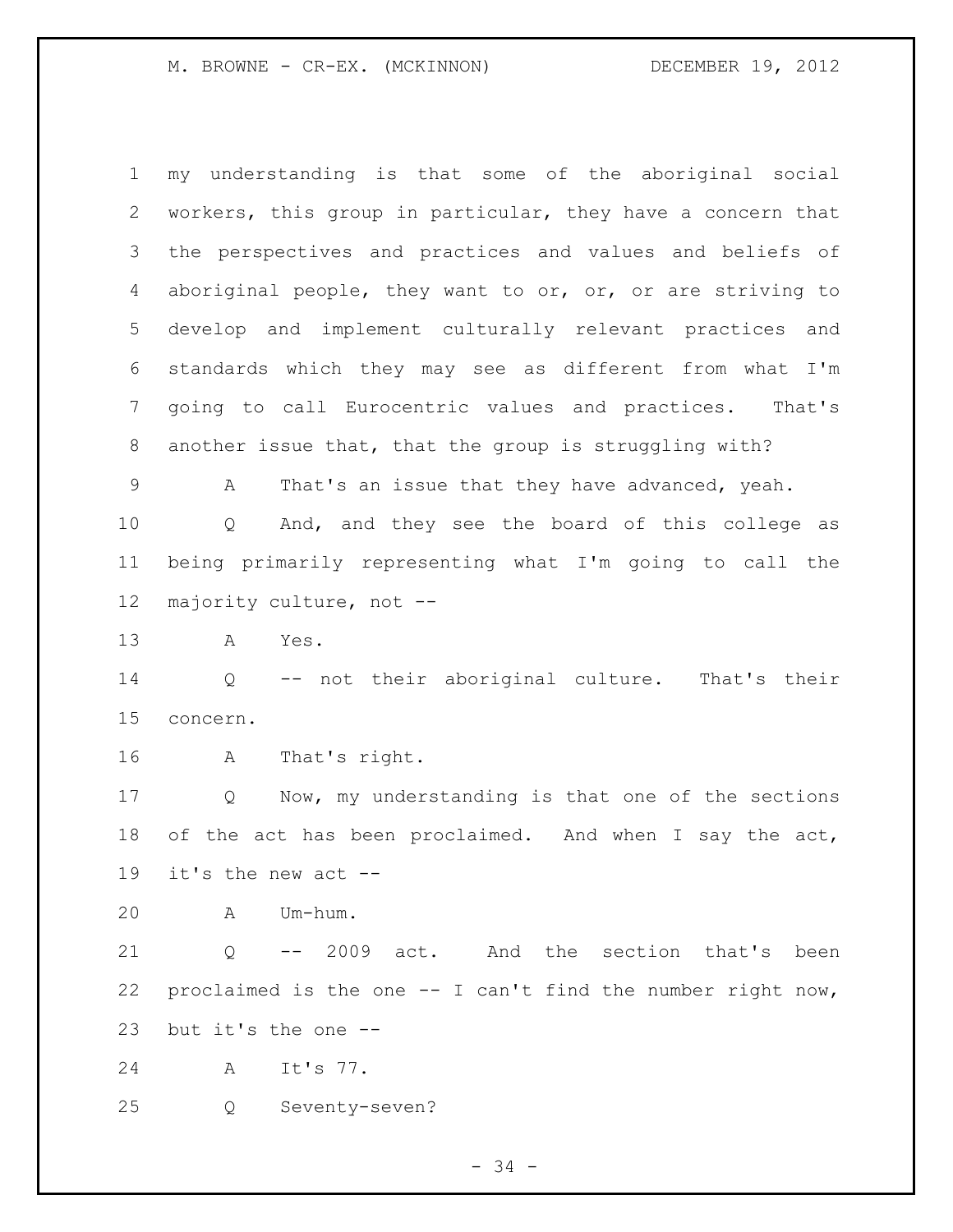my understanding is that some of the aboriginal social workers, this group in particular, they have a concern that the perspectives and practices and values and beliefs of aboriginal people, they want to or, or, or are striving to develop and implement culturally relevant practices and standards which they may see as different from what I'm going to call Eurocentric values and practices. That's another issue that, that the group is struggling with?

A That's an issue that they have advanced, yeah.

Q And, and they see the board of this college as being primarily representing what I'm going to call the majority culture, not --

A Yes.

Q -- not their aboriginal culture. That's their concern.

A That's right.

Q Now, my understanding is that one of the sections of the act has been proclaimed. And when I say the act, it's the new act --

A Um-hum.

Q -- 2009 act. And the section that's been proclaimed is the one -- I can't find the number right now, but it's the one --

A It's 77.

Q Seventy-seven?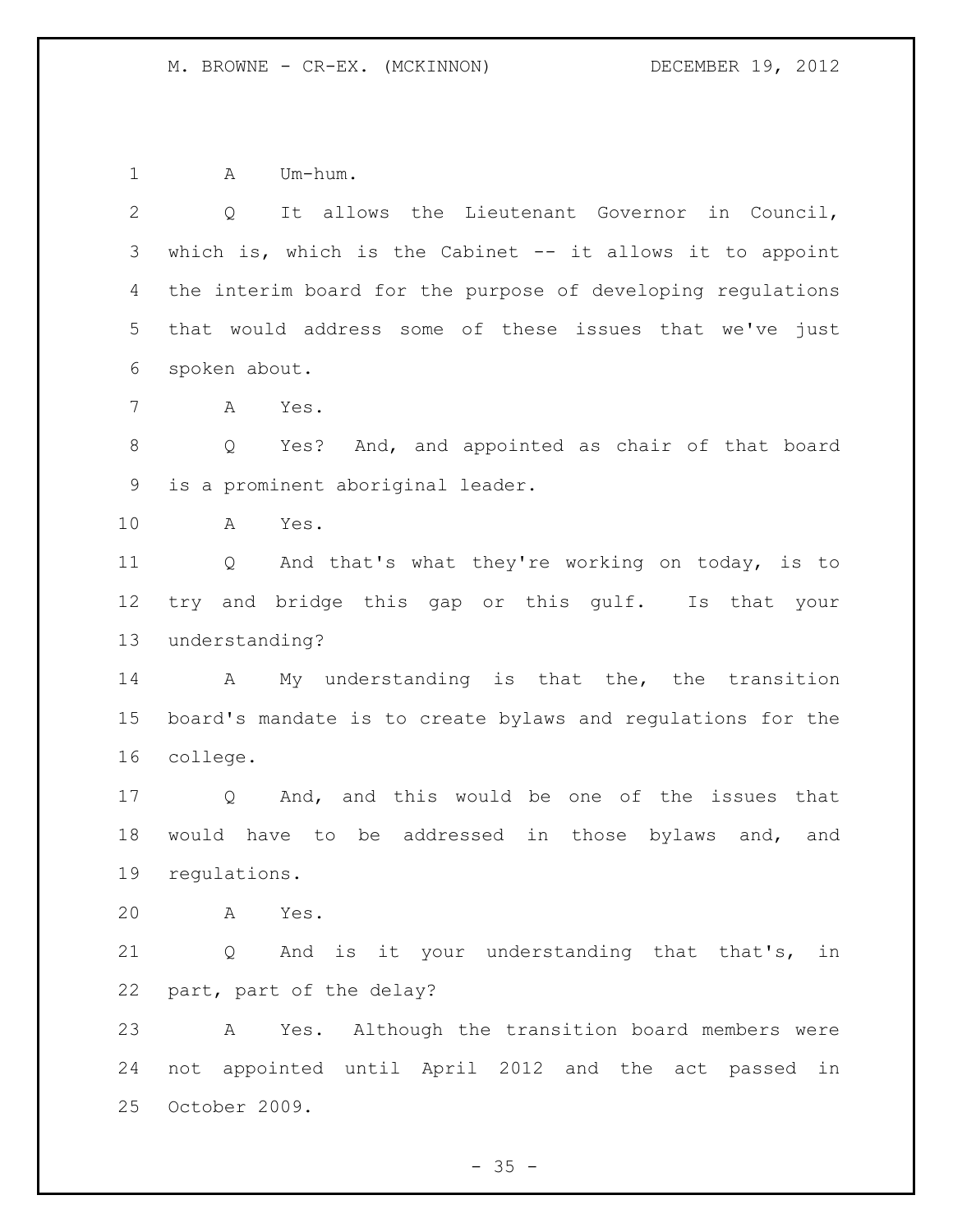A Um-hum.

Q It allows the Lieutenant Governor in Council, which is, which is the Cabinet -- it allows it to appoint the interim board for the purpose of developing regulations that would address some of these issues that we've just spoken about.

A Yes.

Q Yes? And, and appointed as chair of that board is a prominent aboriginal leader.

A Yes.

Q And that's what they're working on today, is to try and bridge this gap or this gulf. Is that your understanding?

A My understanding is that the, the transition board's mandate is to create bylaws and regulations for the college.

Q And, and this would be one of the issues that would have to be addressed in those bylaws and, and regulations.

A Yes.

Q And is it your understanding that that's, in part, part of the delay?

A Yes. Although the transition board members were not appointed until April 2012 and the act passed in October 2009.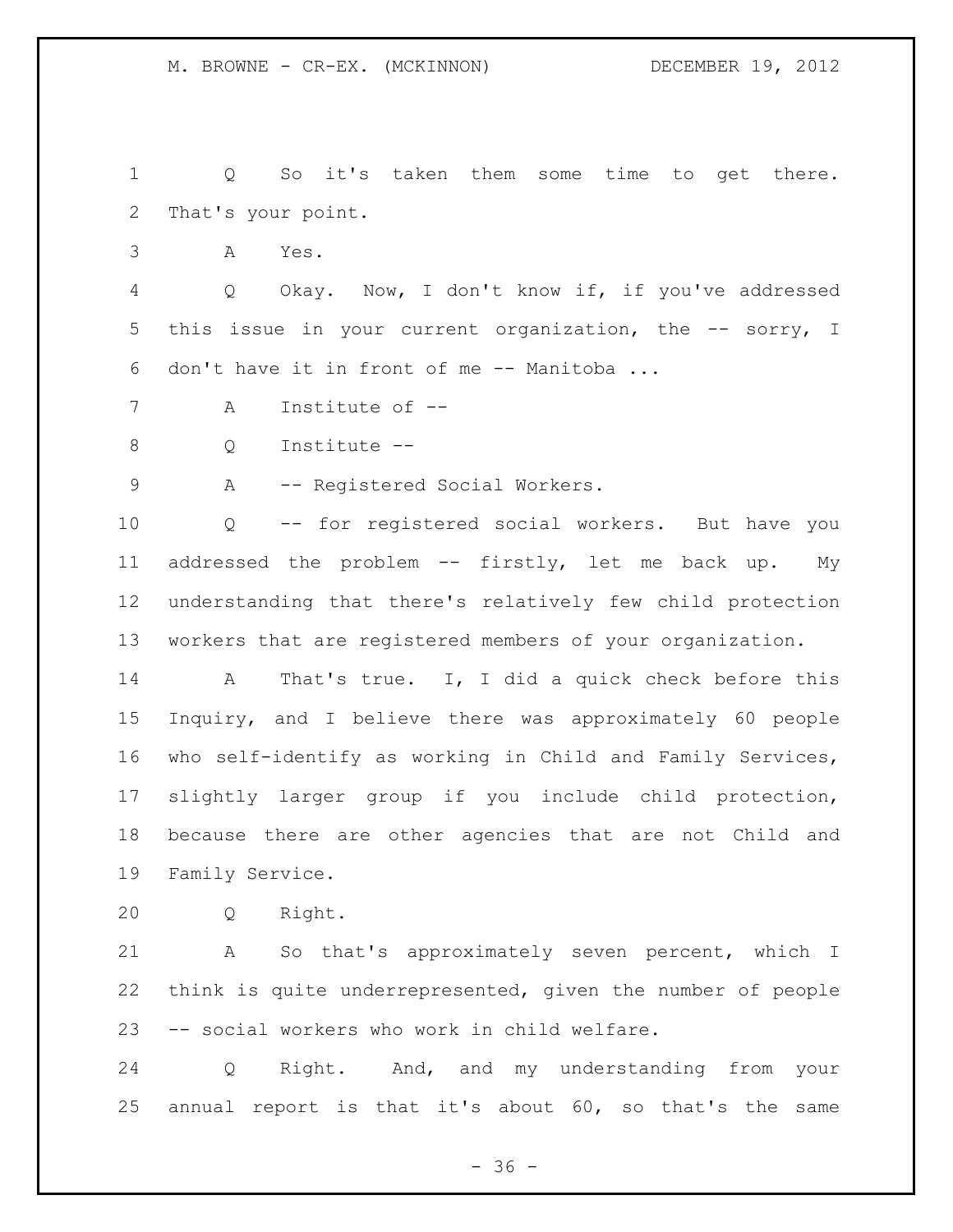Q So it's taken them some time to get there. That's your point.

A Yes.

Q Okay. Now, I don't know if, if you've addressed this issue in your current organization, the -- sorry, I don't have it in front of me -- Manitoba ...

A Institute of --

Q Institute --

A -- Registered Social Workers.

Q -- for registered social workers. But have you addressed the problem -- firstly, let me back up. My understanding that there's relatively few child protection workers that are registered members of your organization.

A That's true. I, I did a quick check before this Inquiry, and I believe there was approximately 60 people who self-identify as working in Child and Family Services, slightly larger group if you include child protection, because there are other agencies that are not Child and Family Service.

Q Right.

A So that's approximately seven percent, which I think is quite underrepresented, given the number of people -- social workers who work in child welfare.

Q Right. And, and my understanding from your annual report is that it's about 60, so that's the same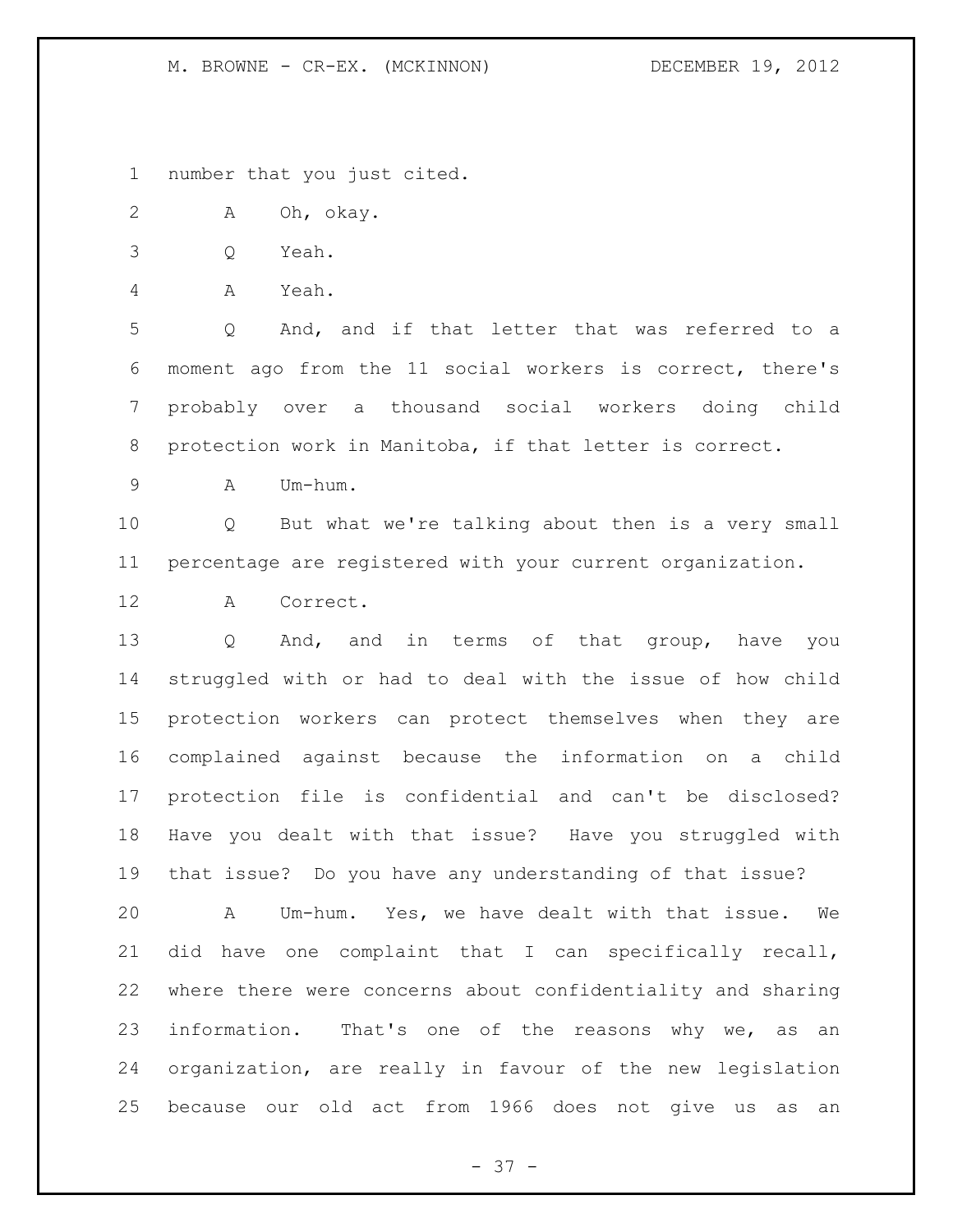number that you just cited.

A Oh, okay.

Q Yeah.

A Yeah.

Q And, and if that letter that was referred to a moment ago from the 11 social workers is correct, there's probably over a thousand social workers doing child protection work in Manitoba, if that letter is correct.

A Um-hum.

Q But what we're talking about then is a very small percentage are registered with your current organization.

A Correct.

Q And, and in terms of that group, have you struggled with or had to deal with the issue of how child protection workers can protect themselves when they are complained against because the information on a child protection file is confidential and can't be disclosed? Have you dealt with that issue? Have you struggled with that issue? Do you have any understanding of that issue?

A Um-hum. Yes, we have dealt with that issue. We did have one complaint that I can specifically recall, where there were concerns about confidentiality and sharing information. That's one of the reasons why we, as an organization, are really in favour of the new legislation because our old act from 1966 does not give us as an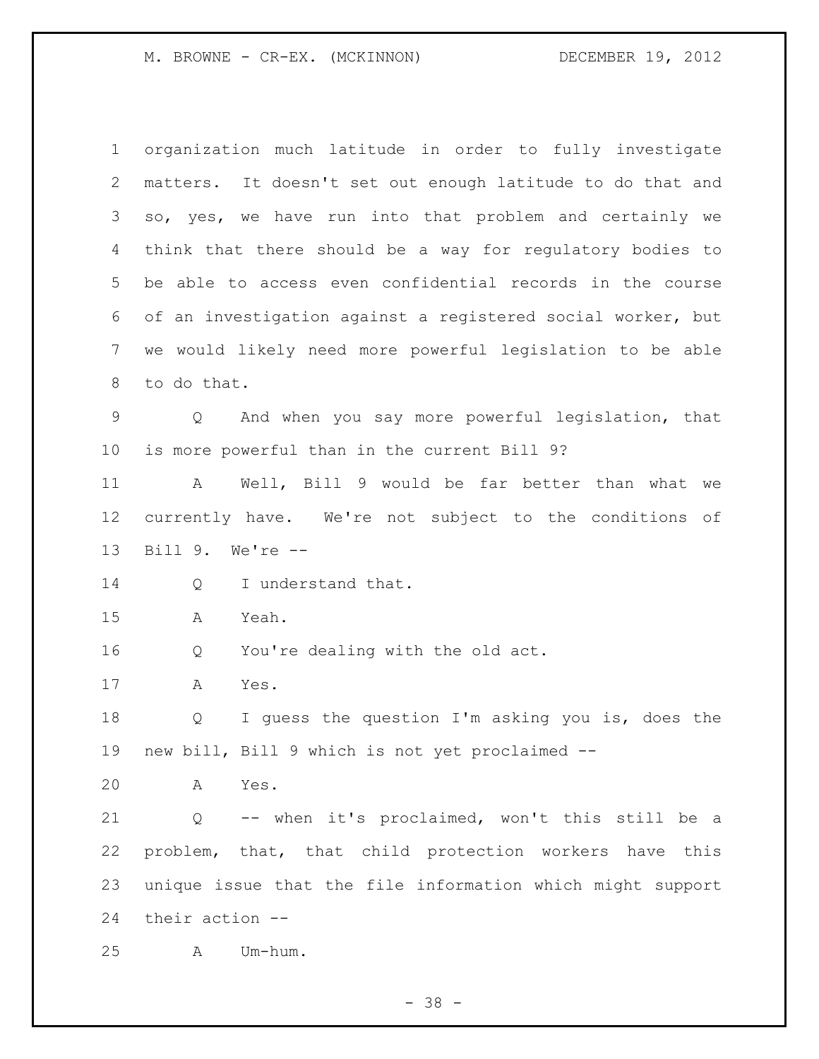organization much latitude in order to fully investigate matters. It doesn't set out enough latitude to do that and so, yes, we have run into that problem and certainly we think that there should be a way for regulatory bodies to be able to access even confidential records in the course of an investigation against a registered social worker, but we would likely need more powerful legislation to be able to do that.

Q And when you say more powerful legislation, that is more powerful than in the current Bill 9?

A Well, Bill 9 would be far better than what we currently have. We're not subject to the conditions of Bill 9. We're --

Q I understand that.

A Yeah.

Q You're dealing with the old act.

A Yes.

Q I guess the question I'm asking you is, does the new bill, Bill 9 which is not yet proclaimed --

A Yes.

Q -- when it's proclaimed, won't this still be a problem, that, that child protection workers have this unique issue that the file information which might support their action --

A Um-hum.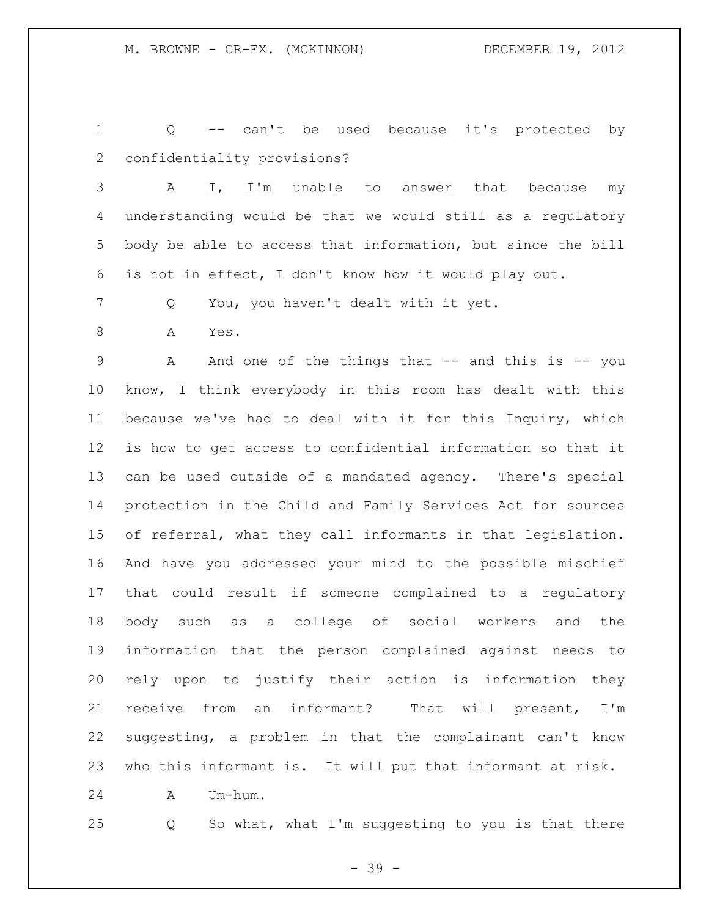Q -- can't be used because it's protected by confidentiality provisions?

A I, I'm unable to answer that because my understanding would be that we would still as a regulatory body be able to access that information, but since the bill is not in effect, I don't know how it would play out.

Q You, you haven't dealt with it yet.

A Yes.

A And one of the things that -- and this is -- you know, I think everybody in this room has dealt with this because we've had to deal with it for this Inquiry, which is how to get access to confidential information so that it can be used outside of a mandated agency. There's special protection in the Child and Family Services Act for sources of referral, what they call informants in that legislation. And have you addressed your mind to the possible mischief that could result if someone complained to a regulatory body such as a college of social workers and the information that the person complained against needs to rely upon to justify their action is information they receive from an informant? That will present, I'm suggesting, a problem in that the complainant can't know who this informant is. It will put that informant at risk.

A Um-hum.

Q So what, what I'm suggesting to you is that there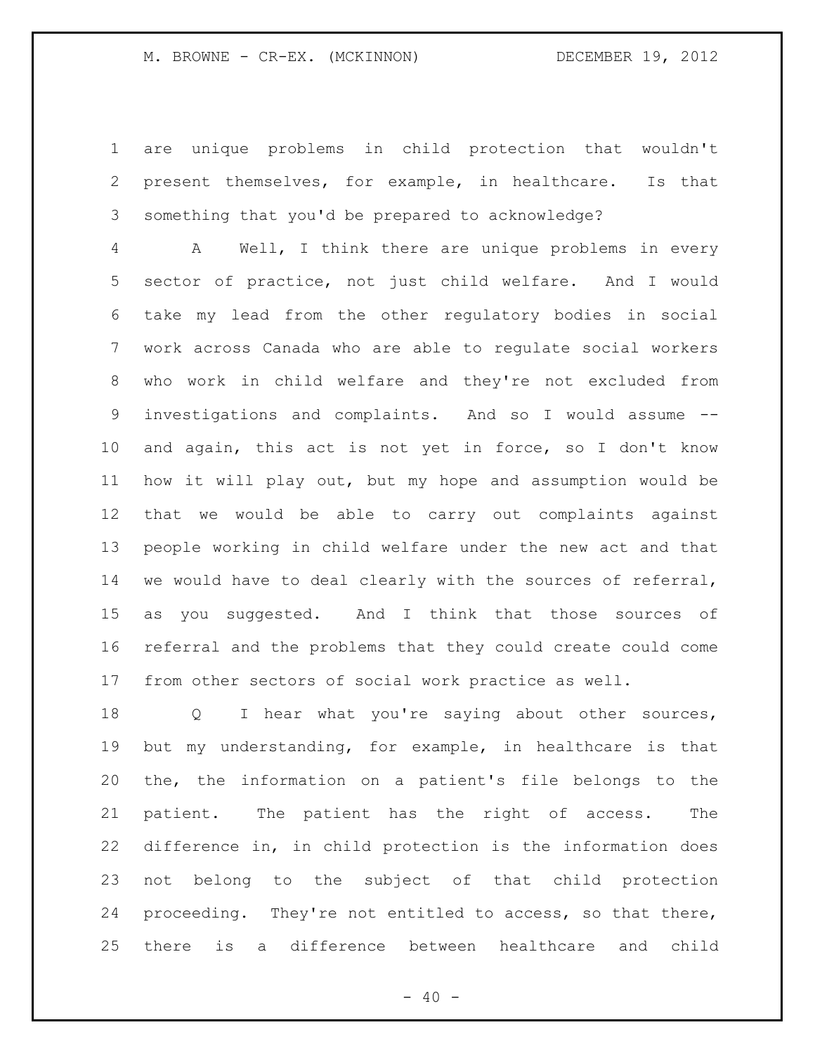are unique problems in child protection that wouldn't present themselves, for example, in healthcare. Is that something that you'd be prepared to acknowledge?

A Well, I think there are unique problems in every sector of practice, not just child welfare. And I would take my lead from the other regulatory bodies in social work across Canada who are able to regulate social workers who work in child welfare and they're not excluded from investigations and complaints. And so I would assume -- and again, this act is not yet in force, so I don't know how it will play out, but my hope and assumption would be that we would be able to carry out complaints against people working in child welfare under the new act and that we would have to deal clearly with the sources of referral, as you suggested. And I think that those sources of referral and the problems that they could create could come from other sectors of social work practice as well.

Q I hear what you're saying about other sources, but my understanding, for example, in healthcare is that the, the information on a patient's file belongs to the patient. The patient has the right of access. The difference in, in child protection is the information does not belong to the subject of that child protection proceeding. They're not entitled to access, so that there, there is a difference between healthcare and child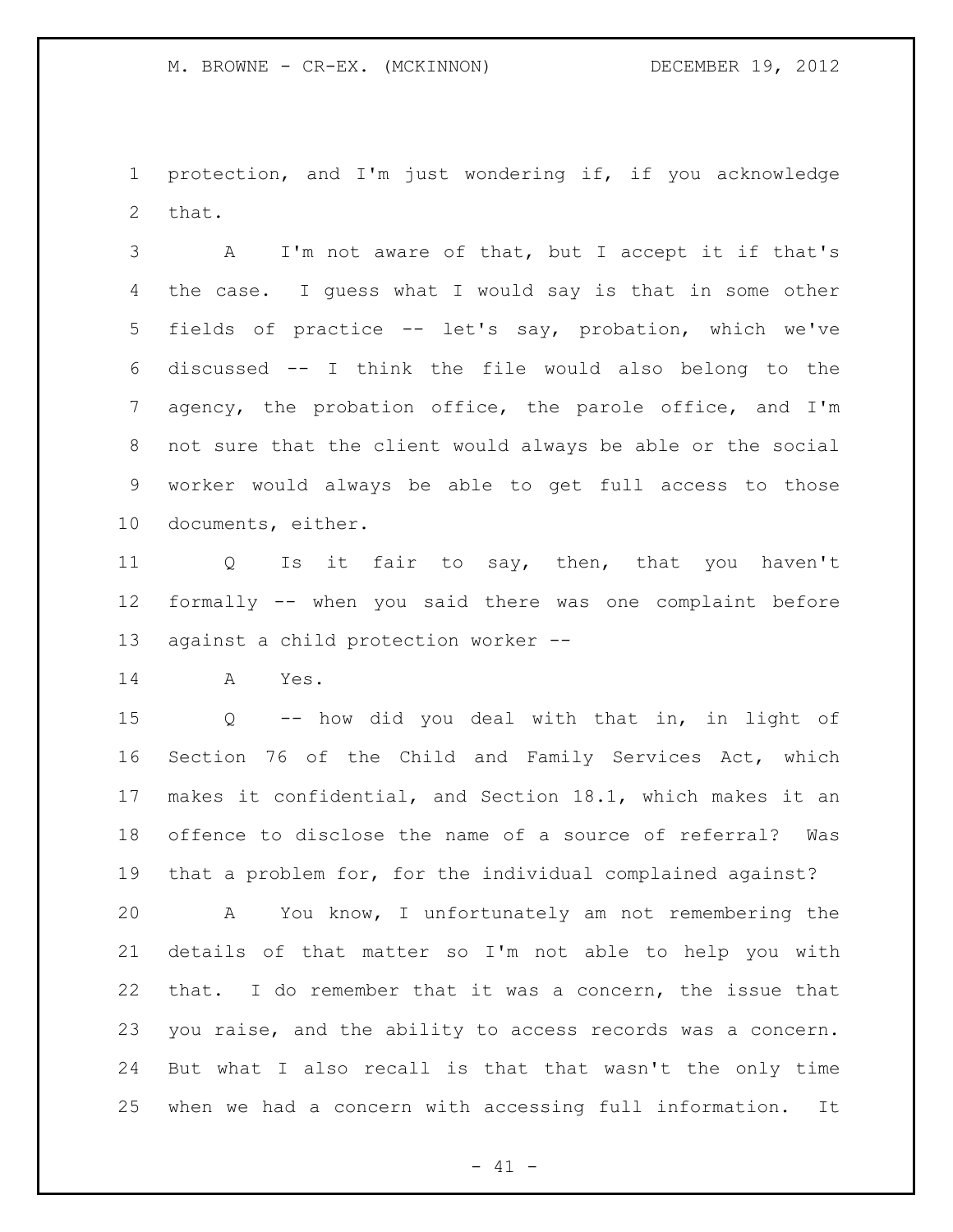protection, and I'm just wondering if, if you acknowledge that.

A I'm not aware of that, but I accept it if that's the case. I guess what I would say is that in some other fields of practice -- let's say, probation, which we've discussed -- I think the file would also belong to the agency, the probation office, the parole office, and I'm not sure that the client would always be able or the social worker would always be able to get full access to those documents, either.

Q Is it fair to say, then, that you haven't formally -- when you said there was one complaint before against a child protection worker --

A Yes.

Q -- how did you deal with that in, in light of Section 76 of the Child and Family Services Act, which makes it confidential, and Section 18.1, which makes it an offence to disclose the name of a source of referral? Was that a problem for, for the individual complained against?

A You know, I unfortunately am not remembering the details of that matter so I'm not able to help you with that. I do remember that it was a concern, the issue that you raise, and the ability to access records was a concern. But what I also recall is that that wasn't the only time when we had a concern with accessing full information. It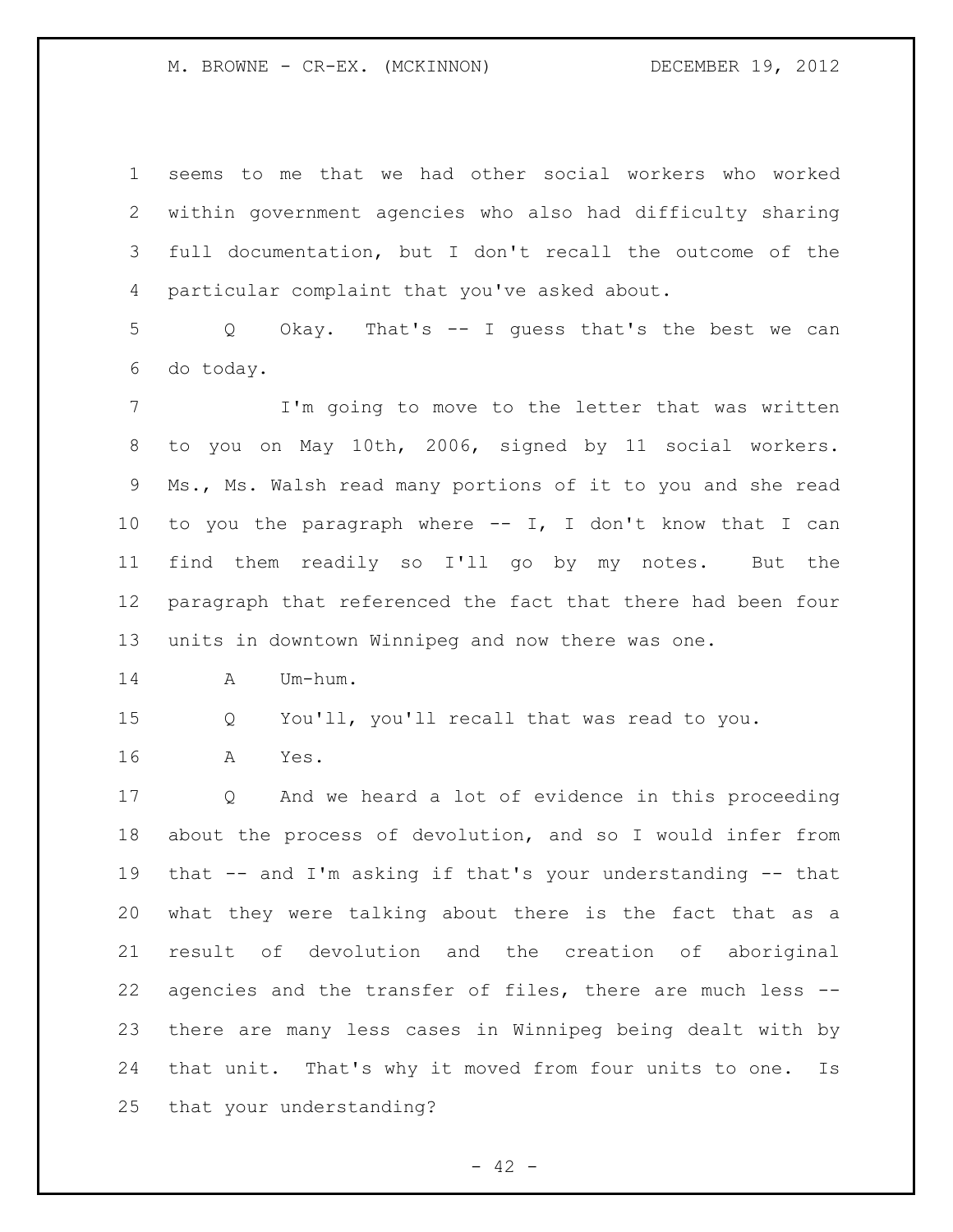seems to me that we had other social workers who worked within government agencies who also had difficulty sharing full documentation, but I don't recall the outcome of the particular complaint that you've asked about.

Q Okay. That's -- I guess that's the best we can do today.

I'm going to move to the letter that was written to you on May 10th, 2006, signed by 11 social workers. Ms., Ms. Walsh read many portions of it to you and she read to you the paragraph where -- I, I don't know that I can find them readily so I'll go by my notes. But the paragraph that referenced the fact that there had been four units in downtown Winnipeg and now there was one.

A Um-hum.

Q You'll, you'll recall that was read to you.

A Yes.

Q And we heard a lot of evidence in this proceeding about the process of devolution, and so I would infer from that -- and I'm asking if that's your understanding -- that what they were talking about there is the fact that as a result of devolution and the creation of aboriginal agencies and the transfer of files, there are much less -- there are many less cases in Winnipeg being dealt with by that unit. That's why it moved from four units to one. Is that your understanding?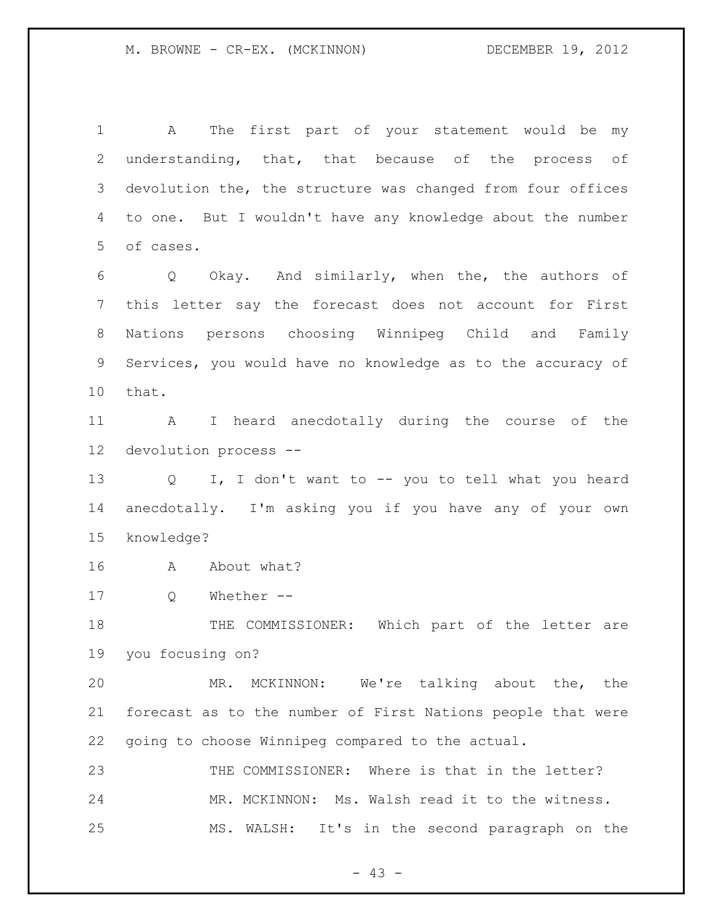A The first part of your statement would be my understanding, that, that because of the process of devolution the, the structure was changed from four offices to one. But I wouldn't have any knowledge about the number of cases.

Q Okay. And similarly, when the, the authors of this letter say the forecast does not account for First Nations persons choosing Winnipeg Child and Family Services, you would have no knowledge as to the accuracy of that.

A I heard anecdotally during the course of the devolution process --

Q I, I don't want to -- you to tell what you heard anecdotally. I'm asking you if you have any of your own knowledge?

A About what?

Q Whether --

THE COMMISSIONER: Which part of the letter are you focusing on?

MR. MCKINNON: We're talking about the, the forecast as to the number of First Nations people that were going to choose Winnipeg compared to the actual.

THE COMMISSIONER: Where is that in the letter?

MR. MCKINNON: Ms. Walsh read it to the witness.

MS. WALSH: It's in the second paragraph on the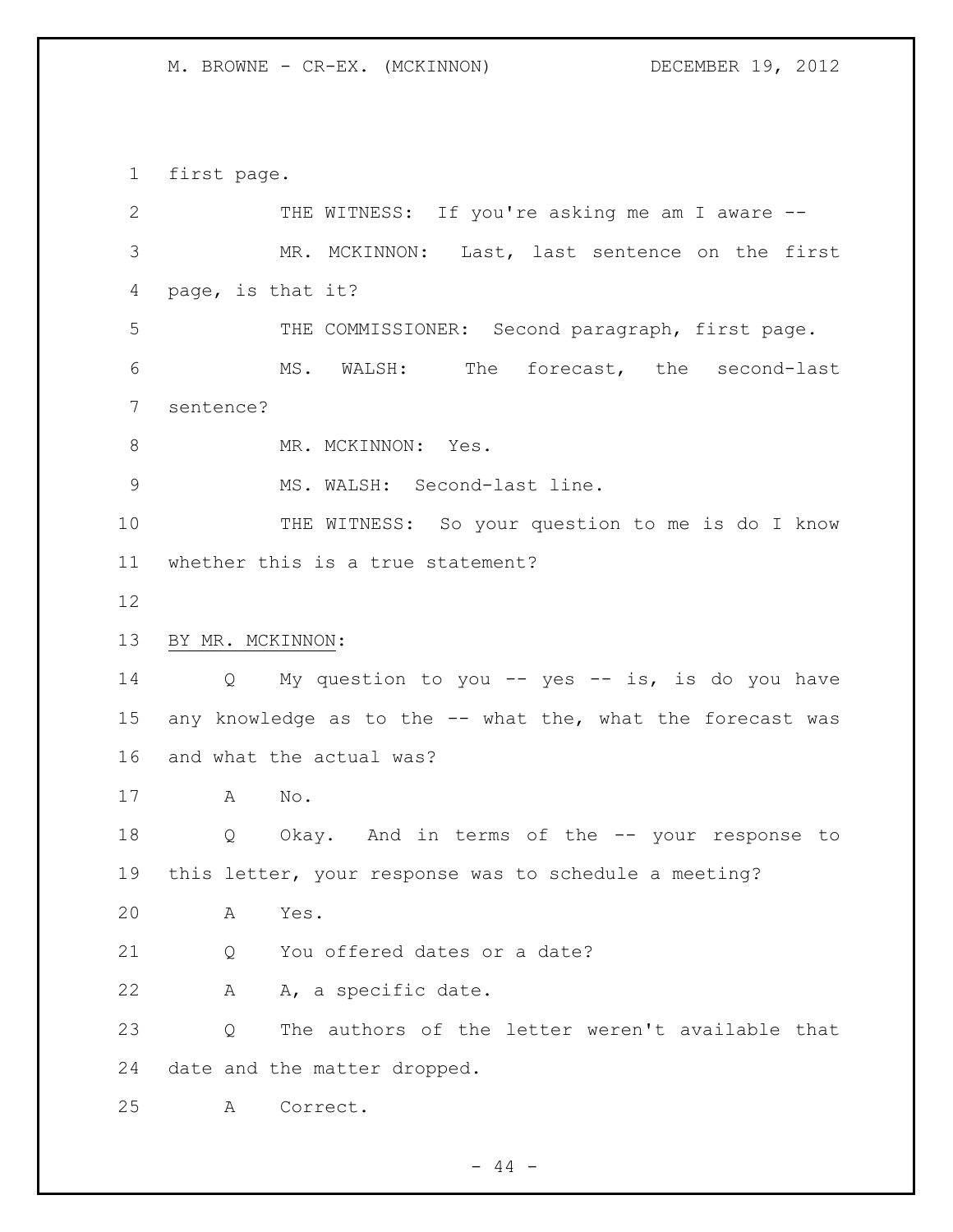first page.

THE WITNESS: If you're asking me am I aware --

MR. MCKINNON: Last, last sentence on the first page, is that it?

THE COMMISSIONER: Second paragraph, first page.

MS. WALSH: The forecast, the second-last sentence?

MR. MCKINNON: Yes.

MS. WALSH: Second-last line.

THE WITNESS: So your question to me is do I know whether this is a true statement?

BY MR. MCKINNON:

Q My question to you -- yes -- is, is do you have any knowledge as to the -- what the, what the forecast was and what the actual was?

A No.

Q Okay. And in terms of the -- your response to this letter, your response was to schedule a meeting?

A Yes.

Q You offered dates or a date?

A A, a specific date.

Q The authors of the letter weren't available that date and the matter dropped.

A Correct.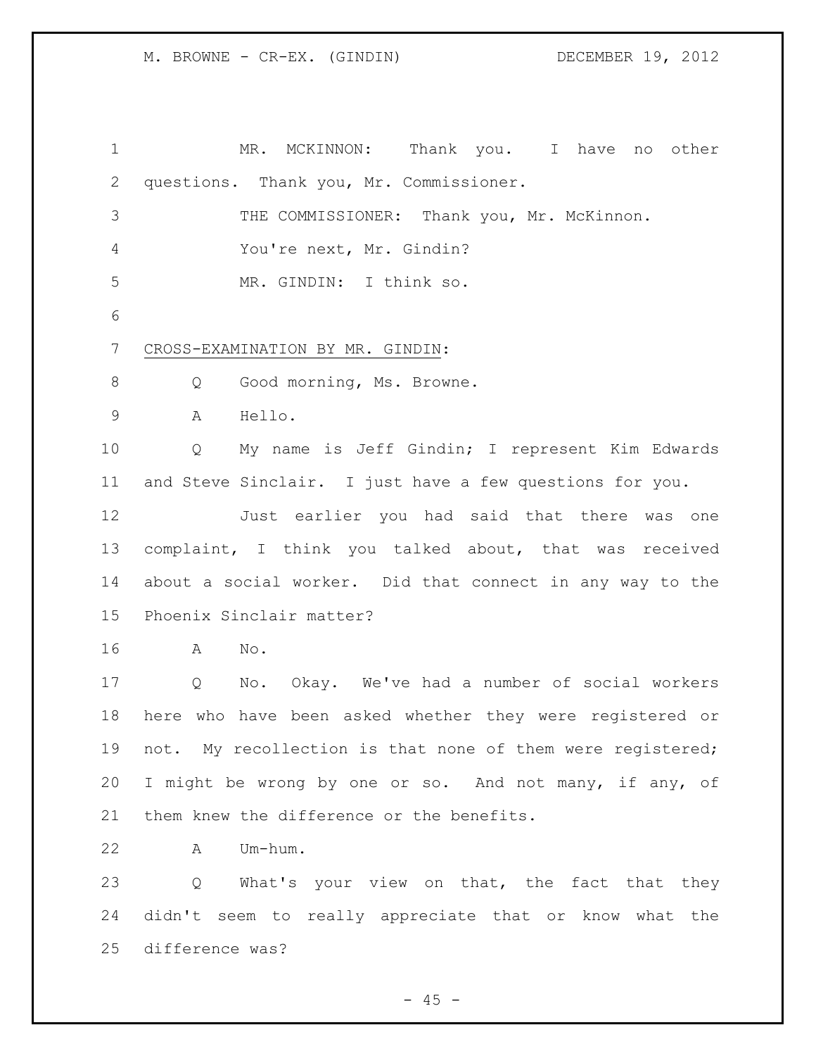MR. MCKINNON: Thank you. I have no other questions. Thank you, Mr. Commissioner.

THE COMMISSIONER: Thank you, Mr. McKinnon.

You're next, Mr. Gindin?

MR. GINDIN: I think so.

CROSS-EXAMINATION BY MR. GINDIN:

Q Good morning, Ms. Browne.

A Hello.

Q My name is Jeff Gindin; I represent Kim Edwards and Steve Sinclair. I just have a few questions for you.

Just earlier you had said that there was one complaint, I think you talked about, that was received about a social worker. Did that connect in any way to the Phoenix Sinclair matter?

A No.

Q No. Okay. We've had a number of social workers here who have been asked whether they were registered or not. My recollection is that none of them were registered; I might be wrong by one or so. And not many, if any, of them knew the difference or the benefits.

A Um-hum.

Q What's your view on that, the fact that they didn't seem to really appreciate that or know what the difference was?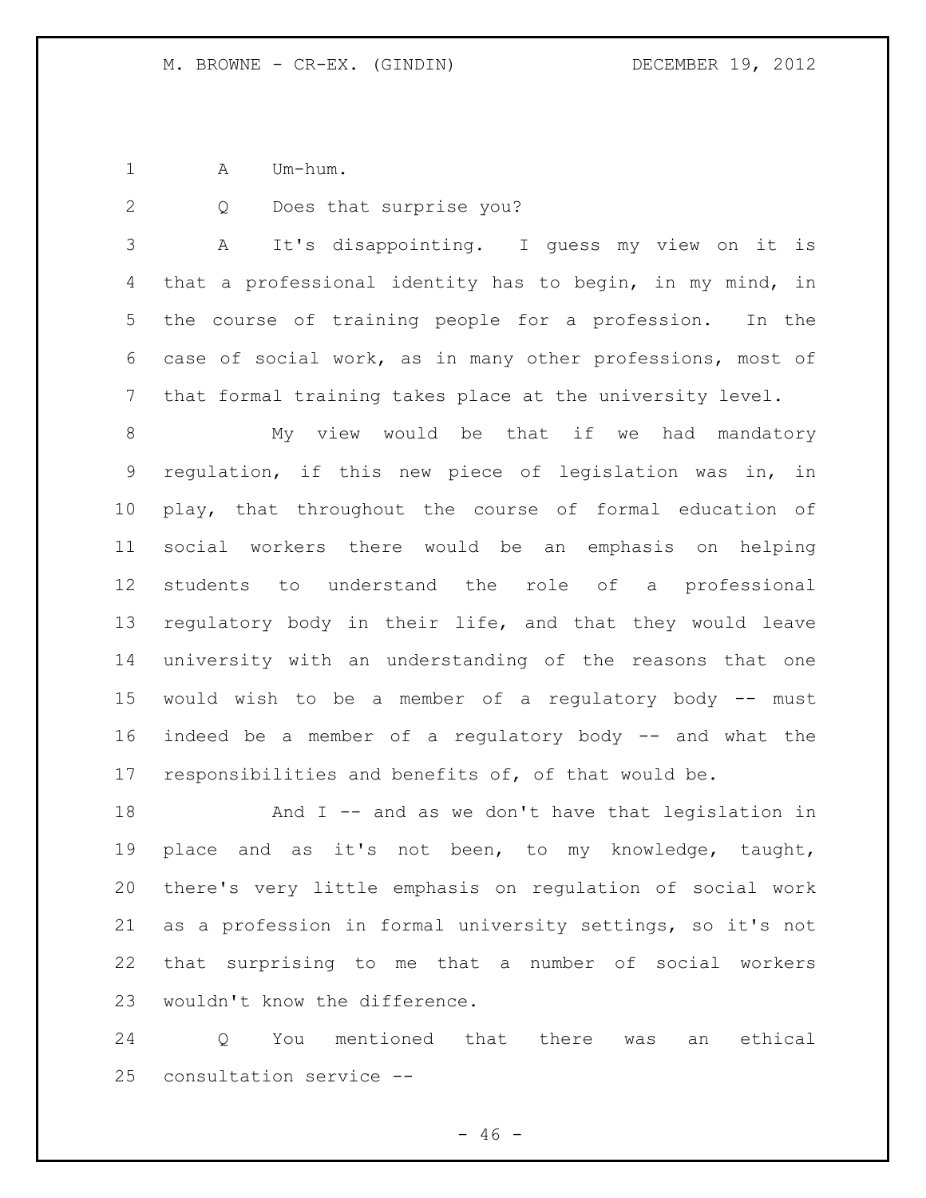A Um-hum.

Q Does that surprise you?

A It's disappointing. I guess my view on it is that a professional identity has to begin, in my mind, in the course of training people for a profession. In the case of social work, as in many other professions, most of that formal training takes place at the university level.

My view would be that if we had mandatory regulation, if this new piece of legislation was in, in play, that throughout the course of formal education of social workers there would be an emphasis on helping students to understand the role of a professional regulatory body in their life, and that they would leave university with an understanding of the reasons that one would wish to be a member of a regulatory body -- must indeed be a member of a regulatory body -- and what the responsibilities and benefits of, of that would be.

And I -- and as we don't have that legislation in place and as it's not been, to my knowledge, taught, there's very little emphasis on regulation of social work as a profession in formal university settings, so it's not that surprising to me that a number of social workers wouldn't know the difference.

Q You mentioned that there was an ethical consultation service --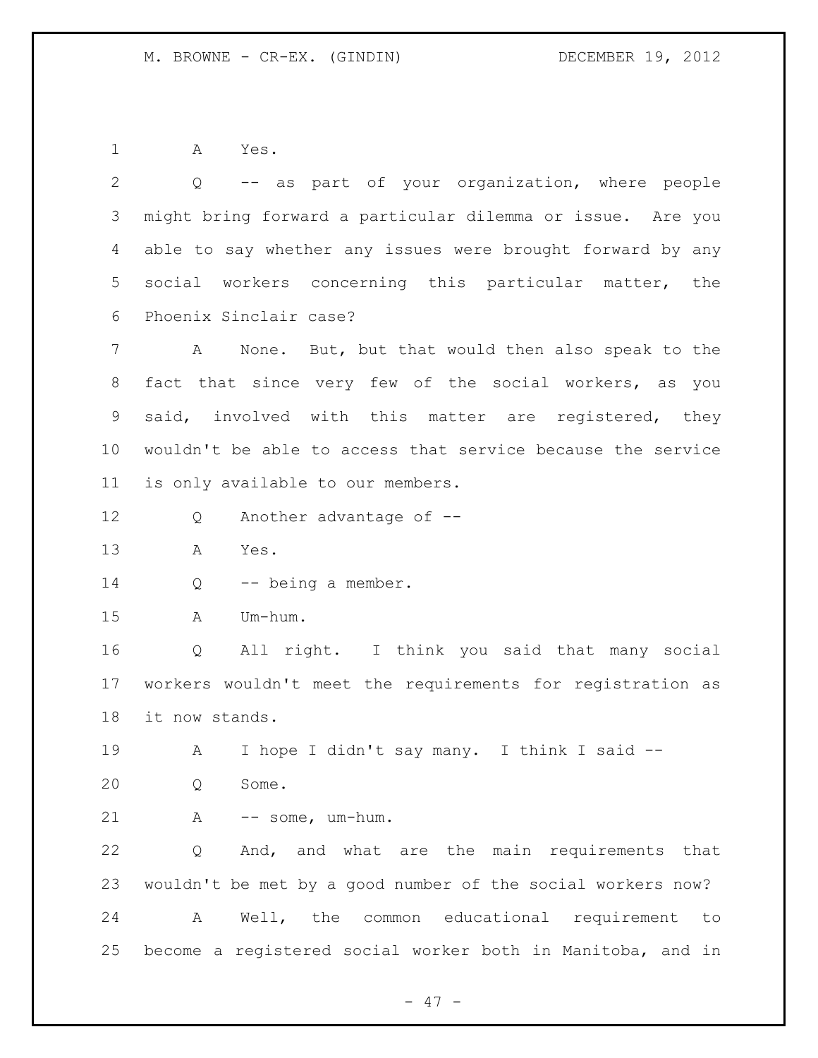A Yes.

Q -- as part of your organization, where people might bring forward a particular dilemma or issue. Are you able to say whether any issues were brought forward by any social workers concerning this particular matter, the Phoenix Sinclair case?

A None. But, but that would then also speak to the fact that since very few of the social workers, as you said, involved with this matter are registered, they wouldn't be able to access that service because the service is only available to our members.

Q Another advantage of --

A Yes.

Q -- being a member.

A Um-hum.

Q All right. I think you said that many social workers wouldn't meet the requirements for registration as it now stands.

A I hope I didn't say many. I think I said --

Q Some.

A -- some, um-hum.

Q And, and what are the main requirements that wouldn't be met by a good number of the social workers now?

A Well, the common educational requirement to become a registered social worker both in Manitoba, and in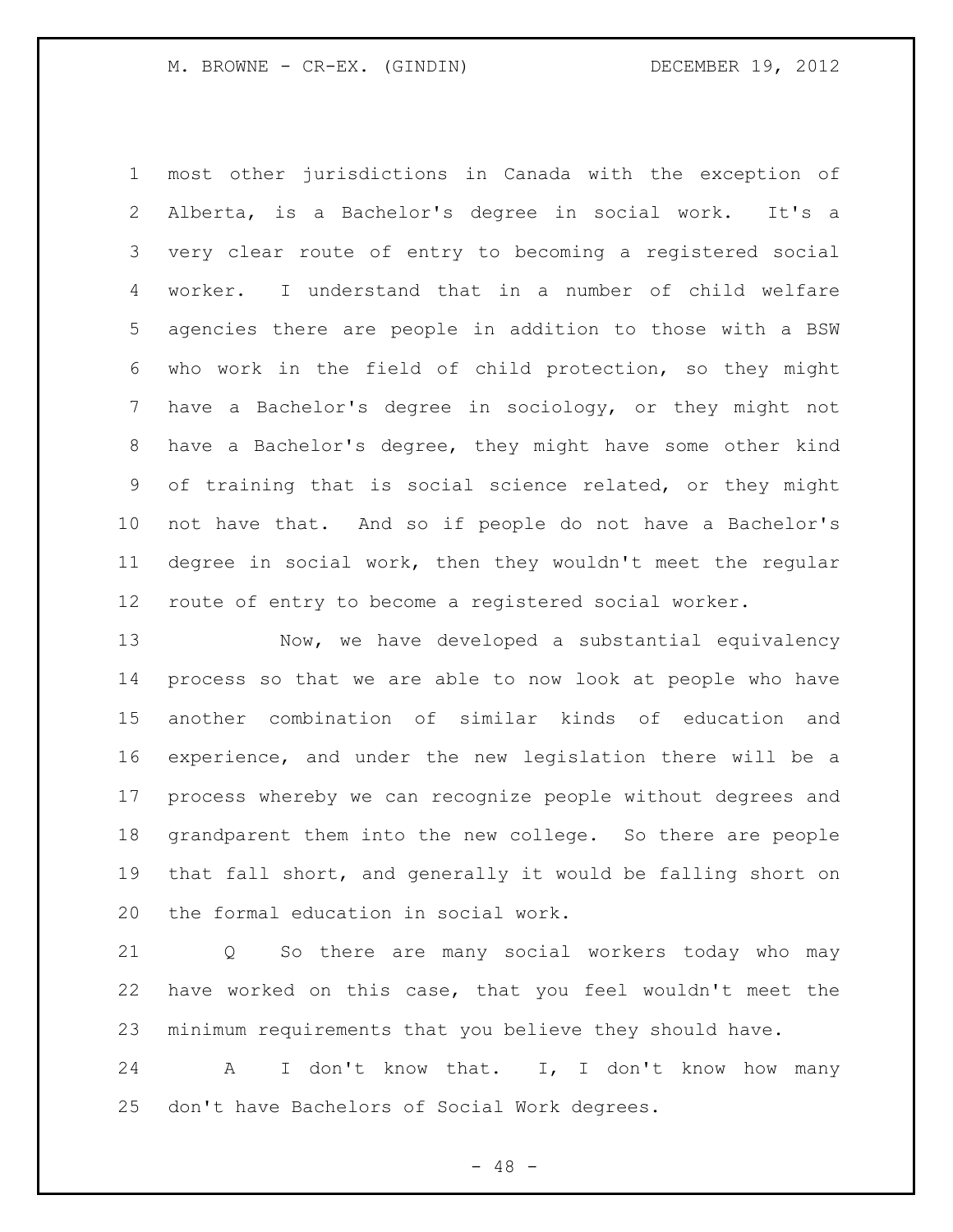most other jurisdictions in Canada with the exception of Alberta, is a Bachelor's degree in social work. It's a very clear route of entry to becoming a registered social worker. I understand that in a number of child welfare agencies there are people in addition to those with a BSW who work in the field of child protection, so they might have a Bachelor's degree in sociology, or they might not have a Bachelor's degree, they might have some other kind of training that is social science related, or they might not have that. And so if people do not have a Bachelor's degree in social work, then they wouldn't meet the regular route of entry to become a registered social worker.

Now, we have developed a substantial equivalency process so that we are able to now look at people who have another combination of similar kinds of education and experience, and under the new legislation there will be a process whereby we can recognize people without degrees and grandparent them into the new college. So there are people that fall short, and generally it would be falling short on the formal education in social work.

Q So there are many social workers today who may have worked on this case, that you feel wouldn't meet the minimum requirements that you believe they should have.

A I don't know that. I, I don't know how many don't have Bachelors of Social Work degrees.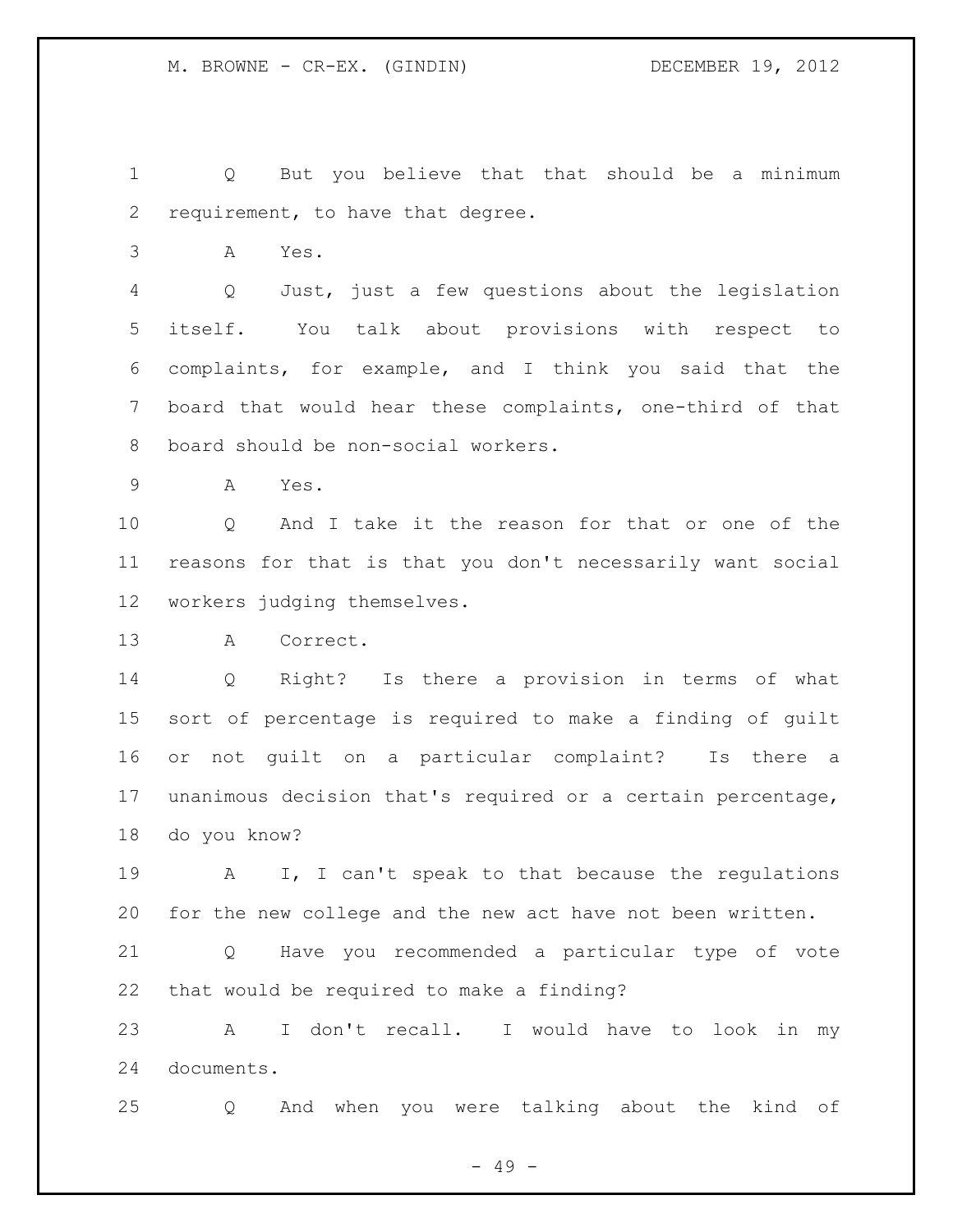Q But you believe that that should be a minimum requirement, to have that degree.

A Yes.

Q Just, just a few questions about the legislation itself. You talk about provisions with respect to complaints, for example, and I think you said that the board that would hear these complaints, one-third of that board should be non-social workers.

A Yes.

Q And I take it the reason for that or one of the reasons for that is that you don't necessarily want social workers judging themselves.

A Correct.

Q Right? Is there a provision in terms of what sort of percentage is required to make a finding of guilt or not guilt on a particular complaint? Is there a unanimous decision that's required or a certain percentage, do you know?

A I, I can't speak to that because the regulations for the new college and the new act have not been written.

Q Have you recommended a particular type of vote that would be required to make a finding?

A I don't recall. I would have to look in my documents.

Q And when you were talking about the kind of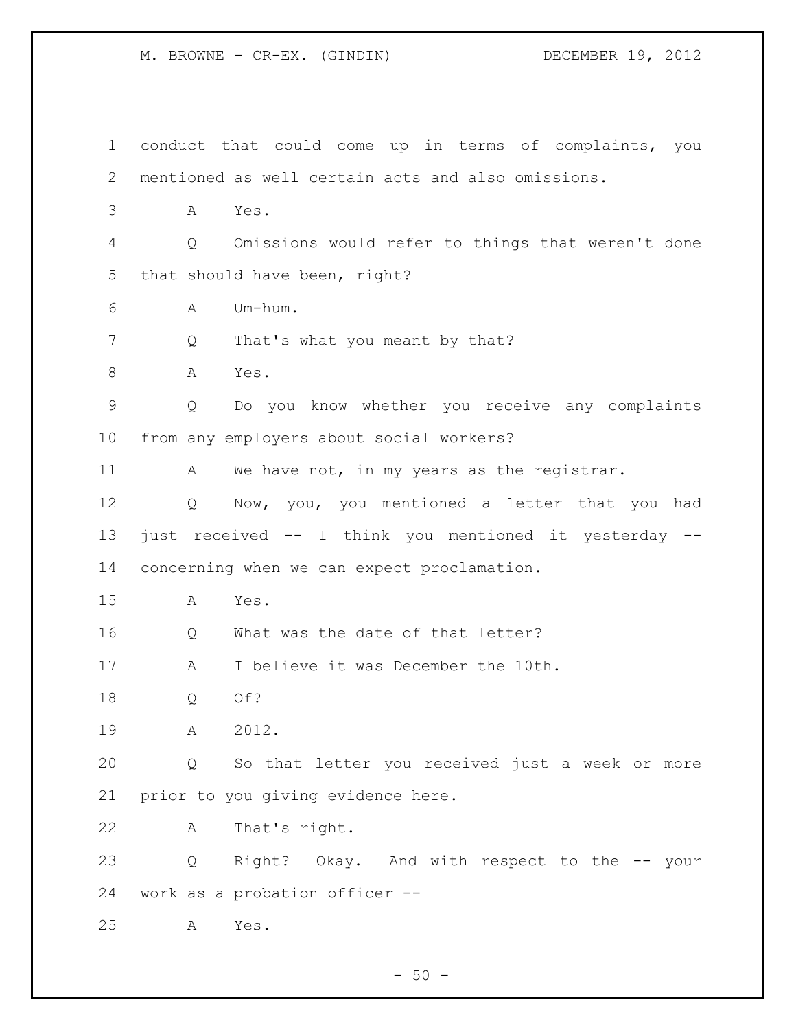conduct that could come up in terms of complaints, you mentioned as well certain acts and also omissions.

A Yes.

Q Omissions would refer to things that weren't done that should have been, right?

A Um-hum.

Q That's what you meant by that?

A Yes.

Q Do you know whether you receive any complaints from any employers about social workers?

A We have not, in my years as the registrar.

Q Now, you, you mentioned a letter that you had just received -- I think you mentioned it yesterday -- concerning when we can expect proclamation.

A Yes.

Q What was the date of that letter?

A I believe it was December the 10th.

Q Of?

A 2012.

Q So that letter you received just a week or more prior to you giving evidence here.

A That's right.

Q Right? Okay. And with respect to the -- your work as a probation officer --

A Yes.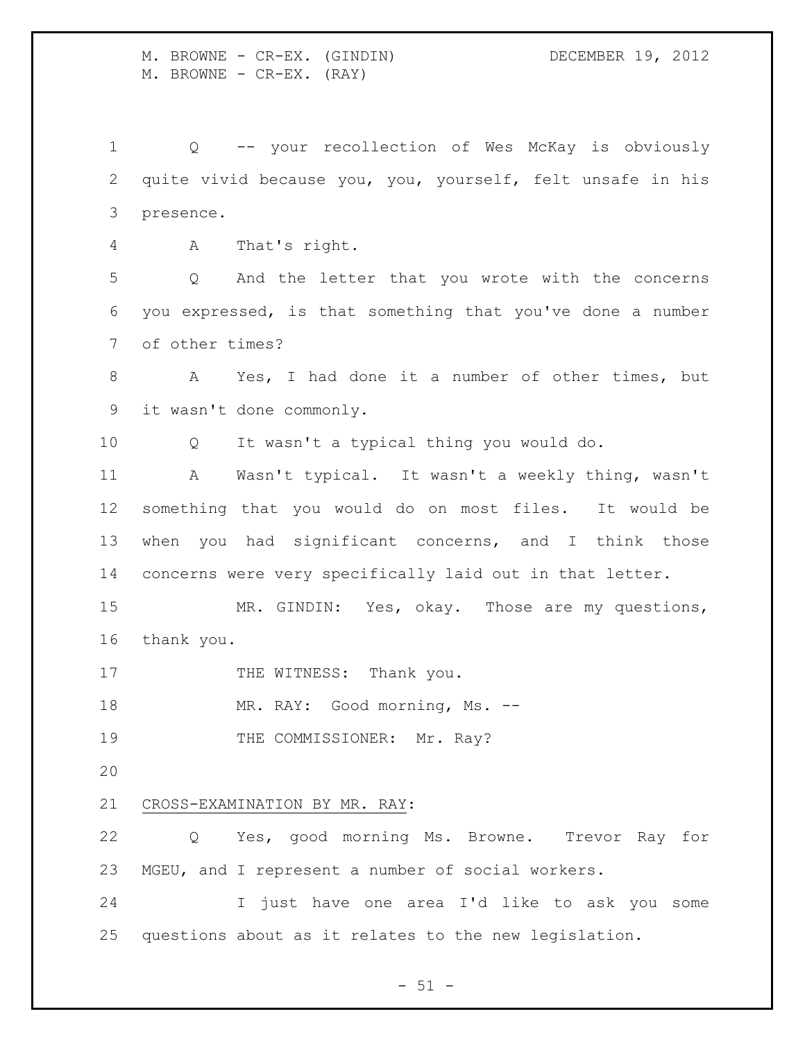Q -- your recollection of Wes McKay is obviously quite vivid because you, you, yourself, felt unsafe in his presence.

A That's right.

Q And the letter that you wrote with the concerns you expressed, is that something that you've done a number of other times?

A Yes, I had done it a number of other times, but it wasn't done commonly.

Q It wasn't a typical thing you would do.

A Wasn't typical. It wasn't a weekly thing, wasn't something that you would do on most files. It would be when you had significant concerns, and I think those concerns were very specifically laid out in that letter.

MR. GINDIN: Yes, okay. Those are my questions, thank you.

THE WITNESS: Thank you.

MR. RAY: Good morning, Ms. --

THE COMMISSIONER: Mr. Ray?

CROSS-EXAMINATION BY MR. RAY:

Q Yes, good morning Ms. Browne. Trevor Ray for MGEU, and I represent a number of social workers.

I just have one area I'd like to ask you some questions about as it relates to the new legislation.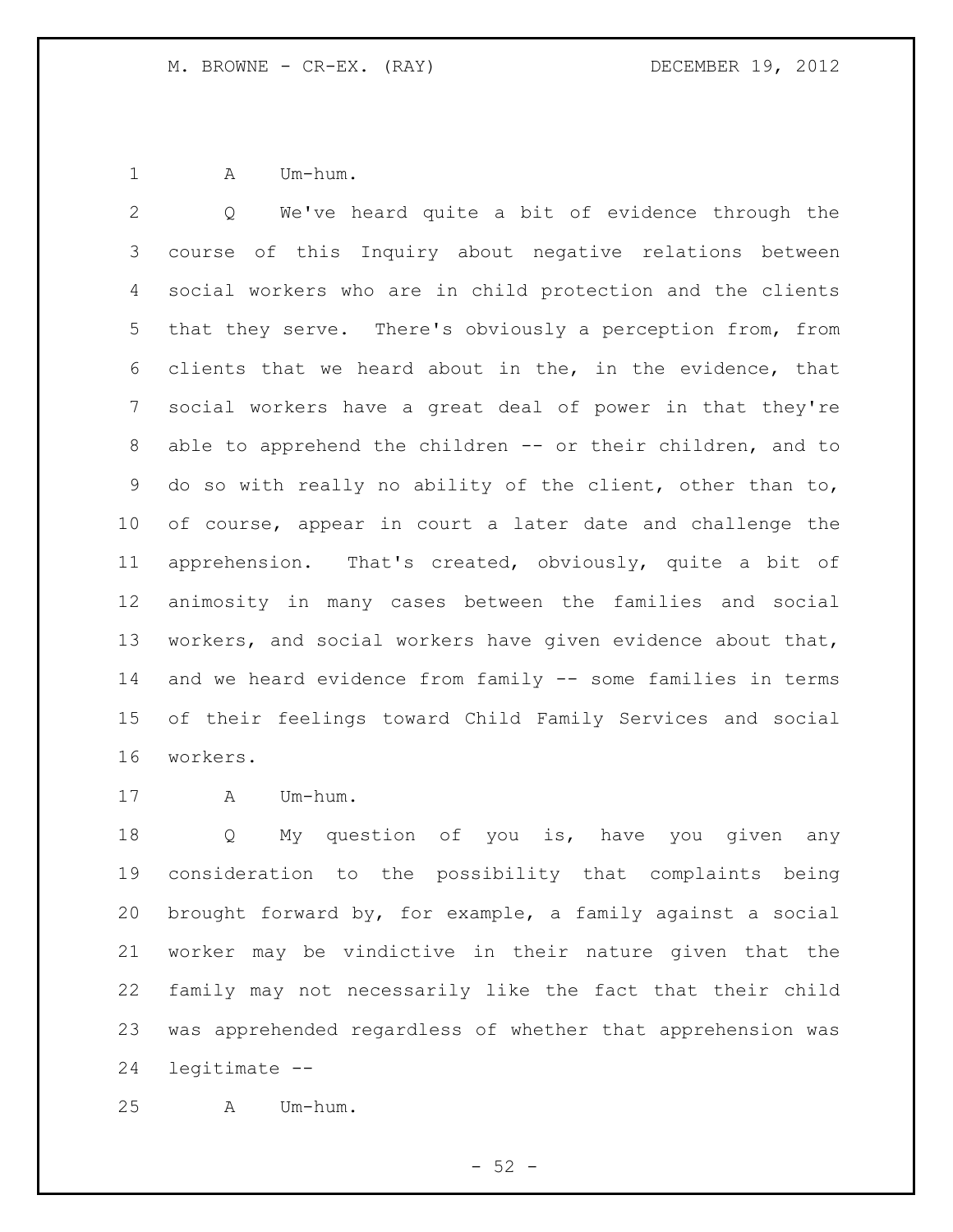A Um-hum.

Q We've heard quite a bit of evidence through the course of this Inquiry about negative relations between social workers who are in child protection and the clients that they serve. There's obviously a perception from, from clients that we heard about in the, in the evidence, that social workers have a great deal of power in that they're able to apprehend the children -- or their children, and to do so with really no ability of the client, other than to, of course, appear in court a later date and challenge the apprehension. That's created, obviously, quite a bit of animosity in many cases between the families and social workers, and social workers have given evidence about that, and we heard evidence from family -- some families in terms of their feelings toward Child Family Services and social workers.

A Um-hum.

Q My question of you is, have you given any consideration to the possibility that complaints being brought forward by, for example, a family against a social worker may be vindictive in their nature given that the family may not necessarily like the fact that their child was apprehended regardless of whether that apprehension was legitimate --

A Um-hum.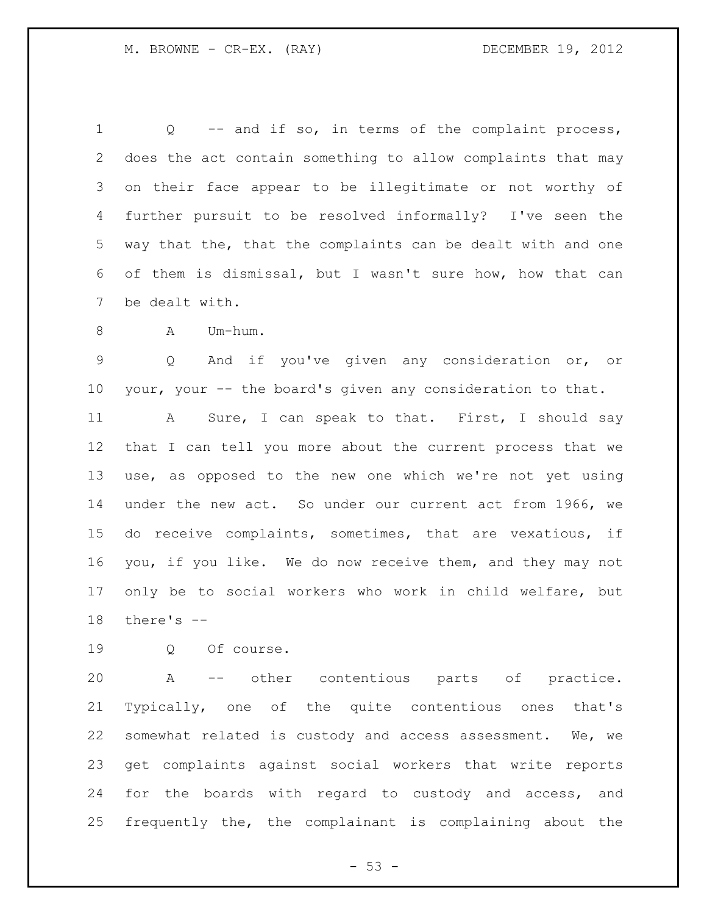Q -- and if so, in terms of the complaint process, does the act contain something to allow complaints that may on their face appear to be illegitimate or not worthy of further pursuit to be resolved informally? I've seen the way that the, that the complaints can be dealt with and one of them is dismissal, but I wasn't sure how, how that can be dealt with.

A Um-hum.

Q And if you've given any consideration or, or your, your -- the board's given any consideration to that.

A Sure, I can speak to that. First, I should say that I can tell you more about the current process that we use, as opposed to the new one which we're not yet using under the new act. So under our current act from 1966, we do receive complaints, sometimes, that are vexatious, if you, if you like. We do now receive them, and they may not only be to social workers who work in child welfare, but there's --

Q Of course.

A -- other contentious parts of practice. Typically, one of the quite contentious ones that's somewhat related is custody and access assessment. We, we get complaints against social workers that write reports for the boards with regard to custody and access, and frequently the, the complainant is complaining about the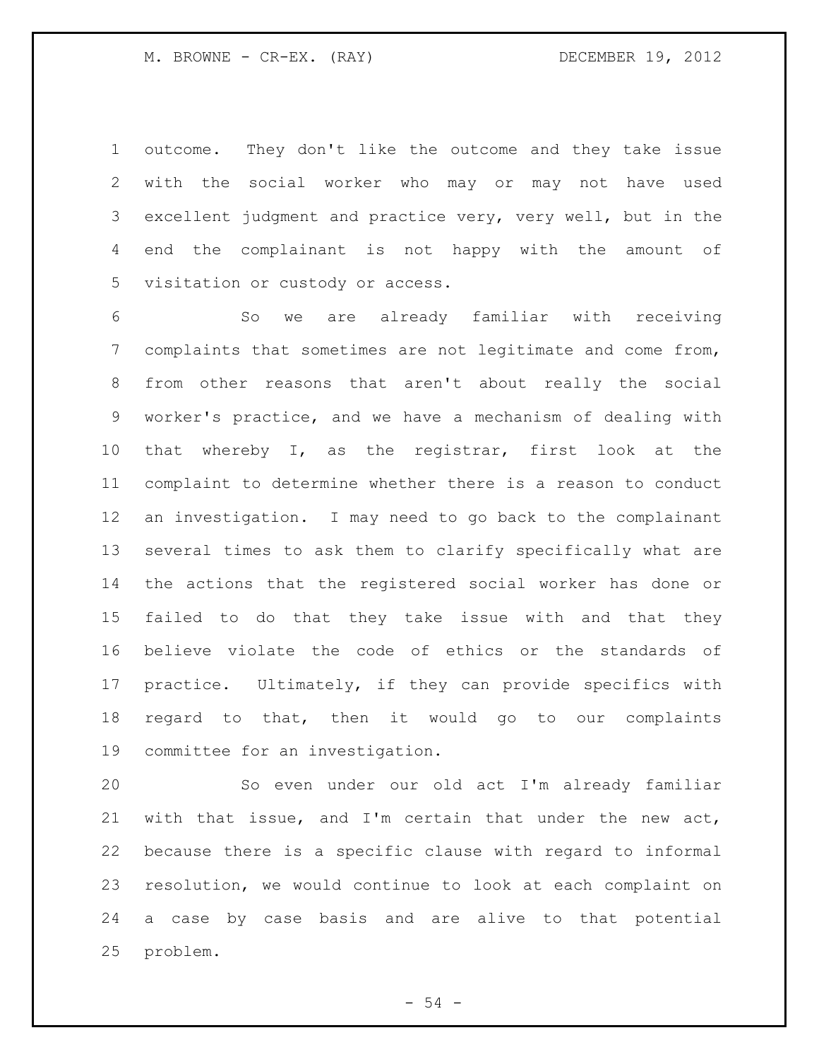outcome. They don't like the outcome and they take issue with the social worker who may or may not have used excellent judgment and practice very, very well, but in the end the complainant is not happy with the amount of visitation or custody or access.

So we are already familiar with receiving complaints that sometimes are not legitimate and come from, from other reasons that aren't about really the social worker's practice, and we have a mechanism of dealing with that whereby I, as the registrar, first look at the complaint to determine whether there is a reason to conduct an investigation. I may need to go back to the complainant several times to ask them to clarify specifically what are the actions that the registered social worker has done or failed to do that they take issue with and that they believe violate the code of ethics or the standards of practice. Ultimately, if they can provide specifics with regard to that, then it would go to our complaints committee for an investigation.

So even under our old act I'm already familiar with that issue, and I'm certain that under the new act, because there is a specific clause with regard to informal resolution, we would continue to look at each complaint on a case by case basis and are alive to that potential problem.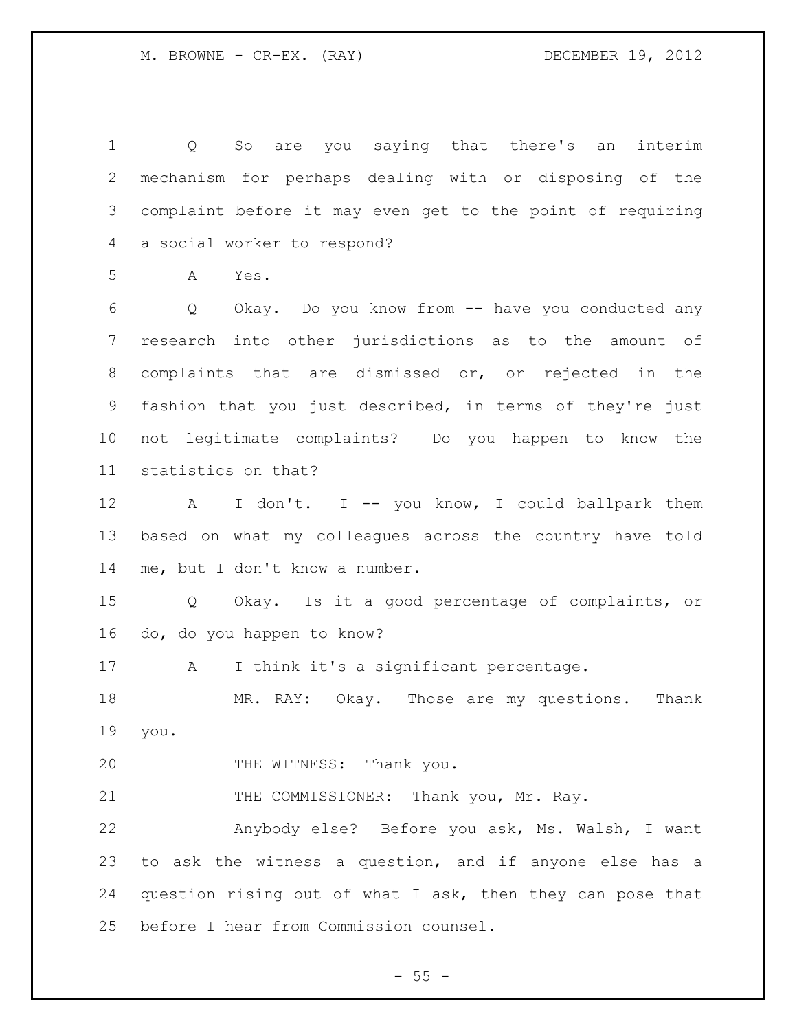Q So are you saying that there's an interim mechanism for perhaps dealing with or disposing of the complaint before it may even get to the point of requiring a social worker to respond?

A Yes.

Q Okay. Do you know from -- have you conducted any research into other jurisdictions as to the amount of complaints that are dismissed or, or rejected in the fashion that you just described, in terms of they're just not legitimate complaints? Do you happen to know the statistics on that?

A I don't. I -- you know, I could ballpark them based on what my colleagues across the country have told me, but I don't know a number.

Q Okay. Is it a good percentage of complaints, or do, do you happen to know?

A I think it's a significant percentage.

MR. RAY: Okay. Those are my questions. Thank you.

THE WITNESS: Thank you.

THE COMMISSIONER: Thank you, Mr. Ray.

Anybody else? Before you ask, Ms. Walsh, I want to ask the witness a question, and if anyone else has a question rising out of what I ask, then they can pose that before I hear from Commission counsel.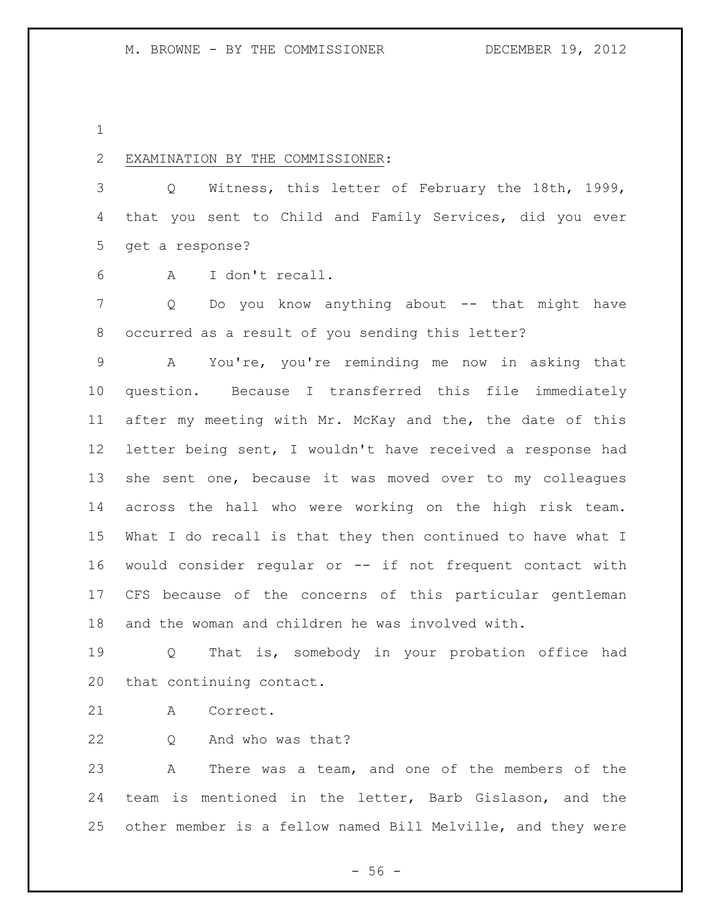EXAMINATION BY THE COMMISSIONER:

Q Witness, this letter of February the 18th, 1999, that you sent to Child and Family Services, did you ever get a response?

A I don't recall.

Q Do you know anything about -- that might have occurred as a result of you sending this letter?

A You're, you're reminding me now in asking that question. Because I transferred this file immediately after my meeting with Mr. McKay and the, the date of this letter being sent, I wouldn't have received a response had she sent one, because it was moved over to my colleagues across the hall who were working on the high risk team. What I do recall is that they then continued to have what I would consider regular or -- if not frequent contact with CFS because of the concerns of this particular gentleman and the woman and children he was involved with.

Q That is, somebody in your probation office had that continuing contact.

A Correct.

Q And who was that?

A There was a team, and one of the members of the team is mentioned in the letter, Barb Gislason, and the other member is a fellow named Bill Melville, and they were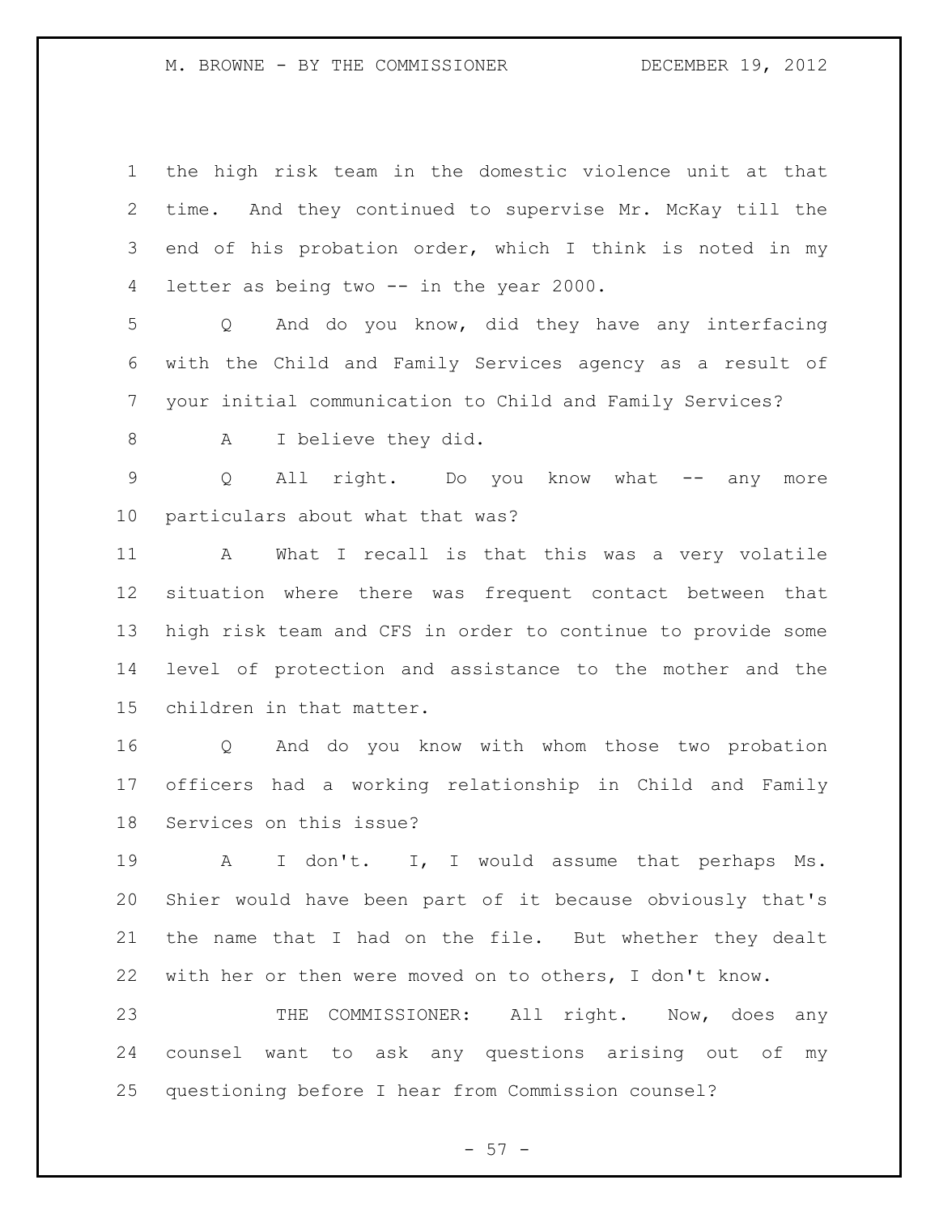the high risk team in the domestic violence unit at that time. And they continued to supervise Mr. McKay till the end of his probation order, which I think is noted in my letter as being two -- in the year 2000.

Q And do you know, did they have any interfacing with the Child and Family Services agency as a result of your initial communication to Child and Family Services?

A I believe they did.

Q All right. Do you know what -- any more particulars about what that was?

A What I recall is that this was a very volatile situation where there was frequent contact between that high risk team and CFS in order to continue to provide some level of protection and assistance to the mother and the children in that matter.

Q And do you know with whom those two probation officers had a working relationship in Child and Family Services on this issue?

A I don't. I, I would assume that perhaps Ms. Shier would have been part of it because obviously that's the name that I had on the file. But whether they dealt with her or then were moved on to others, I don't know.

THE COMMISSIONER: All right. Now, does any counsel want to ask any questions arising out of my questioning before I hear from Commission counsel?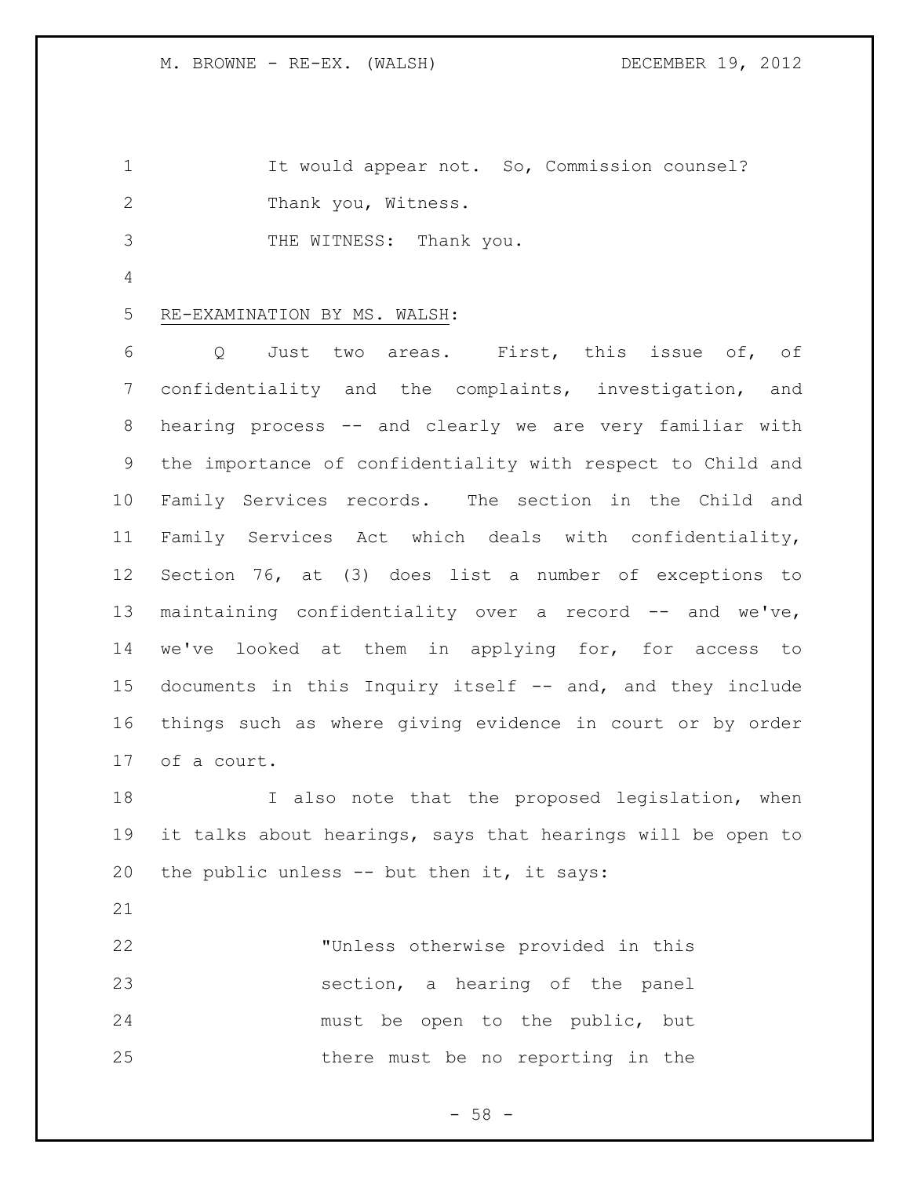It would appear not. So, Commission counsel? Thank you, Witness.

THE WITNESS: Thank you.

RE-EXAMINATION BY MS. WALSH:

Q Just two areas. First, this issue of, of confidentiality and the complaints, investigation, and hearing process -- and clearly we are very familiar with the importance of confidentiality with respect to Child and Family Services records. The section in the Child and Family Services Act which deals with confidentiality, Section 76, at (3) does list a number of exceptions to maintaining confidentiality over a record -- and we've, we've looked at them in applying for, for access to documents in this Inquiry itself -- and, and they include things such as where giving evidence in court or by order of a court.

I also note that the proposed legislation, when it talks about hearings, says that hearings will be open to the public unless -- but then it, it says:

> "Unless otherwise provided in this section, a hearing of the panel must be open to the public, but there must be no reporting in the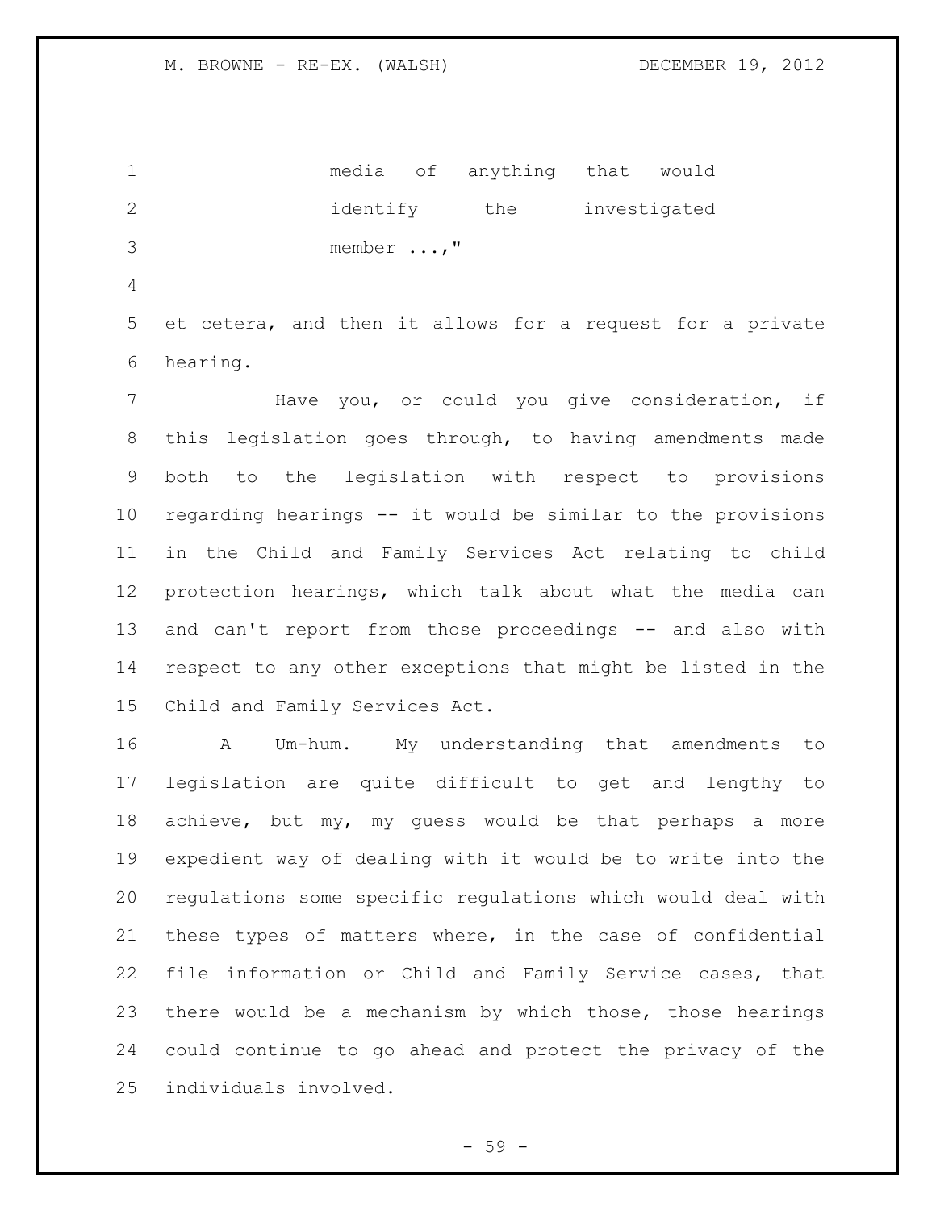media of anything that would identify the investigated member ...,"

et cetera, and then it allows for a request for a private hearing.

Have you, or could you give consideration, if this legislation goes through, to having amendments made both to the legislation with respect to provisions regarding hearings -- it would be similar to the provisions in the Child and Family Services Act relating to child protection hearings, which talk about what the media can and can't report from those proceedings -- and also with respect to any other exceptions that might be listed in the Child and Family Services Act.

A Um-hum. My understanding that amendments to legislation are quite difficult to get and lengthy to achieve, but my, my guess would be that perhaps a more expedient way of dealing with it would be to write into the regulations some specific regulations which would deal with these types of matters where, in the case of confidential file information or Child and Family Service cases, that there would be a mechanism by which those, those hearings could continue to go ahead and protect the privacy of the individuals involved.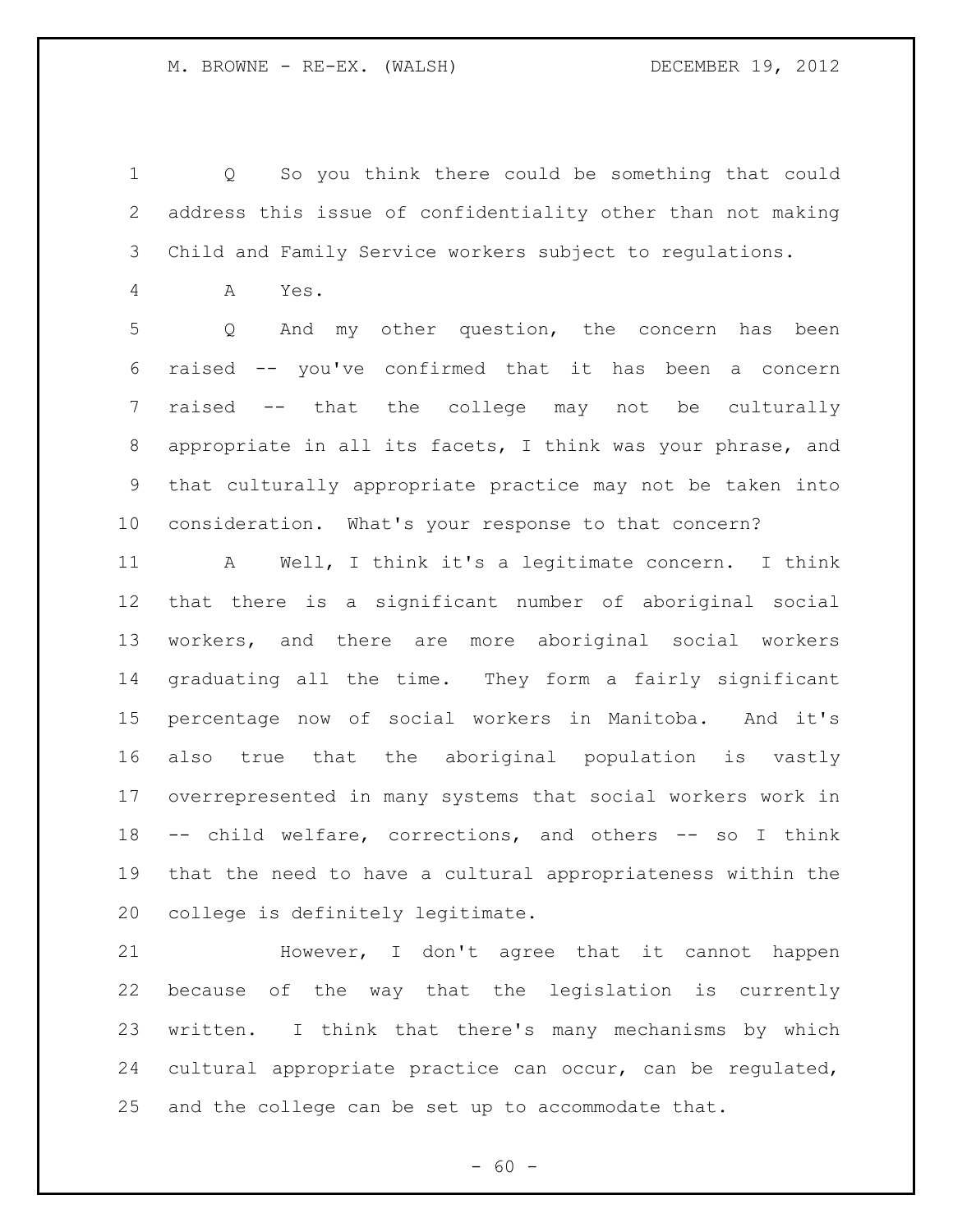Q So you think there could be something that could address this issue of confidentiality other than not making Child and Family Service workers subject to regulations.

A Yes.

Q And my other question, the concern has been raised -- you've confirmed that it has been a concern raised -- that the college may not be culturally appropriate in all its facets, I think was your phrase, and that culturally appropriate practice may not be taken into consideration. What's your response to that concern?

A Well, I think it's a legitimate concern. I think that there is a significant number of aboriginal social workers, and there are more aboriginal social workers graduating all the time. They form a fairly significant percentage now of social workers in Manitoba. And it's also true that the aboriginal population is vastly overrepresented in many systems that social workers work in -- child welfare, corrections, and others -- so I think that the need to have a cultural appropriateness within the college is definitely legitimate.

However, I don't agree that it cannot happen because of the way that the legislation is currently written. I think that there's many mechanisms by which cultural appropriate practice can occur, can be regulated, and the college can be set up to accommodate that.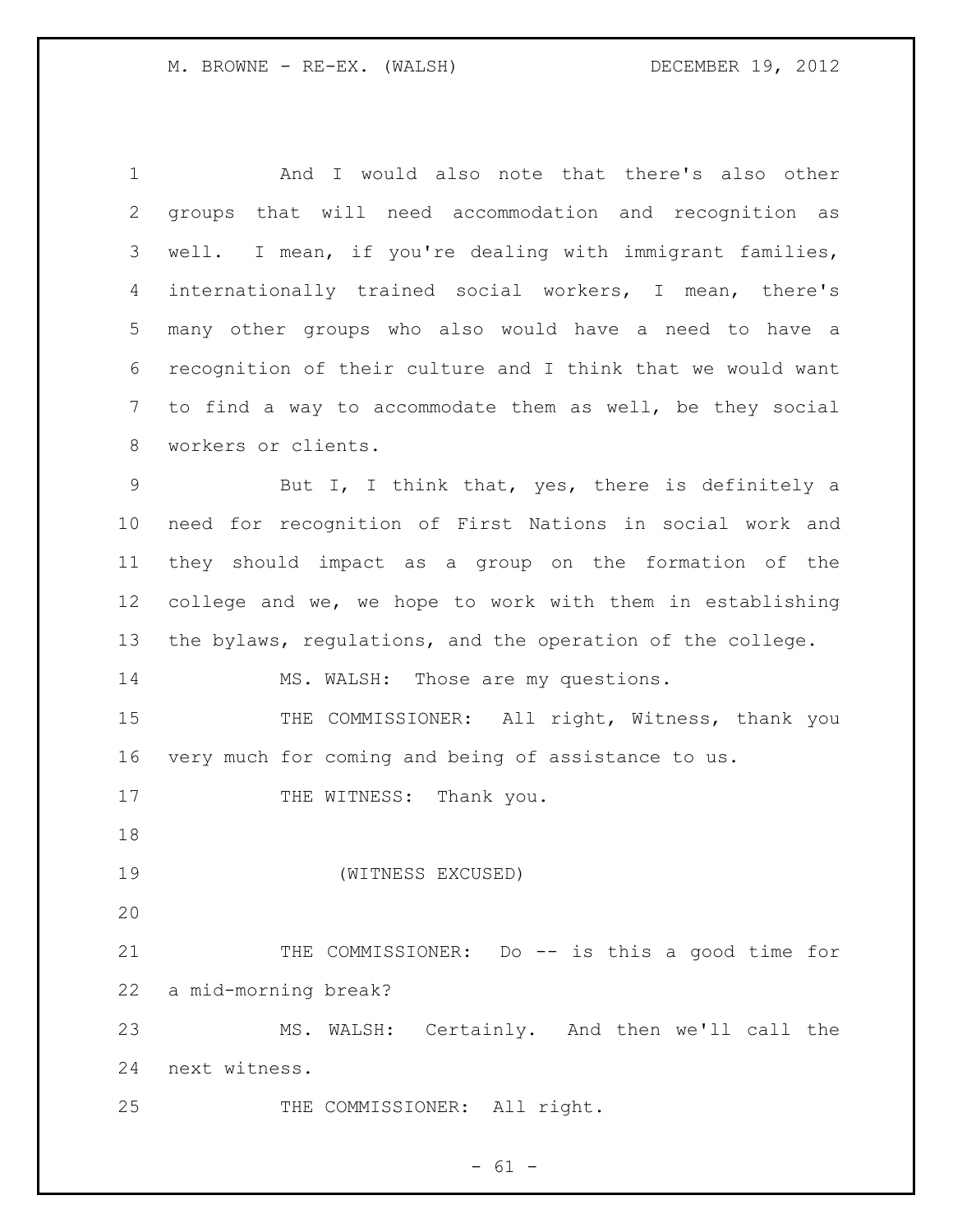And I would also note that there's also other groups that will need accommodation and recognition as well. I mean, if you're dealing with immigrant families, internationally trained social workers, I mean, there's many other groups who also would have a need to have a recognition of their culture and I think that we would want to find a way to accommodate them as well, be they social workers or clients.

But I, I think that, yes, there is definitely a need for recognition of First Nations in social work and they should impact as a group on the formation of the college and we, we hope to work with them in establishing the bylaws, regulations, and the operation of the college.

MS. WALSH: Those are my questions.

THE COMMISSIONER: All right, Witness, thank you very much for coming and being of assistance to us.

THE WITNESS: Thank you.

(WITNESS EXCUSED)

THE COMMISSIONER: Do -- is this a good time for a mid-morning break?

MS. WALSH: Certainly. And then we'll call the next witness.

THE COMMISSIONER: All right.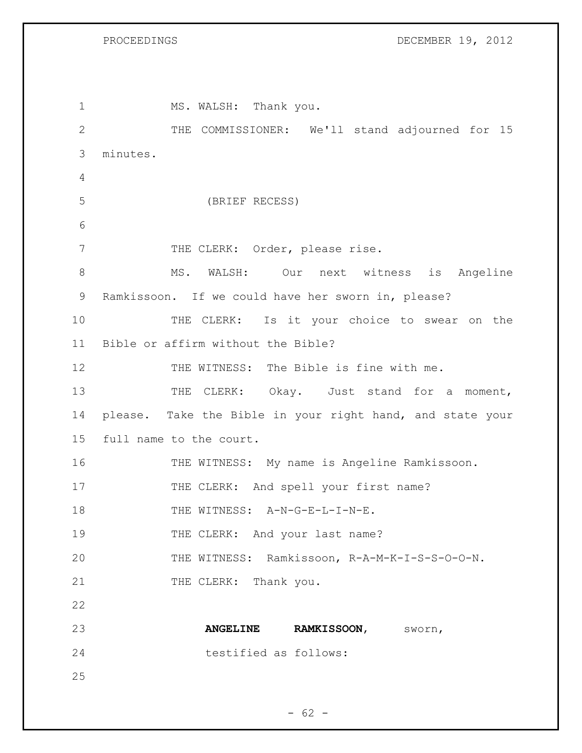MS. WALSH: Thank you.

THE COMMISSIONER: We'll stand adjourned for 15 minutes.

(BRIEF RECESS)

THE CLERK: Order, please rise.

MS. WALSH: Our next witness is Angeline Ramkissoon. If we could have her sworn in, please?

THE CLERK: Is it your choice to swear on the Bible or affirm without the Bible?

THE WITNESS: The Bible is fine with me.

THE CLERK: Okay. Just stand for a moment, please. Take the Bible in your right hand, and state your full name to the court.

THE WITNESS: My name is Angeline Ramkissoon.

THE CLERK: And spell your first name?

THE WITNESS: A-N-G-E-L-I-N-E.

THE CLERK: And your last name?

THE WITNESS: Ramkissoon, R-A-M-K-I-S-S-O-O-N.

THE CLERK: Thank you.

**ANGELINE RAMKISSOON,** sworn, testified as follows: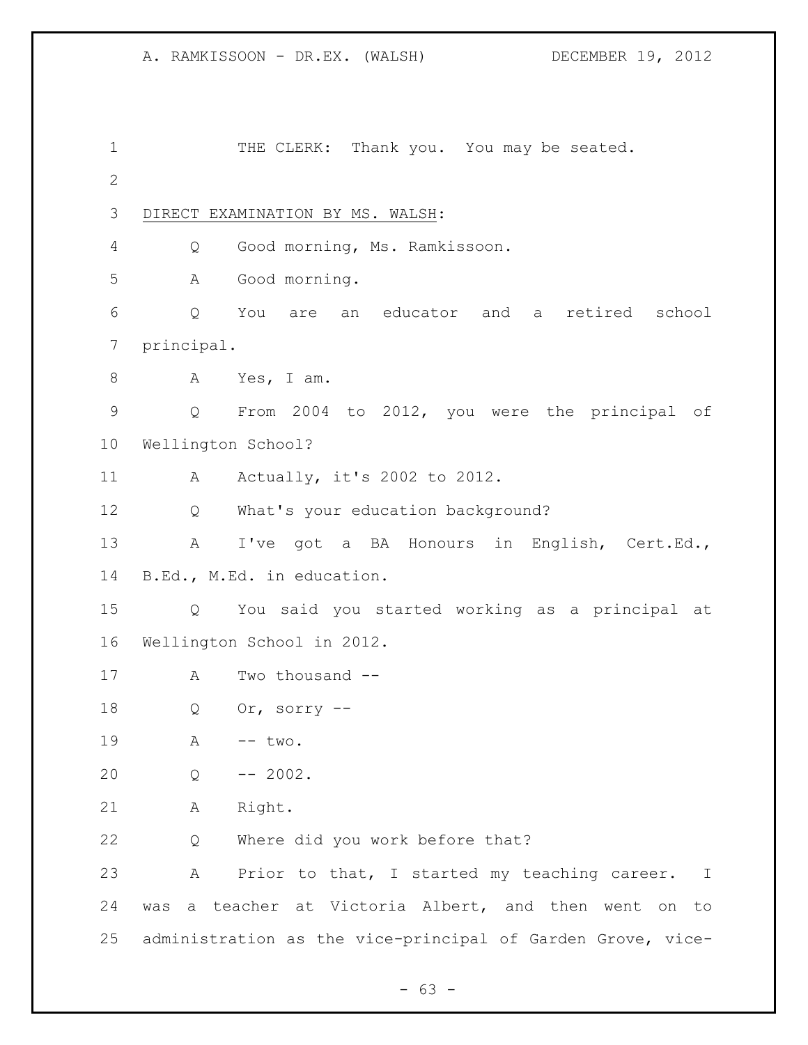THE CLERK: Thank you. You may be seated.

DIRECT EXAMINATION BY MS. WALSH:

Q Good morning, Ms. Ramkissoon.

A Good morning.

Q You are an educator and a retired school principal.

A Yes, I am.

Q From 2004 to 2012, you were the principal of Wellington School?

A Actually, it's 2002 to 2012.

Q What's your education background?

A I've got a BA Honours in English, Cert.Ed., B.Ed., M.Ed. in education.

Q You said you started working as a principal at Wellington School in 2012.

A Two thousand --

Q Or, sorry --

A -- two.

Q -- 2002.

A Right.

Q Where did you work before that?

A Prior to that, I started my teaching career. I was a teacher at Victoria Albert, and then went on to administration as the vice-principal of Garden Grove, vice-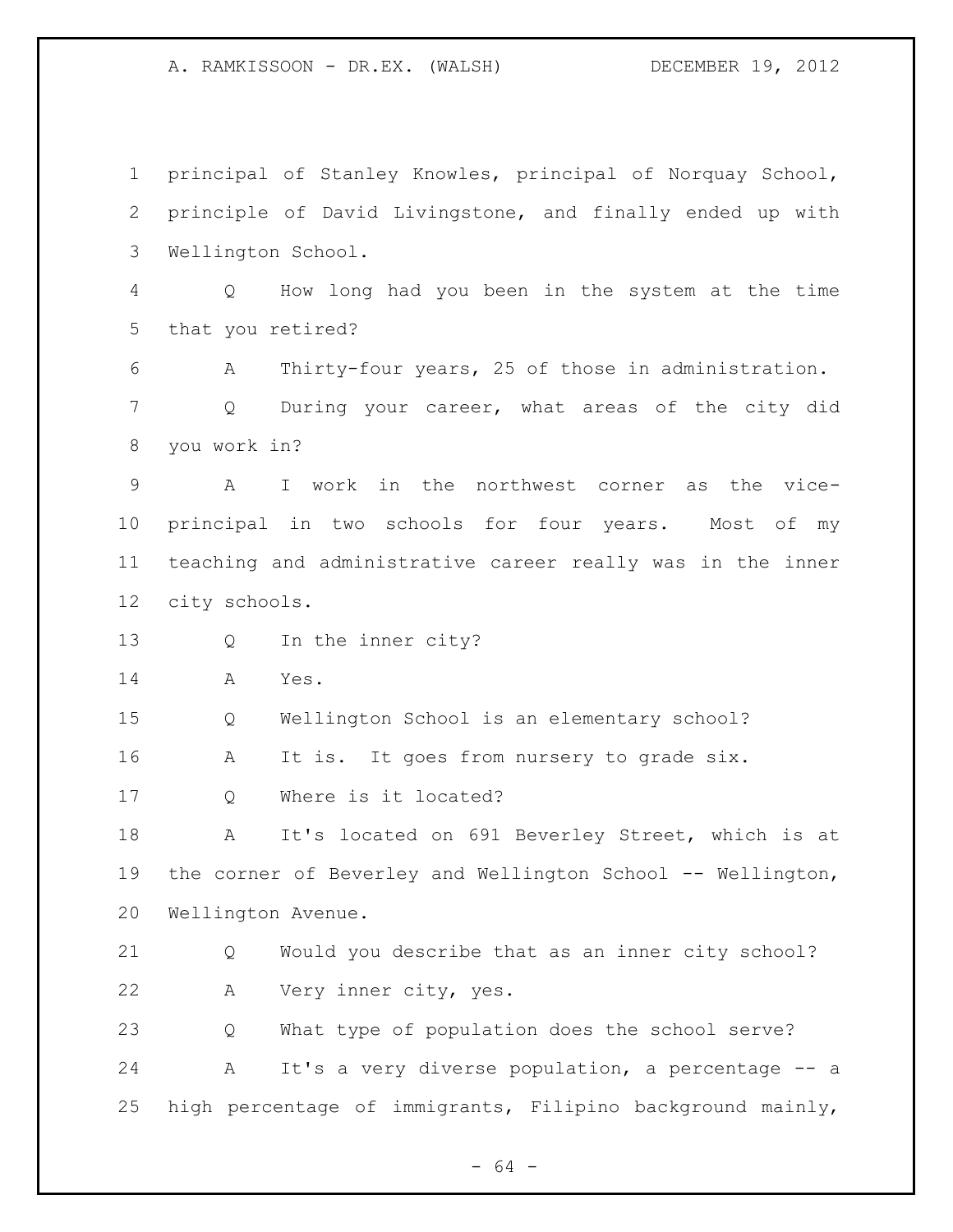principal of Stanley Knowles, principal of Norquay School, principle of David Livingstone, and finally ended up with Wellington School.

Q How long had you been in the system at the time that you retired?

A Thirty-four years, 25 of those in administration.

Q During your career, what areas of the city did you work in?

A I work in the northwest corner as the vice-principal in two schools for four years. Most of my teaching and administrative career really was in the inner city schools.

Q In the inner city?

A Yes.

Q Wellington School is an elementary school?

A It is. It goes from nursery to grade six.

Q Where is it located?

A It's located on 691 Beverley Street, which is at the corner of Beverley and Wellington School -- Wellington, Wellington Avenue.

Q Would you describe that as an inner city school?

A Very inner city, yes.

Q What type of population does the school serve?

A It's a very diverse population, a percentage -- a high percentage of immigrants, Filipino background mainly,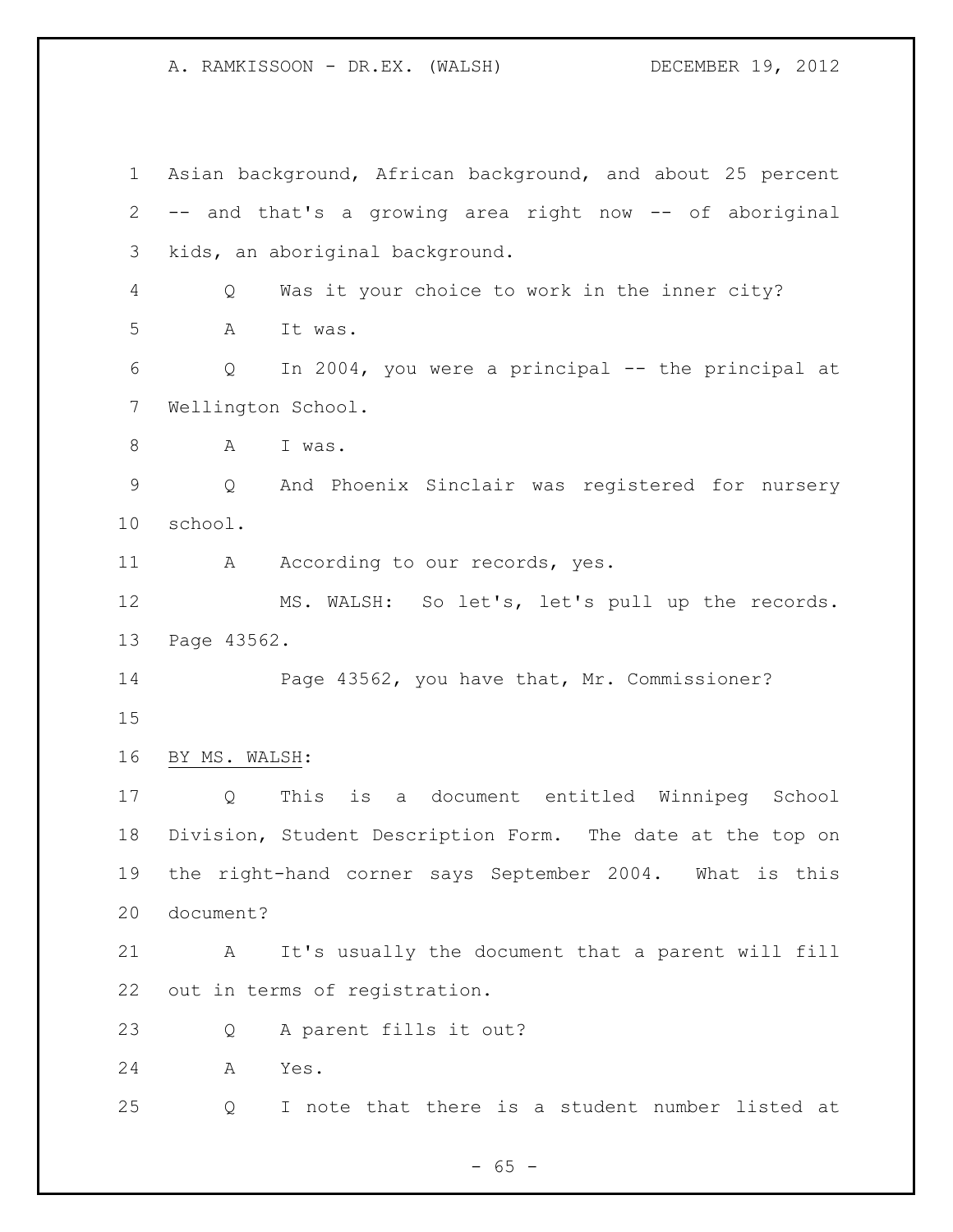Asian background, African background, and about 25 percent -- and that's a growing area right now -- of aboriginal kids, an aboriginal background.

Q Was it your choice to work in the inner city?

A It was.

Q In 2004, you were a principal -- the principal at Wellington School.

A I was.

Q And Phoenix Sinclair was registered for nursery school.

A According to our records, yes.

MS. WALSH: So let's, let's pull up the records. Page 43562.

Page 43562, you have that, Mr. Commissioner?

BY MS. WALSH:

Q This is a document entitled Winnipeg School Division, Student Description Form. The date at the top on the right-hand corner says September 2004. What is this document?

A It's usually the document that a parent will fill out in terms of registration.

Q A parent fills it out?

A Yes.

Q I note that there is a student number listed at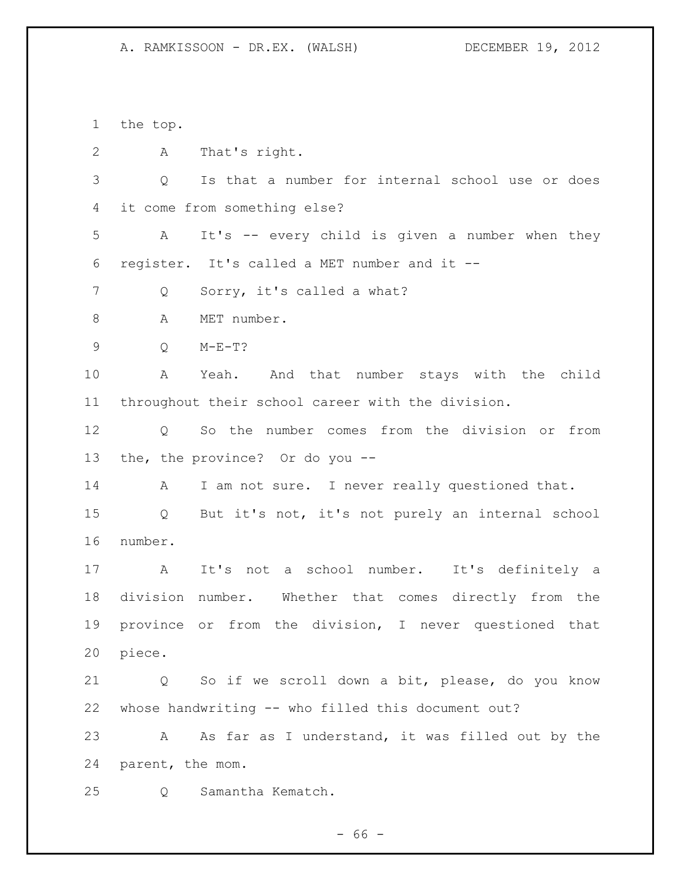the top.

A That's right.

Q Is that a number for internal school use or does it come from something else?

A It's -- every child is given a number when they register. It's called a MET number and it --

Q Sorry, it's called a what?

A MET number.

Q M-E-T?

A Yeah. And that number stays with the child throughout their school career with the division.

Q So the number comes from the division or from the, the province? Or do you --

A I am not sure. I never really questioned that.

Q But it's not, it's not purely an internal school number.

A It's not a school number. It's definitely a division number. Whether that comes directly from the province or from the division, I never questioned that piece.

Q So if we scroll down a bit, please, do you know whose handwriting -- who filled this document out?

A As far as I understand, it was filled out by the parent, the mom.

Q Samantha Kematch.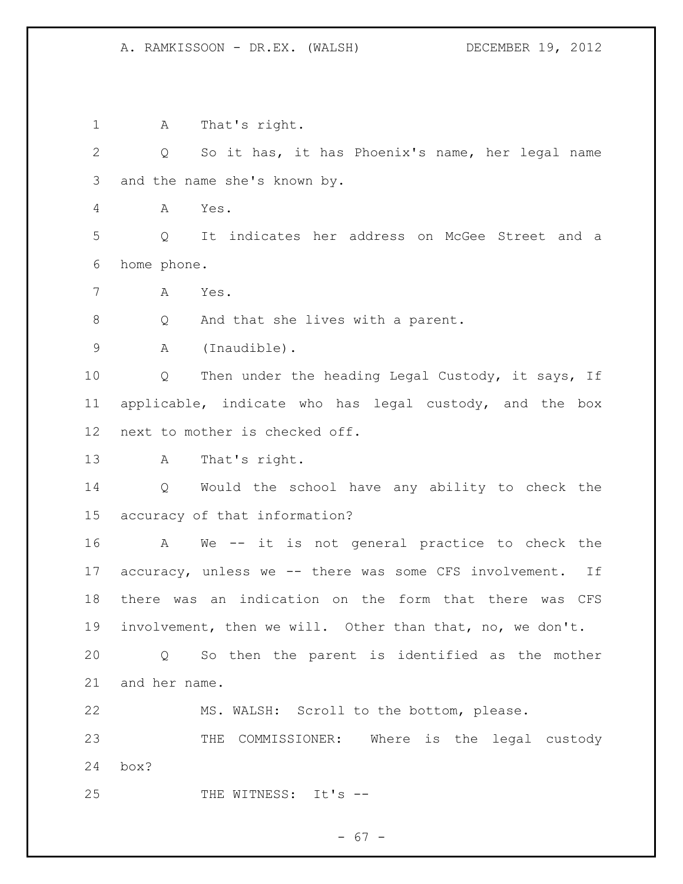A That's right.

Q So it has, it has Phoenix's name, her legal name and the name she's known by.

A Yes.

Q It indicates her address on McGee Street and a home phone.

A Yes.

Q And that she lives with a parent.

A (Inaudible).

Q Then under the heading Legal Custody, it says, If applicable, indicate who has legal custody, and the box next to mother is checked off.

A That's right.

Q Would the school have any ability to check the accuracy of that information?

A We -- it is not general practice to check the accuracy, unless we -- there was some CFS involvement. If there was an indication on the form that there was CFS involvement, then we will. Other than that, no, we don't.

Q So then the parent is identified as the mother and her name.

MS. WALSH: Scroll to the bottom, please.

THE COMMISSIONER: Where is the legal custody box?

THE WITNESS: It's --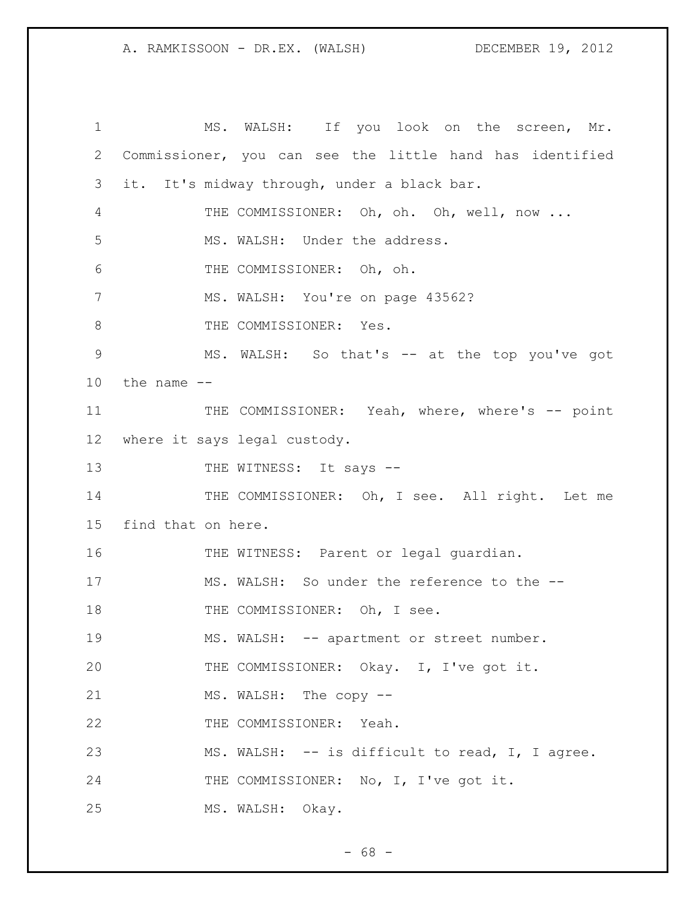MS. WALSH: If you look on the screen, Mr. Commissioner, you can see the little hand has identified it. It's midway through, under a black bar.

THE COMMISSIONER: Oh, oh. Oh, well, now ...

MS. WALSH: Under the address.

THE COMMISSIONER: Oh, oh.

MS. WALSH: You're on page 43562?

THE COMMISSIONER: Yes.

MS. WALSH: So that's -- at the top you've got the name --

THE COMMISSIONER: Yeah, where, where's -- point where it says legal custody.

THE WITNESS: It says --

THE COMMISSIONER: Oh, I see. All right. Let me find that on here.

THE WITNESS: Parent or legal guardian.

MS. WALSH: So under the reference to the --

THE COMMISSIONER: Oh, I see.

MS. WALSH: -- apartment or street number.

THE COMMISSIONER: Okay. I, I've got it.

MS. WALSH: The copy --

THE COMMISSIONER: Yeah.

MS. WALSH: -- is difficult to read, I, I agree.

THE COMMISSIONER: No, I, I've got it.

MS. WALSH: Okay.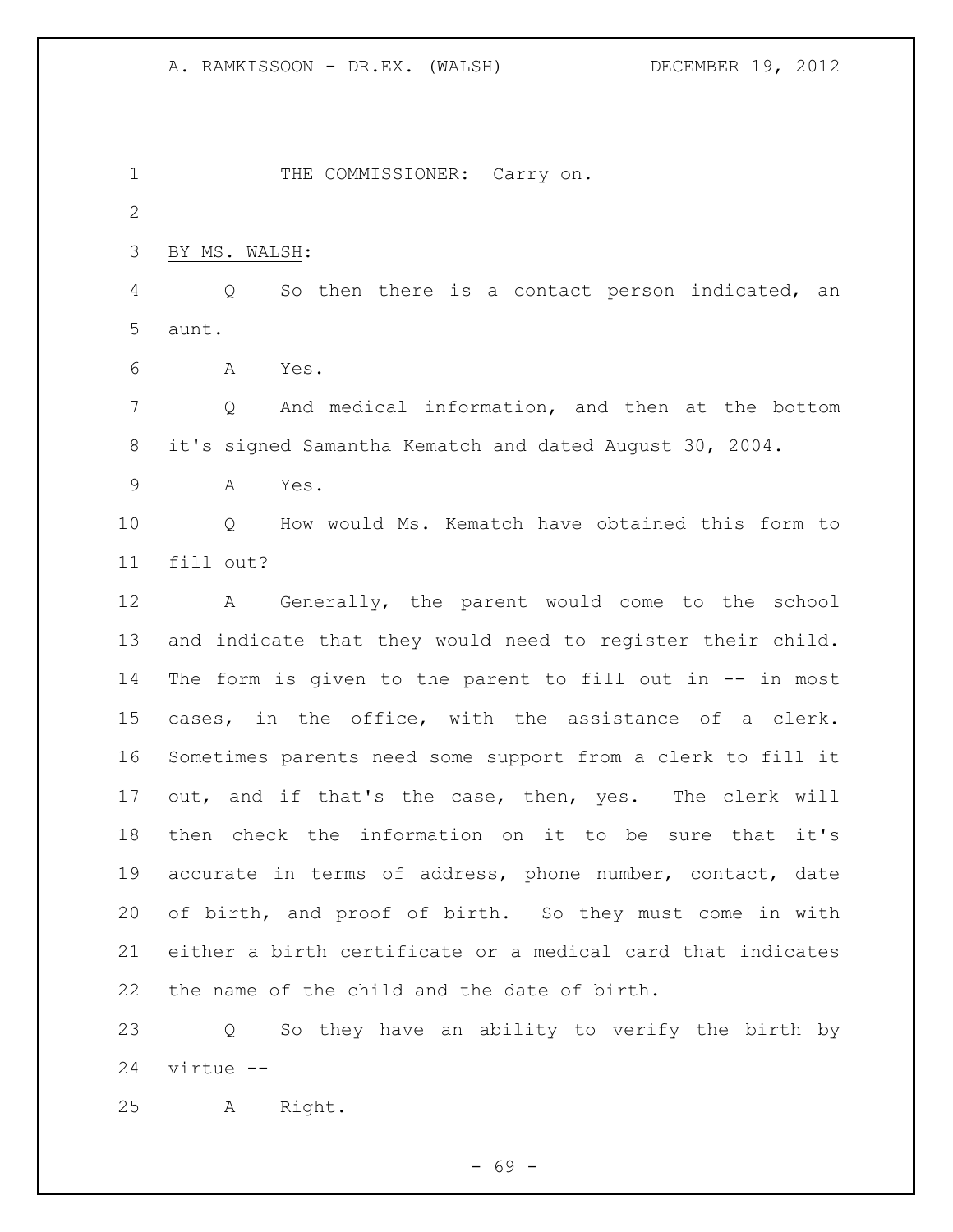THE COMMISSIONER: Carry on.

BY MS. WALSH:

Q So then there is a contact person indicated, an aunt.

A Yes.

Q And medical information, and then at the bottom it's signed Samantha Kematch and dated August 30, 2004.

A Yes.

Q How would Ms. Kematch have obtained this form to fill out?

A Generally, the parent would come to the school and indicate that they would need to register their child. The form is given to the parent to fill out in -- in most cases, in the office, with the assistance of a clerk. Sometimes parents need some support from a clerk to fill it out, and if that's the case, then, yes. The clerk will then check the information on it to be sure that it's accurate in terms of address, phone number, contact, date of birth, and proof of birth. So they must come in with either a birth certificate or a medical card that indicates the name of the child and the date of birth.

Q So they have an ability to verify the birth by virtue --

A Right.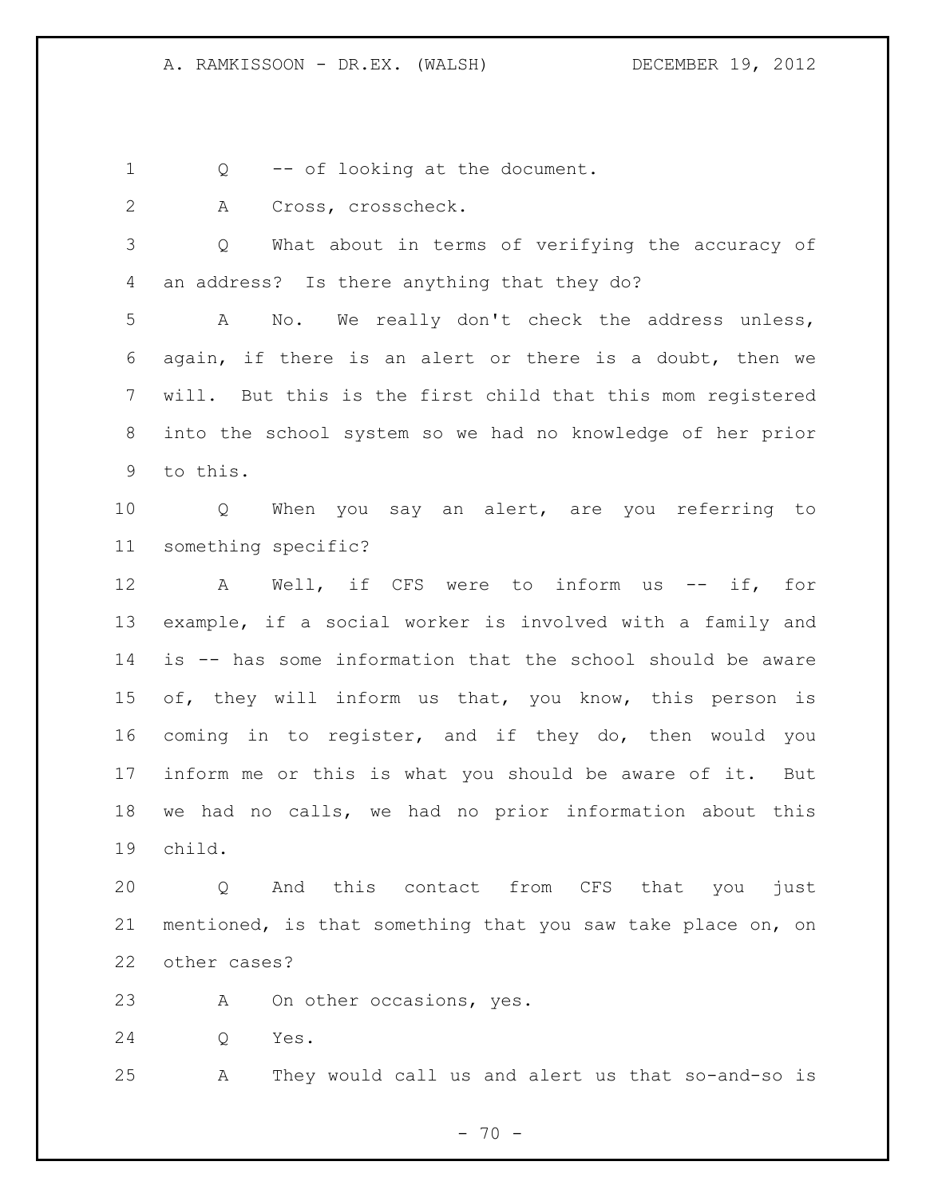Q -- of looking at the document.

A Cross, crosscheck.

Q What about in terms of verifying the accuracy of an address? Is there anything that they do?

A No. We really don't check the address unless, again, if there is an alert or there is a doubt, then we will. But this is the first child that this mom registered into the school system so we had no knowledge of her prior to this.

Q When you say an alert, are you referring to something specific?

A Well, if CFS were to inform us -- if, for example, if a social worker is involved with a family and is -- has some information that the school should be aware of, they will inform us that, you know, this person is coming in to register, and if they do, then would you inform me or this is what you should be aware of it. But we had no calls, we had no prior information about this child.

Q And this contact from CFS that you just mentioned, is that something that you saw take place on, on other cases?

A On other occasions, yes.

Q Yes.

A They would call us and alert us that so-and-so is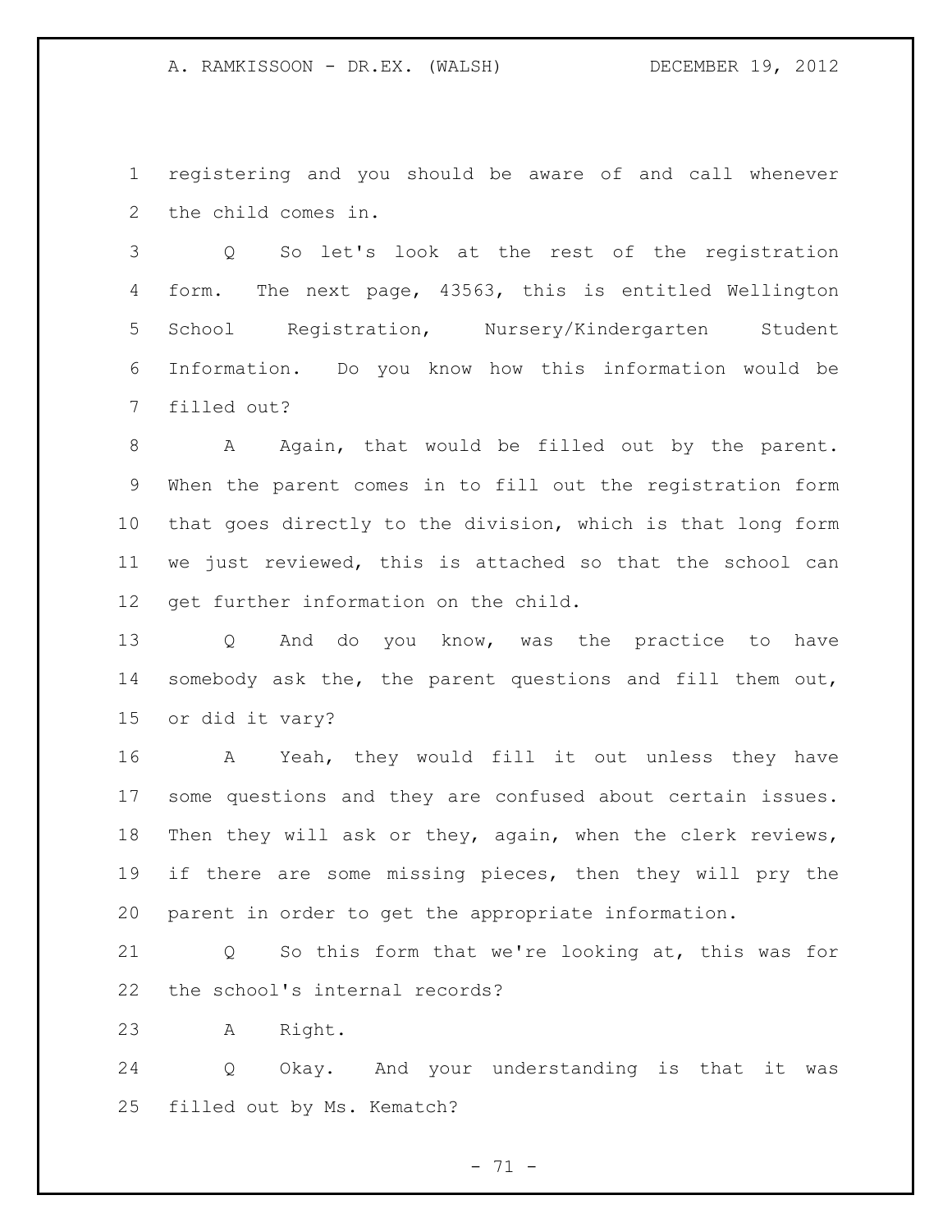registering and you should be aware of and call whenever the child comes in.

Q So let's look at the rest of the registration form. The next page, 43563, this is entitled Wellington School Registration, Nursery/Kindergarten Student Information. Do you know how this information would be filled out?

A Again, that would be filled out by the parent. When the parent comes in to fill out the registration form that goes directly to the division, which is that long form we just reviewed, this is attached so that the school can get further information on the child.

Q And do you know, was the practice to have somebody ask the, the parent questions and fill them out, or did it vary?

A Yeah, they would fill it out unless they have some questions and they are confused about certain issues. Then they will ask or they, again, when the clerk reviews, if there are some missing pieces, then they will pry the parent in order to get the appropriate information.

Q So this form that we're looking at, this was for the school's internal records?

A Right.

Q Okay. And your understanding is that it was filled out by Ms. Kematch?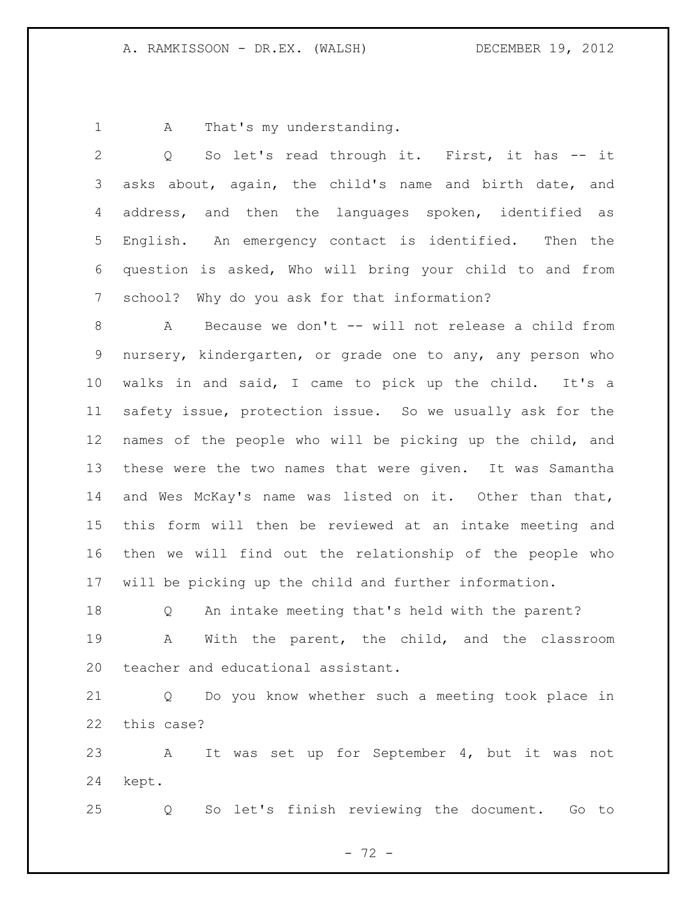A That's my understanding.

Q So let's read through it. First, it has -- it asks about, again, the child's name and birth date, and address, and then the languages spoken, identified as English. An emergency contact is identified. Then the question is asked, Who will bring your child to and from school? Why do you ask for that information?

A Because we don't -- will not release a child from nursery, kindergarten, or grade one to any, any person who walks in and said, I came to pick up the child. It's a safety issue, protection issue. So we usually ask for the names of the people who will be picking up the child, and these were the two names that were given. It was Samantha and Wes McKay's name was listed on it. Other than that, this form will then be reviewed at an intake meeting and then we will find out the relationship of the people who will be picking up the child and further information.

Q An intake meeting that's held with the parent?

A With the parent, the child, and the classroom teacher and educational assistant.

Q Do you know whether such a meeting took place in this case?

A It was set up for September 4, but it was not kept.

Q So let's finish reviewing the document. Go to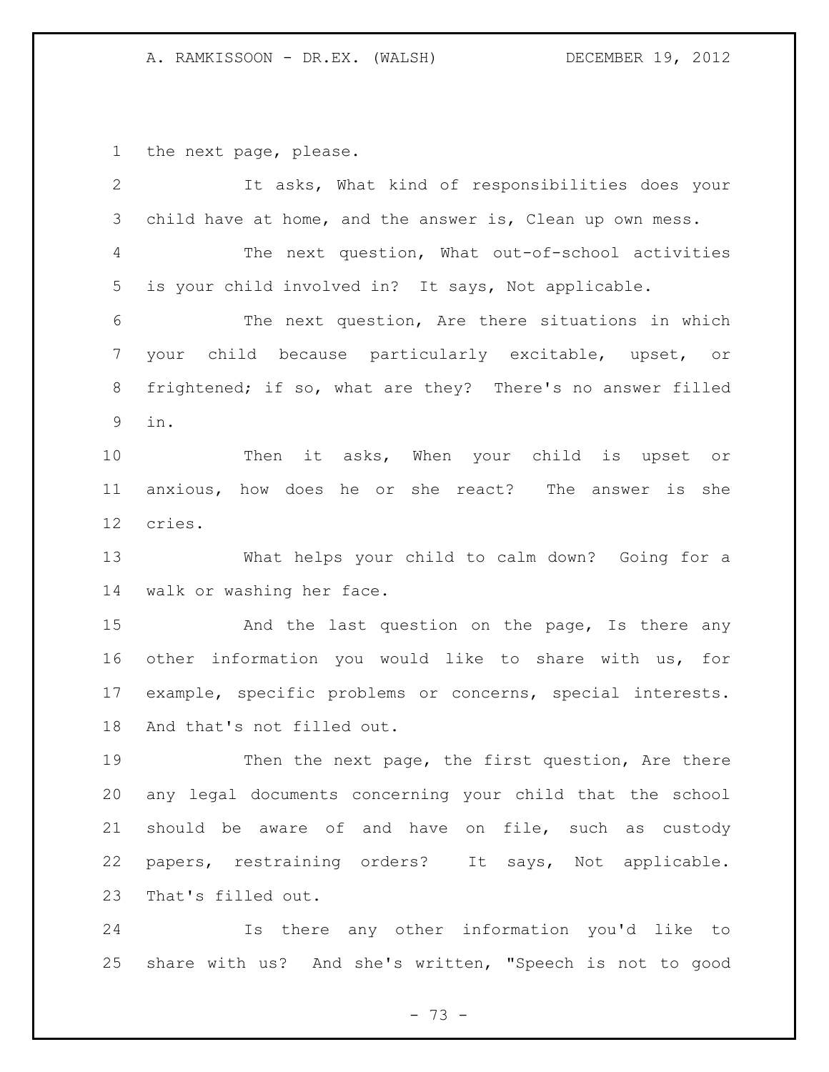the next page, please.

It asks, What kind of responsibilities does your child have at home, and the answer is, Clean up own mess.

The next question, What out-of-school activities is your child involved in? It says, Not applicable.

The next question, Are there situations in which your child because particularly excitable, upset, or frightened; if so, what are they? There's no answer filled in.

Then it asks, When your child is upset or anxious, how does he or she react? The answer is she cries.

What helps your child to calm down? Going for a walk or washing her face.

And the last question on the page, Is there any other information you would like to share with us, for example, specific problems or concerns, special interests. And that's not filled out.

Then the next page, the first question, Are there any legal documents concerning your child that the school should be aware of and have on file, such as custody papers, restraining orders? It says, Not applicable. That's filled out.

Is there any other information you'd like to share with us? And she's written, "Speech is not to good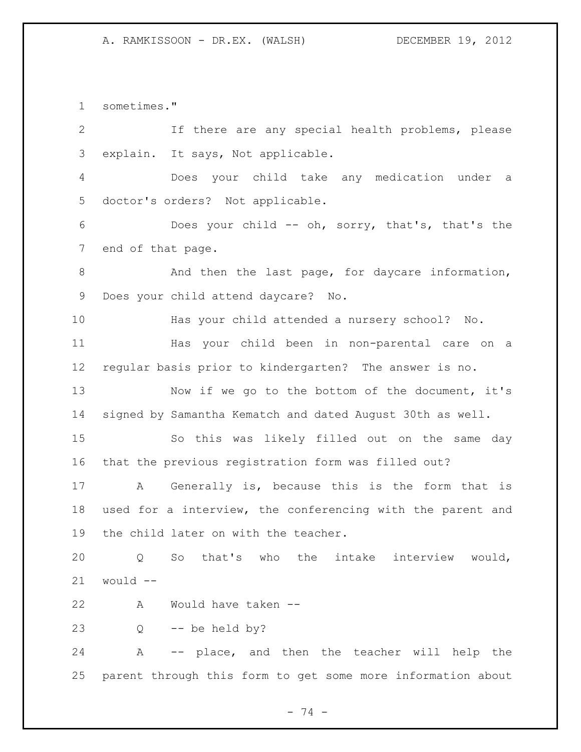sometimes."

If there are any special health problems, please explain. It says, Not applicable.

Does your child take any medication under a doctor's orders? Not applicable.

Does your child -- oh, sorry, that's, that's the end of that page.

And then the last page, for daycare information, Does your child attend daycare? No.

Has your child attended a nursery school? No.

Has your child been in non-parental care on a regular basis prior to kindergarten? The answer is no.

Now if we go to the bottom of the document, it's signed by Samantha Kematch and dated August 30th as well.

So this was likely filled out on the same day that the previous registration form was filled out?

A Generally is, because this is the form that is used for a interview, the conferencing with the parent and the child later on with the teacher.

Q So that's who the intake interview would, would --

A Would have taken --

Q -- be held by?

A -- place, and then the teacher will help the parent through this form to get some more information about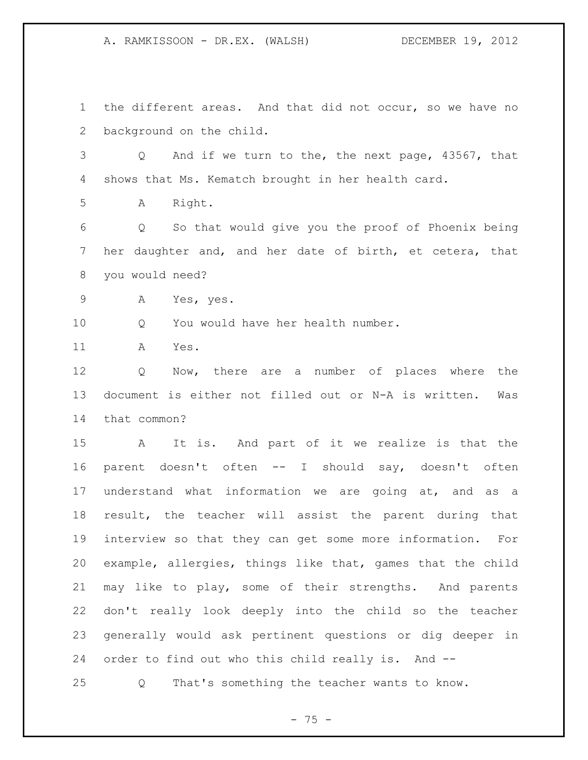the different areas. And that did not occur, so we have no background on the child.

Q And if we turn to the, the next page, 43567, that shows that Ms. Kematch brought in her health card.

A Right.

Q So that would give you the proof of Phoenix being her daughter and, and her date of birth, et cetera, that you would need?

A Yes, yes.

Q You would have her health number.

A Yes.

Q Now, there are a number of places where the document is either not filled out or N-A is written. Was that common?

A It is. And part of it we realize is that the parent doesn't often -- I should say, doesn't often understand what information we are going at, and as a result, the teacher will assist the parent during that interview so that they can get some more information. For example, allergies, things like that, games that the child may like to play, some of their strengths. And parents don't really look deeply into the child so the teacher generally would ask pertinent questions or dig deeper in order to find out who this child really is. And --

Q That's something the teacher wants to know.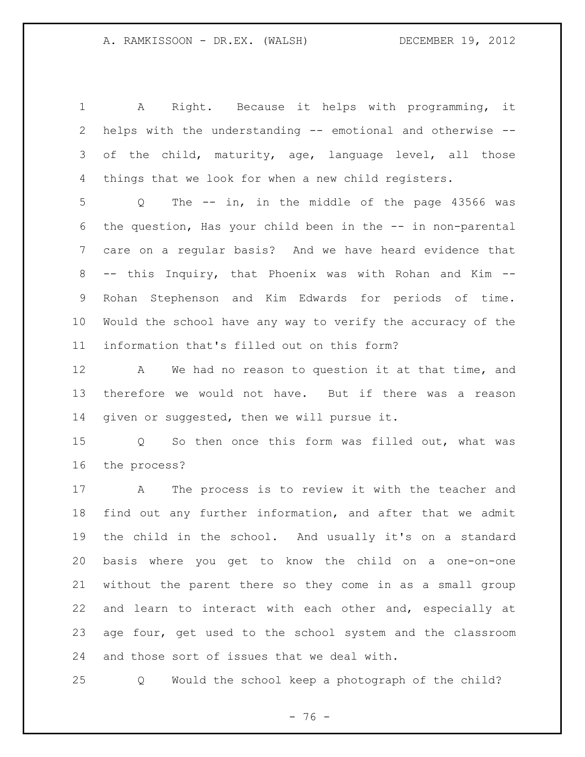A Right. Because it helps with programming, it helps with the understanding -- emotional and otherwise -- of the child, maturity, age, language level, all those things that we look for when a new child registers.

Q The -- in, in the middle of the page 43566 was the question, Has your child been in the -- in non-parental care on a regular basis? And we have heard evidence that -- this Inquiry, that Phoenix was with Rohan and Kim -- Rohan Stephenson and Kim Edwards for periods of time. Would the school have any way to verify the accuracy of the information that's filled out on this form?

A We had no reason to question it at that time, and therefore we would not have. But if there was a reason given or suggested, then we will pursue it.

Q So then once this form was filled out, what was the process?

A The process is to review it with the teacher and find out any further information, and after that we admit the child in the school. And usually it's on a standard basis where you get to know the child on a one-on-one without the parent there so they come in as a small group and learn to interact with each other and, especially at age four, get used to the school system and the classroom and those sort of issues that we deal with.

Q Would the school keep a photograph of the child?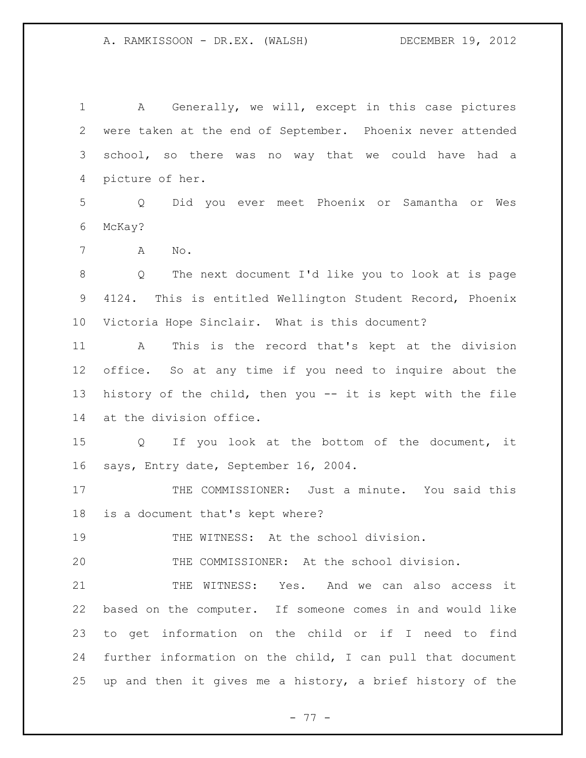A Generally, we will, except in this case pictures were taken at the end of September. Phoenix never attended school, so there was no way that we could have had a picture of her.

Q Did you ever meet Phoenix or Samantha or Wes McKay?

A No.

Q The next document I'd like you to look at is page 4124. This is entitled Wellington Student Record, Phoenix Victoria Hope Sinclair. What is this document?

A This is the record that's kept at the division office. So at any time if you need to inquire about the history of the child, then you -- it is kept with the file at the division office.

Q If you look at the bottom of the document, it says, Entry date, September 16, 2004.

THE COMMISSIONER: Just a minute. You said this is a document that's kept where?

THE WITNESS: At the school division.

THE COMMISSIONER: At the school division.

THE WITNESS: Yes. And we can also access it based on the computer. If someone comes in and would like to get information on the child or if I need to find further information on the child, I can pull that document up and then it gives me a history, a brief history of the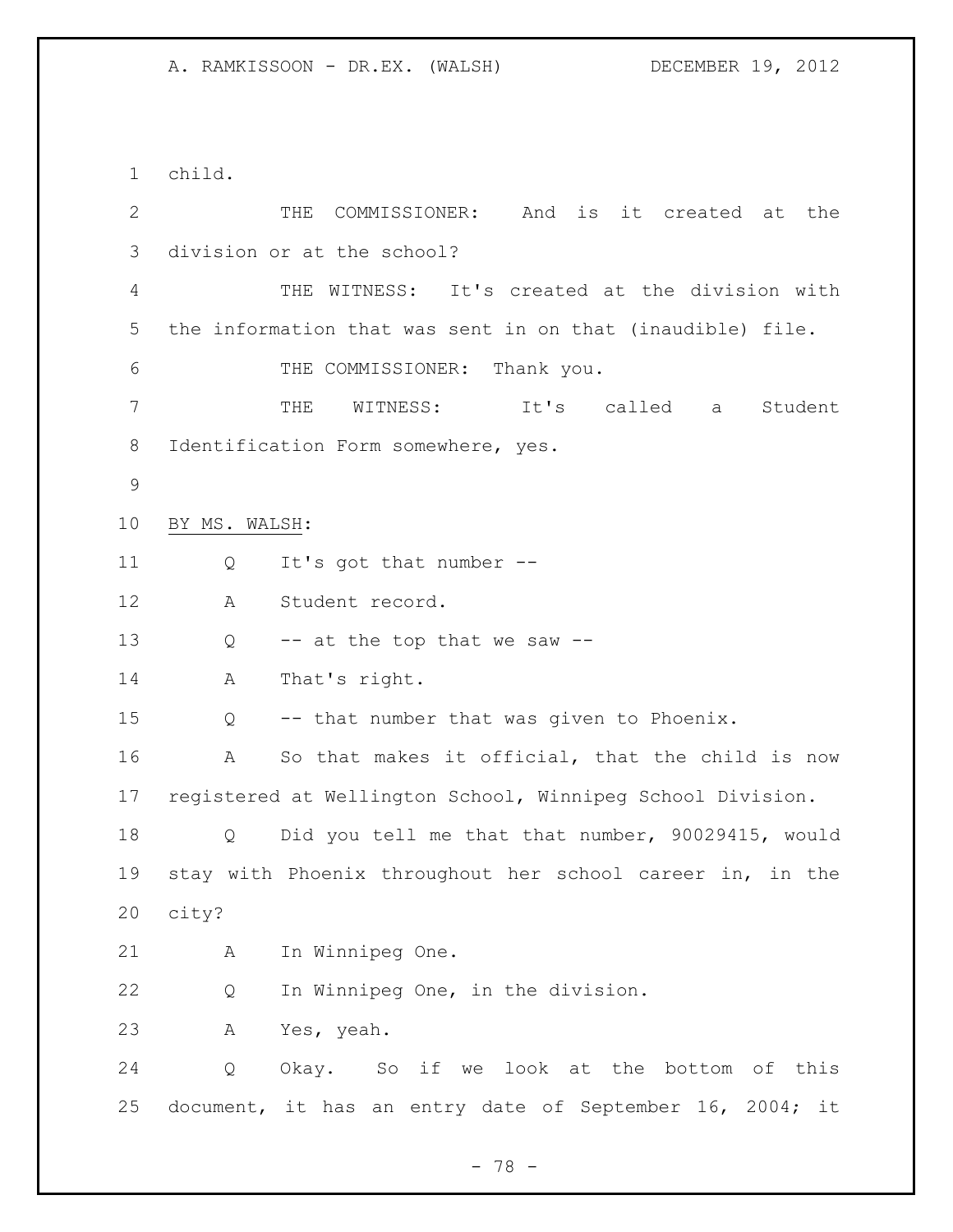child.

THE COMMISSIONER: And is it created at the division or at the school?

THE WITNESS: It's created at the division with the information that was sent in on that (inaudible) file.

THE COMMISSIONER: Thank you.

THE WITNESS: It's called a Student Identification Form somewhere, yes.

BY MS. WALSH:

Q It's got that number --

A Student record.

Q -- at the top that we saw --

A That's right.

Q -- that number that was given to Phoenix.

A So that makes it official, that the child is now registered at Wellington School, Winnipeg School Division.

Q Did you tell me that that number, 90029415, would stay with Phoenix throughout her school career in, in the city?

A In Winnipeg One.

Q In Winnipeg One, in the division.

A Yes, yeah.

Q Okay. So if we look at the bottom of this document, it has an entry date of September 16, 2004; it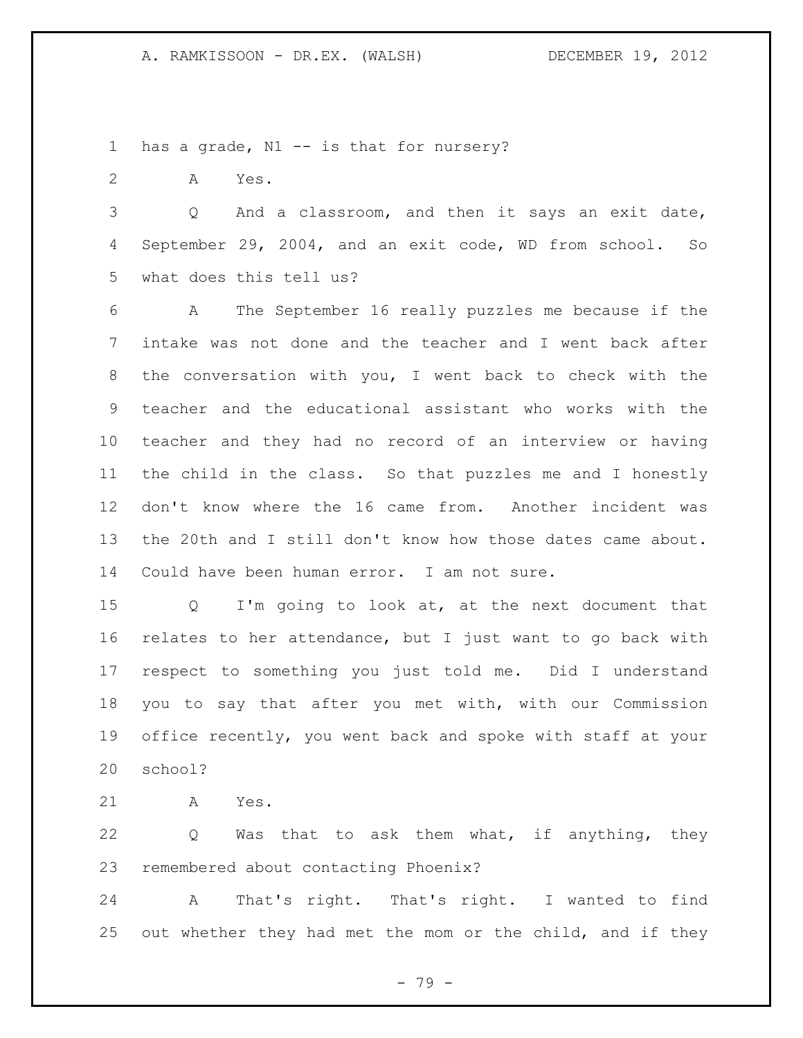has a grade, N1 -- is that for nursery?

A Yes.

Q And a classroom, and then it says an exit date, September 29, 2004, and an exit code, WD from school. So what does this tell us?

A The September 16 really puzzles me because if the intake was not done and the teacher and I went back after the conversation with you, I went back to check with the teacher and the educational assistant who works with the teacher and they had no record of an interview or having the child in the class. So that puzzles me and I honestly don't know where the 16 came from. Another incident was the 20th and I still don't know how those dates came about. Could have been human error. I am not sure.

Q I'm going to look at, at the next document that relates to her attendance, but I just want to go back with respect to something you just told me. Did I understand you to say that after you met with, with our Commission office recently, you went back and spoke with staff at your school?

A Yes.

Q Was that to ask them what, if anything, they remembered about contacting Phoenix?

A That's right. That's right. I wanted to find out whether they had met the mom or the child, and if they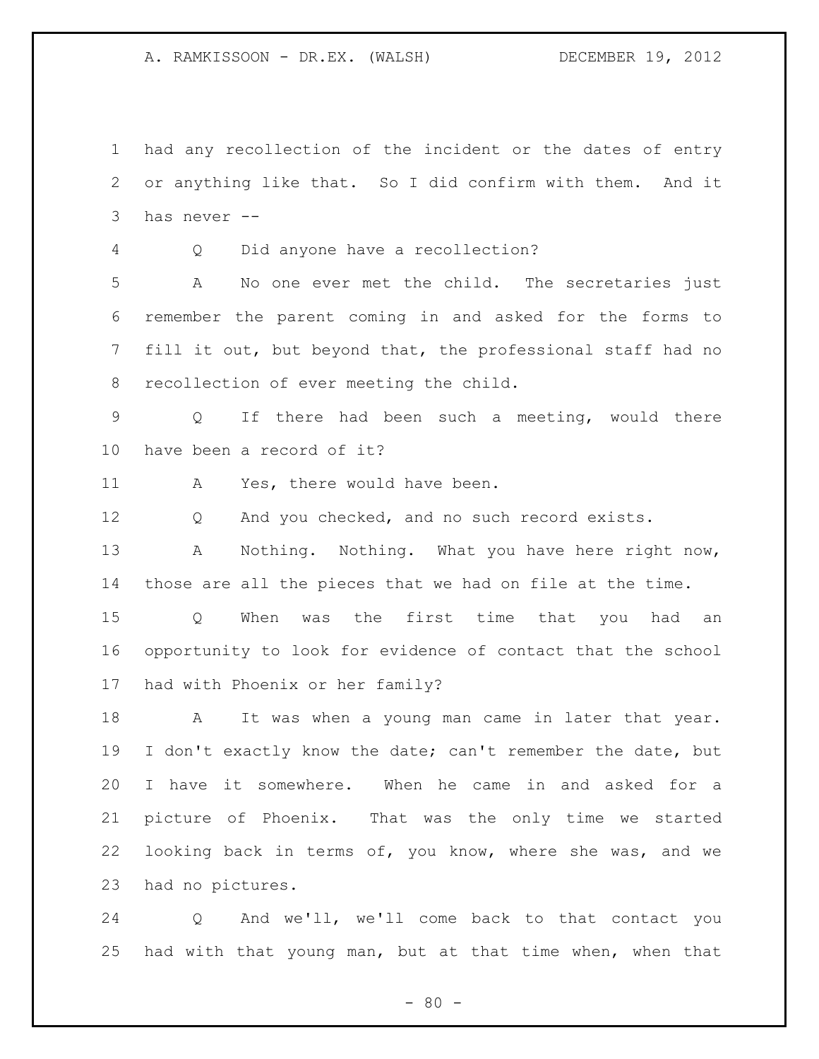had any recollection of the incident or the dates of entry or anything like that. So I did confirm with them. And it has never --

Q Did anyone have a recollection?

A No one ever met the child. The secretaries just remember the parent coming in and asked for the forms to fill it out, but beyond that, the professional staff had no recollection of ever meeting the child.

Q If there had been such a meeting, would there have been a record of it?

A Yes, there would have been.

Q And you checked, and no such record exists.

A Nothing. Nothing. What you have here right now, those are all the pieces that we had on file at the time.

Q When was the first time that you had an opportunity to look for evidence of contact that the school had with Phoenix or her family?

A It was when a young man came in later that year. I don't exactly know the date; can't remember the date, but I have it somewhere. When he came in and asked for a picture of Phoenix. That was the only time we started looking back in terms of, you know, where she was, and we had no pictures.

Q And we'll, we'll come back to that contact you had with that young man, but at that time when, when that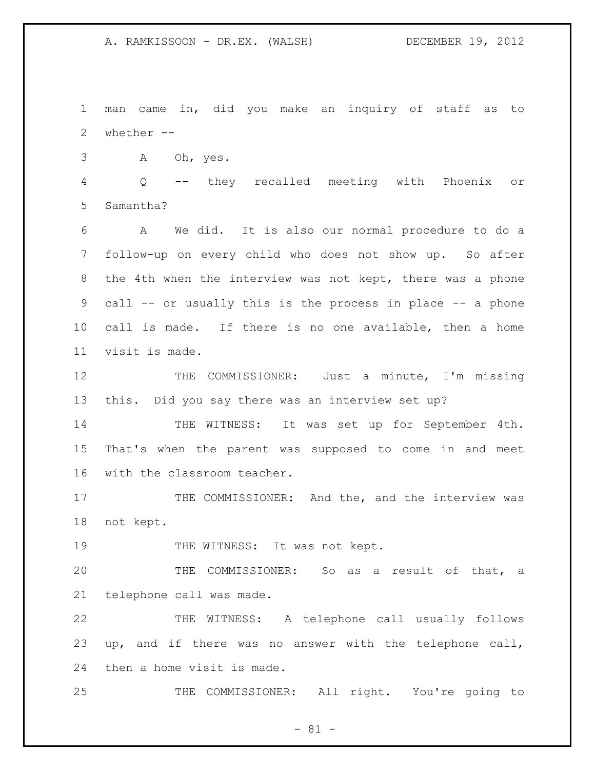man came in, did you make an inquiry of staff as to whether --

A Oh, yes.

Q -- they recalled meeting with Phoenix or Samantha?

A We did. It is also our normal procedure to do a follow-up on every child who does not show up. So after the 4th when the interview was not kept, there was a phone call -- or usually this is the process in place -- a phone call is made. If there is no one available, then a home visit is made.

THE COMMISSIONER: Just a minute, I'm missing this. Did you say there was an interview set up?

THE WITNESS: It was set up for September 4th. That's when the parent was supposed to come in and meet with the classroom teacher.

THE COMMISSIONER: And the, and the interview was not kept.

THE WITNESS: It was not kept.

THE COMMISSIONER: So as a result of that, a telephone call was made.

THE WITNESS: A telephone call usually follows up, and if there was no answer with the telephone call, then a home visit is made.

THE COMMISSIONER: All right. You're going to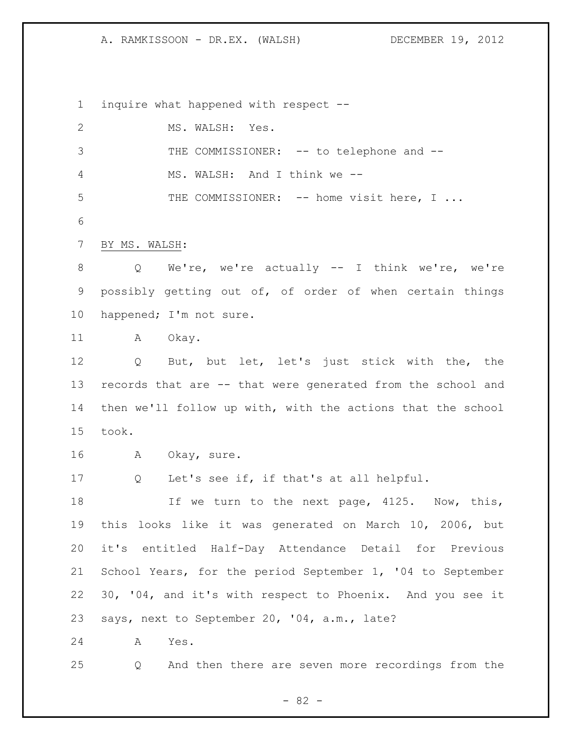inquire what happened with respect --

MS. WALSH: Yes.

THE COMMISSIONER: -- to telephone and --

MS. WALSH: And I think we --

THE COMMISSIONER: -- home visit here, I ...

BY MS. WALSH:

Q We're, we're actually -- I think we're, we're possibly getting out of, of order of when certain things happened; I'm not sure.

A Okay.

Q But, but let, let's just stick with the, the records that are -- that were generated from the school and then we'll follow up with, with the actions that the school took.

A Okay, sure.

Q Let's see if, if that's at all helpful.

If we turn to the next page, 4125. Now, this, this looks like it was generated on March 10, 2006, but it's entitled Half-Day Attendance Detail for Previous School Years, for the period September 1, '04 to September 30, '04, and it's with respect to Phoenix. And you see it says, next to September 20, '04, a.m., late?

A Yes.

Q And then there are seven more recordings from the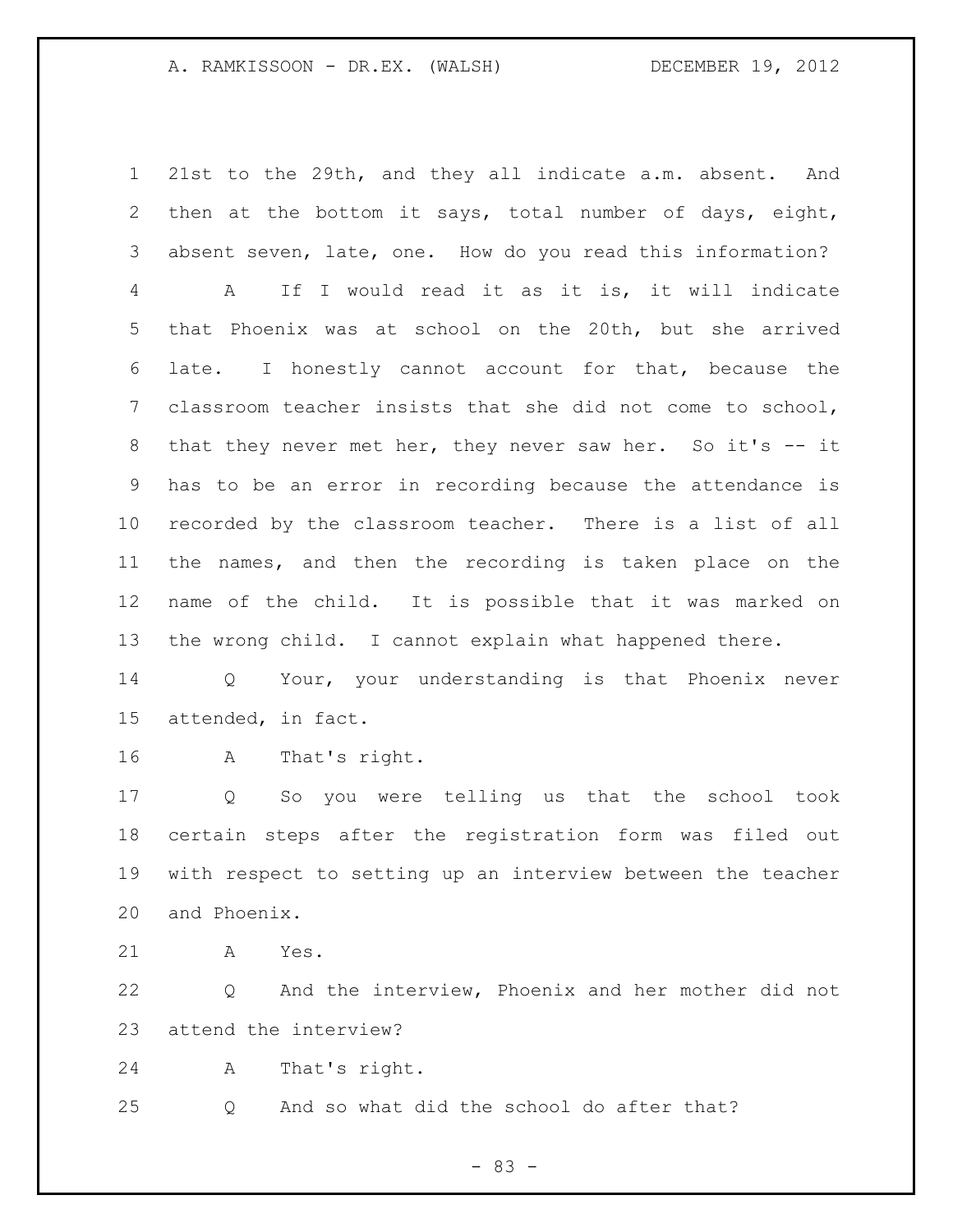21st to the 29th, and they all indicate a.m. absent. And then at the bottom it says, total number of days, eight, absent seven, late, one. How do you read this information?

A If I would read it as it is, it will indicate that Phoenix was at school on the 20th, but she arrived late. I honestly cannot account for that, because the classroom teacher insists that she did not come to school, that they never met her, they never saw her. So it's -- it has to be an error in recording because the attendance is recorded by the classroom teacher. There is a list of all the names, and then the recording is taken place on the name of the child. It is possible that it was marked on the wrong child. I cannot explain what happened there.

Q Your, your understanding is that Phoenix never attended, in fact.

A That's right.

Q So you were telling us that the school took certain steps after the registration form was filed out with respect to setting up an interview between the teacher and Phoenix.

A Yes.

Q And the interview, Phoenix and her mother did not attend the interview?

A That's right.

Q And so what did the school do after that?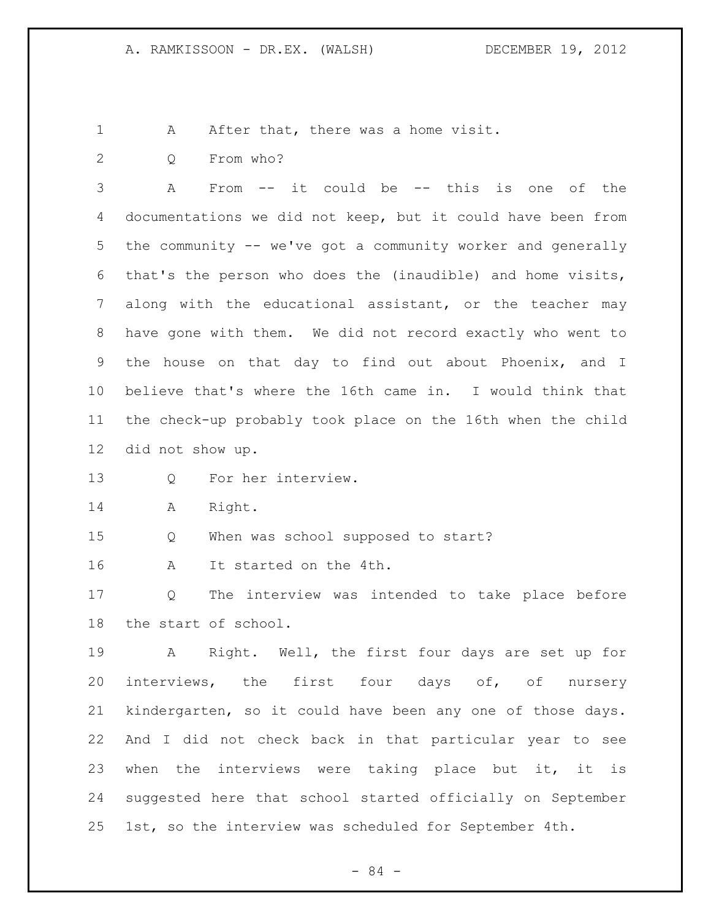A After that, there was a home visit.

Q From who?

A From -- it could be -- this is one of the documentations we did not keep, but it could have been from the community -- we've got a community worker and generally that's the person who does the (inaudible) and home visits, along with the educational assistant, or the teacher may have gone with them. We did not record exactly who went to the house on that day to find out about Phoenix, and I believe that's where the 16th came in. I would think that the check-up probably took place on the 16th when the child did not show up.

Q For her interview.

A Right.

Q When was school supposed to start?

A It started on the 4th.

Q The interview was intended to take place before the start of school.

A Right. Well, the first four days are set up for interviews, the first four days of, of nursery kindergarten, so it could have been any one of those days. And I did not check back in that particular year to see when the interviews were taking place but it, it is suggested here that school started officially on September 1st, so the interview was scheduled for September 4th.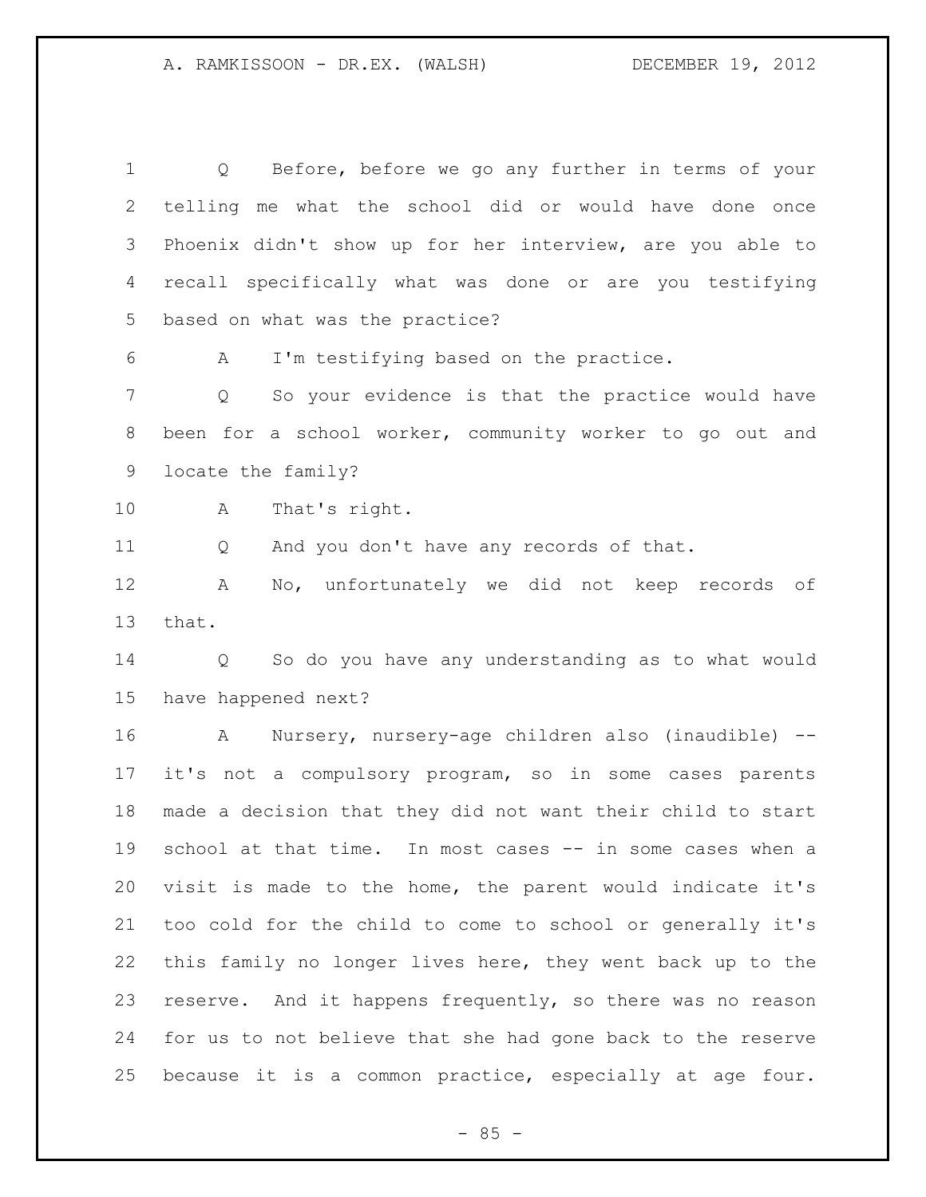Q Before, before we go any further in terms of your telling me what the school did or would have done once Phoenix didn't show up for her interview, are you able to recall specifically what was done or are you testifying based on what was the practice?

A I'm testifying based on the practice.

Q So your evidence is that the practice would have been for a school worker, community worker to go out and locate the family?

A That's right.

Q And you don't have any records of that.

A No, unfortunately we did not keep records of that.

Q So do you have any understanding as to what would have happened next?

A Nursery, nursery-age children also (inaudible) -- it's not a compulsory program, so in some cases parents made a decision that they did not want their child to start school at that time. In most cases -- in some cases when a visit is made to the home, the parent would indicate it's too cold for the child to come to school or generally it's this family no longer lives here, they went back up to the reserve. And it happens frequently, so there was no reason for us to not believe that she had gone back to the reserve because it is a common practice, especially at age four.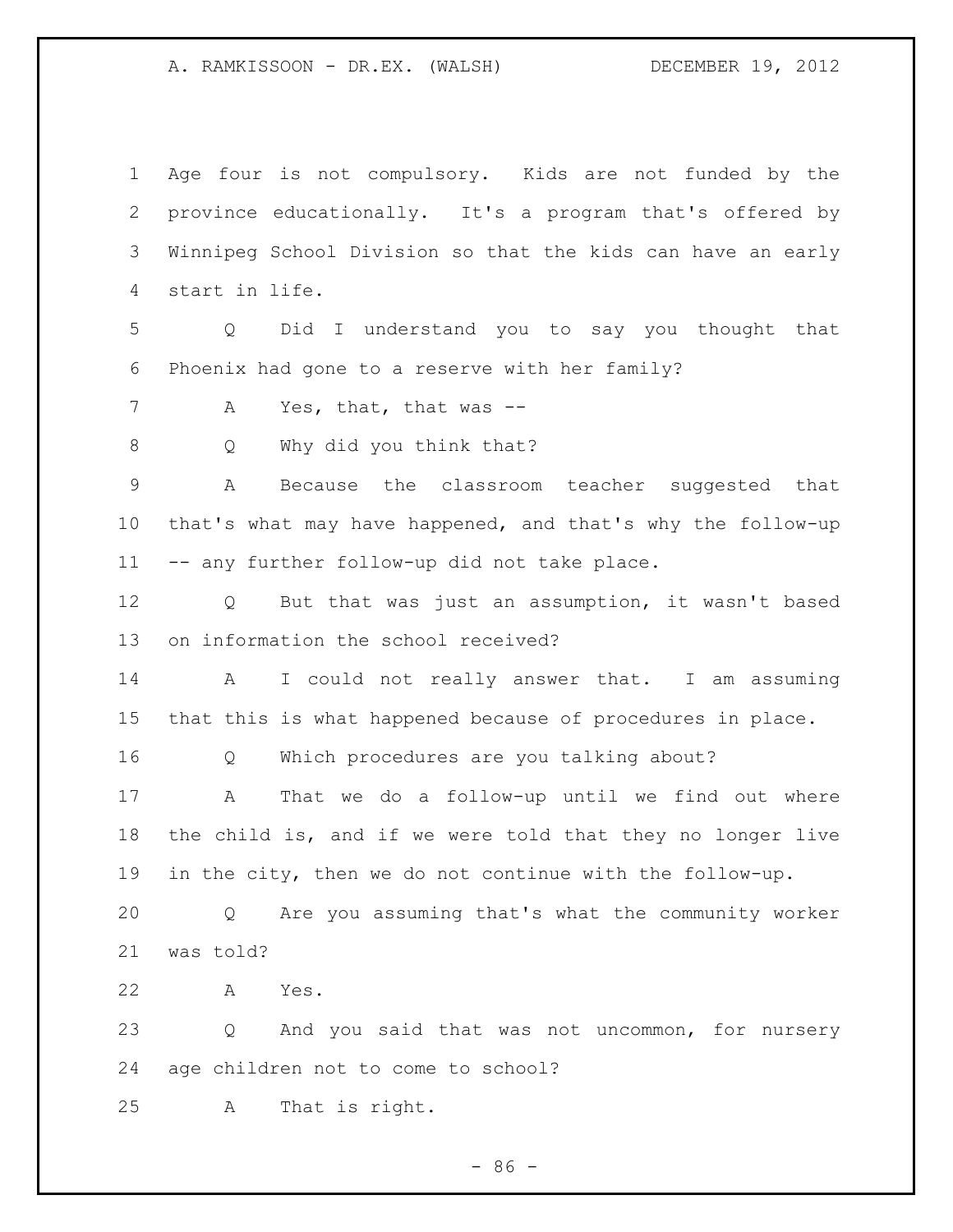Age four is not compulsory. Kids are not funded by the province educationally. It's a program that's offered by Winnipeg School Division so that the kids can have an early start in life.

Q Did I understand you to say you thought that Phoenix had gone to a reserve with her family?

A Yes, that, that was --

Q Why did you think that?

A Because the classroom teacher suggested that that's what may have happened, and that's why the follow-up -- any further follow-up did not take place.

Q But that was just an assumption, it wasn't based on information the school received?

A I could not really answer that. I am assuming that this is what happened because of procedures in place.

Q Which procedures are you talking about?

A That we do a follow-up until we find out where the child is, and if we were told that they no longer live in the city, then we do not continue with the follow-up.

Q Are you assuming that's what the community worker was told?

A Yes.

Q And you said that was not uncommon, for nursery age children not to come to school?

A That is right.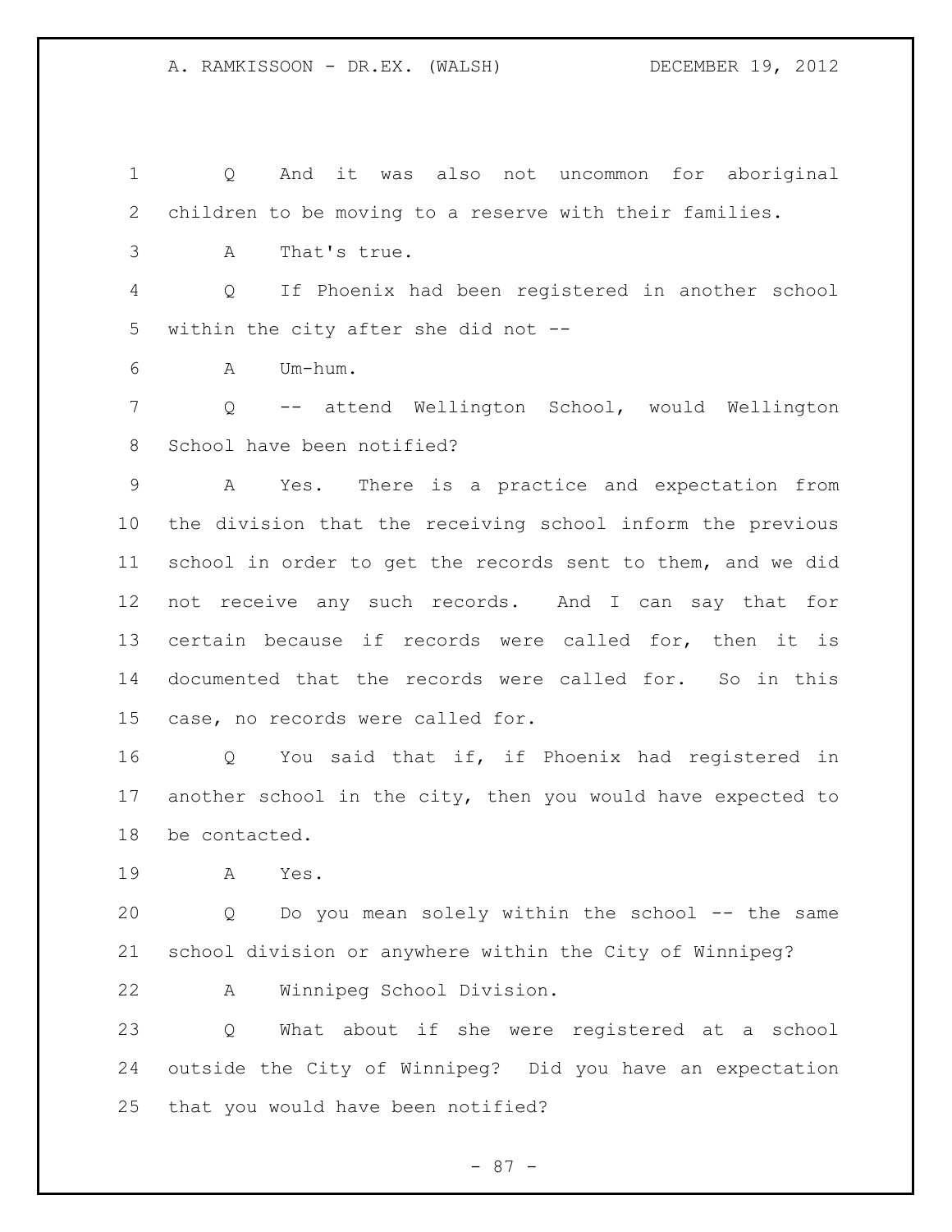Q And it was also not uncommon for aboriginal children to be moving to a reserve with their families.

A That's true.

Q If Phoenix had been registered in another school within the city after she did not --

A Um-hum.

Q -- attend Wellington School, would Wellington School have been notified?

A Yes. There is a practice and expectation from the division that the receiving school inform the previous school in order to get the records sent to them, and we did not receive any such records. And I can say that for certain because if records were called for, then it is documented that the records were called for. So in this case, no records were called for.

Q You said that if, if Phoenix had registered in another school in the city, then you would have expected to be contacted.

A Yes.

Q Do you mean solely within the school -- the same school division or anywhere within the City of Winnipeg?

A Winnipeg School Division.

Q What about if she were registered at a school outside the City of Winnipeg? Did you have an expectation that you would have been notified?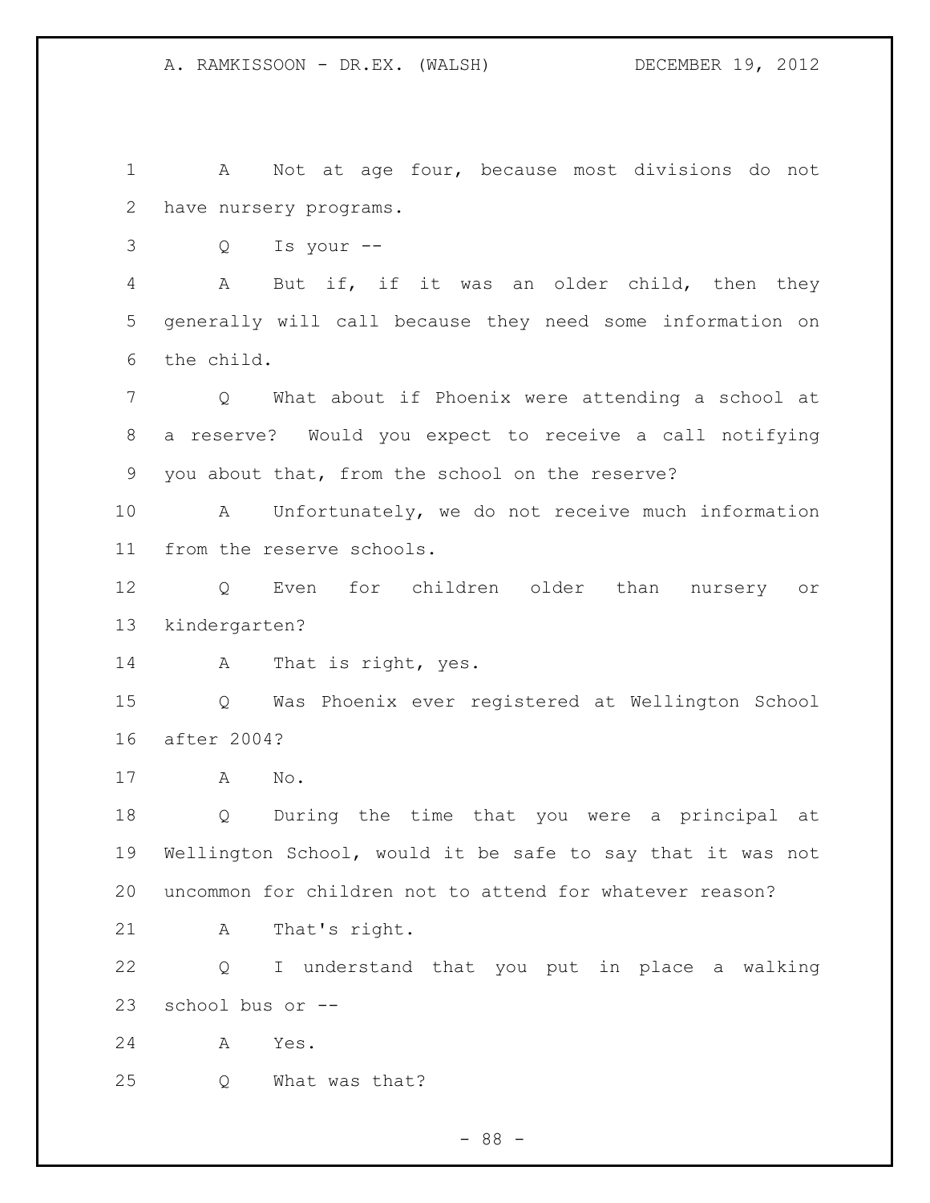A Not at age four, because most divisions do not have nursery programs.

Q Is your --

A But if, if it was an older child, then they generally will call because they need some information on the child.

Q What about if Phoenix were attending a school at a reserve? Would you expect to receive a call notifying you about that, from the school on the reserve?

A Unfortunately, we do not receive much information from the reserve schools.

Q Even for children older than nursery or kindergarten?

A That is right, yes.

Q Was Phoenix ever registered at Wellington School after 2004?

A No.

Q During the time that you were a principal at Wellington School, would it be safe to say that it was not uncommon for children not to attend for whatever reason?

A That's right.

Q I understand that you put in place a walking school bus or --

A Yes.

Q What was that?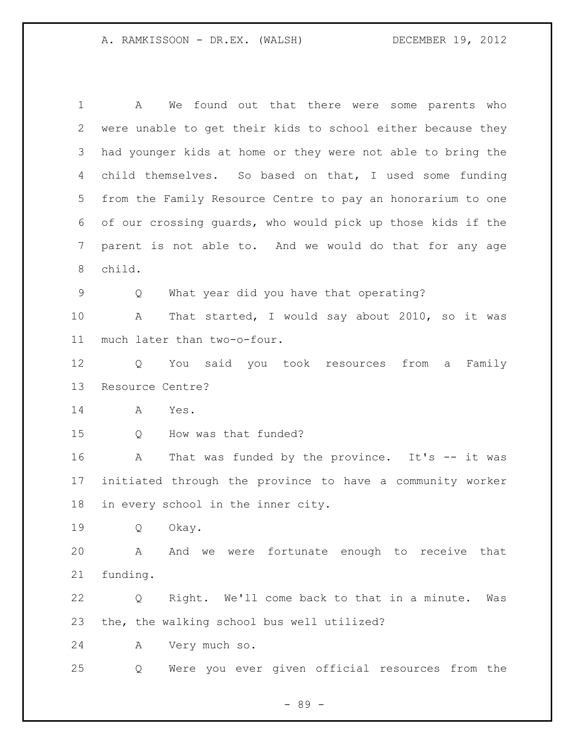A We found out that there were some parents who were unable to get their kids to school either because they had younger kids at home or they were not able to bring the child themselves. So based on that, I used some funding from the Family Resource Centre to pay an honorarium to one of our crossing guards, who would pick up those kids if the parent is not able to. And we would do that for any age child.

Q What year did you have that operating?

A That started, I would say about 2010, so it was much later than two-o-four.

Q You said you took resources from a Family Resource Centre?

A Yes.

Q How was that funded?

A That was funded by the province. It's -- it was initiated through the province to have a community worker in every school in the inner city.

Q Okay.

A And we were fortunate enough to receive that funding.

Q Right. We'll come back to that in a minute. Was the, the walking school bus well utilized?

A Very much so.

Q Were you ever given official resources from the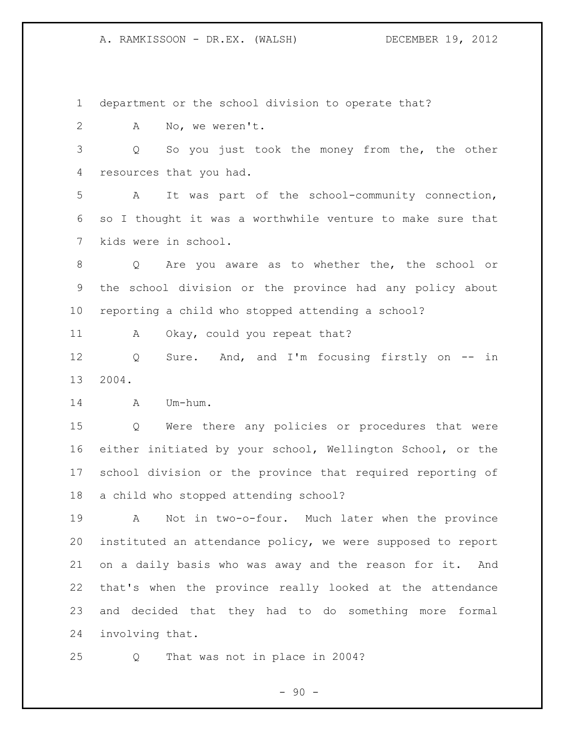department or the school division to operate that?

A No, we weren't.

Q So you just took the money from the, the other resources that you had.

A It was part of the school-community connection, so I thought it was a worthwhile venture to make sure that kids were in school.

Q Are you aware as to whether the, the school or the school division or the province had any policy about reporting a child who stopped attending a school?

A Okay, could you repeat that?

Q Sure. And, and I'm focusing firstly on -- in 2004.

A Um-hum.

Q Were there any policies or procedures that were either initiated by your school, Wellington School, or the school division or the province that required reporting of a child who stopped attending school?

A Not in two-o-four. Much later when the province instituted an attendance policy, we were supposed to report on a daily basis who was away and the reason for it. And that's when the province really looked at the attendance and decided that they had to do something more formal involving that.

Q That was not in place in 2004?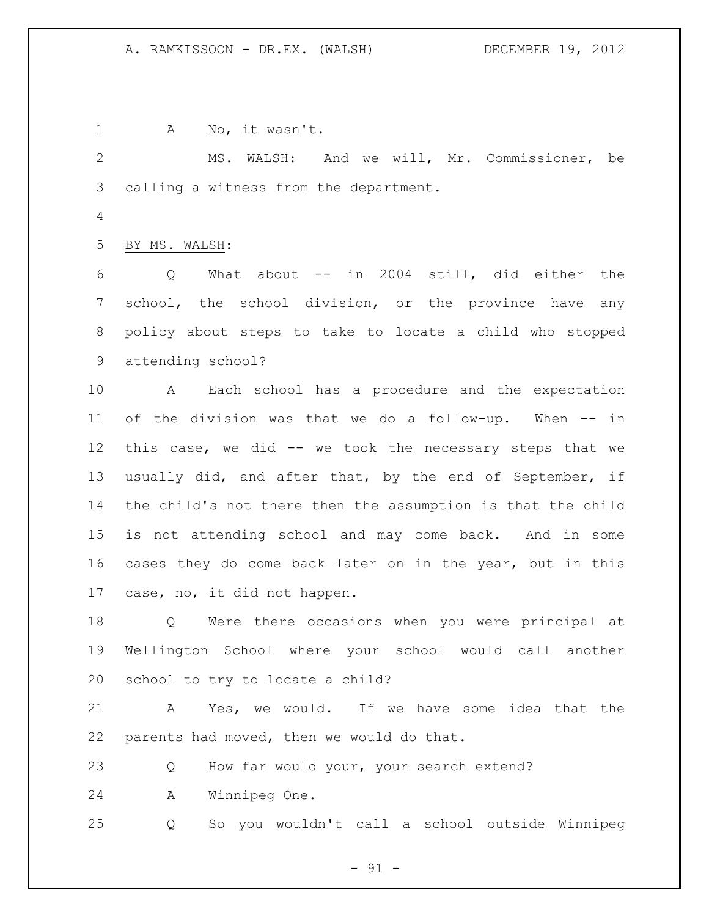A No, it wasn't.

MS. WALSH: And we will, Mr. Commissioner, be calling a witness from the department.

BY MS. WALSH:

Q What about -- in 2004 still, did either the school, the school division, or the province have any policy about steps to take to locate a child who stopped attending school?

A Each school has a procedure and the expectation of the division was that we do a follow-up. When -- in this case, we did -- we took the necessary steps that we usually did, and after that, by the end of September, if the child's not there then the assumption is that the child is not attending school and may come back. And in some cases they do come back later on in the year, but in this case, no, it did not happen.

Q Were there occasions when you were principal at Wellington School where your school would call another school to try to locate a child?

A Yes, we would. If we have some idea that the parents had moved, then we would do that.

Q How far would your, your search extend?

A Winnipeg One.

Q So you wouldn't call a school outside Winnipeg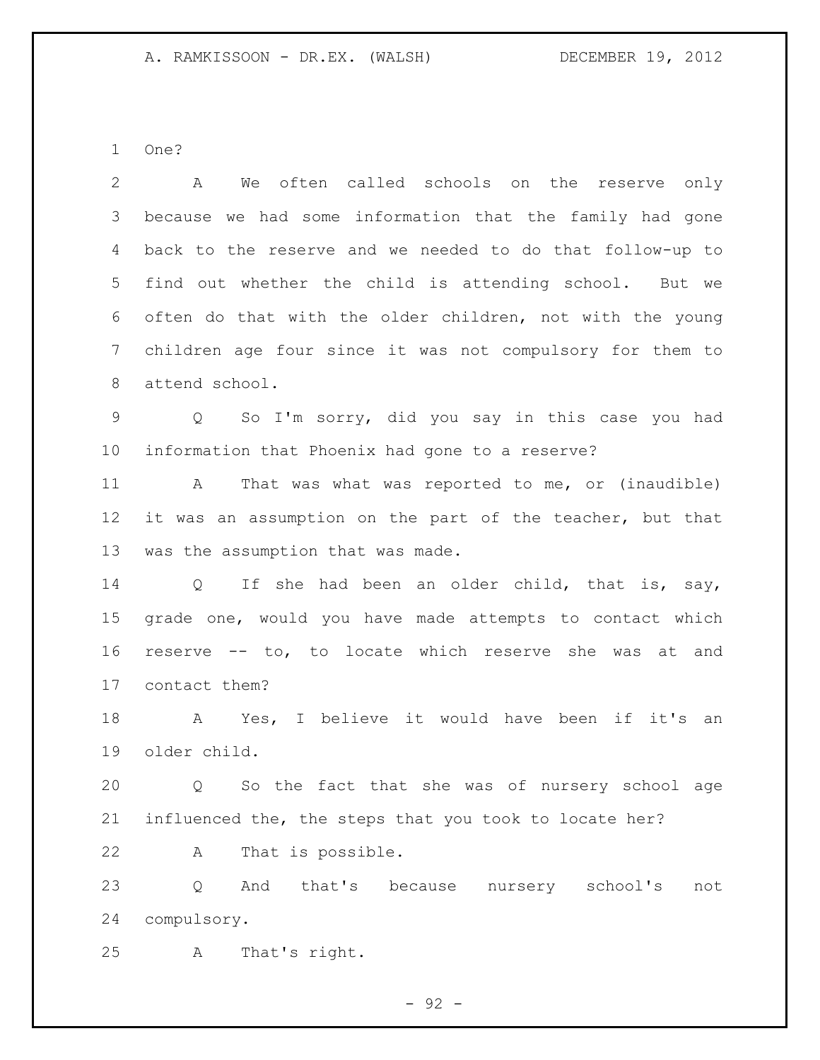One?

A We often called schools on the reserve only because we had some information that the family had gone back to the reserve and we needed to do that follow-up to find out whether the child is attending school. But we often do that with the older children, not with the young children age four since it was not compulsory for them to attend school.

Q So I'm sorry, did you say in this case you had information that Phoenix had gone to a reserve?

A That was what was reported to me, or (inaudible) it was an assumption on the part of the teacher, but that was the assumption that was made.

Q If she had been an older child, that is, say, grade one, would you have made attempts to contact which reserve -- to, to locate which reserve she was at and contact them?

A Yes, I believe it would have been if it's an older child.

Q So the fact that she was of nursery school age influenced the, the steps that you took to locate her?

A That is possible.

Q And that's because nursery school's not compulsory.

A That's right.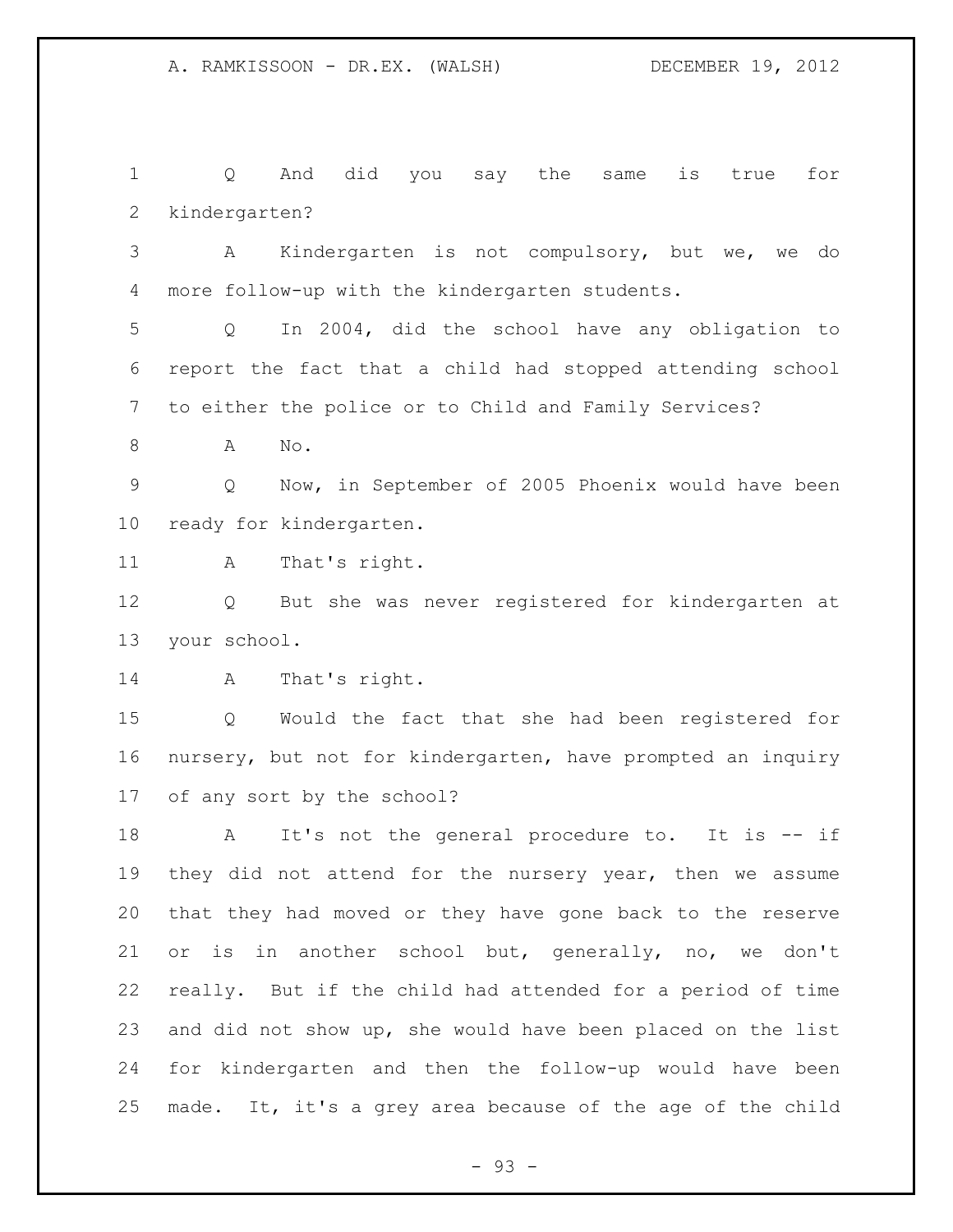Q And did you say the same is true for kindergarten?

A Kindergarten is not compulsory, but we, we do more follow-up with the kindergarten students.

Q In 2004, did the school have any obligation to report the fact that a child had stopped attending school to either the police or to Child and Family Services?

A No.

Q Now, in September of 2005 Phoenix would have been ready for kindergarten.

A That's right.

Q But she was never registered for kindergarten at your school.

A That's right.

Q Would the fact that she had been registered for nursery, but not for kindergarten, have prompted an inquiry of any sort by the school?

A It's not the general procedure to. It is -- if they did not attend for the nursery year, then we assume that they had moved or they have gone back to the reserve or is in another school but, generally, no, we don't really. But if the child had attended for a period of time and did not show up, she would have been placed on the list for kindergarten and then the follow-up would have been made. It, it's a grey area because of the age of the child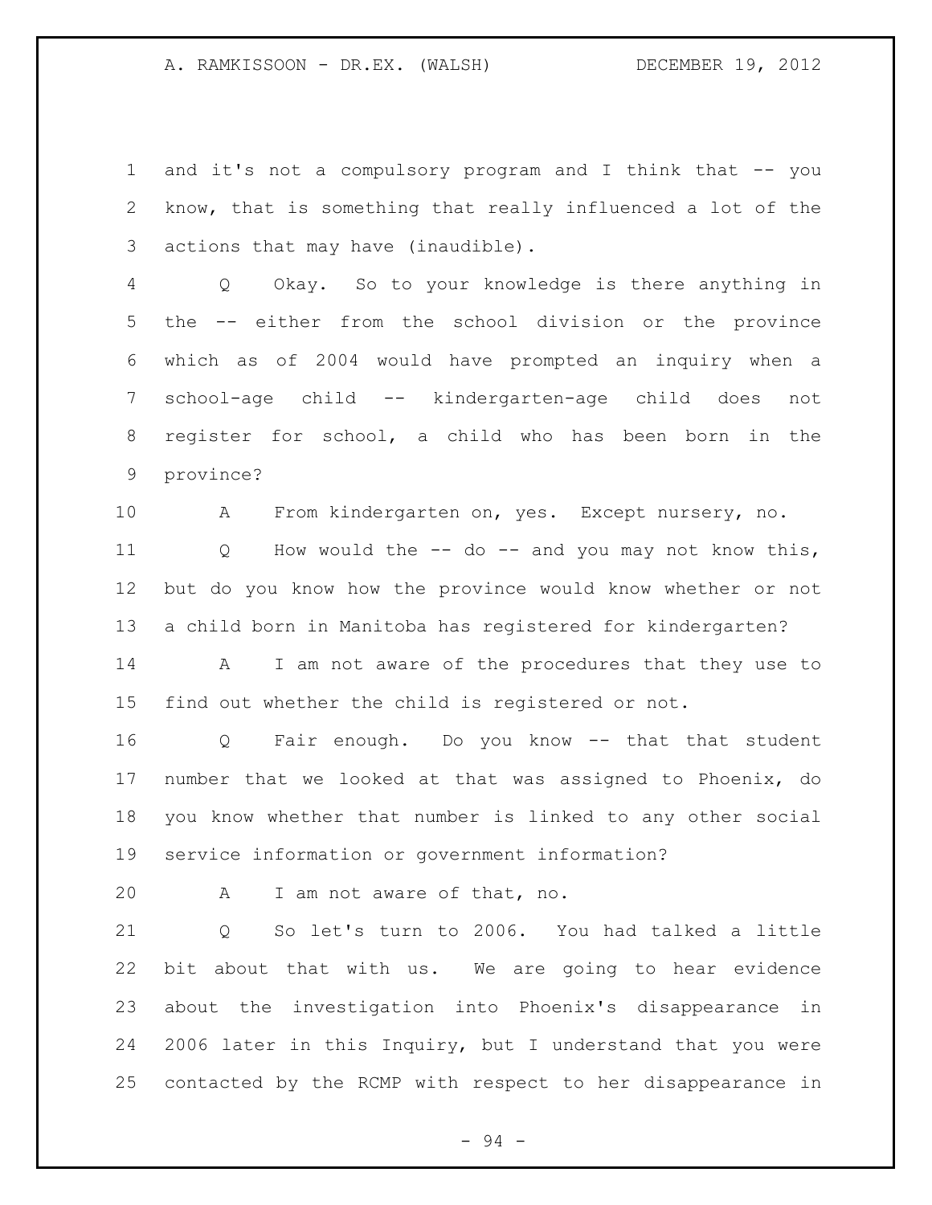1 and it's not a compulsory program and I think that -- you
2 know, that is something that really influenced a lot of the
3 actions that may have (inaudible).

4 Q Okay. So to your knowledge is there anything in
5 the -- either from the school division or the province
6 which as of 2004 would have prompted an inquiry when a
7 school-age child -- kindergarten-age child does not
8 register for school, a child who has been born in the
9 province?

10 A From kindergarten on, yes. Except nursery, no.

11 Q How would the -- do -- and you may not know this,
12 but do you know how the province would know whether or not
13 a child born in Manitoba has registered for kindergarten?

14 A I am not aware of the procedures that they use to
15 find out whether the child is registered or not.

16 Q Fair enough. Do you know -- that that student
17 number that we looked at that was assigned to Phoenix, do
18 you know whether that number is linked to any other social
19 service information or government information?

20 A I am not aware of that, no.

21 Q So let's turn to 2006. You had talked a little
22 bit about that with us. We are going to hear evidence
23 about the investigation into Phoenix's disappearance in
24 2006 later in this Inquiry, but I understand that you were
25 contacted by the RCMP with respect to her disappearance in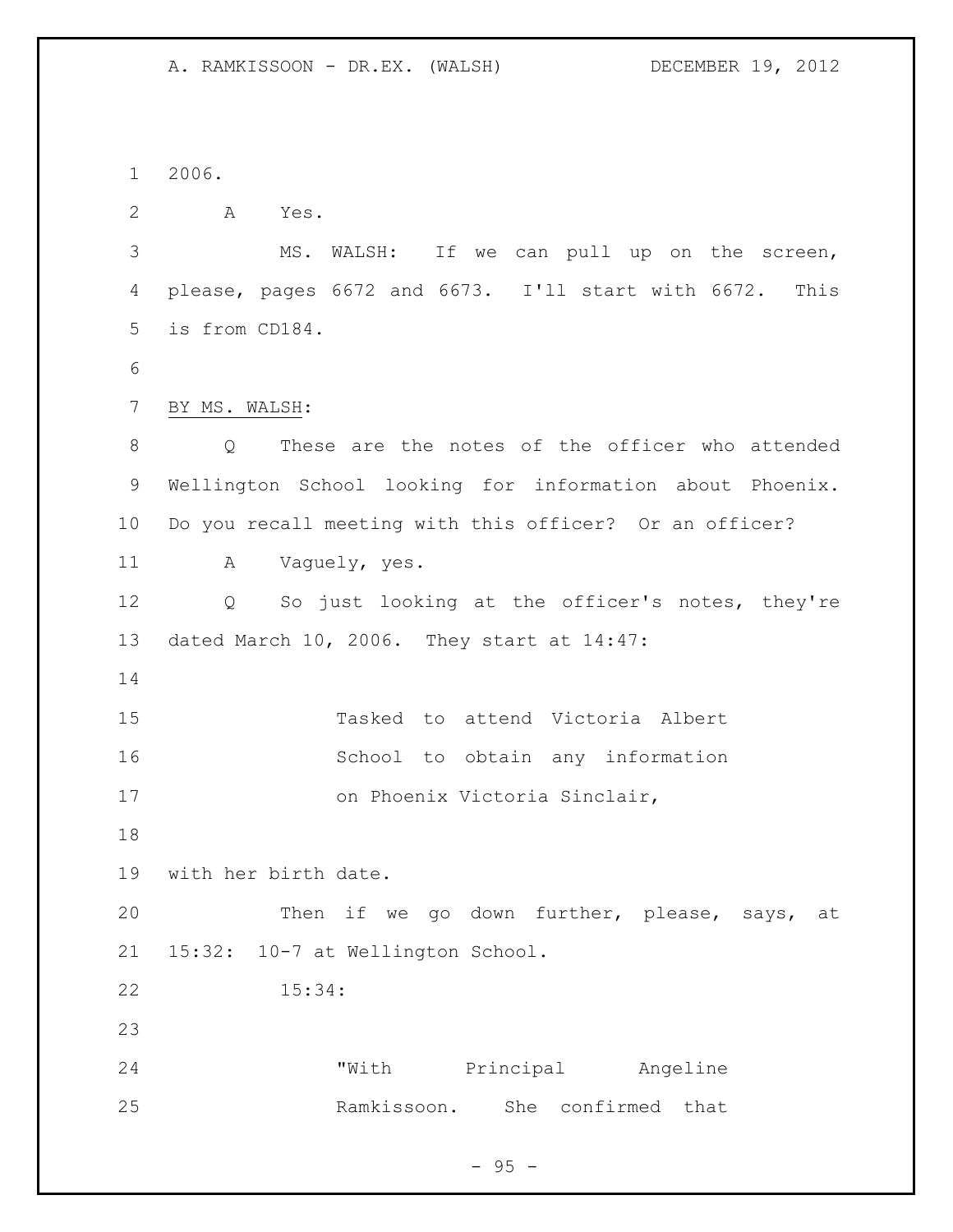2006.

A Yes.

MS. WALSH: If we can pull up on the screen, please, pages 6672 and 6673. I'll start with 6672. This is from CD184.

BY MS. WALSH:

Q These are the notes of the officer who attended Wellington School looking for information about Phoenix. Do you recall meeting with this officer? Or an officer?

A Vaguely, yes.

Q So just looking at the officer's notes, they're dated March 10, 2006. They start at 14:47:

> Tasked to attend Victoria Albert School to obtain any information on Phoenix Victoria Sinclair,

with her birth date.

Then if we go down further, please, says, at 15:32: 10-7 at Wellington School.

15:34:

> "With Principal Angeline Ramkissoon. She confirmed that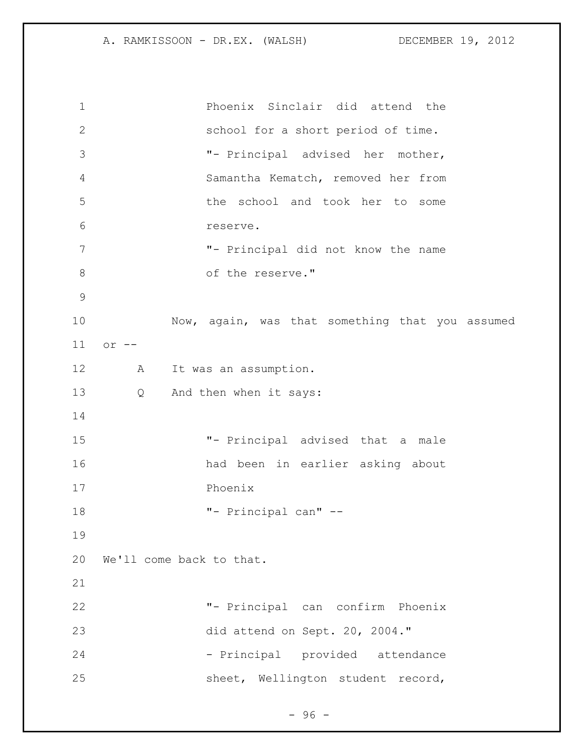Phoenix Sinclair did attend the school for a short period of time.

"- Principal advised her mother, Samantha Kematch, removed her from the school and took her to some reserve.

"- Principal did not know the name of the reserve."

Now, again, was that something that you assumed or --

A It was an assumption.

Q And then when it says:

"- Principal advised that a male had been in earlier asking about Phoenix

"- Principal can" --

We'll come back to that.

"- Principal can confirm Phoenix did attend on Sept. 20, 2004."

- Principal provided attendance sheet, Wellington student record,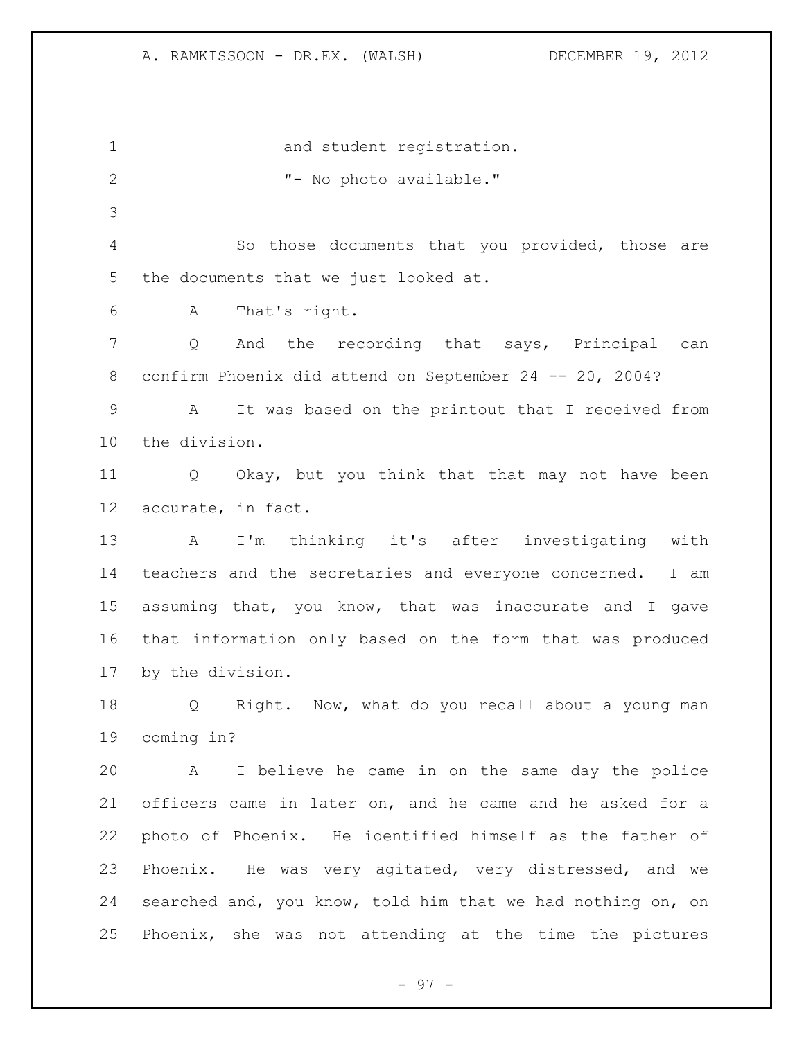and student registration.

"- No photo available."

So those documents that you provided, those are the documents that we just looked at.

A That's right.

Q And the recording that says, Principal can confirm Phoenix did attend on September 24 -- 20, 2004?

A It was based on the printout that I received from the division.

Q Okay, but you think that that may not have been accurate, in fact.

A I'm thinking it's after investigating with teachers and the secretaries and everyone concerned. I am assuming that, you know, that was inaccurate and I gave that information only based on the form that was produced by the division.

Q Right. Now, what do you recall about a young man coming in?

A I believe he came in on the same day the police officers came in later on, and he came and he asked for a photo of Phoenix. He identified himself as the father of Phoenix. He was very agitated, very distressed, and we searched and, you know, told him that we had nothing on, on Phoenix, she was not attending at the time the pictures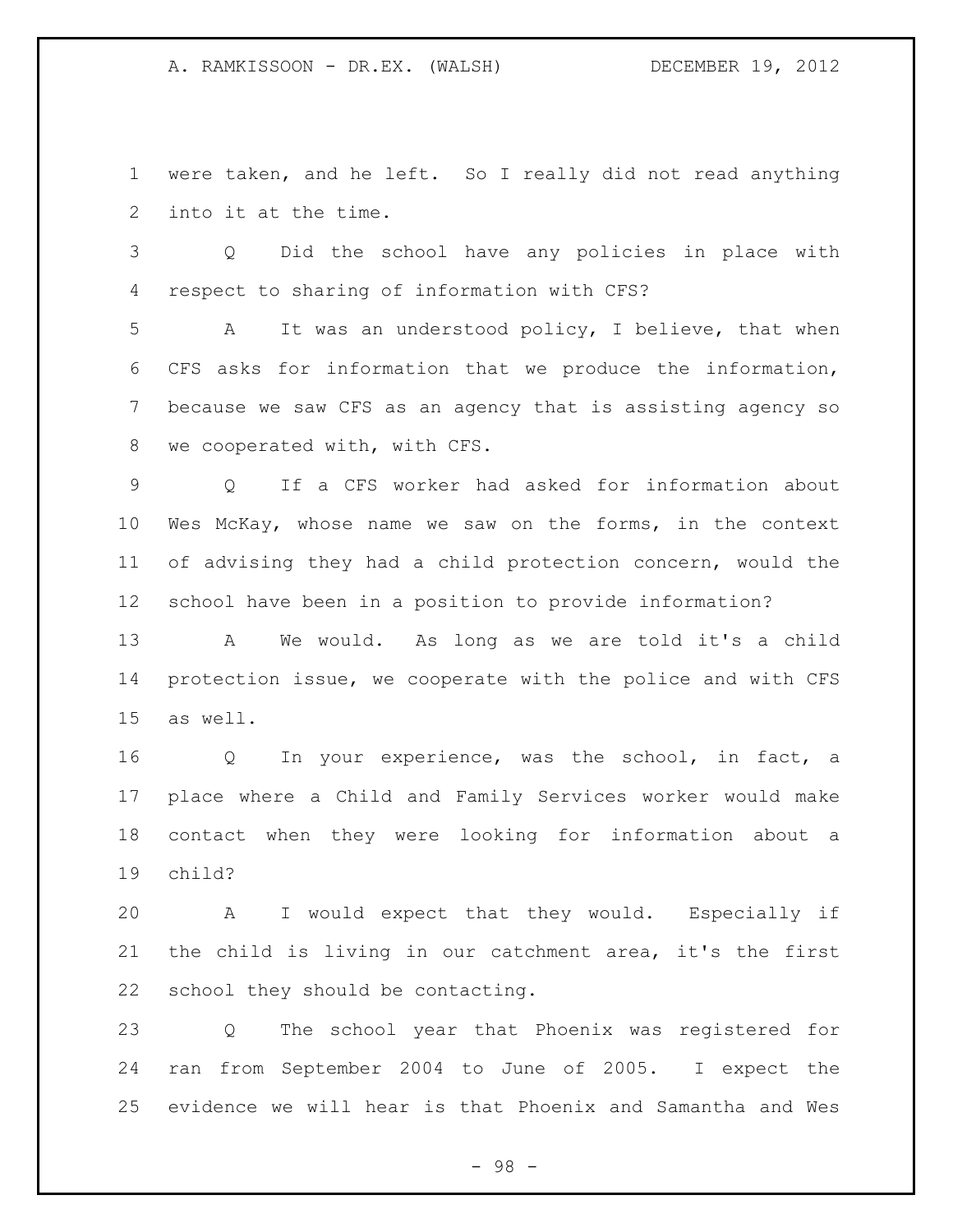were taken, and he left. So I really did not read anything into it at the time.

Q Did the school have any policies in place with respect to sharing of information with CFS?

A It was an understood policy, I believe, that when CFS asks for information that we produce the information, because we saw CFS as an agency that is assisting agency so we cooperated with, with CFS.

Q If a CFS worker had asked for information about Wes McKay, whose name we saw on the forms, in the context of advising they had a child protection concern, would the school have been in a position to provide information?

A We would. As long as we are told it's a child protection issue, we cooperate with the police and with CFS as well.

Q In your experience, was the school, in fact, a place where a Child and Family Services worker would make contact when they were looking for information about a child?

A I would expect that they would. Especially if the child is living in our catchment area, it's the first school they should be contacting.

Q The school year that Phoenix was registered for ran from September 2004 to June of 2005. I expect the evidence we will hear is that Phoenix and Samantha and Wes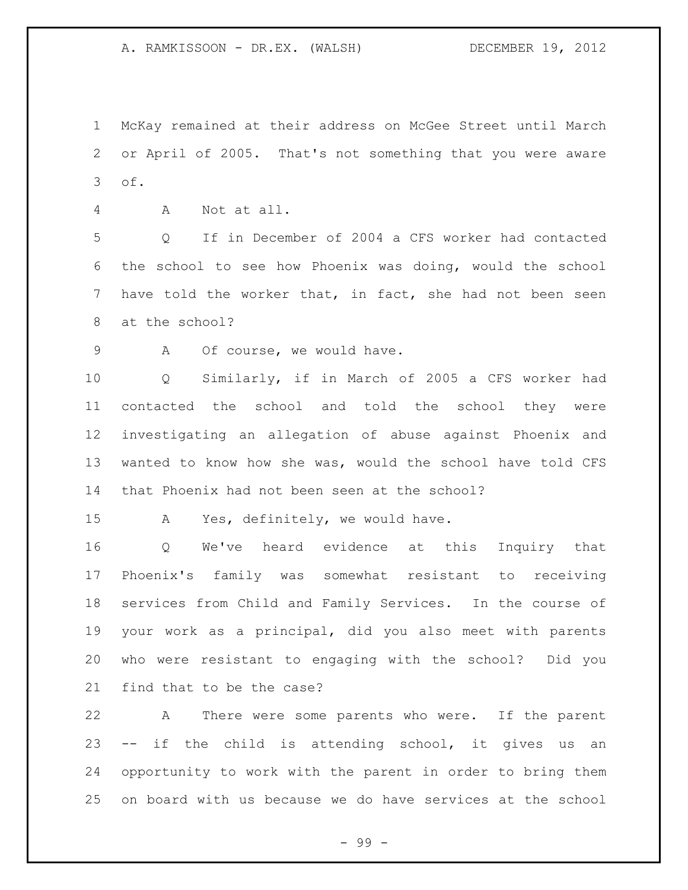McKay remained at their address on McGee Street until March or April of 2005. That's not something that you were aware of.

A Not at all.

Q If in December of 2004 a CFS worker had contacted the school to see how Phoenix was doing, would the school have told the worker that, in fact, she had not been seen at the school?

A Of course, we would have.

Q Similarly, if in March of 2005 a CFS worker had contacted the school and told the school they were investigating an allegation of abuse against Phoenix and wanted to know how she was, would the school have told CFS that Phoenix had not been seen at the school?

A Yes, definitely, we would have.

Q We've heard evidence at this Inquiry that Phoenix's family was somewhat resistant to receiving services from Child and Family Services. In the course of your work as a principal, did you also meet with parents who were resistant to engaging with the school? Did you find that to be the case?

A There were some parents who were. If the parent -- if the child is attending school, it gives us an opportunity to work with the parent in order to bring them on board with us because we do have services at the school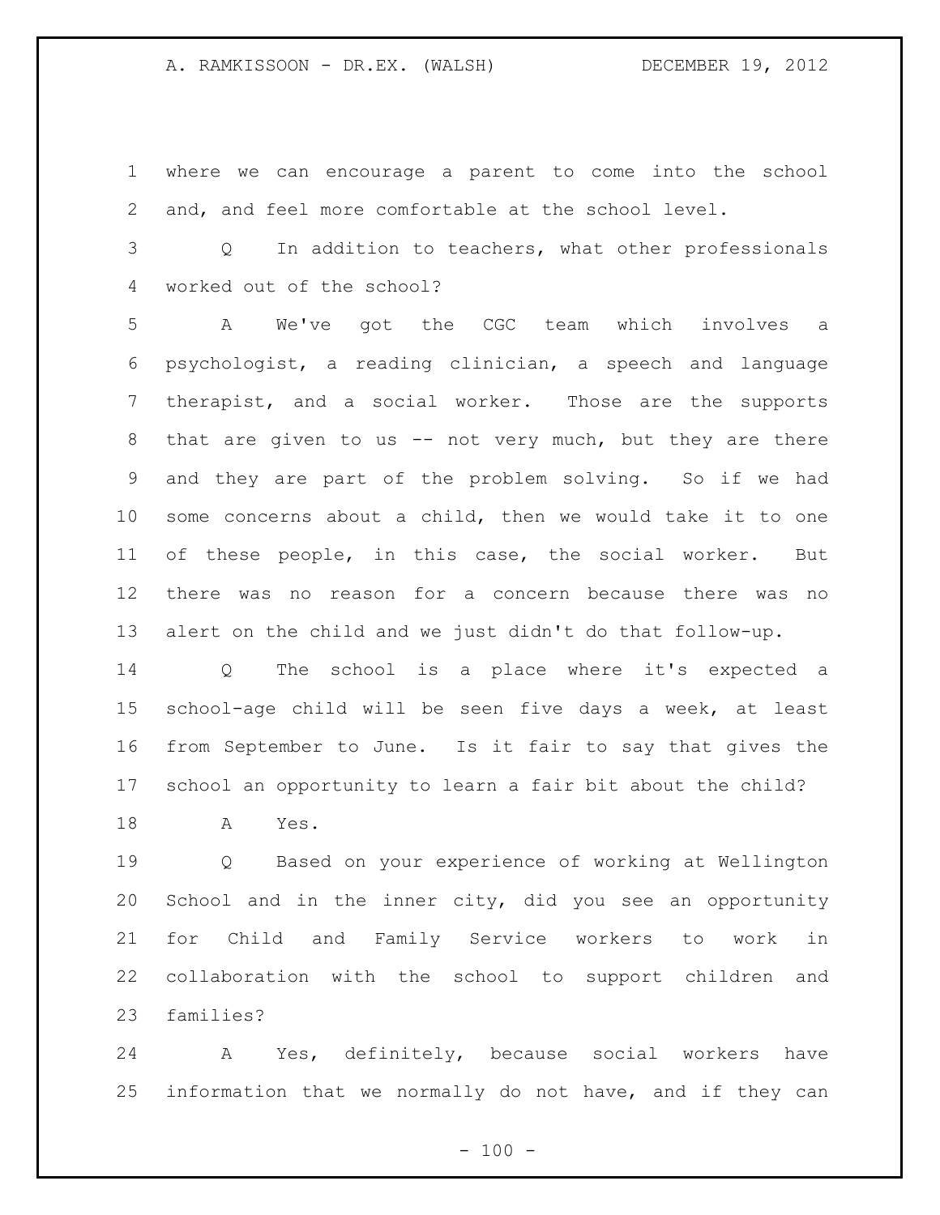where we can encourage a parent to come into the school and, and feel more comfortable at the school level.

Q In addition to teachers, what other professionals worked out of the school?

A We've got the CGC team which involves a psychologist, a reading clinician, a speech and language therapist, and a social worker. Those are the supports that are given to us -- not very much, but they are there and they are part of the problem solving. So if we had some concerns about a child, then we would take it to one of these people, in this case, the social worker. But there was no reason for a concern because there was no alert on the child and we just didn't do that follow-up.

Q The school is a place where it's expected a school-age child will be seen five days a week, at least from September to June. Is it fair to say that gives the school an opportunity to learn a fair bit about the child?

A Yes.

Q Based on your experience of working at Wellington School and in the inner city, did you see an opportunity for Child and Family Service workers to work in collaboration with the school to support children and families?

A Yes, definitely, because social workers have information that we normally do not have, and if they can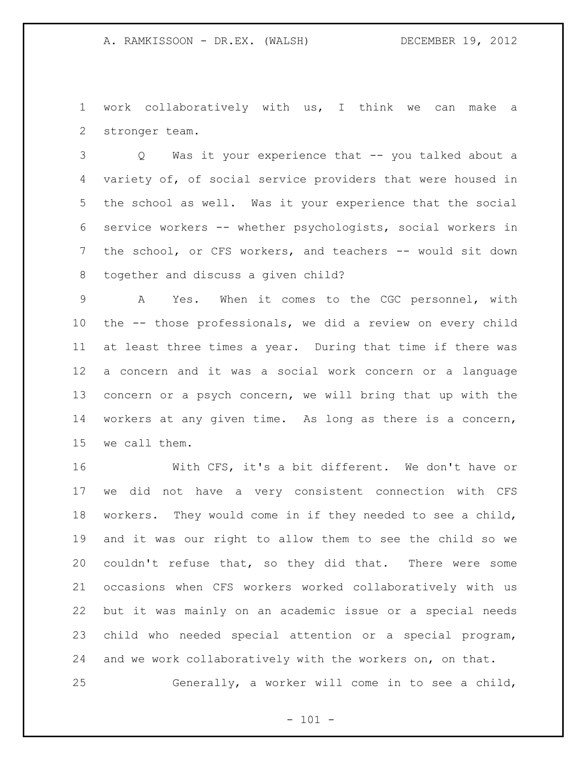work collaboratively with us, I think we can make a stronger team.

Q Was it your experience that -- you talked about a variety of, of social service providers that were housed in the school as well. Was it your experience that the social service workers -- whether psychologists, social workers in the school, or CFS workers, and teachers -- would sit down together and discuss a given child?

A Yes. When it comes to the CGC personnel, with the -- those professionals, we did a review on every child at least three times a year. During that time if there was a concern and it was a social work concern or a language concern or a psych concern, we will bring that up with the workers at any given time. As long as there is a concern, we call them.

With CFS, it's a bit different. We don't have or we did not have a very consistent connection with CFS workers. They would come in if they needed to see a child, and it was our right to allow them to see the child so we couldn't refuse that, so they did that. There were some occasions when CFS workers worked collaboratively with us but it was mainly on an academic issue or a special needs child who needed special attention or a special program, and we work collaboratively with the workers on, on that.

Generally, a worker will come in to see a child,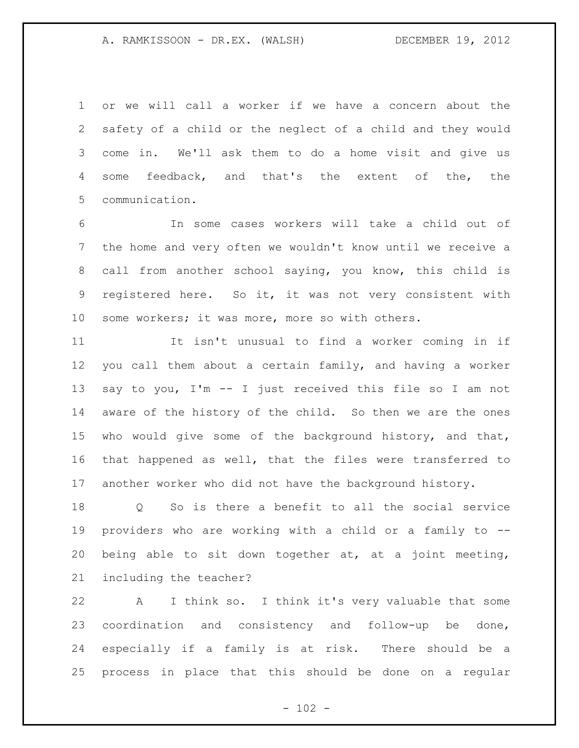or we will call a worker if we have a concern about the safety of a child or the neglect of a child and they would come in. We'll ask them to do a home visit and give us some feedback, and that's the extent of the, the communication.

In some cases workers will take a child out of the home and very often we wouldn't know until we receive a call from another school saying, you know, this child is registered here. So it, it was not very consistent with some workers; it was more, more so with others.

It isn't unusual to find a worker coming in if you call them about a certain family, and having a worker say to you, I'm -- I just received this file so I am not aware of the history of the child. So then we are the ones who would give some of the background history, and that, that happened as well, that the files were transferred to another worker who did not have the background history.

Q So is there a benefit to all the social service providers who are working with a child or a family to -- being able to sit down together at, at a joint meeting, including the teacher?

A I think so. I think it's very valuable that some coordination and consistency and follow-up be done, especially if a family is at risk. There should be a process in place that this should be done on a regular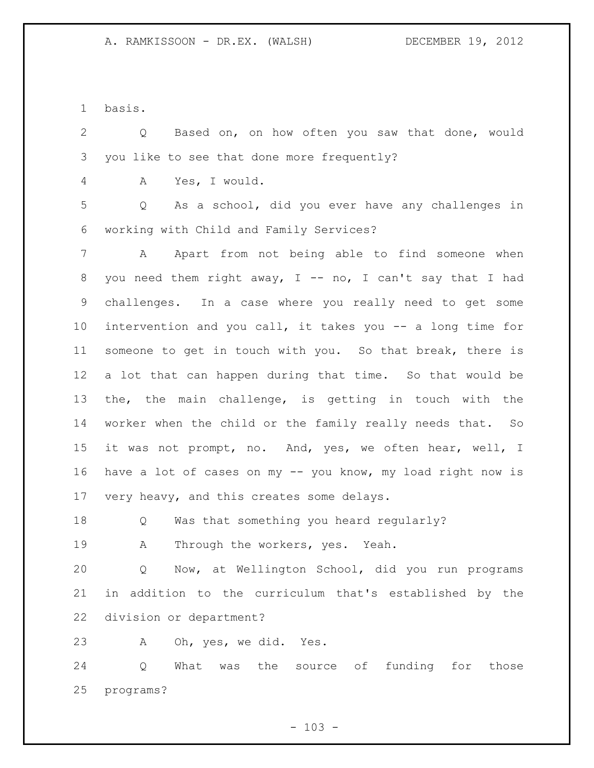basis.

Q Based on, on how often you saw that done, would you like to see that done more frequently?

A Yes, I would.

Q As a school, did you ever have any challenges in working with Child and Family Services?

A Apart from not being able to find someone when you need them right away, I -- no, I can't say that I had challenges. In a case where you really need to get some intervention and you call, it takes you -- a long time for someone to get in touch with you. So that break, there is a lot that can happen during that time. So that would be the, the main challenge, is getting in touch with the worker when the child or the family really needs that. So it was not prompt, no. And, yes, we often hear, well, I have a lot of cases on my -- you know, my load right now is very heavy, and this creates some delays.

Q Was that something you heard regularly?

A Through the workers, yes. Yeah.

Q Now, at Wellington School, did you run programs in addition to the curriculum that's established by the division or department?

A Oh, yes, we did. Yes.

Q What was the source of funding for those programs?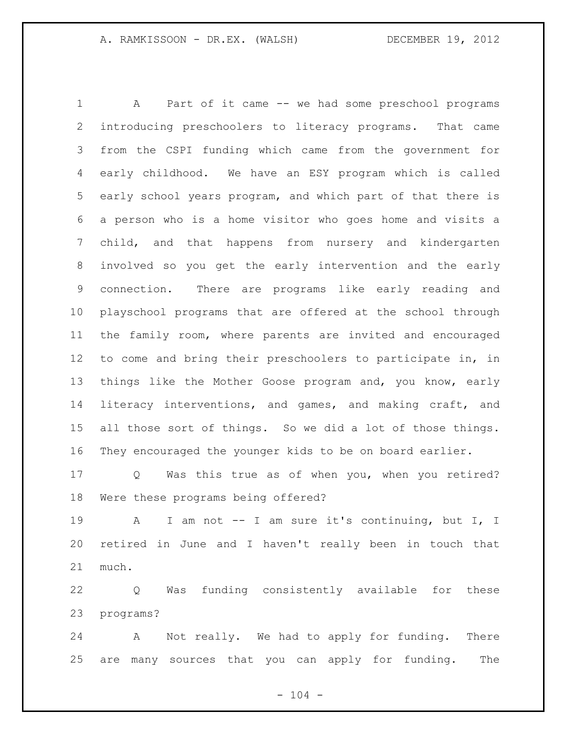A Part of it came -- we had some preschool programs introducing preschoolers to literacy programs. That came from the CSPI funding which came from the government for early childhood. We have an ESY program which is called early school years program, and which part of that there is a person who is a home visitor who goes home and visits a child, and that happens from nursery and kindergarten involved so you get the early intervention and the early connection. There are programs like early reading and playschool programs that are offered at the school through the family room, where parents are invited and encouraged to come and bring their preschoolers to participate in, in things like the Mother Goose program and, you know, early literacy interventions, and games, and making craft, and all those sort of things. So we did a lot of those things. They encouraged the younger kids to be on board earlier.

Q Was this true as of when you, when you retired? Were these programs being offered?

A I am not -- I am sure it's continuing, but I, I retired in June and I haven't really been in touch that much.

Q Was funding consistently available for these programs?

A Not really. We had to apply for funding. There are many sources that you can apply for funding. The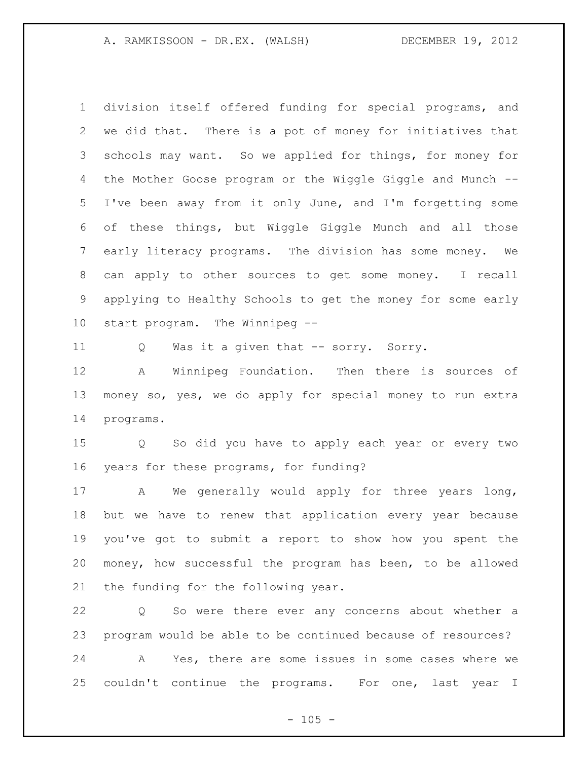division itself offered funding for special programs, and we did that. There is a pot of money for initiatives that schools may want. So we applied for things, for money for the Mother Goose program or the Wiggle Giggle and Munch -- I've been away from it only June, and I'm forgetting some of these things, but Wiggle Giggle Munch and all those early literacy programs. The division has some money. We can apply to other sources to get some money. I recall applying to Healthy Schools to get the money for some early start program. The Winnipeg --

Q Was it a given that -- sorry. Sorry.

A Winnipeg Foundation. Then there is sources of money so, yes, we do apply for special money to run extra programs.

Q So did you have to apply each year or every two years for these programs, for funding?

A We generally would apply for three years long, but we have to renew that application every year because you've got to submit a report to show how you spent the money, how successful the program has been, to be allowed the funding for the following year.

Q So were there ever any concerns about whether a program would be able to be continued because of resources?

A Yes, there are some issues in some cases where we couldn't continue the programs. For one, last year I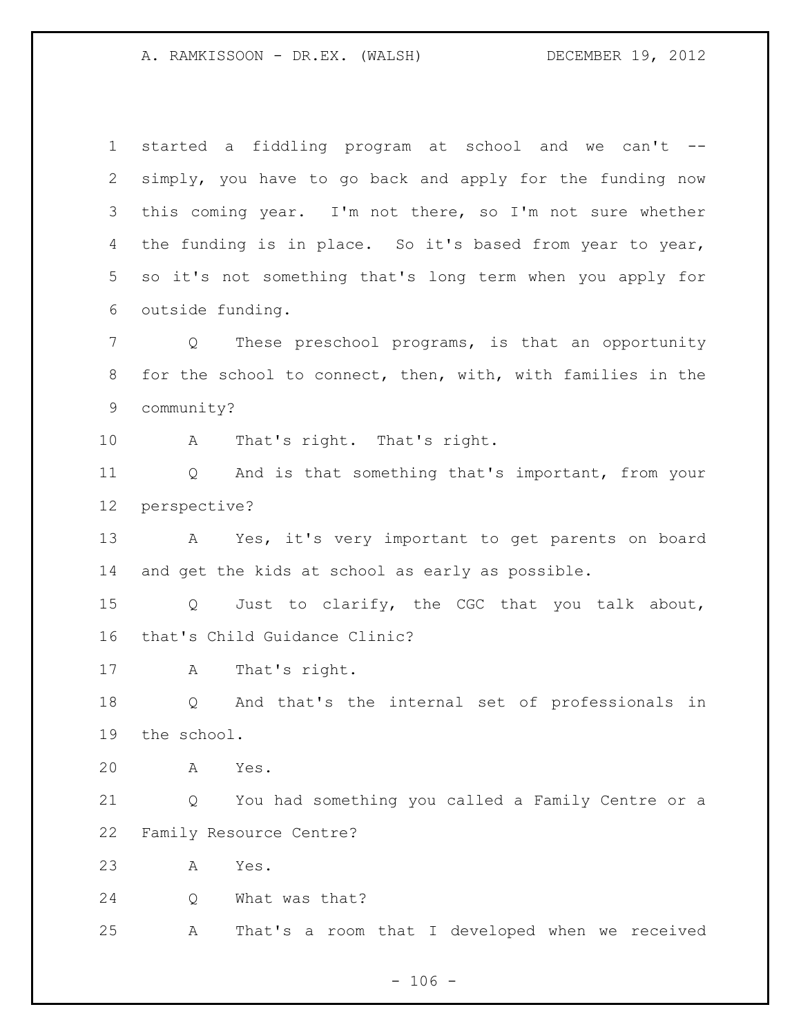started a fiddling program at school and we can't -- simply, you have to go back and apply for the funding now this coming year. I'm not there, so I'm not sure whether the funding is in place. So it's based from year to year, so it's not something that's long term when you apply for outside funding.

Q These preschool programs, is that an opportunity for the school to connect, then, with, with families in the community?

A That's right. That's right.

Q And is that something that's important, from your perspective?

A Yes, it's very important to get parents on board and get the kids at school as early as possible.

Q Just to clarify, the CGC that you talk about, that's Child Guidance Clinic?

A That's right.

Q And that's the internal set of professionals in the school.

A Yes.

Q You had something you called a Family Centre or a Family Resource Centre?

A Yes.

Q What was that?

A That's a room that I developed when we received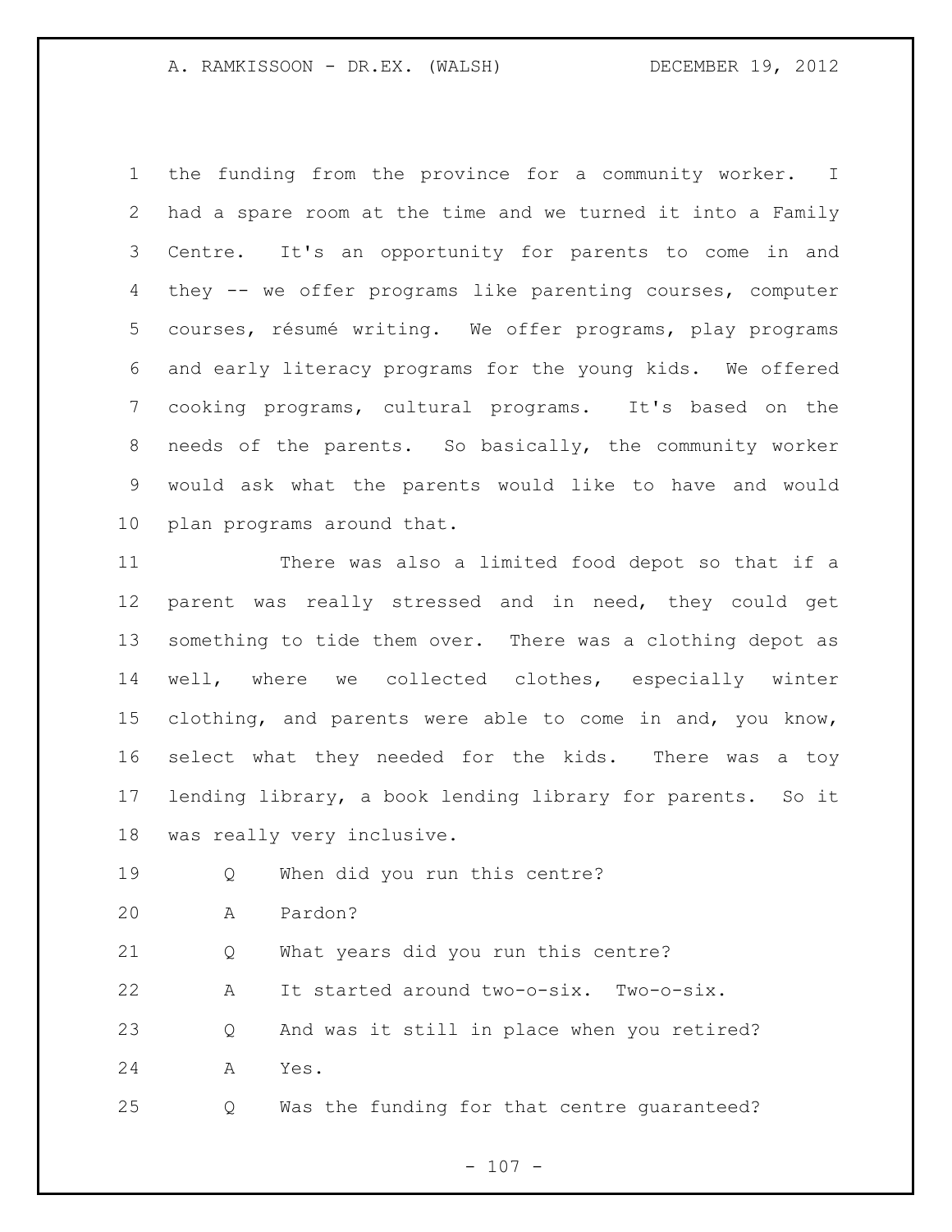the funding from the province for a community worker. I had a spare room at the time and we turned it into a Family Centre. It's an opportunity for parents to come in and they -- we offer programs like parenting courses, computer courses, résumé writing. We offer programs, play programs and early literacy programs for the young kids. We offered cooking programs, cultural programs. It's based on the needs of the parents. So basically, the community worker would ask what the parents would like to have and would plan programs around that.

There was also a limited food depot so that if a parent was really stressed and in need, they could get something to tide them over. There was a clothing depot as well, where we collected clothes, especially winter clothing, and parents were able to come in and, you know, select what they needed for the kids. There was a toy lending library, a book lending library for parents. So it was really very inclusive.

Q When did you run this centre?

A Pardon?

Q What years did you run this centre?

A It started around two-o-six. Two-o-six.

Q And was it still in place when you retired?

A Yes.

Q Was the funding for that centre guaranteed?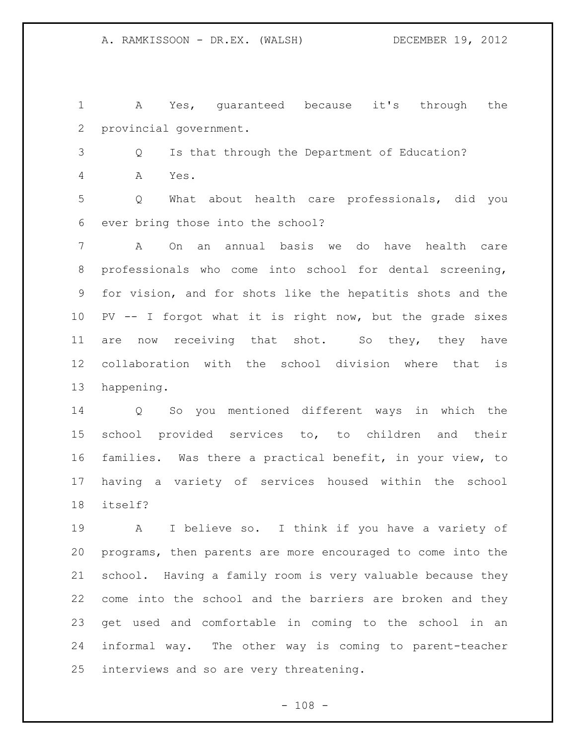A Yes, guaranteed because it's through the provincial government.

Q Is that through the Department of Education?

A Yes.

Q What about health care professionals, did you ever bring those into the school?

A On an annual basis we do have health care professionals who come into school for dental screening, for vision, and for shots like the hepatitis shots and the PV -- I forgot what it is right now, but the grade sixes are now receiving that shot. So they, they have collaboration with the school division where that is happening.

Q So you mentioned different ways in which the school provided services to, to children and their families. Was there a practical benefit, in your view, to having a variety of services housed within the school itself?

A I believe so. I think if you have a variety of programs, then parents are more encouraged to come into the school. Having a family room is very valuable because they come into the school and the barriers are broken and they get used and comfortable in coming to the school in an informal way. The other way is coming to parent-teacher interviews and so are very threatening.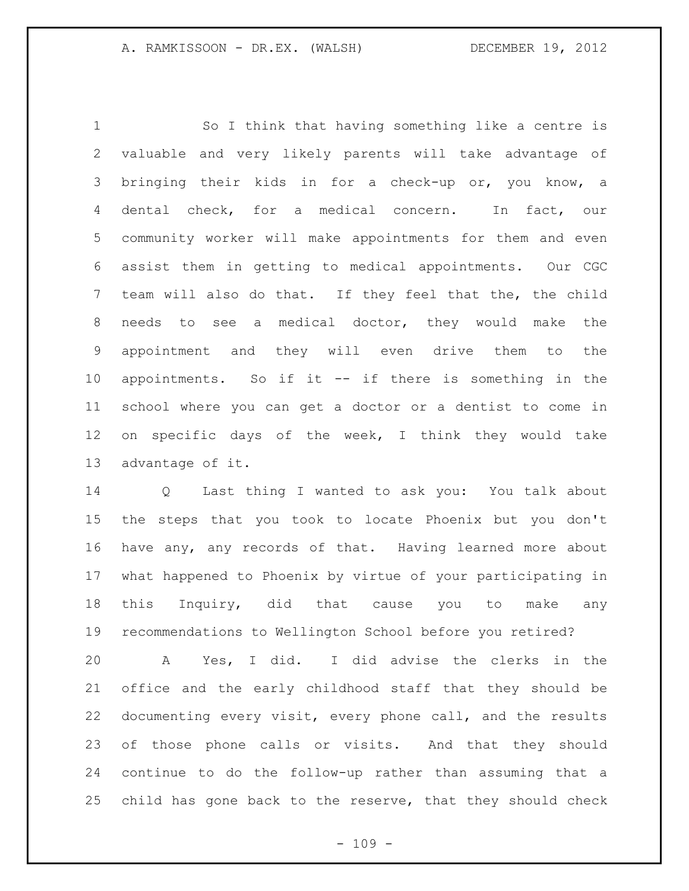So I think that having something like a centre is valuable and very likely parents will take advantage of bringing their kids in for a check-up or, you know, a dental check, for a medical concern. In fact, our community worker will make appointments for them and even assist them in getting to medical appointments. Our CGC team will also do that. If they feel that the, the child needs to see a medical doctor, they would make the appointment and they will even drive them to the appointments. So if it -- if there is something in the school where you can get a doctor or a dentist to come in on specific days of the week, I think they would take advantage of it.

Q Last thing I wanted to ask you: You talk about the steps that you took to locate Phoenix but you don't have any, any records of that. Having learned more about what happened to Phoenix by virtue of your participating in this Inquiry, did that cause you to make any recommendations to Wellington School before you retired?

A Yes, I did. I did advise the clerks in the office and the early childhood staff that they should be documenting every visit, every phone call, and the results of those phone calls or visits. And that they should continue to do the follow-up rather than assuming that a child has gone back to the reserve, that they should check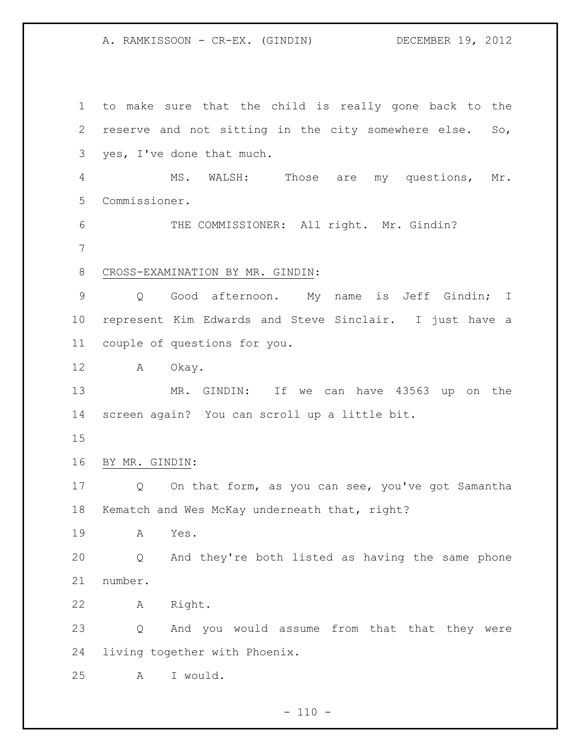to make sure that the child is really gone back to the reserve and not sitting in the city somewhere else. So, yes, I've done that much.

MS. WALSH: Those are my questions, Mr. Commissioner.

THE COMMISSIONER: All right. Mr. Gindin?

CROSS-EXAMINATION BY MR. GINDIN:

Q Good afternoon. My name is Jeff Gindin; I represent Kim Edwards and Steve Sinclair. I just have a couple of questions for you.

A Okay.

MR. GINDIN: If we can have 43563 up on the screen again? You can scroll up a little bit.

BY MR. GINDIN:

Q On that form, as you can see, you've got Samantha Kematch and Wes McKay underneath that, right?

A Yes.

Q And they're both listed as having the same phone number.

A Right.

Q And you would assume from that that they were living together with Phoenix.

A I would.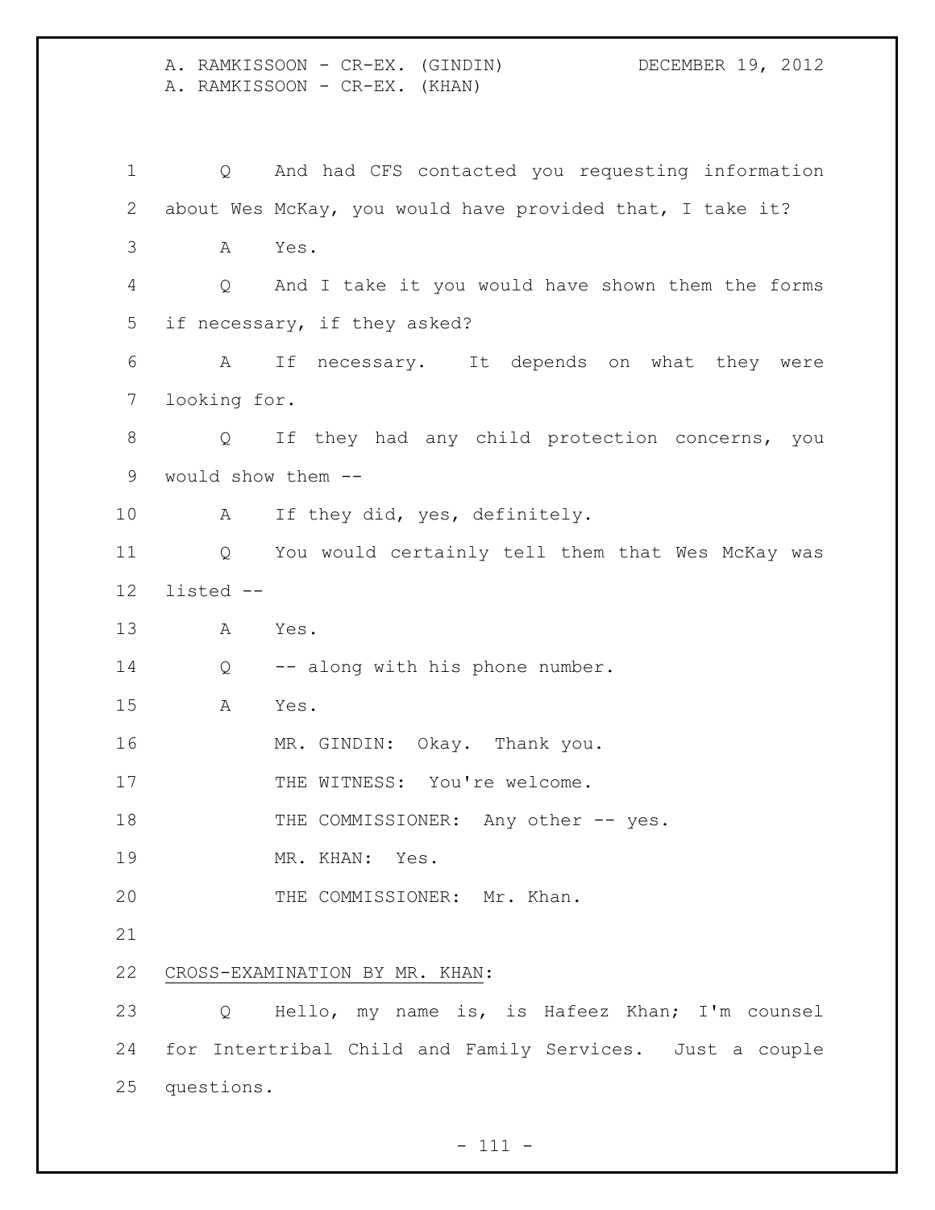Q And had CFS contacted you requesting information about Wes McKay, you would have provided that, I take it?

A Yes.

Q And I take it you would have shown them the forms if necessary, if they asked?

A If necessary. It depends on what they were looking for.

Q If they had any child protection concerns, you would show them --

A If they did, yes, definitely.

Q You would certainly tell them that Wes McKay was listed --

A Yes.

Q -- along with his phone number.

A Yes.

MR. GINDIN: Okay. Thank you.

THE WITNESS: You're welcome.

THE COMMISSIONER: Any other -- yes.

MR. KHAN: Yes.

THE COMMISSIONER: Mr. Khan.

CROSS-EXAMINATION BY MR. KHAN:

Q Hello, my name is, is Hafeez Khan; I'm counsel for Intertribal Child and Family Services. Just a couple questions.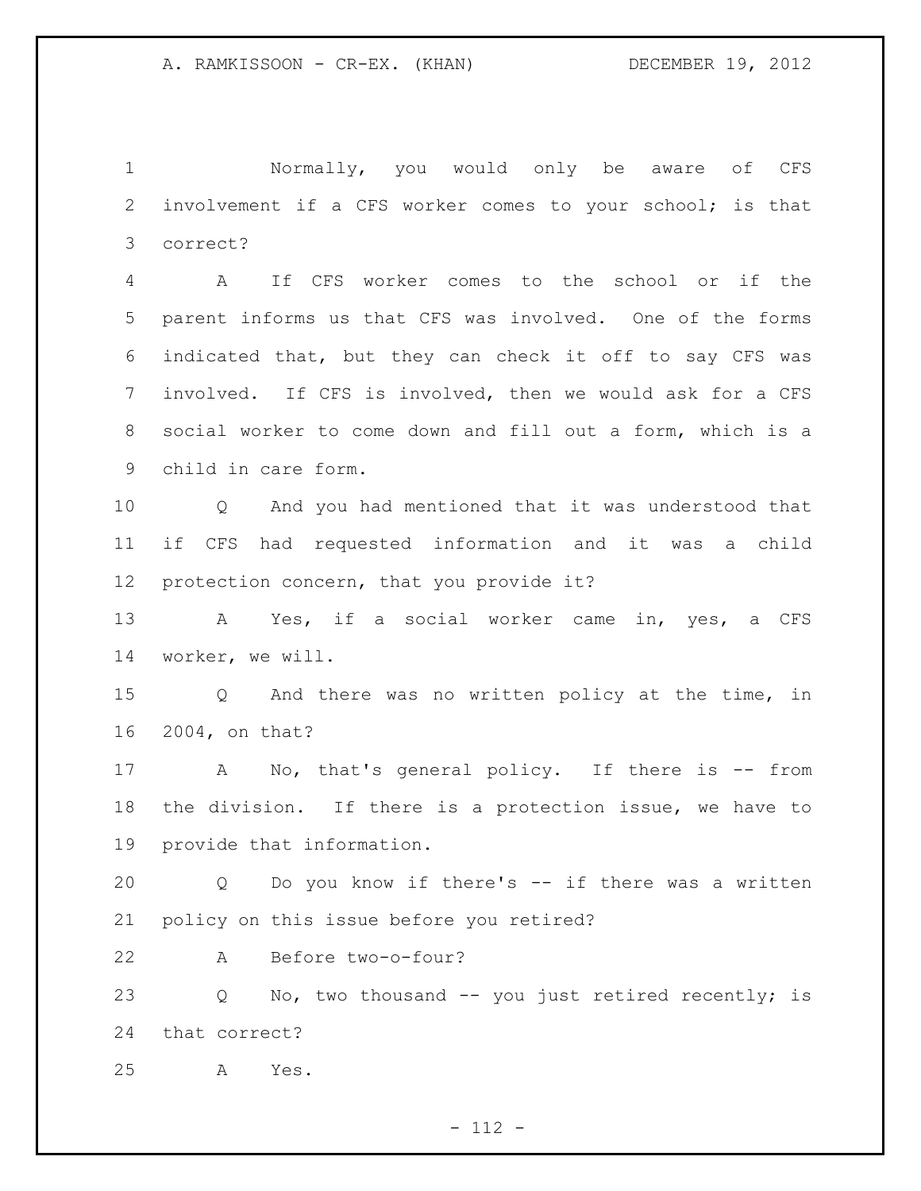Normally, you would only be aware of CFS involvement if a CFS worker comes to your school; is that correct?

A If CFS worker comes to the school or if the parent informs us that CFS was involved. One of the forms indicated that, but they can check it off to say CFS was involved. If CFS is involved, then we would ask for a CFS social worker to come down and fill out a form, which is a child in care form.

Q And you had mentioned that it was understood that if CFS had requested information and it was a child protection concern, that you provide it?

A Yes, if a social worker came in, yes, a CFS worker, we will.

Q And there was no written policy at the time, in 2004, on that?

A No, that's general policy. If there is -- from the division. If there is a protection issue, we have to provide that information.

Q Do you know if there's -- if there was a written policy on this issue before you retired?

A Before two-o-four?

Q No, two thousand -- you just retired recently; is that correct?

A Yes.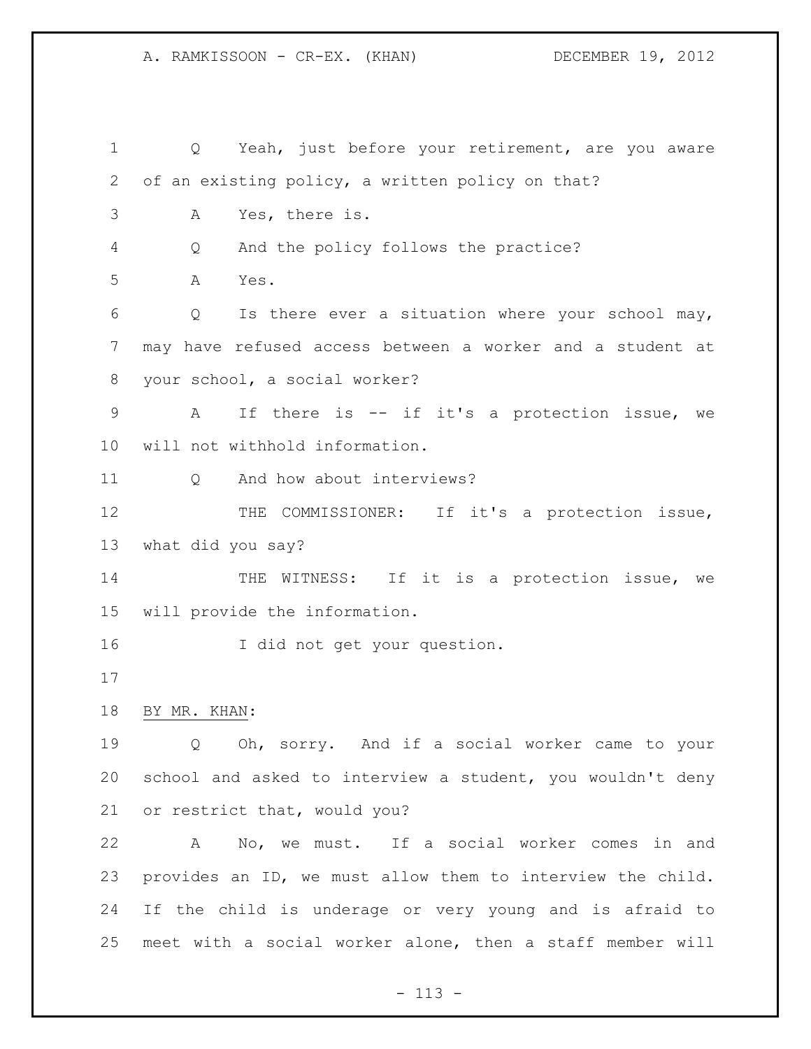Q Yeah, just before your retirement, are you aware of an existing policy, a written policy on that?

A Yes, there is.

Q And the policy follows the practice?

A Yes.

Q Is there ever a situation where your school may, may have refused access between a worker and a student at your school, a social worker?

A If there is -- if it's a protection issue, we will not withhold information.

Q And how about interviews?

THE COMMISSIONER: If it's a protection issue, what did you say?

THE WITNESS: If it is a protection issue, we will provide the information.

I did not get your question.

BY MR. KHAN:

Q Oh, sorry. And if a social worker came to your school and asked to interview a student, you wouldn't deny or restrict that, would you?

A No, we must. If a social worker comes in and provides an ID, we must allow them to interview the child. If the child is underage or very young and is afraid to meet with a social worker alone, then a staff member will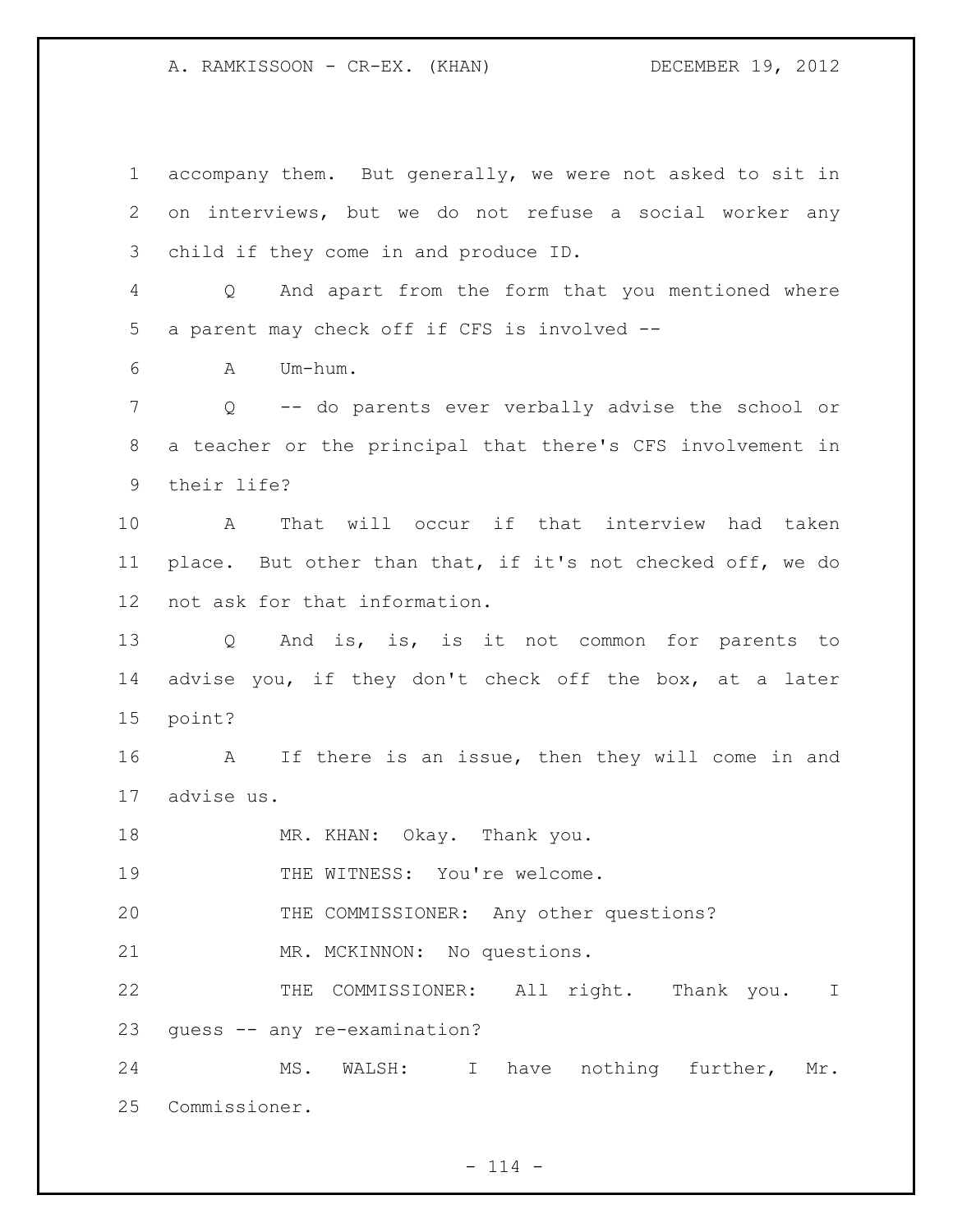accompany them. But generally, we were not asked to sit in on interviews, but we do not refuse a social worker any child if they come in and produce ID.

Q And apart from the form that you mentioned where a parent may check off if CFS is involved --

A Um-hum.

Q -- do parents ever verbally advise the school or a teacher or the principal that there's CFS involvement in their life?

A That will occur if that interview had taken place. But other than that, if it's not checked off, we do not ask for that information.

Q And is, is, is it not common for parents to advise you, if they don't check off the box, at a later point?

A If there is an issue, then they will come in and advise us.

MR. KHAN: Okay. Thank you.

THE WITNESS: You're welcome.

THE COMMISSIONER: Any other questions?

MR. MCKINNON: No questions.

THE COMMISSIONER: All right. Thank you. I guess -- any re-examination?

MS. WALSH: I have nothing further, Mr. Commissioner.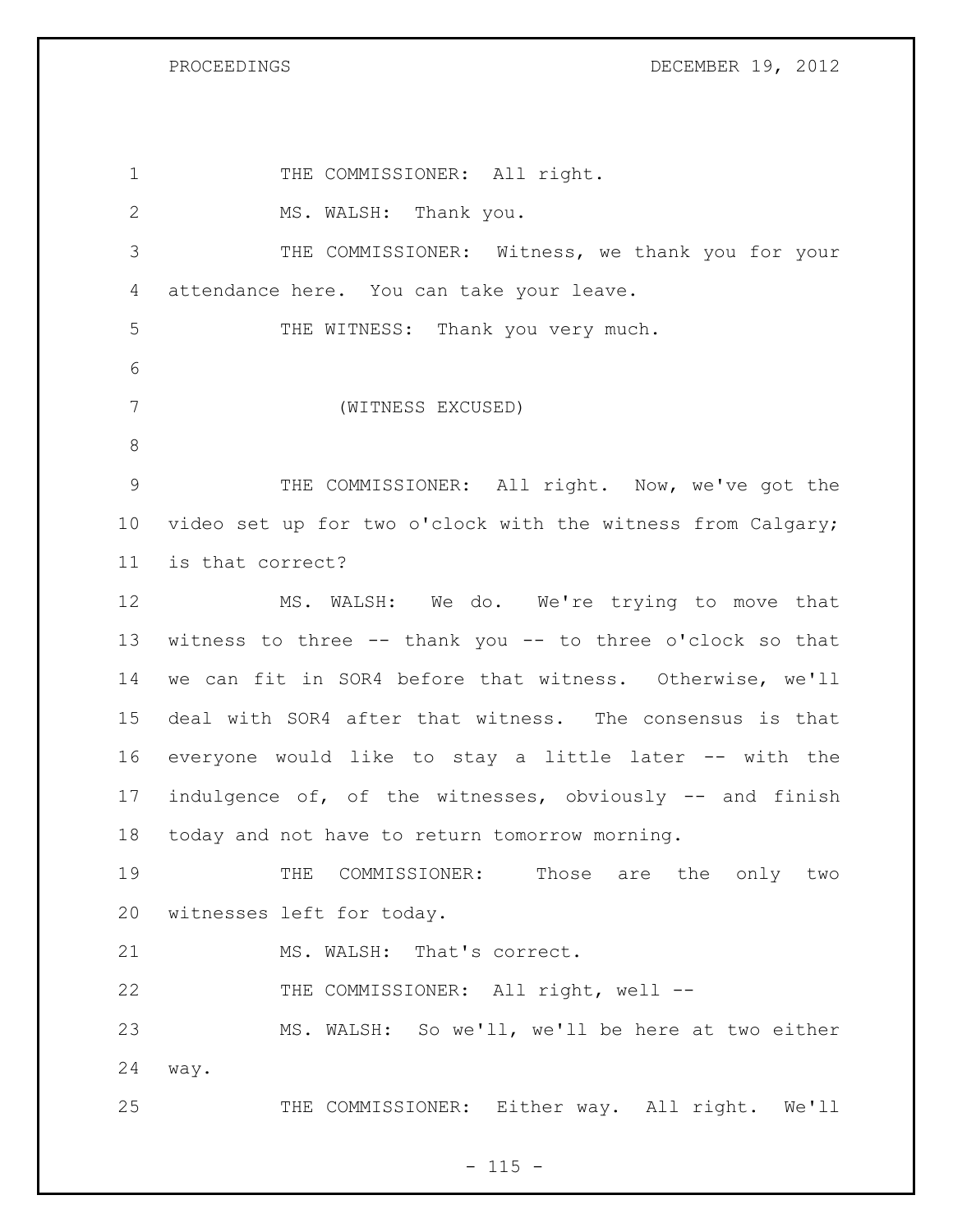THE COMMISSIONER: All right.

MS. WALSH: Thank you.

THE COMMISSIONER: Witness, we thank you for your attendance here. You can take your leave.

THE WITNESS: Thank you very much.

(WITNESS EXCUSED)

THE COMMISSIONER: All right. Now, we've got the video set up for two o'clock with the witness from Calgary; is that correct?

MS. WALSH: We do. We're trying to move that witness to three -- thank you -- to three o'clock so that we can fit in SOR4 before that witness. Otherwise, we'll deal with SOR4 after that witness. The consensus is that everyone would like to stay a little later -- with the indulgence of, of the witnesses, obviously -- and finish today and not have to return tomorrow morning.

THE COMMISSIONER: Those are the only two witnesses left for today.

MS. WALSH: That's correct.

THE COMMISSIONER: All right, well --

MS. WALSH: So we'll, we'll be here at two either way.

THE COMMISSIONER: Either way. All right. We'll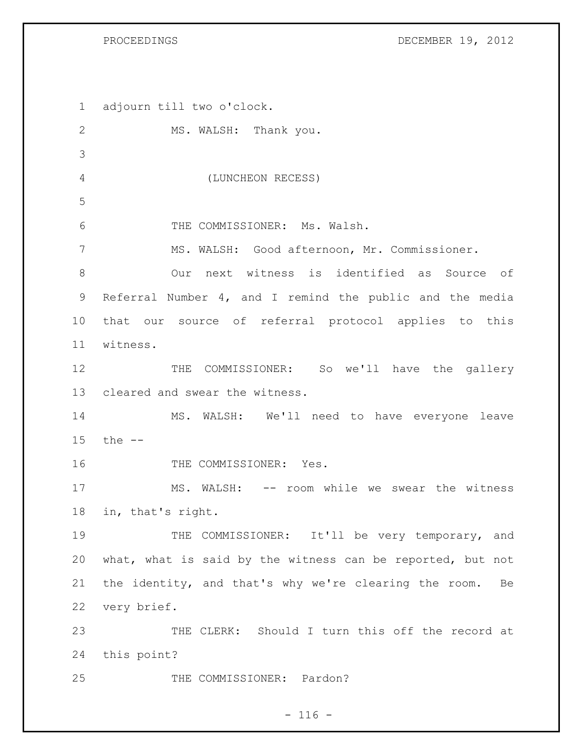adjourn till two o'clock.

MS. WALSH: Thank you.

(LUNCHEON RECESS)

THE COMMISSIONER: Ms. Walsh.

MS. WALSH: Good afternoon, Mr. Commissioner.

Our next witness is identified as Source of Referral Number 4, and I remind the public and the media that our source of referral protocol applies to this witness.

THE COMMISSIONER: So we'll have the gallery cleared and swear the witness.

MS. WALSH: We'll need to have everyone leave the --

THE COMMISSIONER: Yes.

MS. WALSH: -- room while we swear the witness in, that's right.

THE COMMISSIONER: It'll be very temporary, and what, what is said by the witness can be reported, but not the identity, and that's why we're clearing the room. Be very brief.

THE CLERK: Should I turn this off the record at this point?

THE COMMISSIONER: Pardon?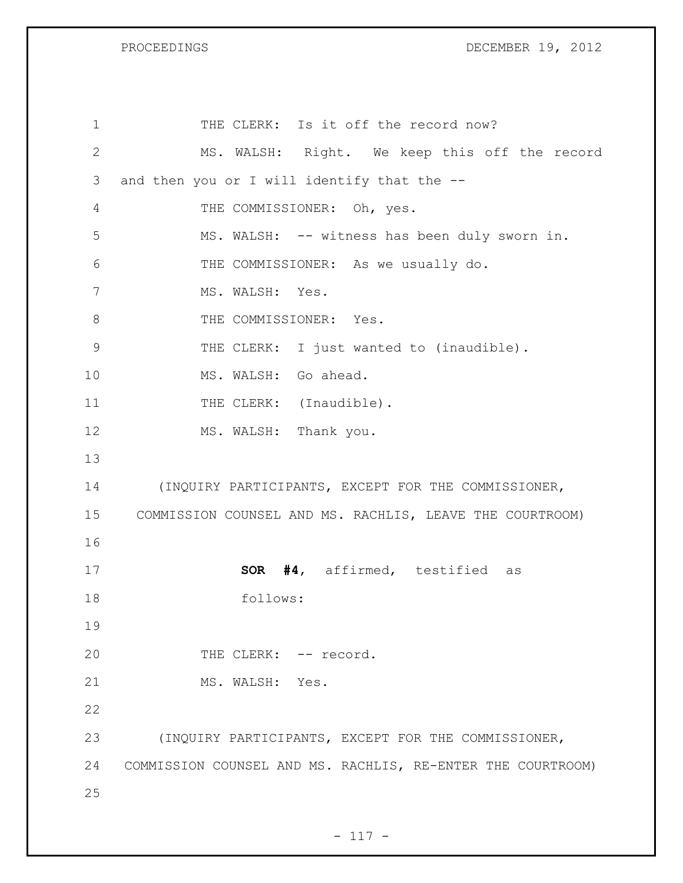THE CLERK: Is it off the record now?

MS. WALSH: Right. We keep this off the record and then you or I will identify that the --

THE COMMISSIONER: Oh, yes.

MS. WALSH: -- witness has been duly sworn in.

THE COMMISSIONER: As we usually do.

MS. WALSH: Yes.

THE COMMISSIONER: Yes.

THE CLERK: I just wanted to (inaudible).

MS. WALSH: Go ahead.

THE CLERK: (Inaudible).

MS. WALSH: Thank you.

(INQUIRY PARTICIPANTS, EXCEPT FOR THE COMMISSIONER, COMMISSION COUNSEL AND MS. RACHLIS, LEAVE THE COURTROOM)

**SOR #4**, affirmed, testified as follows:

THE CLERK: -- record.

MS. WALSH: Yes.

(INQUIRY PARTICIPANTS, EXCEPT FOR THE COMMISSIONER, COMMISSION COUNSEL AND MS. RACHLIS, RE-ENTER THE COURTROOM)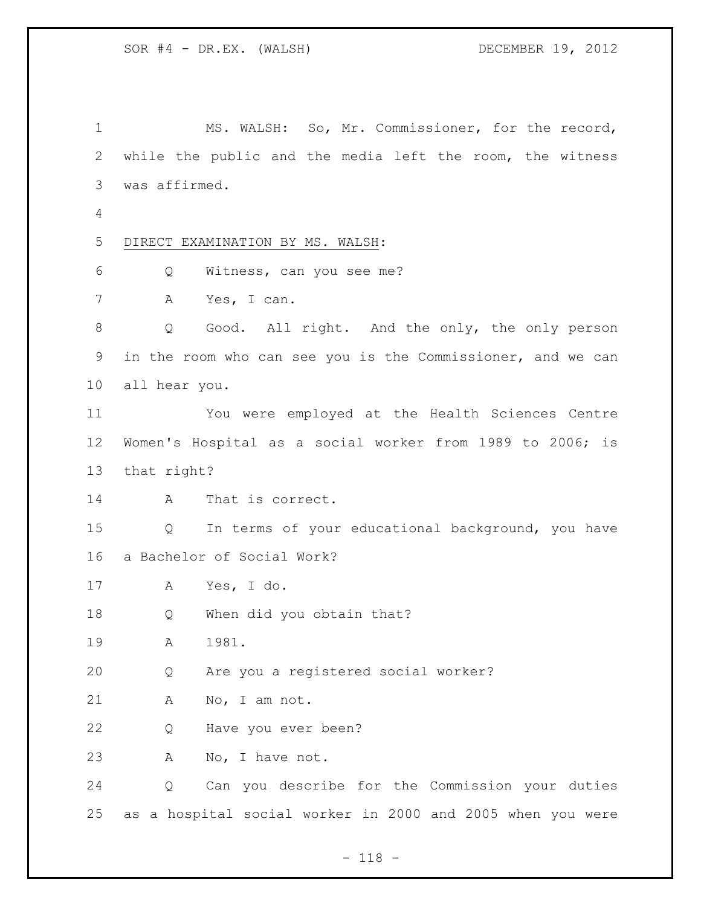MS. WALSH: So, Mr. Commissioner, for the record, while the public and the media left the room, the witness was affirmed.

DIRECT EXAMINATION BY MS. WALSH:

Q Witness, can you see me?

A Yes, I can.

Q Good. All right. And the only, the only person in the room who can see you is the Commissioner, and we can all hear you.

You were employed at the Health Sciences Centre Women's Hospital as a social worker from 1989 to 2006; is that right?

A That is correct.

Q In terms of your educational background, you have a Bachelor of Social Work?

A Yes, I do.

Q When did you obtain that?

A 1981.

Q Are you a registered social worker?

A No, I am not.

Q Have you ever been?

A No, I have not.

Q Can you describe for the Commission your duties as a hospital social worker in 2000 and 2005 when you were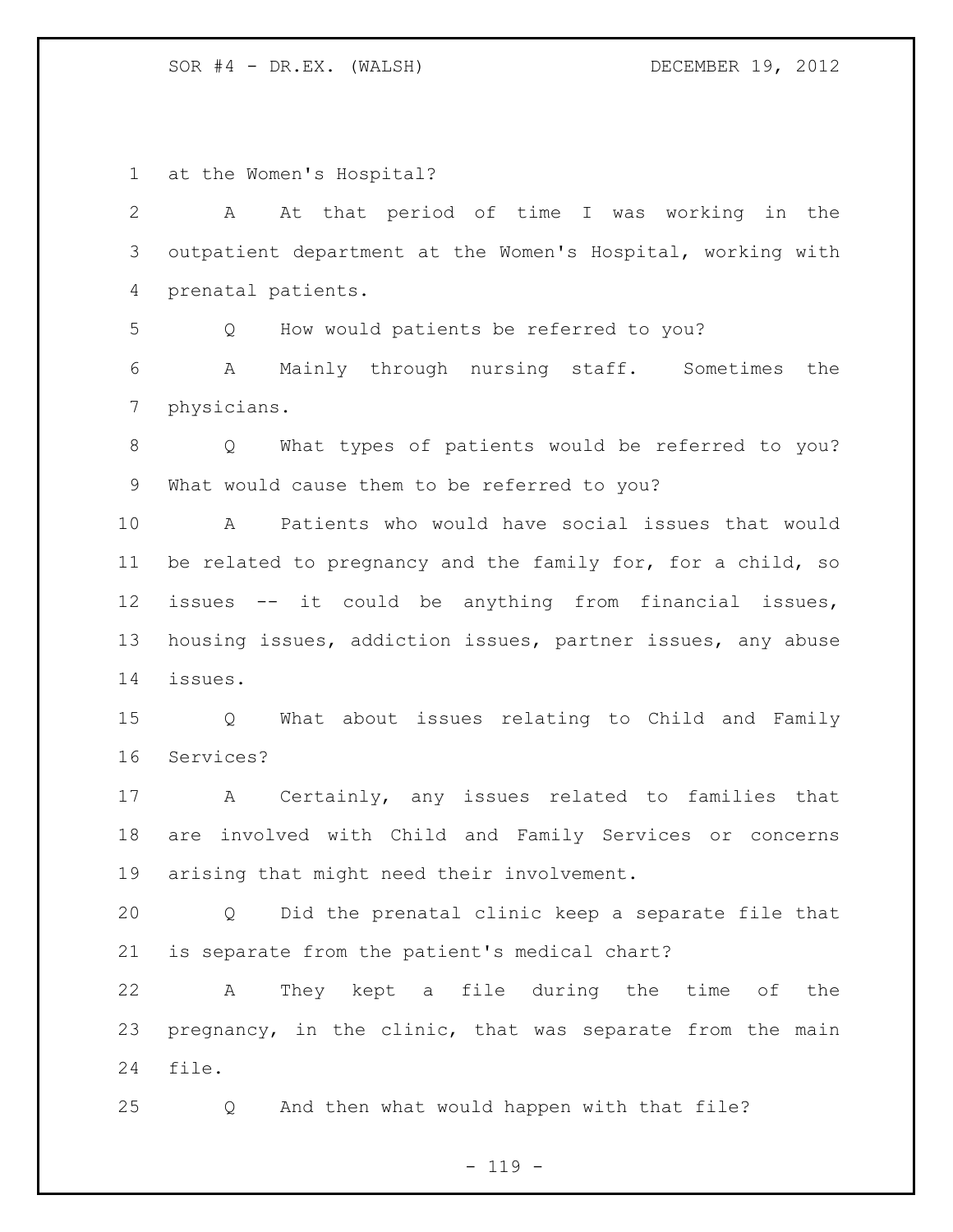at the Women's Hospital?

A At that period of time I was working in the outpatient department at the Women's Hospital, working with prenatal patients.

Q How would patients be referred to you?

A Mainly through nursing staff. Sometimes the physicians.

Q What types of patients would be referred to you? What would cause them to be referred to you?

A Patients who would have social issues that would be related to pregnancy and the family for, for a child, so issues -- it could be anything from financial issues, housing issues, addiction issues, partner issues, any abuse issues.

Q What about issues relating to Child and Family Services?

A Certainly, any issues related to families that are involved with Child and Family Services or concerns arising that might need their involvement.

Q Did the prenatal clinic keep a separate file that is separate from the patient's medical chart?

A They kept a file during the time of the pregnancy, in the clinic, that was separate from the main file.

Q And then what would happen with that file?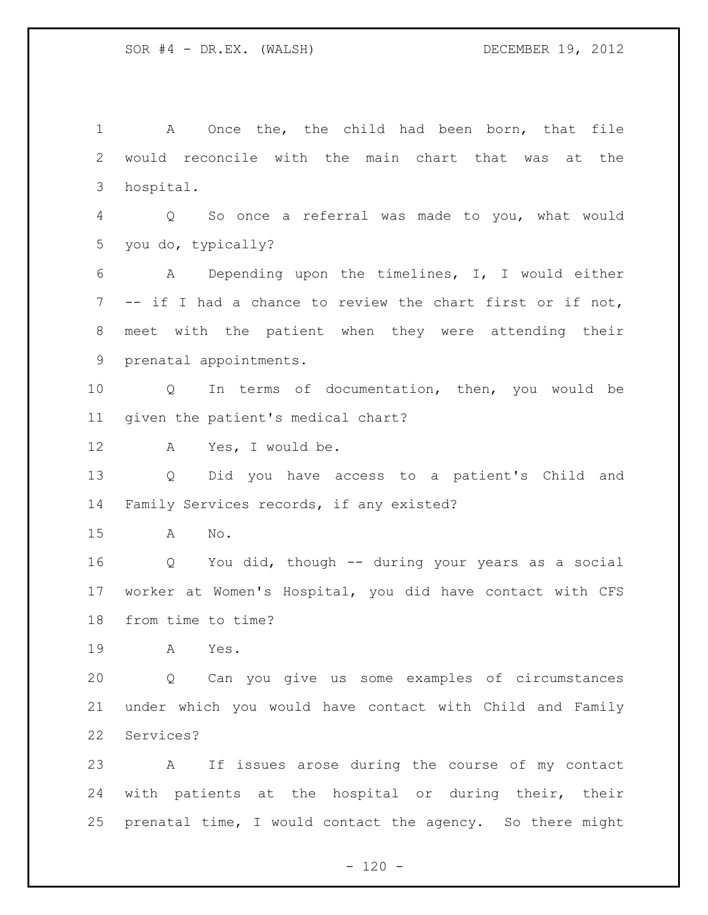A Once the, the child had been born, that file would reconcile with the main chart that was at the hospital.

Q So once a referral was made to you, what would you do, typically?

A Depending upon the timelines, I, I would either -- if I had a chance to review the chart first or if not, meet with the patient when they were attending their prenatal appointments.

Q In terms of documentation, then, you would be given the patient's medical chart?

A Yes, I would be.

Q Did you have access to a patient's Child and Family Services records, if any existed?

A No.

Q You did, though -- during your years as a social worker at Women's Hospital, you did have contact with CFS from time to time?

A Yes.

Q Can you give us some examples of circumstances under which you would have contact with Child and Family Services?

A If issues arose during the course of my contact with patients at the hospital or during their, their prenatal time, I would contact the agency. So there might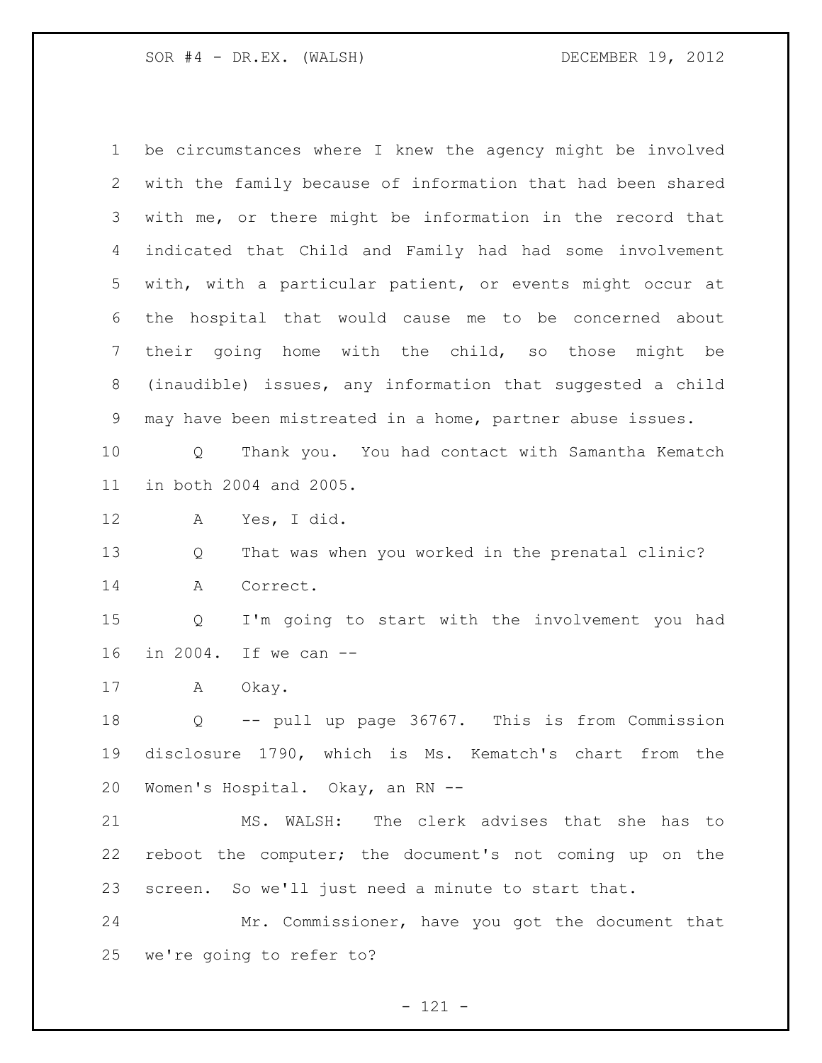be circumstances where I knew the agency might be involved with the family because of information that had been shared with me, or there might be information in the record that indicated that Child and Family had had some involvement with, with a particular patient, or events might occur at the hospital that would cause me to be concerned about their going home with the child, so those might be (inaudible) issues, any information that suggested a child may have been mistreated in a home, partner abuse issues.

Q Thank you. You had contact with Samantha Kematch in both 2004 and 2005.

A Yes, I did.

Q That was when you worked in the prenatal clinic?

A Correct.

Q I'm going to start with the involvement you had in 2004. If we can --

A Okay.

Q -- pull up page 36767. This is from Commission disclosure 1790, which is Ms. Kematch's chart from the Women's Hospital. Okay, an RN --

MS. WALSH: The clerk advises that she has to reboot the computer; the document's not coming up on the screen. So we'll just need a minute to start that.

Mr. Commissioner, have you got the document that we're going to refer to?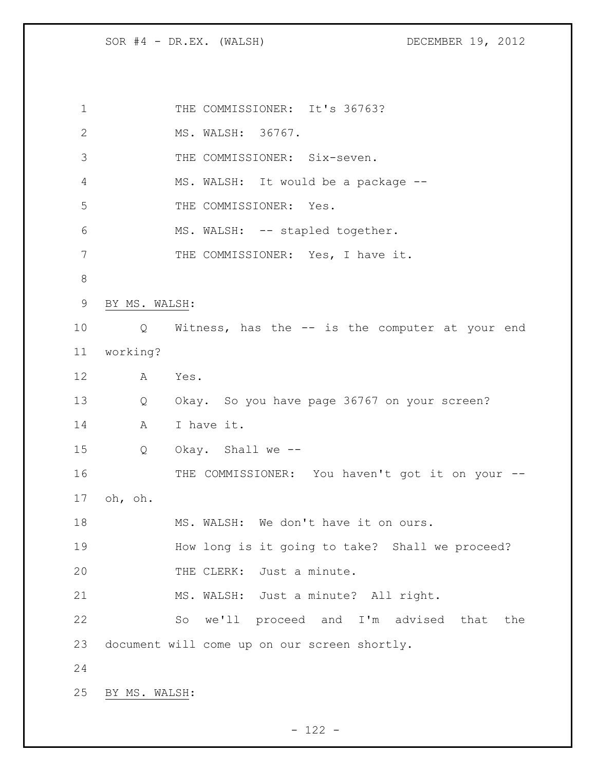THE COMMISSIONER: It's 36763?

MS. WALSH: 36767.

THE COMMISSIONER: Six-seven.

MS. WALSH: It would be a package --

THE COMMISSIONER: Yes.

MS. WALSH: -- stapled together.

THE COMMISSIONER: Yes, I have it.

BY MS. WALSH:

Q Witness, has the -- is the computer at your end working?

A Yes.

Q Okay. So you have page 36767 on your screen?

A I have it.

Q Okay. Shall we --

THE COMMISSIONER: You haven't got it on your -- oh, oh.

MS. WALSH: We don't have it on ours.

How long is it going to take? Shall we proceed?

THE CLERK: Just a minute.

MS. WALSH: Just a minute? All right.

So we'll proceed and I'm advised that the document will come up on our screen shortly.

BY MS. WALSH: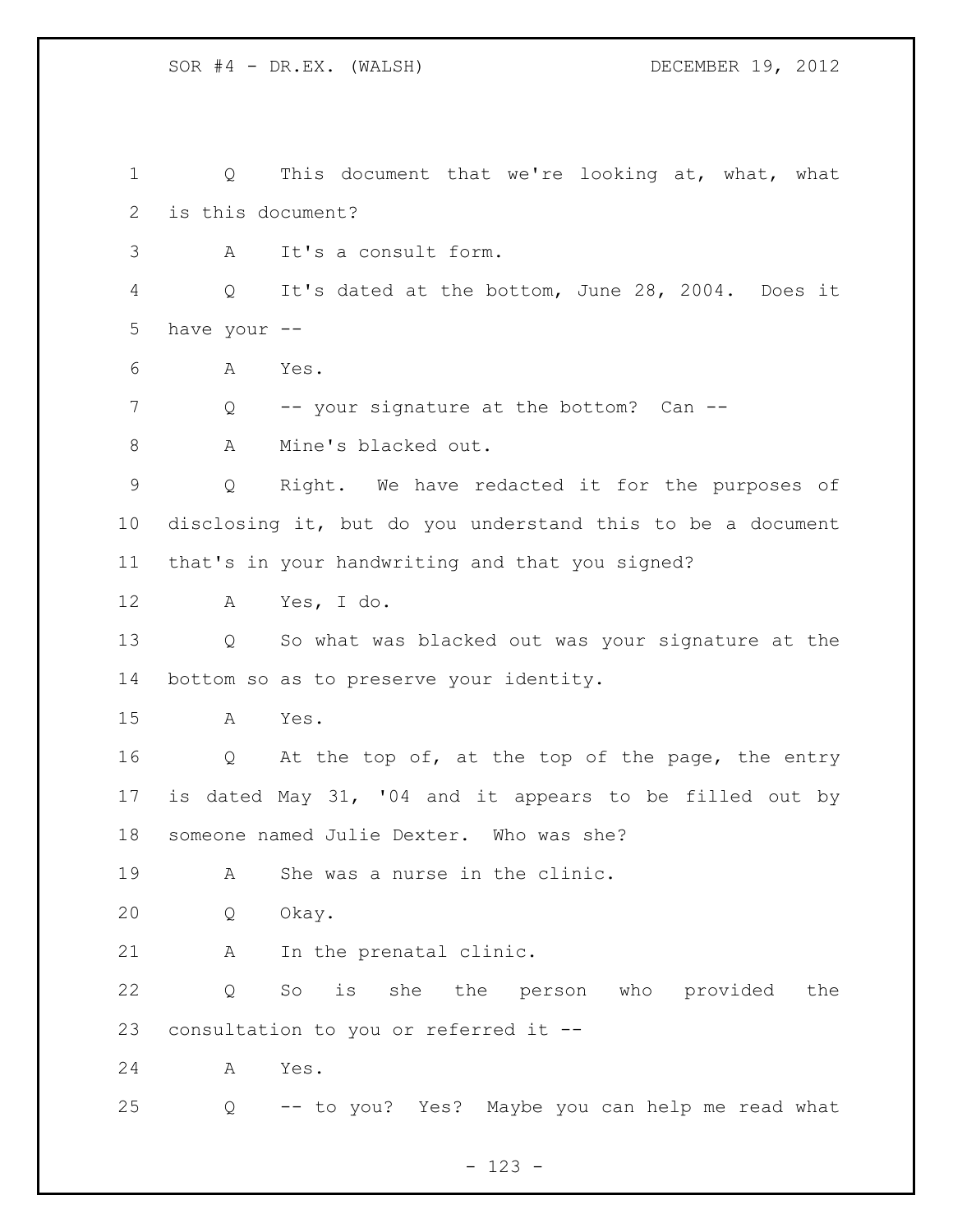Q This document that we're looking at, what, what is this document?

A It's a consult form.

Q It's dated at the bottom, June 28, 2004. Does it have your --

A Yes.

Q -- your signature at the bottom? Can --

A Mine's blacked out.

Q Right. We have redacted it for the purposes of disclosing it, but do you understand this to be a document that's in your handwriting and that you signed?

A Yes, I do.

Q So what was blacked out was your signature at the bottom so as to preserve your identity.

A Yes.

Q At the top of, at the top of the page, the entry is dated May 31, '04 and it appears to be filled out by someone named Julie Dexter. Who was she?

A She was a nurse in the clinic.

Q Okay.

A In the prenatal clinic.

Q So is she the person who provided the consultation to you or referred it --

A Yes.

Q -- to you? Yes? Maybe you can help me read what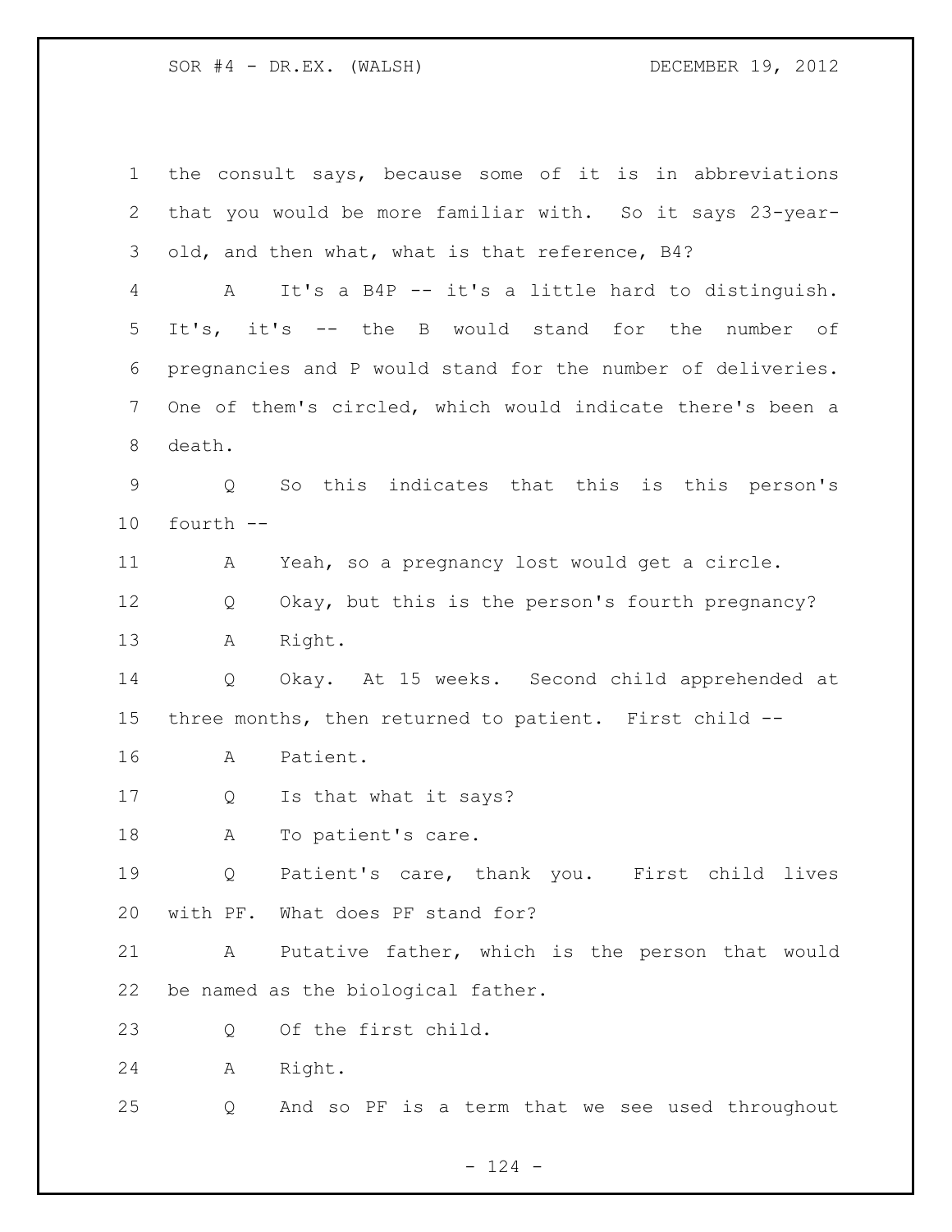the consult says, because some of it is in abbreviations that you would be more familiar with. So it says 23-year-old, and then what, what is that reference, B4?

A It's a B4P -- it's a little hard to distinguish. It's, it's -- the B would stand for the number of pregnancies and P would stand for the number of deliveries. One of them's circled, which would indicate there's been a death.

Q So this indicates that this is this person's fourth --

A Yeah, so a pregnancy lost would get a circle.

Q Okay, but this is the person's fourth pregnancy?

A Right.

Q Okay. At 15 weeks. Second child apprehended at three months, then returned to patient. First child --

A Patient.

Q Is that what it says?

A To patient's care.

Q Patient's care, thank you. First child lives with PF. What does PF stand for?

A Putative father, which is the person that would be named as the biological father.

Q Of the first child.

A Right.

Q And so PF is a term that we see used throughout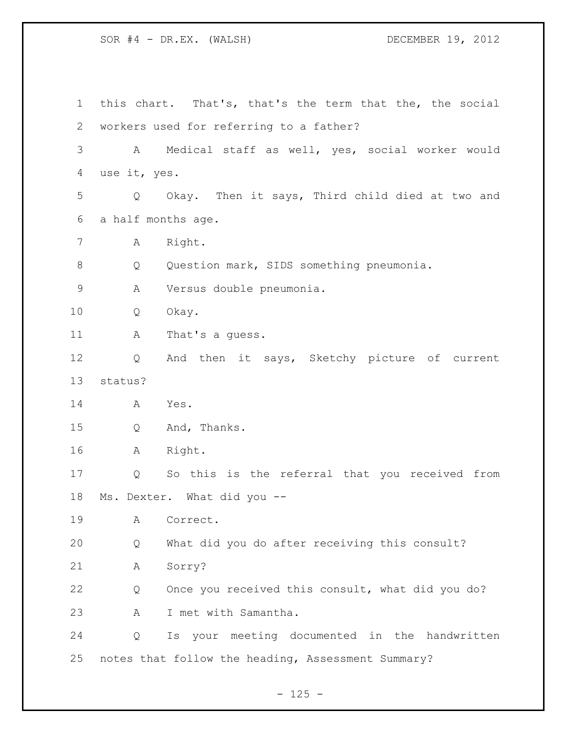1 this chart. That's, that's the term that the, the social
2 workers used for referring to a father?
3 A Medical staff as well, yes, social worker would
4 use it, yes.
5 Q Okay. Then it says, Third child died at two and
6 a half months age.
7 A Right.
8 Q Question mark, SIDS something pneumonia.
9 A Versus double pneumonia.
10 Q Okay.
11 A That's a guess.
12 Q And then it says, Sketchy picture of current
13 status?
14 A Yes.
15 Q And, Thanks.
16 A Right.
17 Q So this is the referral that you received from
18 Ms. Dexter. What did you --
19 A Correct.
20 Q What did you do after receiving this consult?
21 A Sorry?
22 Q Once you received this consult, what did you do?
23 A I met with Samantha.
24 Q Is your meeting documented in the handwritten
25 notes that follow the heading, Assessment Summary?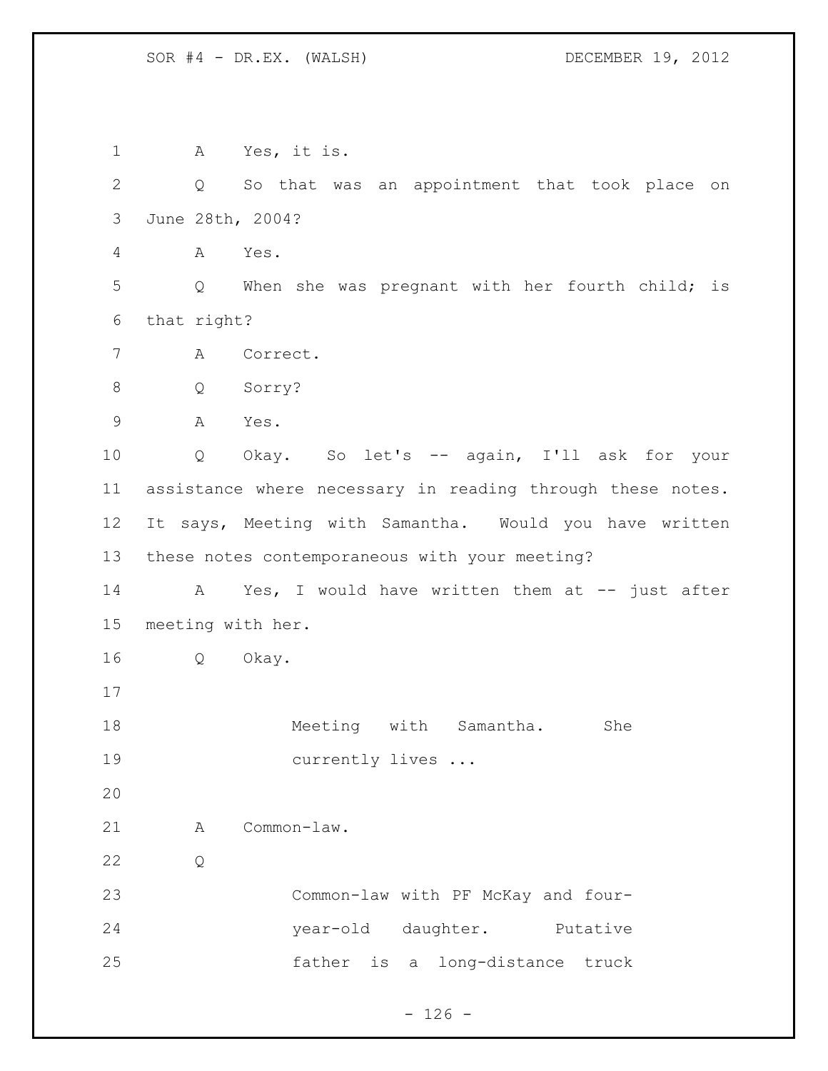A Yes, it is.

Q So that was an appointment that took place on June 28th, 2004?

A Yes.

Q When she was pregnant with her fourth child; is that right?

A Correct.

Q Sorry?

A Yes.

Q Okay. So let's -- again, I'll ask for your assistance where necessary in reading through these notes. It says, Meeting with Samantha. Would you have written these notes contemporaneous with your meeting?

A Yes, I would have written them at -- just after meeting with her.

Q Okay.

> Meeting with Samantha. She currently lives ...

A Common-law.

Q

> Common-law with PF McKay and four-year-old daughter. Putative father is a long-distance truck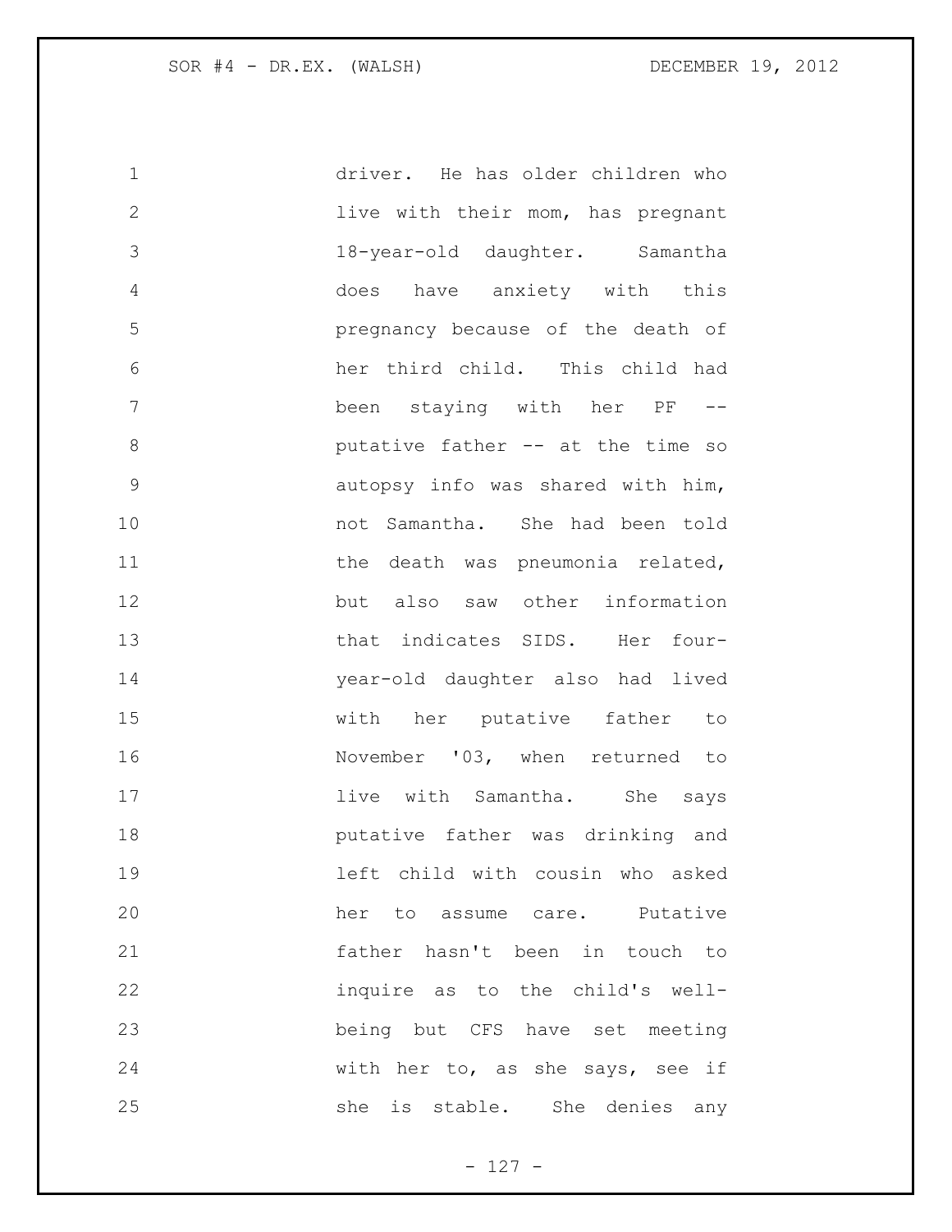driver. He has older children who live with their mom, has pregnant 18-year-old daughter. Samantha does have anxiety with this pregnancy because of the death of her third child. This child had been staying with her PF -- putative father -- at the time so autopsy info was shared with him, not Samantha. She had been told the death was pneumonia related, but also saw other information that indicates SIDS. Her four-year-old daughter also had lived with her putative father to November '03, when returned to live with Samantha. She says putative father was drinking and left child with cousin who asked her to assume care. Putative father hasn't been in touch to inquire as to the child's well-being but CFS have set meeting with her to, as she says, see if she is stable. She denies any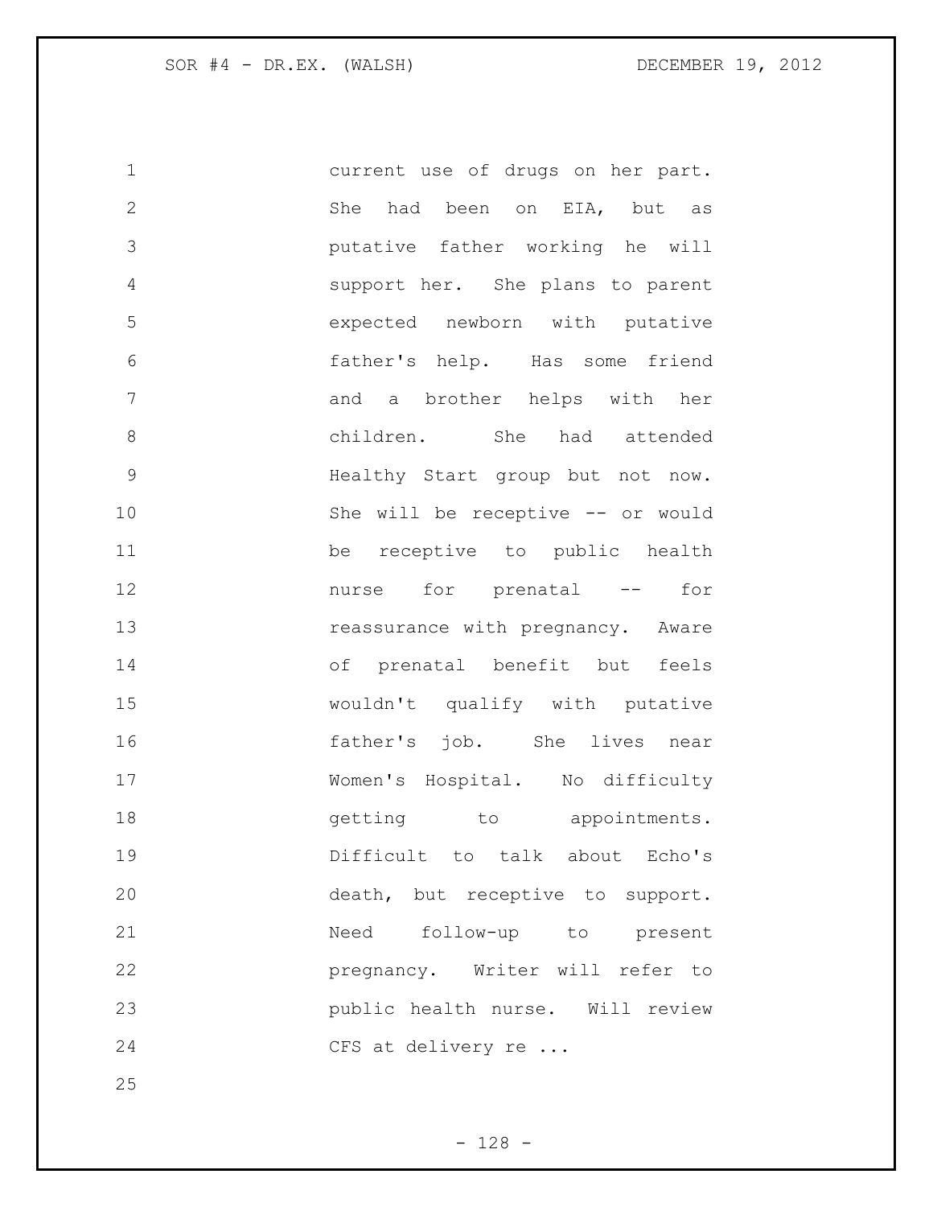current use of drugs on her part. She had been on EIA, but as putative father working he will support her. She plans to parent expected newborn with putative father's help. Has some friend and a brother helps with her children. She had attended Healthy Start group but not now. She will be receptive -- or would be receptive to public health nurse for prenatal -- for reassurance with pregnancy. Aware of prenatal benefit but feels wouldn't qualify with putative father's job. She lives near Women's Hospital. No difficulty getting to appointments. Difficult to talk about Echo's death, but receptive to support. Need follow-up to present pregnancy. Writer will refer to public health nurse. Will review CFS at delivery re ...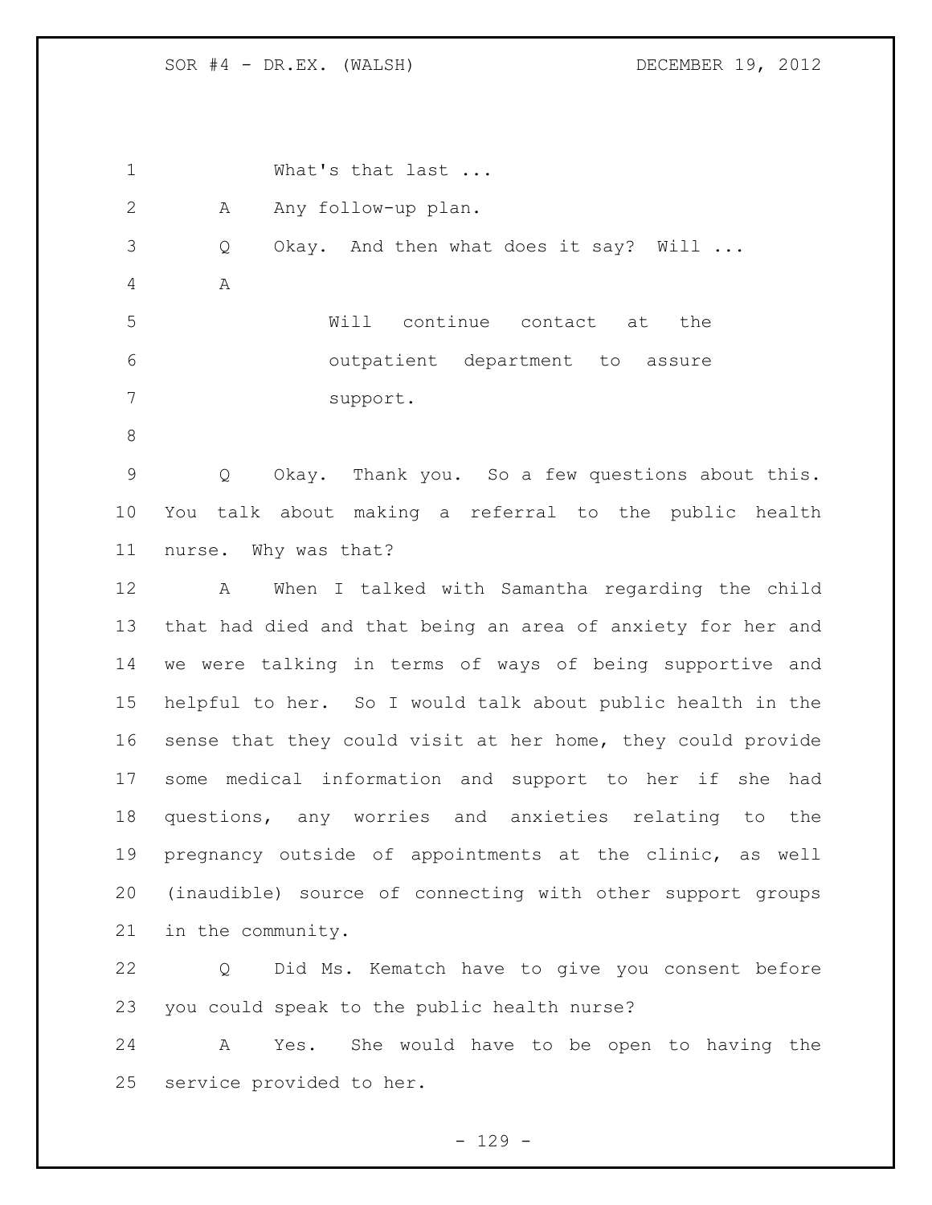What's that last ...

A Any follow-up plan.

Q Okay. And then what does it say? Will ...

A

> Will continue contact at the outpatient department to assure support.

Q Okay. Thank you. So a few questions about this. You talk about making a referral to the public health nurse. Why was that?

A When I talked with Samantha regarding the child that had died and that being an area of anxiety for her and we were talking in terms of ways of being supportive and helpful to her. So I would talk about public health in the sense that they could visit at her home, they could provide some medical information and support to her if she had questions, any worries and anxieties relating to the pregnancy outside of appointments at the clinic, as well (inaudible) source of connecting with other support groups in the community.

Q Did Ms. Kematch have to give you consent before you could speak to the public health nurse?

A Yes. She would have to be open to having the service provided to her.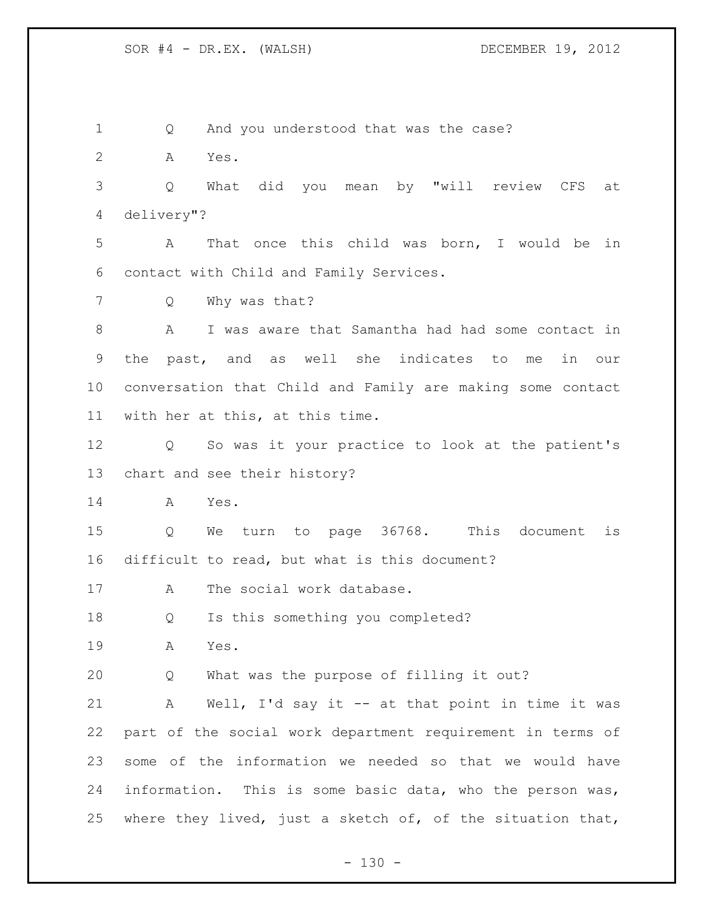Q And you understood that was the case?

A Yes.

Q What did you mean by "will review CFS at delivery"?

A That once this child was born, I would be in contact with Child and Family Services.

Q Why was that?

A I was aware that Samantha had had some contact in the past, and as well she indicates to me in our conversation that Child and Family are making some contact with her at this, at this time.

Q So was it your practice to look at the patient's chart and see their history?

A Yes.

Q We turn to page 36768. This document is difficult to read, but what is this document?

A The social work database.

Q Is this something you completed?

A Yes.

Q What was the purpose of filling it out?

A Well, I'd say it -- at that point in time it was part of the social work department requirement in terms of some of the information we needed so that we would have information. This is some basic data, who the person was, where they lived, just a sketch of, of the situation that,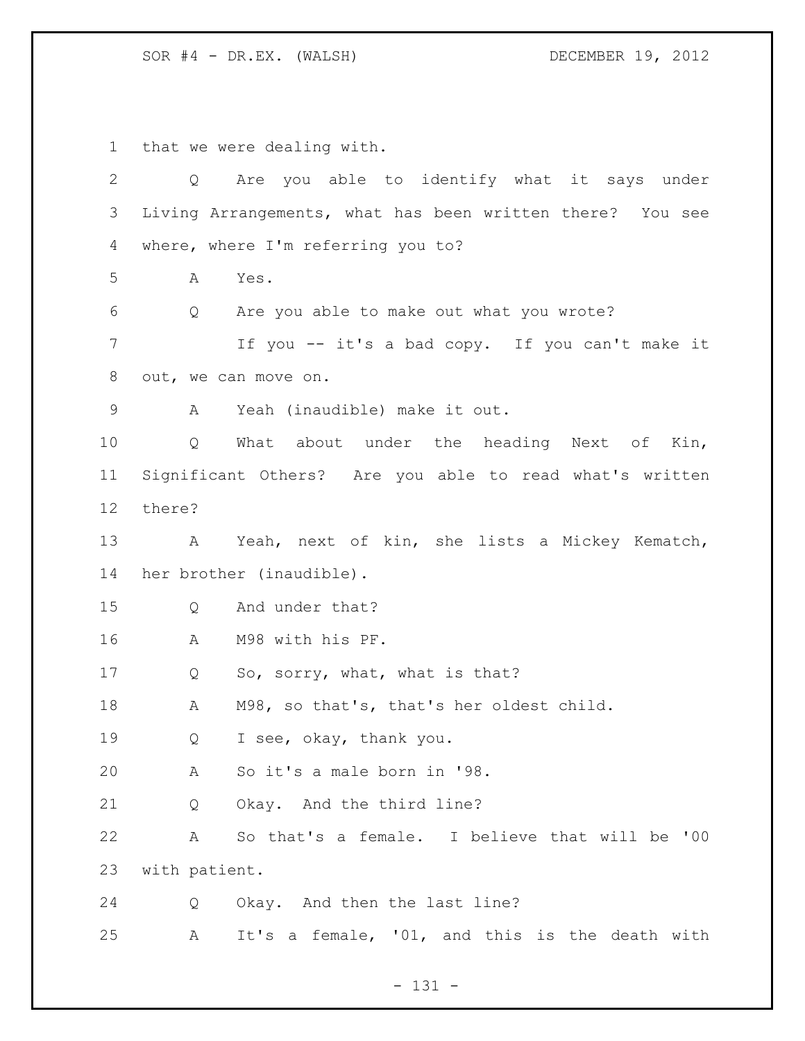that we were dealing with.

Q Are you able to identify what it says under Living Arrangements, what has been written there? You see where, where I'm referring you to?

A Yes.

Q Are you able to make out what you wrote?

If you -- it's a bad copy. If you can't make it out, we can move on.

A Yeah (inaudible) make it out.

Q What about under the heading Next of Kin, Significant Others? Are you able to read what's written there?

A Yeah, next of kin, she lists a Mickey Kematch, her brother (inaudible).

Q And under that?

A M98 with his PF.

Q So, sorry, what, what is that?

A M98, so that's, that's her oldest child.

Q I see, okay, thank you.

A So it's a male born in '98.

Q Okay. And the third line?

A So that's a female. I believe that will be '00 with patient.

Q Okay. And then the last line?

A It's a female, '01, and this is the death with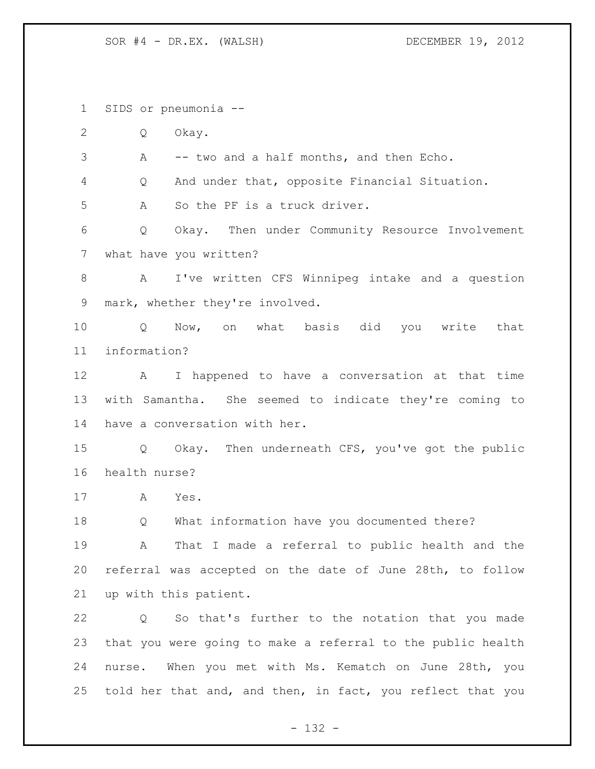SIDS or pneumonia --

Q Okay.

A -- two and a half months, and then Echo.

Q And under that, opposite Financial Situation.

A So the PF is a truck driver.

Q Okay. Then under Community Resource Involvement what have you written?

A I've written CFS Winnipeg intake and a question mark, whether they're involved.

Q Now, on what basis did you write that information?

A I happened to have a conversation at that time with Samantha. She seemed to indicate they're coming to have a conversation with her.

Q Okay. Then underneath CFS, you've got the public health nurse?

A Yes.

Q What information have you documented there?

A That I made a referral to public health and the referral was accepted on the date of June 28th, to follow up with this patient.

Q So that's further to the notation that you made that you were going to make a referral to the public health nurse. When you met with Ms. Kematch on June 28th, you told her that and, and then, in fact, you reflect that you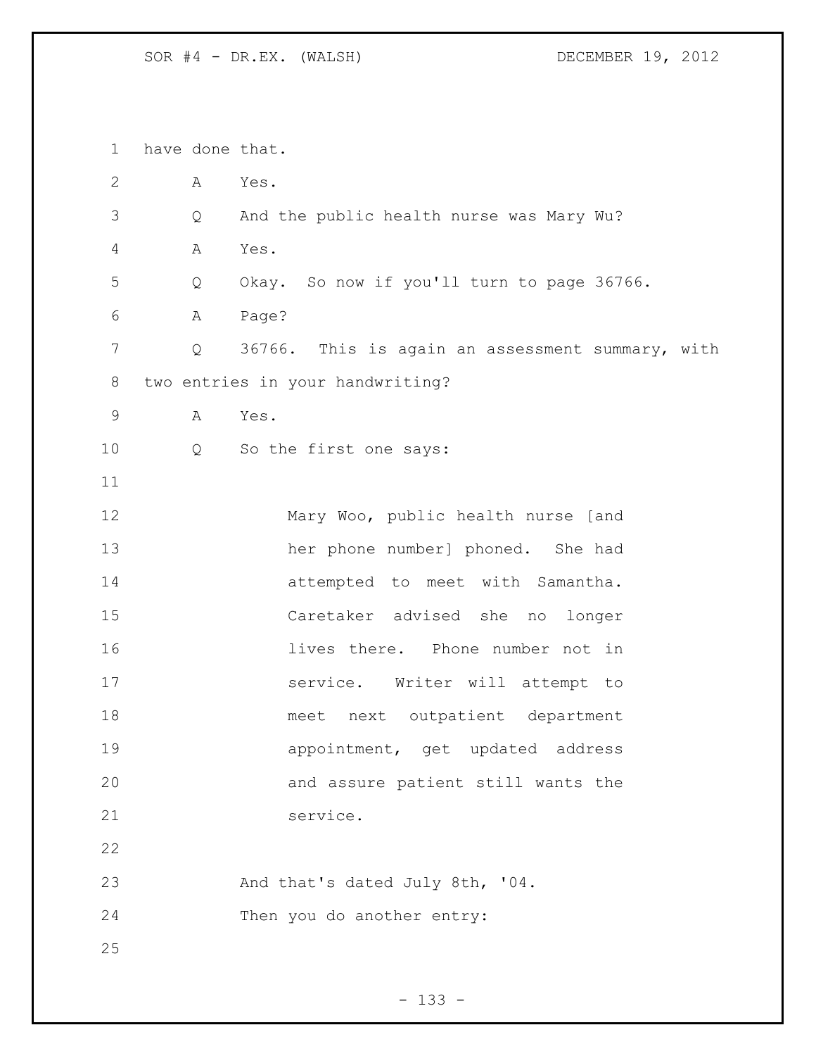have done that.

A Yes.

Q And the public health nurse was Mary Wu?

A Yes.

Q Okay. So now if you'll turn to page 36766.

A Page?

Q 36766. This is again an assessment summary, with two entries in your handwriting?

A Yes.

Q So the first one says:

> Mary Woo, public health nurse [and her phone number] phoned. She had attempted to meet with Samantha. Caretaker advised she no longer lives there. Phone number not in service. Writer will attempt to meet next outpatient department appointment, get updated address and assure patient still wants the service.

And that's dated July 8th, '04.

Then you do another entry: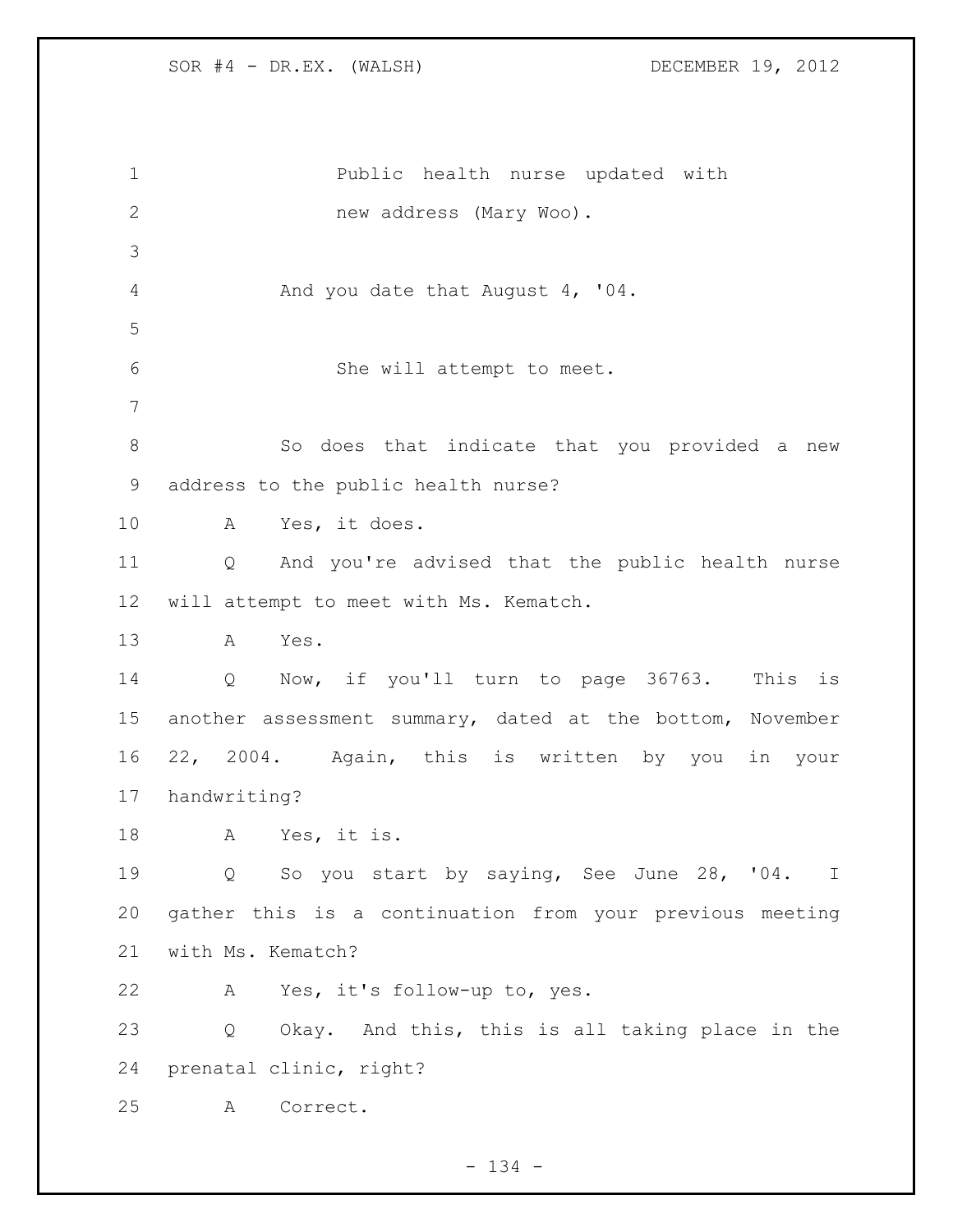Public health nurse updated with new address (Mary Woo).

And you date that August 4, '04.

She will attempt to meet.

So does that indicate that you provided a new address to the public health nurse?

A Yes, it does.

Q And you're advised that the public health nurse will attempt to meet with Ms. Kematch.

A Yes.

Q Now, if you'll turn to page 36763. This is another assessment summary, dated at the bottom, November 22, 2004. Again, this is written by you in your handwriting?

A Yes, it is.

Q So you start by saying, See June 28, '04. I gather this is a continuation from your previous meeting with Ms. Kematch?

A Yes, it's follow-up to, yes.

Q Okay. And this, this is all taking place in the prenatal clinic, right?

A Correct.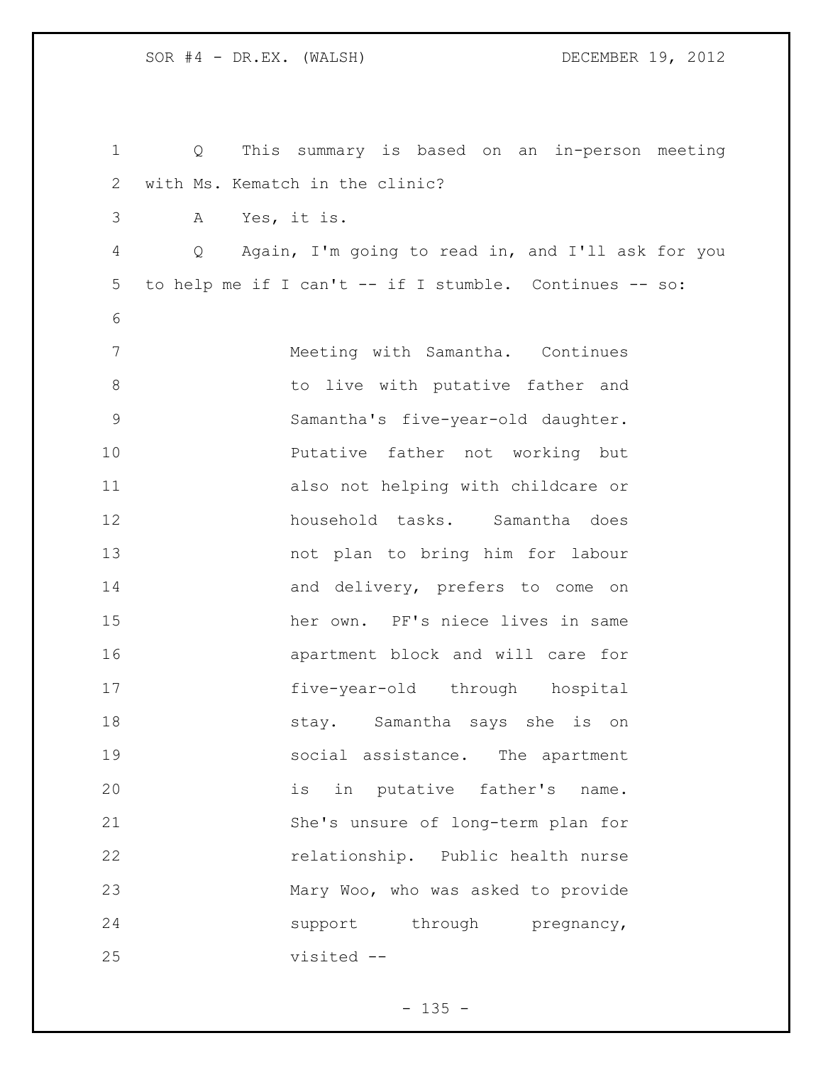Q This summary is based on an in-person meeting with Ms. Kematch in the clinic?

A Yes, it is.

Q Again, I'm going to read in, and I'll ask for you to help me if I can't -- if I stumble. Continues -- so:

> Meeting with Samantha. Continues to live with putative father and Samantha's five-year-old daughter. Putative father not working but also not helping with childcare or household tasks. Samantha does not plan to bring him for labour and delivery, prefers to come on her own. PF's niece lives in same apartment block and will care for five-year-old through hospital stay. Samantha says she is on social assistance. The apartment is in putative father's name. She's unsure of long-term plan for relationship. Public health nurse Mary Woo, who was asked to provide support through pregnancy, visited --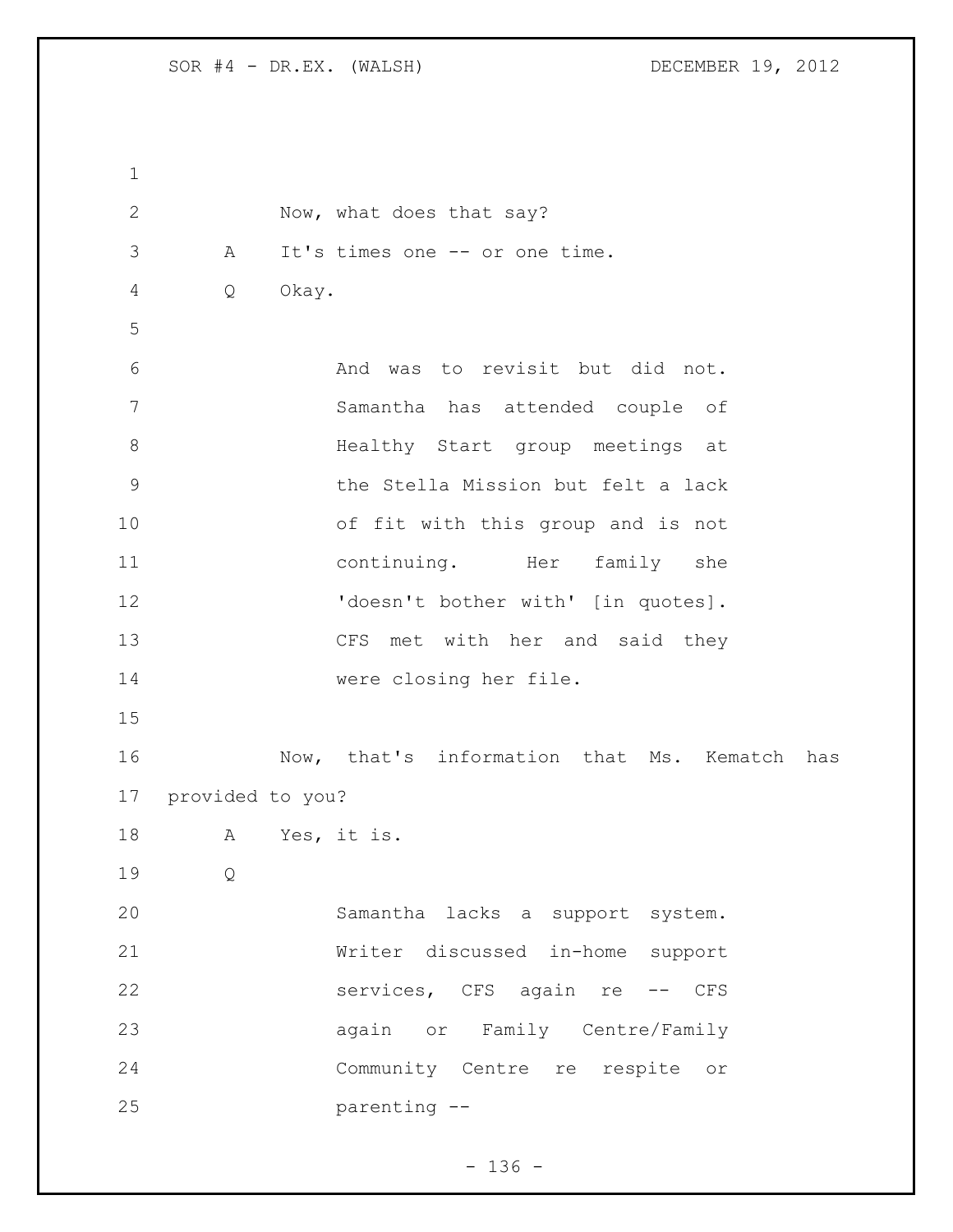Now, what does that say?

A It's times one -- or one time.

Q Okay.

> And was to revisit but did not. Samantha has attended couple of Healthy Start group meetings at the Stella Mission but felt a lack of fit with this group and is not continuing. Her family she 'doesn't bother with' [in quotes]. CFS met with her and said they were closing her file.

Now, that's information that Ms. Kematch has provided to you?

A Yes, it is.

Q

> Samantha lacks a support system. Writer discussed in-home support services, CFS again re -- CFS again or Family Centre/Family Community Centre re respite or parenting --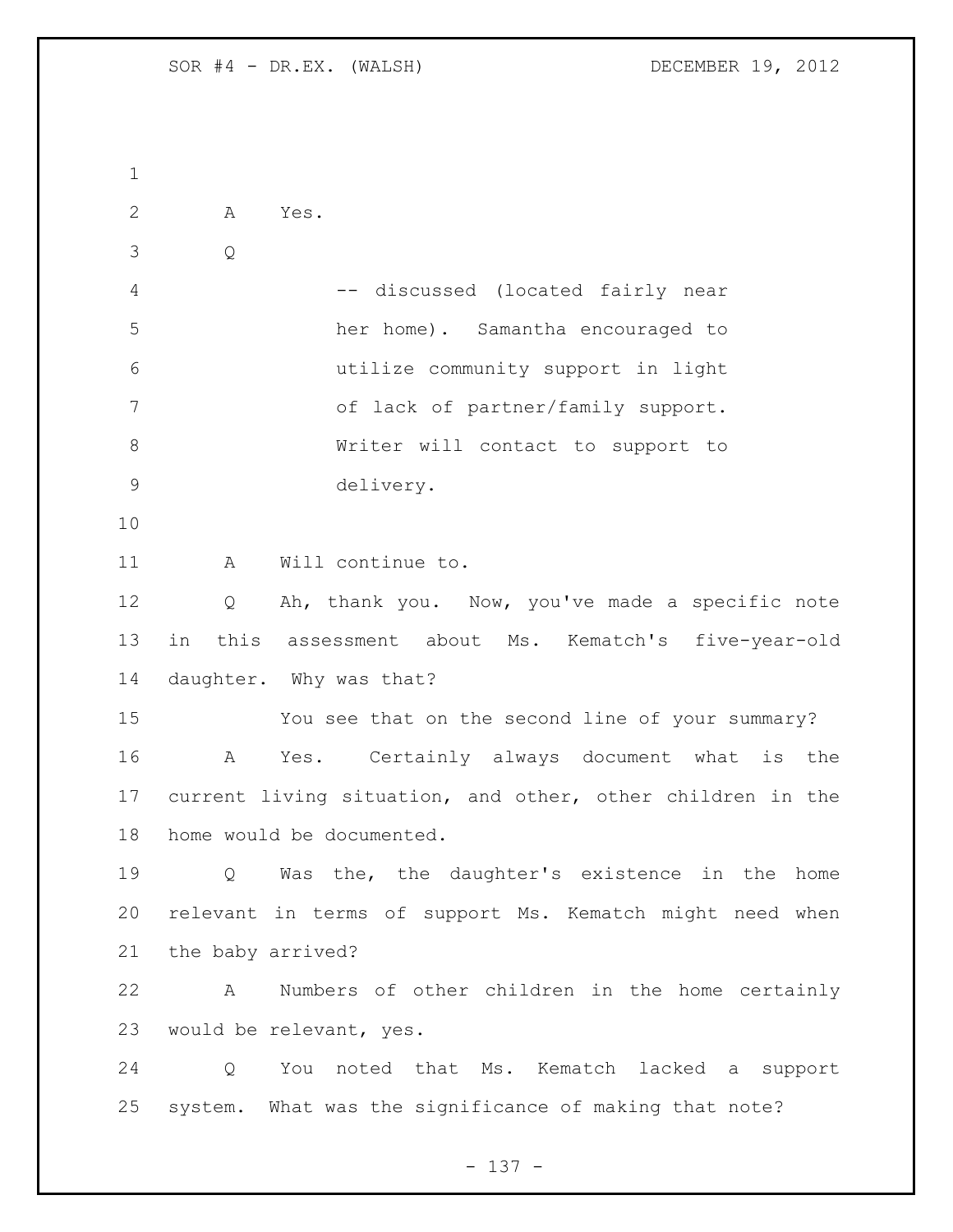A Yes.

Q

> -- discussed (located fairly near her home). Samantha encouraged to utilize community support in light of lack of partner/family support. Writer will contact to support to delivery.

A Will continue to.

Q Ah, thank you. Now, you've made a specific note in this assessment about Ms. Kematch's five-year-old daughter. Why was that?

You see that on the second line of your summary?

A Yes. Certainly always document what is the current living situation, and other, other children in the home would be documented.

Q Was the, the daughter's existence in the home relevant in terms of support Ms. Kematch might need when the baby arrived?

A Numbers of other children in the home certainly would be relevant, yes.

Q You noted that Ms. Kematch lacked a support system. What was the significance of making that note?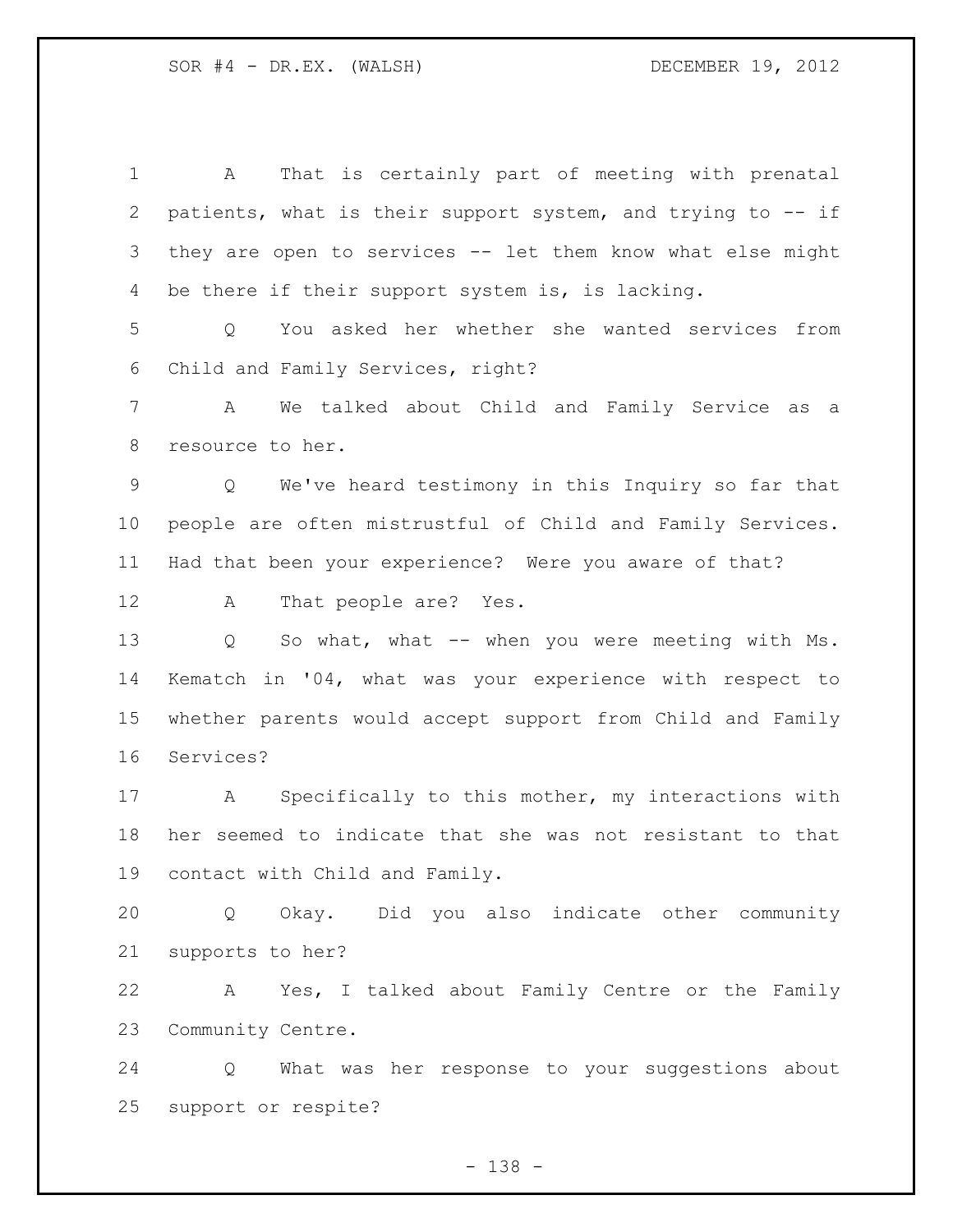A That is certainly part of meeting with prenatal patients, what is their support system, and trying to -- if they are open to services -- let them know what else might be there if their support system is, is lacking.

Q You asked her whether she wanted services from Child and Family Services, right?

A We talked about Child and Family Service as a resource to her.

Q We've heard testimony in this Inquiry so far that people are often mistrustful of Child and Family Services. Had that been your experience? Were you aware of that?

A That people are? Yes.

Q So what, what -- when you were meeting with Ms. Kematch in '04, what was your experience with respect to whether parents would accept support from Child and Family Services?

A Specifically to this mother, my interactions with her seemed to indicate that she was not resistant to that contact with Child and Family.

Q Okay. Did you also indicate other community supports to her?

A Yes, I talked about Family Centre or the Family Community Centre.

Q What was her response to your suggestions about support or respite?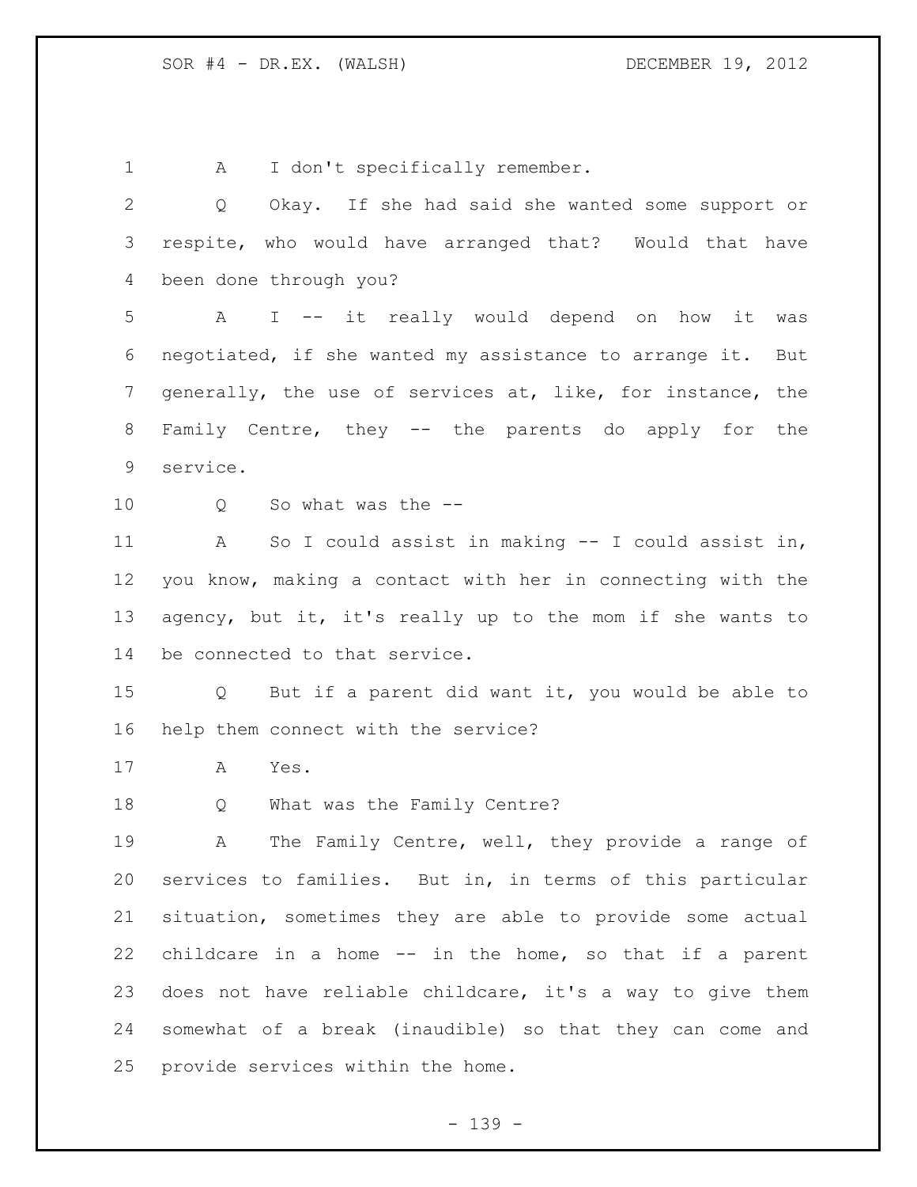A I don't specifically remember.

Q Okay. If she had said she wanted some support or respite, who would have arranged that? Would that have been done through you?

A I -- it really would depend on how it was negotiated, if she wanted my assistance to arrange it. But generally, the use of services at, like, for instance, the Family Centre, they -- the parents do apply for the service.

Q So what was the --

A So I could assist in making -- I could assist in, you know, making a contact with her in connecting with the agency, but it, it's really up to the mom if she wants to be connected to that service.

Q But if a parent did want it, you would be able to help them connect with the service?

A Yes.

Q What was the Family Centre?

A The Family Centre, well, they provide a range of services to families. But in, in terms of this particular situation, sometimes they are able to provide some actual childcare in a home -- in the home, so that if a parent does not have reliable childcare, it's a way to give them somewhat of a break (inaudible) so that they can come and provide services within the home.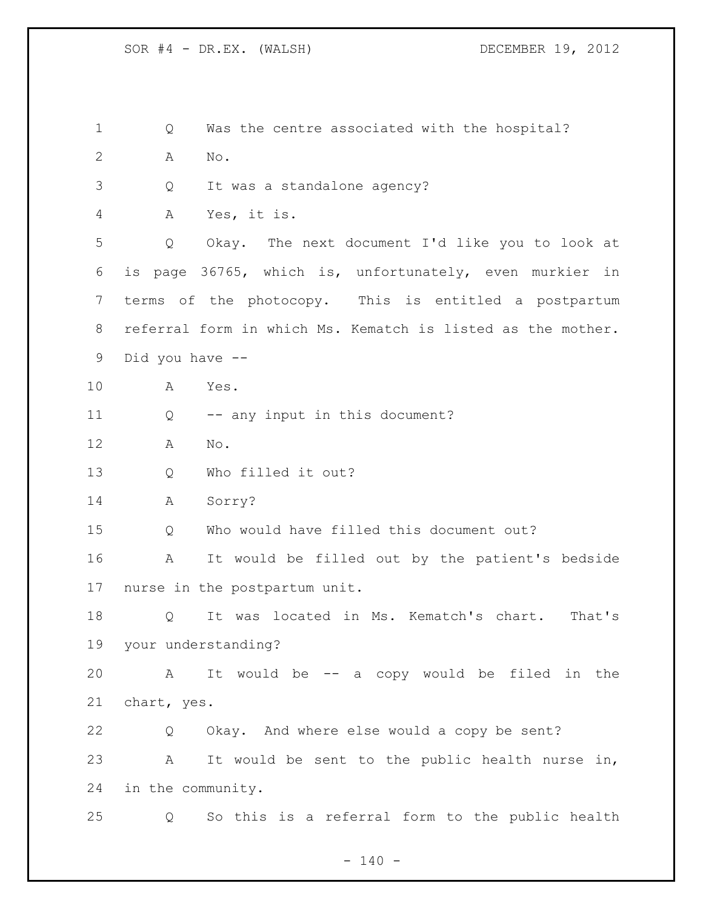1 Q Was the centre associated with the hospital?

2 A No.

3 Q It was a standalone agency?

4 A Yes, it is.

5 Q Okay. The next document I'd like you to look at

6 is page 36765, which is, unfortunately, even murkier in

7 terms of the photocopy. This is entitled a postpartum

8 referral form in which Ms. Kematch is listed as the mother.

9 Did you have --

10 A Yes.

11 Q -- any input in this document?

12 A No.

13 Q Who filled it out?

14 A Sorry?

15 Q Who would have filled this document out?

16 A It would be filled out by the patient's bedside

17 nurse in the postpartum unit.

18 Q It was located in Ms. Kematch's chart. That's

19 your understanding?

20 A It would be -- a copy would be filed in the

21 chart, yes.

22 Q Okay. And where else would a copy be sent?

23 A It would be sent to the public health nurse in,

24 in the community.

25 Q So this is a referral form to the public health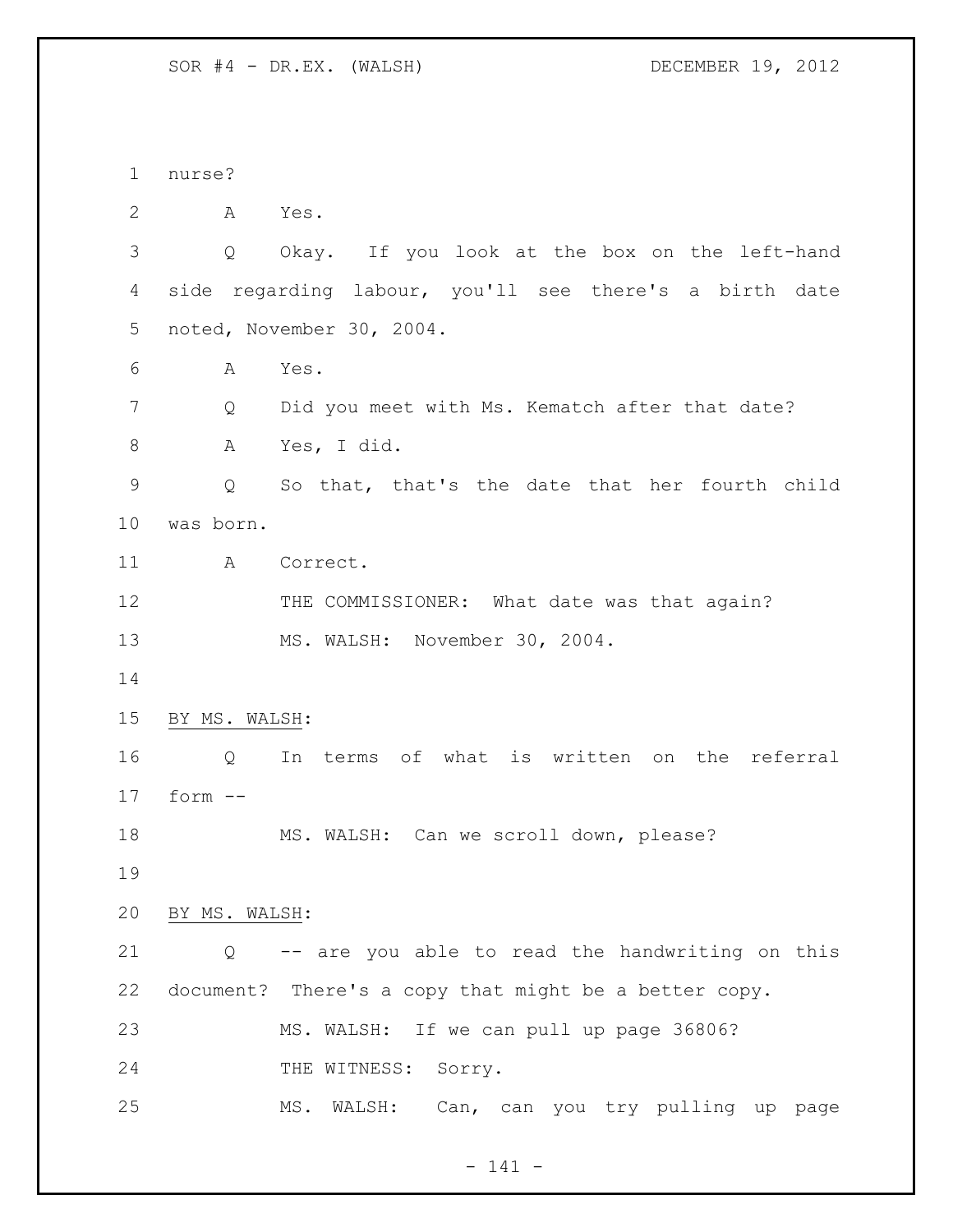nurse?

A Yes.

Q Okay. If you look at the box on the left-hand side regarding labour, you'll see there's a birth date noted, November 30, 2004.

A Yes.

Q Did you meet with Ms. Kematch after that date?

A Yes, I did.

Q So that, that's the date that her fourth child was born.

A Correct.

THE COMMISSIONER: What date was that again?

MS. WALSH: November 30, 2004.

BY MS. WALSH:

Q In terms of what is written on the referral form --

MS. WALSH: Can we scroll down, please?

BY MS. WALSH:

Q -- are you able to read the handwriting on this document? There's a copy that might be a better copy.

MS. WALSH: If we can pull up page 36806?

THE WITNESS: Sorry.

MS. WALSH: Can, can you try pulling up page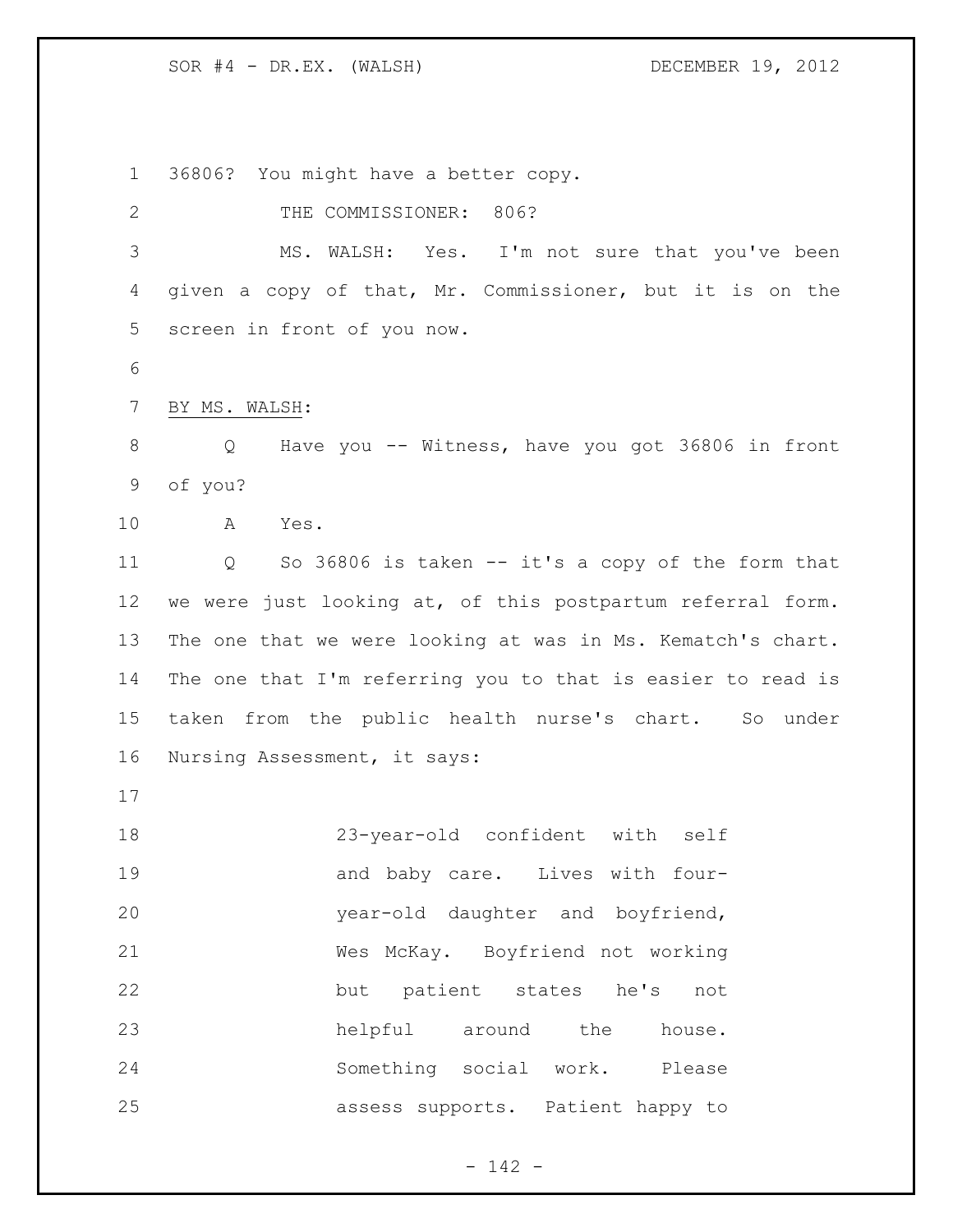36806? You might have a better copy.

THE COMMISSIONER: 806?

MS. WALSH: Yes. I'm not sure that you've been given a copy of that, Mr. Commissioner, but it is on the screen in front of you now.

BY MS. WALSH:

Q Have you -- Witness, have you got 36806 in front of you?

A Yes.

Q So 36806 is taken -- it's a copy of the form that we were just looking at, of this postpartum referral form. The one that we were looking at was in Ms. Kematch's chart. The one that I'm referring you to that is easier to read is taken from the public health nurse's chart. So under Nursing Assessment, it says:

> 23-year-old confident with self and baby care. Lives with four-year-old daughter and boyfriend, Wes McKay. Boyfriend not working but patient states he's not helpful around the house. Something social work. Please assess supports. Patient happy to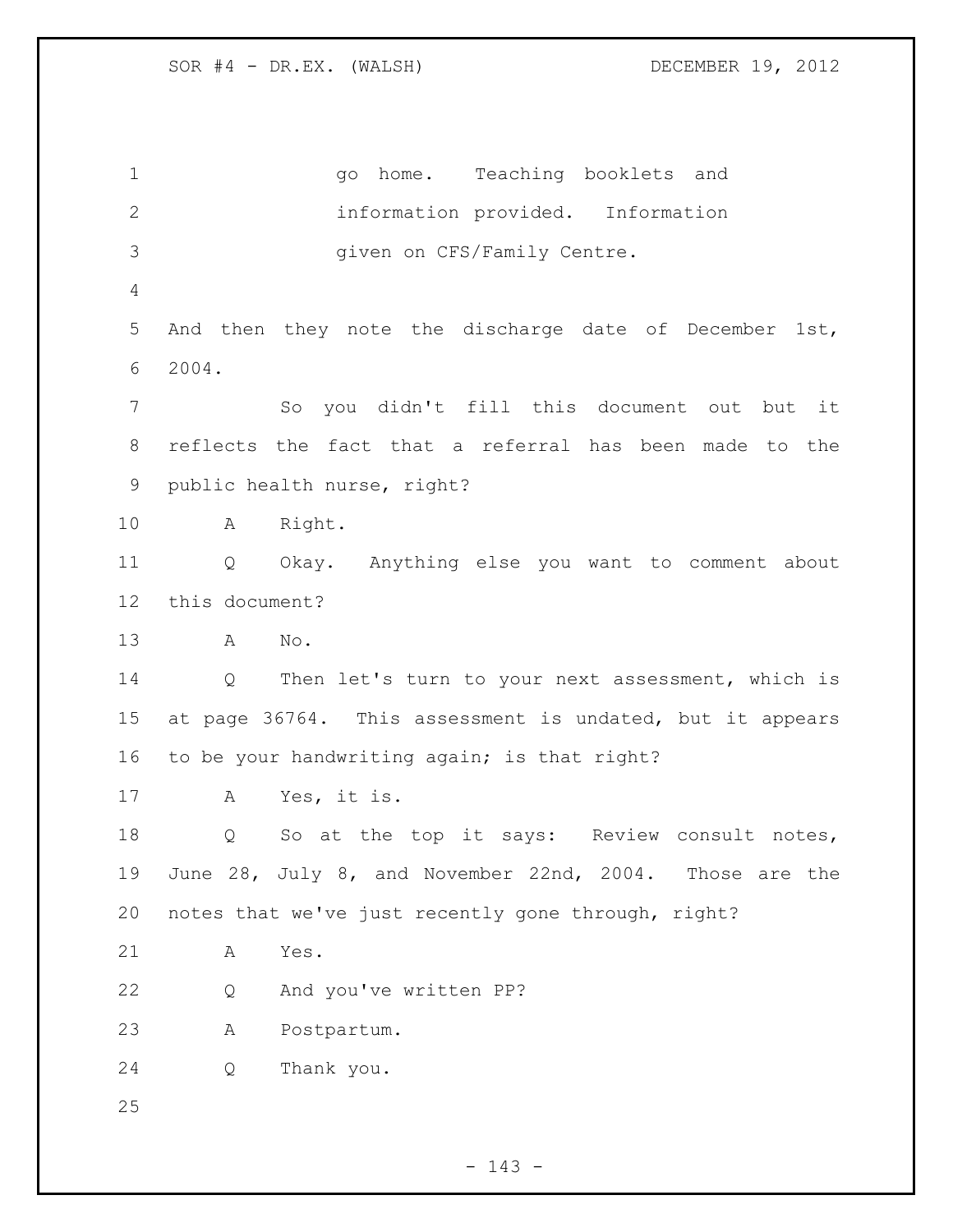go home. Teaching booklets and information provided. Information given on CFS/Family Centre.

And then they note the discharge date of December 1st, 2004.

So you didn't fill this document out but it reflects the fact that a referral has been made to the public health nurse, right?

A Right.

Q Okay. Anything else you want to comment about this document?

A No.

Q Then let's turn to your next assessment, which is at page 36764. This assessment is undated, but it appears to be your handwriting again; is that right?

A Yes, it is.

Q So at the top it says: Review consult notes, June 28, July 8, and November 22nd, 2004. Those are the notes that we've just recently gone through, right?

A Yes.

Q And you've written PP?

A Postpartum.

Q Thank you.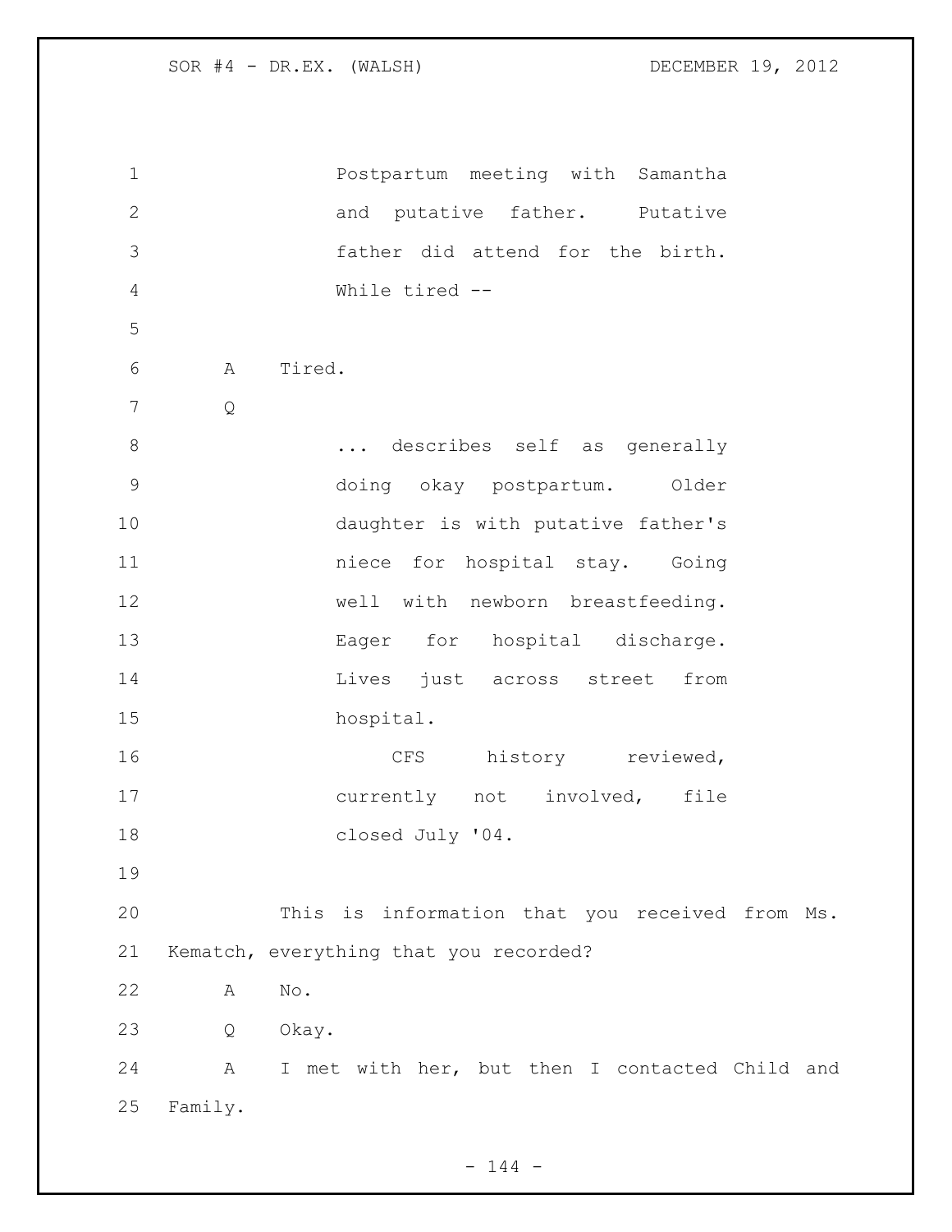Postpartum meeting with Samantha and putative father. Putative father did attend for the birth. While tired --

A Tired.

Q

... describes self as generally doing okay postpartum. Older daughter is with putative father's niece for hospital stay. Going well with newborn breastfeeding. Eager for hospital discharge. Lives just across street from hospital.

CFS history reviewed, currently not involved, file closed July '04.

This is information that you received from Ms. Kematch, everything that you recorded?

A No.

Q Okay.

A I met with her, but then I contacted Child and Family.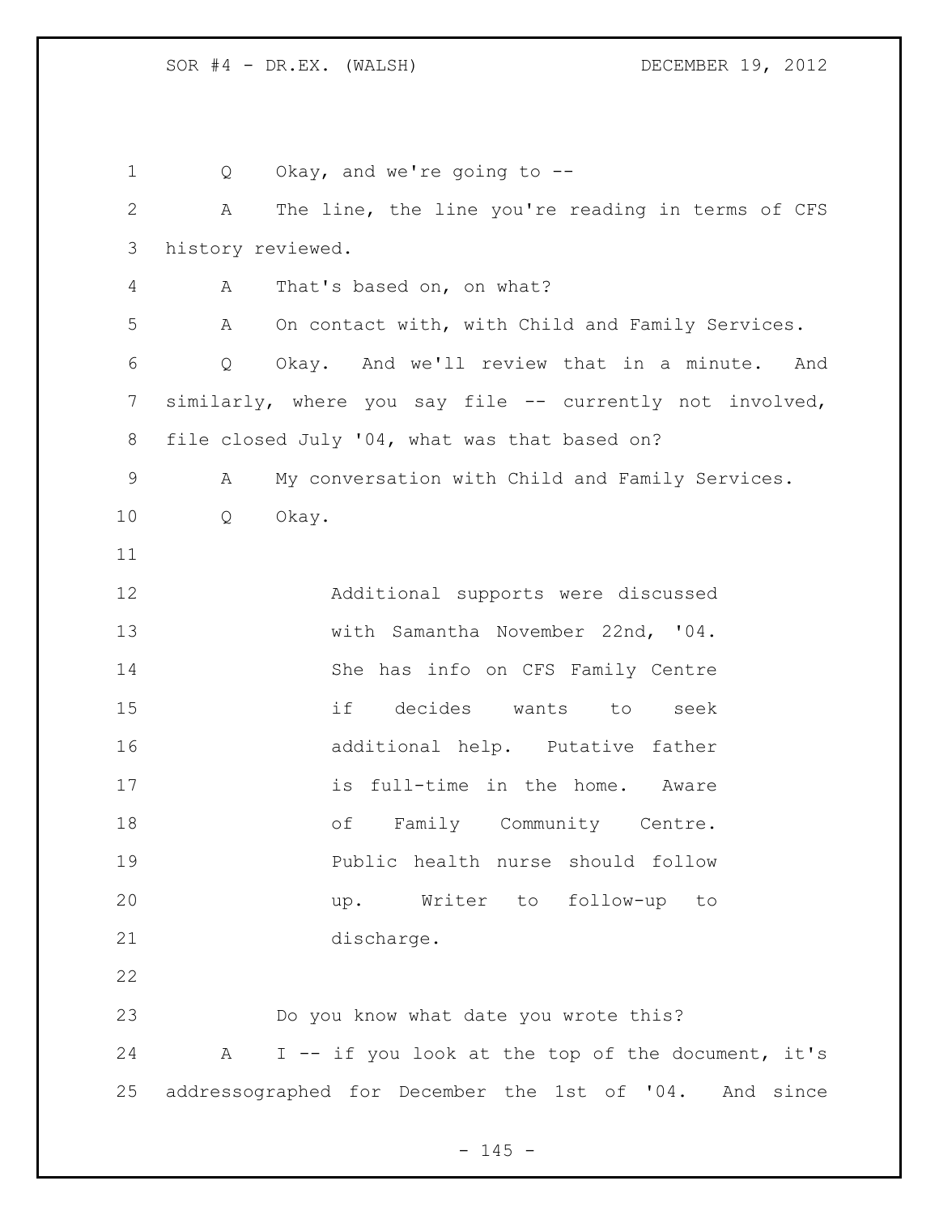Q  Okay, and we're going to --

A  The line, the line you're reading in terms of CFS history reviewed.

A  That's based on, on what?

A  On contact with, with Child and Family Services.

Q  Okay. And we'll review that in a minute. And similarly, where you say file -- currently not involved, file closed July '04, what was that based on?

A  My conversation with Child and Family Services.

Q  Okay.

> Additional supports were discussed with Samantha November 22nd, '04. She has info on CFS Family Centre if decides wants to seek additional help. Putative father is full-time in the home. Aware of Family Community Centre. Public health nurse should follow up. Writer to follow-up to discharge.

Do you know what date you wrote this?

A  I -- if you look at the top of the document, it's addressographed for December the 1st of '04. And since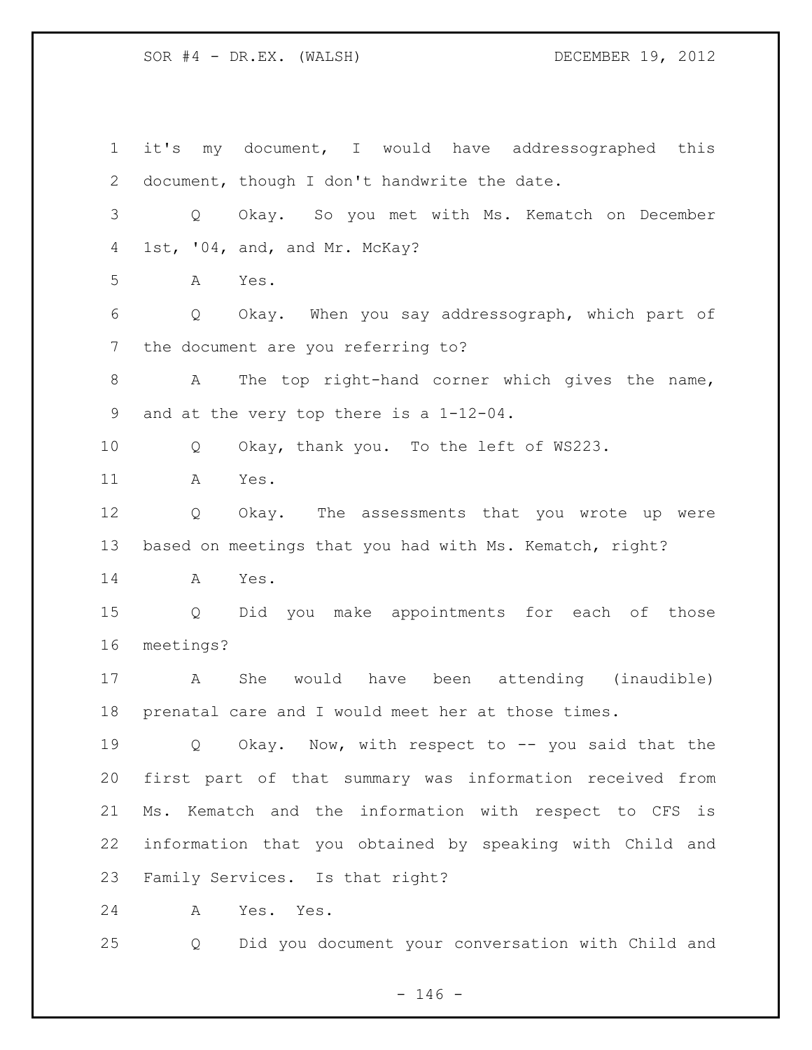it's my document, I would have addressographed this document, though I don't handwrite the date.

Q Okay. So you met with Ms. Kematch on December 1st, '04, and, and Mr. McKay?

A Yes.

Q Okay. When you say addressograph, which part of the document are you referring to?

A The top right-hand corner which gives the name, and at the very top there is a 1-12-04.

Q Okay, thank you. To the left of WS223.

A Yes.

Q Okay. The assessments that you wrote up were based on meetings that you had with Ms. Kematch, right?

A Yes.

Q Did you make appointments for each of those meetings?

A She would have been attending (inaudible) prenatal care and I would meet her at those times.

Q Okay. Now, with respect to -- you said that the first part of that summary was information received from Ms. Kematch and the information with respect to CFS is information that you obtained by speaking with Child and Family Services. Is that right?

A Yes. Yes.

Q Did you document your conversation with Child and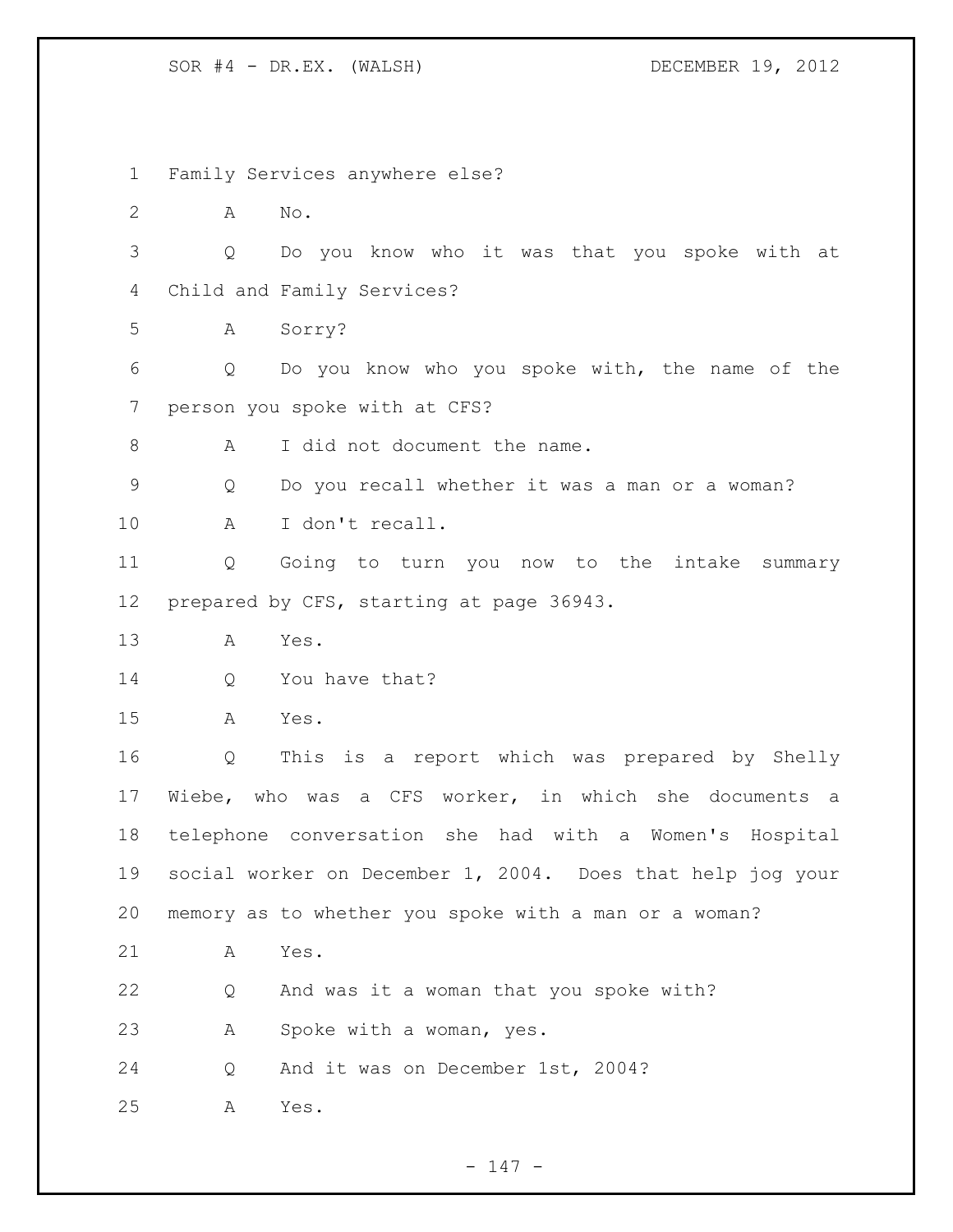Family Services anywhere else?

A No.

Q Do you know who it was that you spoke with at Child and Family Services?

A Sorry?

Q Do you know who you spoke with, the name of the person you spoke with at CFS?

A I did not document the name.

Q Do you recall whether it was a man or a woman?

A I don't recall.

Q Going to turn you now to the intake summary prepared by CFS, starting at page 36943.

A Yes.

Q You have that?

A Yes.

Q This is a report which was prepared by Shelly Wiebe, who was a CFS worker, in which she documents a telephone conversation she had with a Women's Hospital social worker on December 1, 2004. Does that help jog your memory as to whether you spoke with a man or a woman?

A Yes.

Q And was it a woman that you spoke with?

A Spoke with a woman, yes.

Q And it was on December 1st, 2004?

A Yes.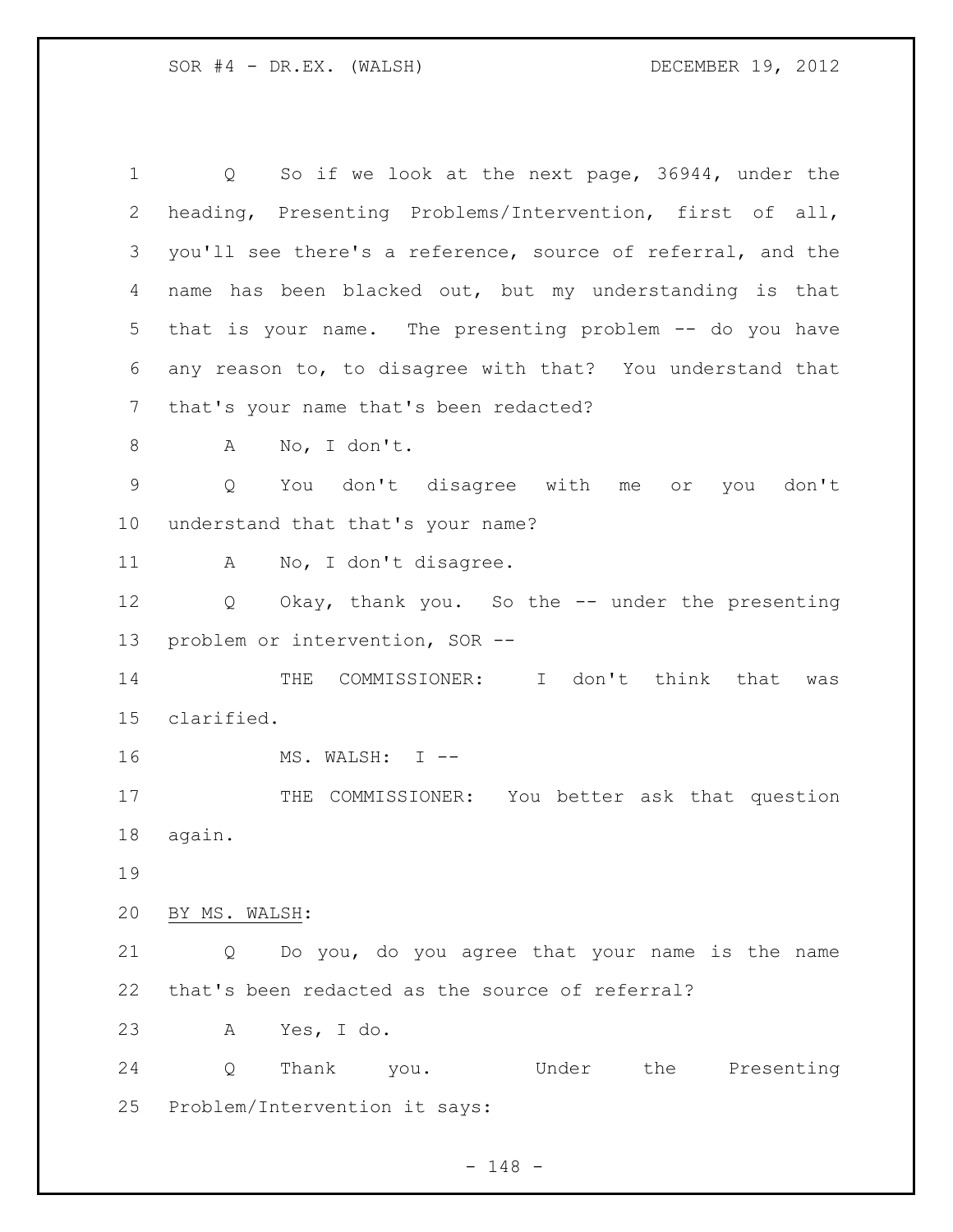Q So if we look at the next page, 36944, under the heading, Presenting Problems/Intervention, first of all, you'll see there's a reference, source of referral, and the name has been blacked out, but my understanding is that that is your name. The presenting problem -- do you have any reason to, to disagree with that? You understand that that's your name that's been redacted?

A No, I don't.

Q You don't disagree with me or you don't understand that that's your name?

A No, I don't disagree.

Q Okay, thank you. So the -- under the presenting problem or intervention, SOR --

THE COMMISSIONER: I don't think that was clarified.

MS. WALSH: I --

THE COMMISSIONER: You better ask that question again.

BY MS. WALSH:

Q Do you, do you agree that your name is the name that's been redacted as the source of referral?

A Yes, I do.

Q Thank you. Under the Presenting Problem/Intervention it says: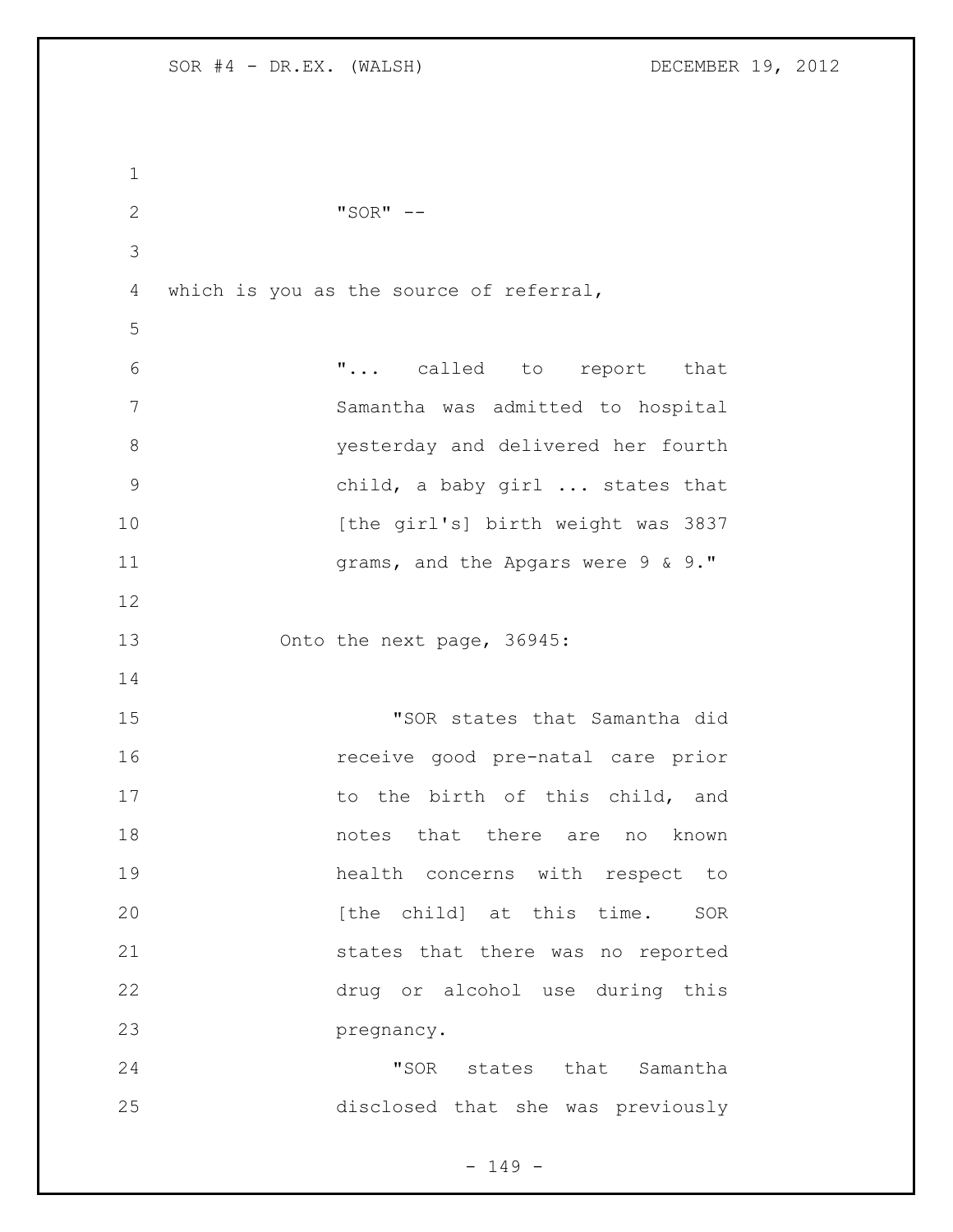"SOR" --

which is you as the source of referral,

> "... called to report that Samantha was admitted to hospital yesterday and delivered her fourth child, a baby girl ... states that [the girl's] birth weight was 3837 grams, and the Apgars were 9 & 9."

Onto the next page, 36945:

> "SOR states that Samantha did receive good pre-natal care prior to the birth of this child, and notes that there are no known health concerns with respect to [the child] at this time. SOR states that there was no reported drug or alcohol use during this pregnancy.
>
> "SOR states that Samantha disclosed that she was previously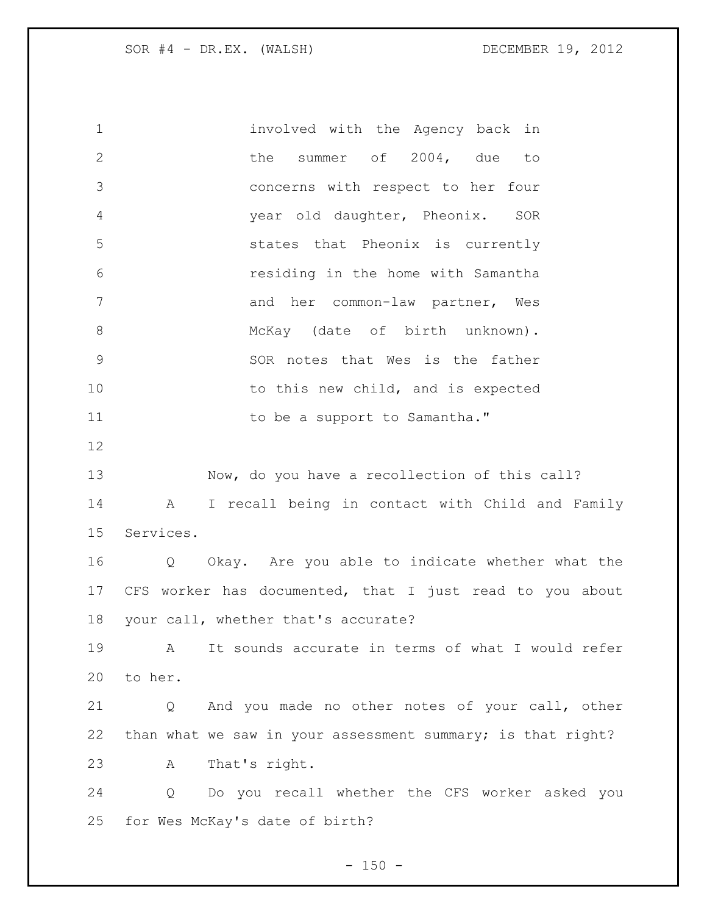involved with the Agency back in the summer of 2004, due to concerns with respect to her four year old daughter, Pheonix. SOR states that Pheonix is currently residing in the home with Samantha and her common-law partner, Wes McKay (date of birth unknown). SOR notes that Wes is the father to this new child, and is expected to be a support to Samantha."

Now, do you have a recollection of this call?

A I recall being in contact with Child and Family Services.

Q Okay. Are you able to indicate whether what the CFS worker has documented, that I just read to you about your call, whether that's accurate?

A It sounds accurate in terms of what I would refer to her.

Q And you made no other notes of your call, other than what we saw in your assessment summary; is that right?

A That's right.

Q Do you recall whether the CFS worker asked you for Wes McKay's date of birth?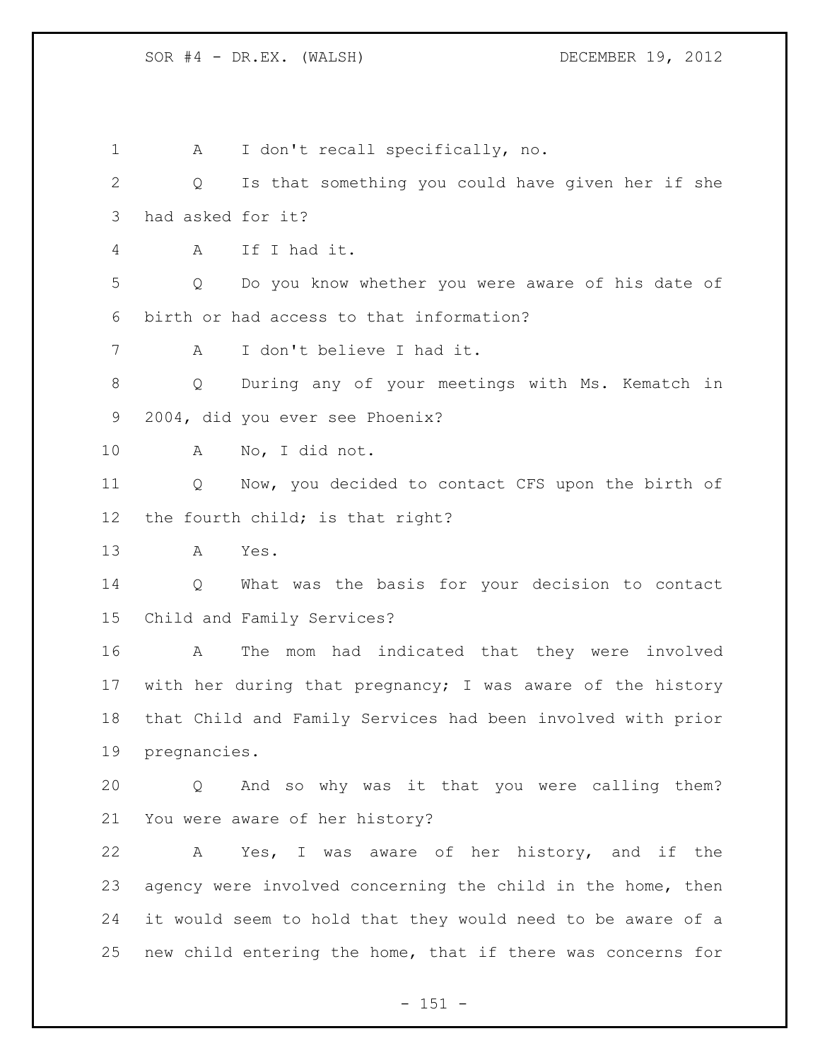A I don't recall specifically, no.

Q Is that something you could have given her if she had asked for it?

A If I had it.

Q Do you know whether you were aware of his date of birth or had access to that information?

A I don't believe I had it.

Q During any of your meetings with Ms. Kematch in 2004, did you ever see Phoenix?

A No, I did not.

Q Now, you decided to contact CFS upon the birth of the fourth child; is that right?

A Yes.

Q What was the basis for your decision to contact Child and Family Services?

A The mom had indicated that they were involved with her during that pregnancy; I was aware of the history that Child and Family Services had been involved with prior pregnancies.

Q And so why was it that you were calling them? You were aware of her history?

A Yes, I was aware of her history, and if the agency were involved concerning the child in the home, then it would seem to hold that they would need to be aware of a new child entering the home, that if there was concerns for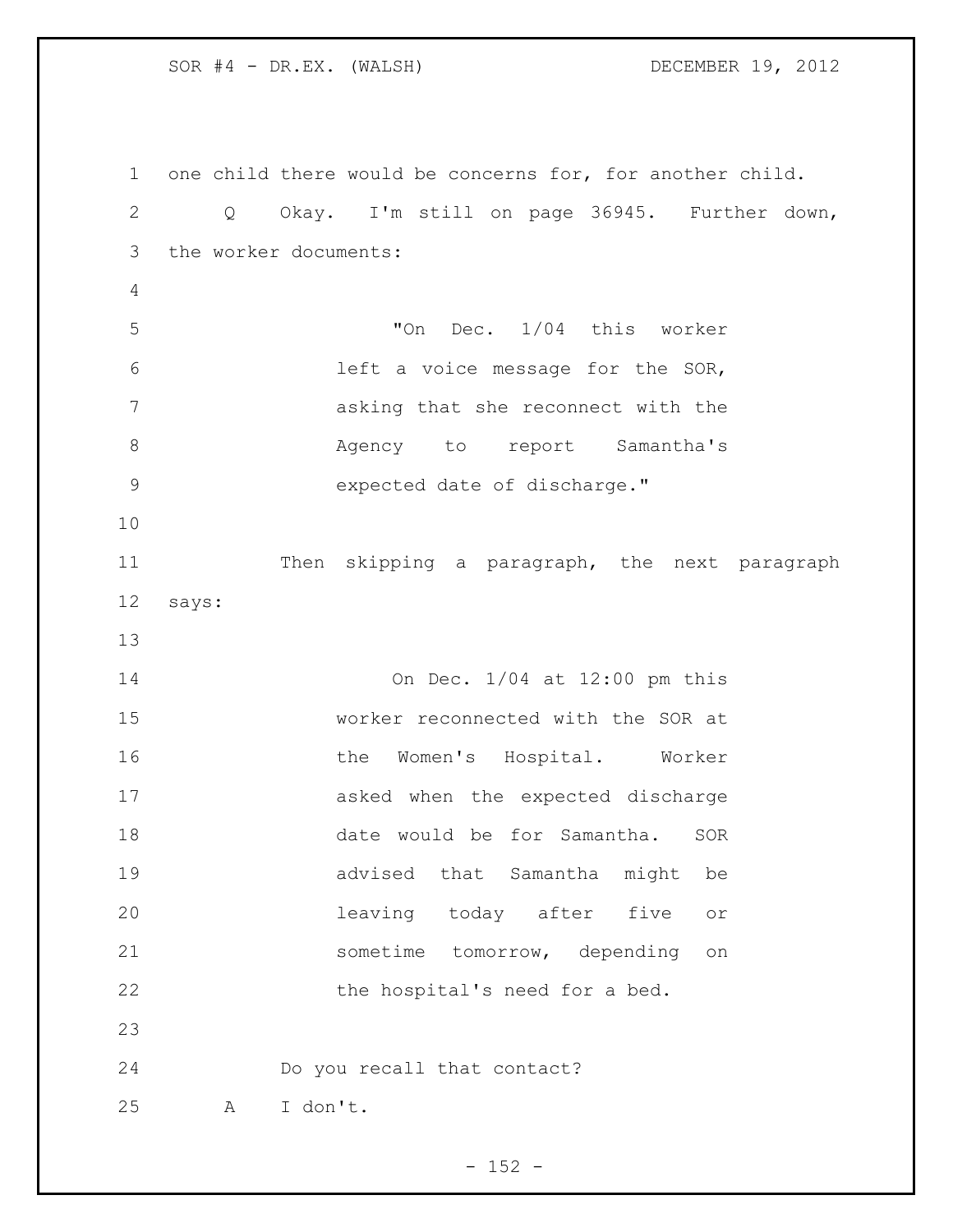one child there would be concerns for, for another child.

Q Okay. I'm still on page 36945. Further down, the worker documents:

> "On Dec. 1/04 this worker left a voice message for the SOR, asking that she reconnect with the Agency to report Samantha's expected date of discharge."

Then skipping a paragraph, the next paragraph says:

> On Dec. 1/04 at 12:00 pm this worker reconnected with the SOR at the Women's Hospital. Worker asked when the expected discharge date would be for Samantha. SOR advised that Samantha might be leaving today after five or sometime tomorrow, depending on the hospital's need for a bed.

Do you recall that contact?

A I don't.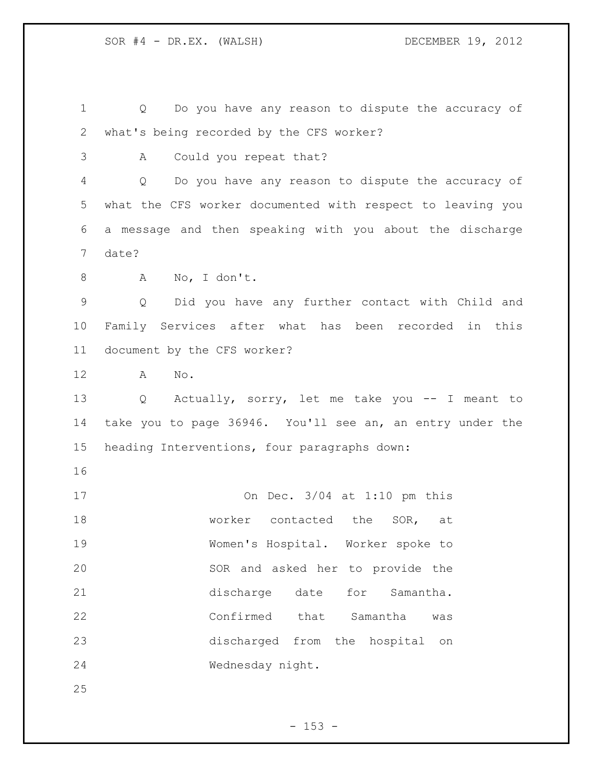Q Do you have any reason to dispute the accuracy of what's being recorded by the CFS worker?

A Could you repeat that?

Q Do you have any reason to dispute the accuracy of what the CFS worker documented with respect to leaving you a message and then speaking with you about the discharge date?

A No, I don't.

Q Did you have any further contact with Child and Family Services after what has been recorded in this document by the CFS worker?

A No.

Q Actually, sorry, let me take you -- I meant to take you to page 36946. You'll see an, an entry under the heading Interventions, four paragraphs down:

> On Dec. 3/04 at 1:10 pm this worker contacted the SOR, at Women's Hospital. Worker spoke to SOR and asked her to provide the discharge date for Samantha. Confirmed that Samantha was discharged from the hospital on Wednesday night.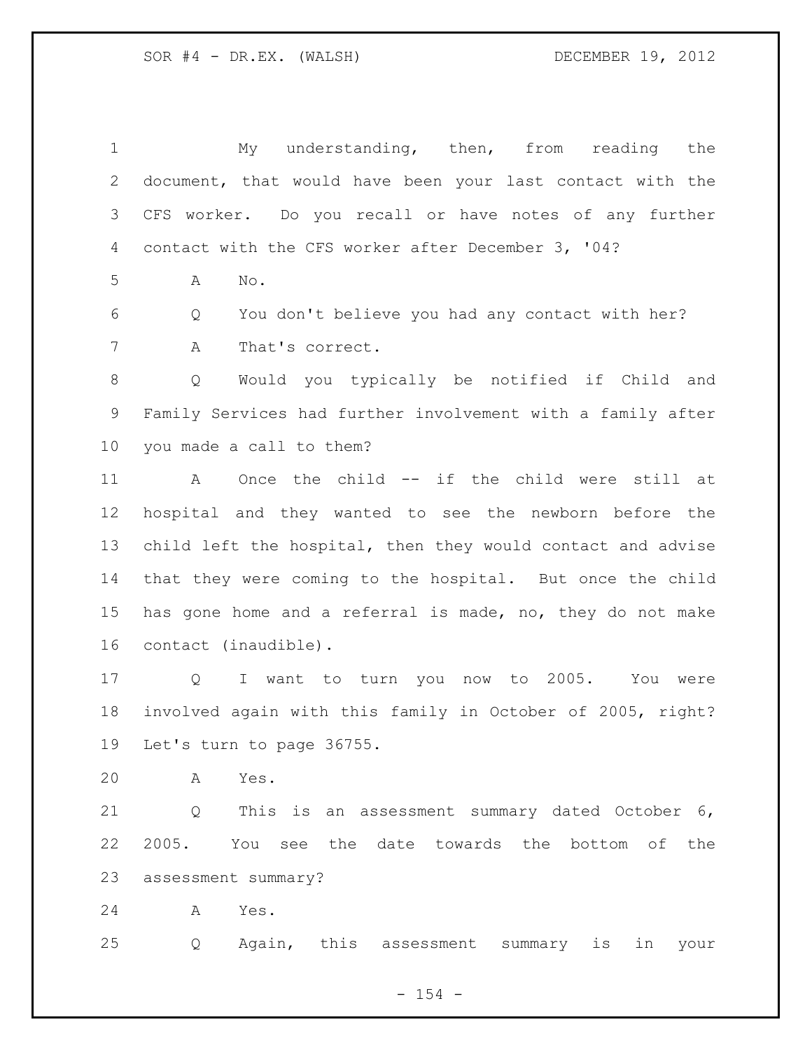My understanding, then, from reading the document, that would have been your last contact with the CFS worker. Do you recall or have notes of any further contact with the CFS worker after December 3, '04?

A No.

Q You don't believe you had any contact with her?

A That's correct.

Q Would you typically be notified if Child and Family Services had further involvement with a family after you made a call to them?

A Once the child -- if the child were still at hospital and they wanted to see the newborn before the child left the hospital, then they would contact and advise that they were coming to the hospital. But once the child has gone home and a referral is made, no, they do not make contact (inaudible).

Q I want to turn you now to 2005. You were involved again with this family in October of 2005, right? Let's turn to page 36755.

A Yes.

Q This is an assessment summary dated October 6, 2005. You see the date towards the bottom of the assessment summary?

A Yes.

Q Again, this assessment summary is in your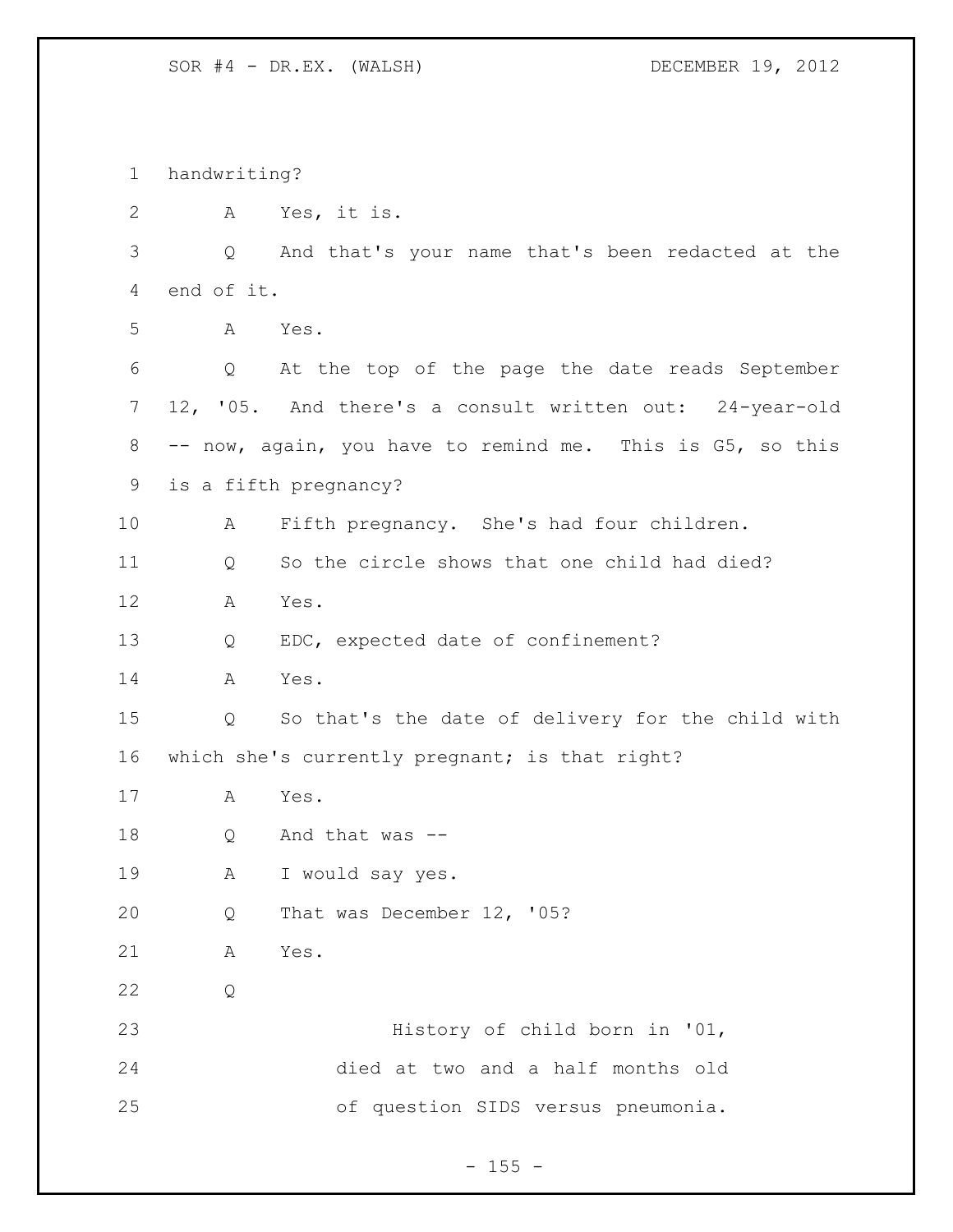1 handwriting?

2 A Yes, it is.

3 Q And that's your name that's been redacted at the

4 end of it.

5 A Yes.

6 Q At the top of the page the date reads September

7 12, '05. And there's a consult written out: 24-year-old

8 -- now, again, you have to remind me. This is G5, so this

9 is a fifth pregnancy?

10 A Fifth pregnancy. She's had four children.

11 Q So the circle shows that one child had died?

12 A Yes.

13 Q EDC, expected date of confinement?

14 A Yes.

15 Q So that's the date of delivery for the child with

16 which she's currently pregnant; is that right?

17 A Yes.

18 Q And that was --

19 A I would say yes.

20 Q That was December 12, '05?

21 A Yes.

22 Q

23 History of child born in '01,

24 died at two and a half months old

25 of question SIDS versus pneumonia.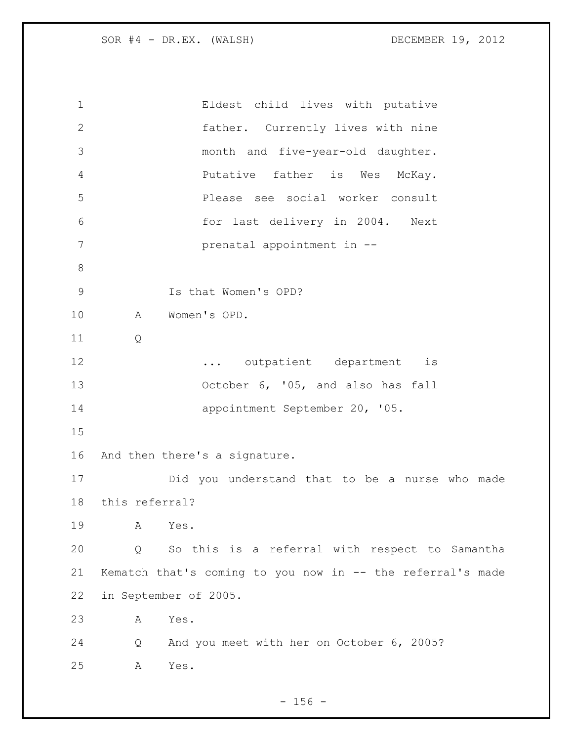Eldest child lives with putative father. Currently lives with nine month and five-year-old daughter. Putative father is Wes McKay. Please see social worker consult for last delivery in 2004. Next prenatal appointment in --

Is that Women's OPD?

A Women's OPD.

Q

... outpatient department is October 6, '05, and also has fall appointment September 20, '05.

And then there's a signature.

Did you understand that to be a nurse who made this referral?

A Yes.

Q So this is a referral with respect to Samantha Kematch that's coming to you now in -- the referral's made in September of 2005.

A Yes.

Q And you meet with her on October 6, 2005?

A Yes.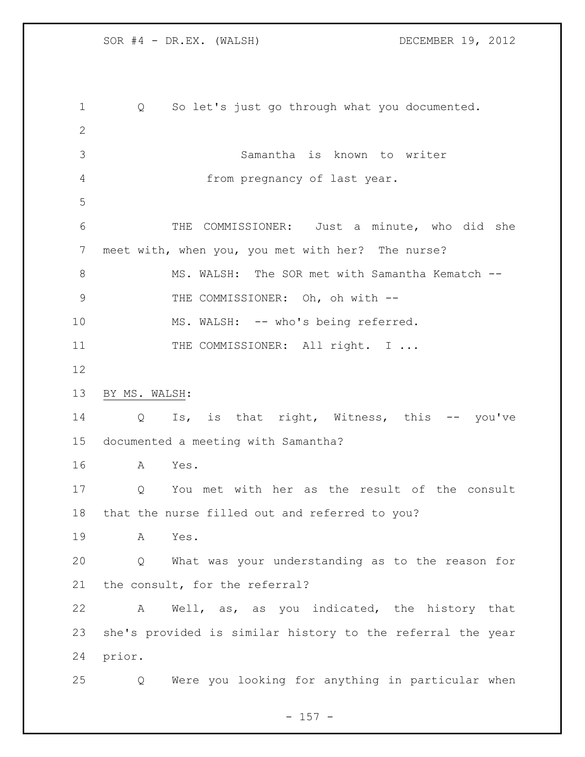Q So let's just go through what you documented.

> Samantha is known to writer from pregnancy of last year.

THE COMMISSIONER: Just a minute, who did she meet with, when you, you met with her? The nurse?

MS. WALSH: The SOR met with Samantha Kematch --

THE COMMISSIONER: Oh, oh with --

MS. WALSH: -- who's being referred.

THE COMMISSIONER: All right. I ...

BY MS. WALSH:

Q Is, is that right, Witness, this -- you've documented a meeting with Samantha?

A Yes.

Q You met with her as the result of the consult that the nurse filled out and referred to you?

A Yes.

Q What was your understanding as to the reason for the consult, for the referral?

A Well, as, as you indicated, the history that she's provided is similar history to the referral the year prior.

Q Were you looking for anything in particular when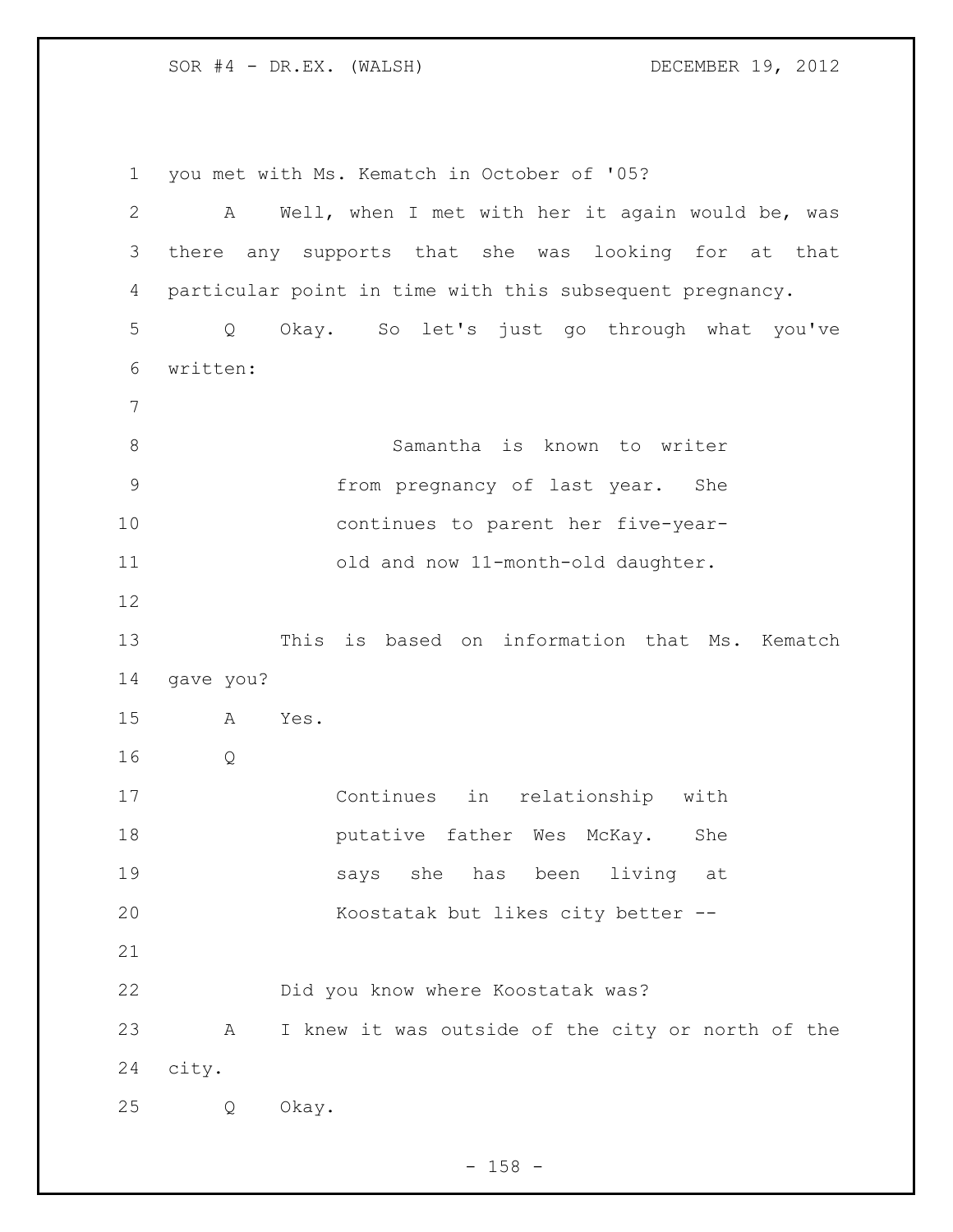you met with Ms. Kematch in October of '05?

A Well, when I met with her it again would be, was there any supports that she was looking for at that particular point in time with this subsequent pregnancy.

Q Okay. So let's just go through what you've written:

> Samantha is known to writer from pregnancy of last year. She continues to parent her five-year-old and now 11-month-old daughter.

This is based on information that Ms. Kematch gave you?

A Yes.

Q

> Continues in relationship with putative father Wes McKay. She says she has been living at Koostatak but likes city better --

Did you know where Koostatak was?

A I knew it was outside of the city or north of the city.

Q Okay.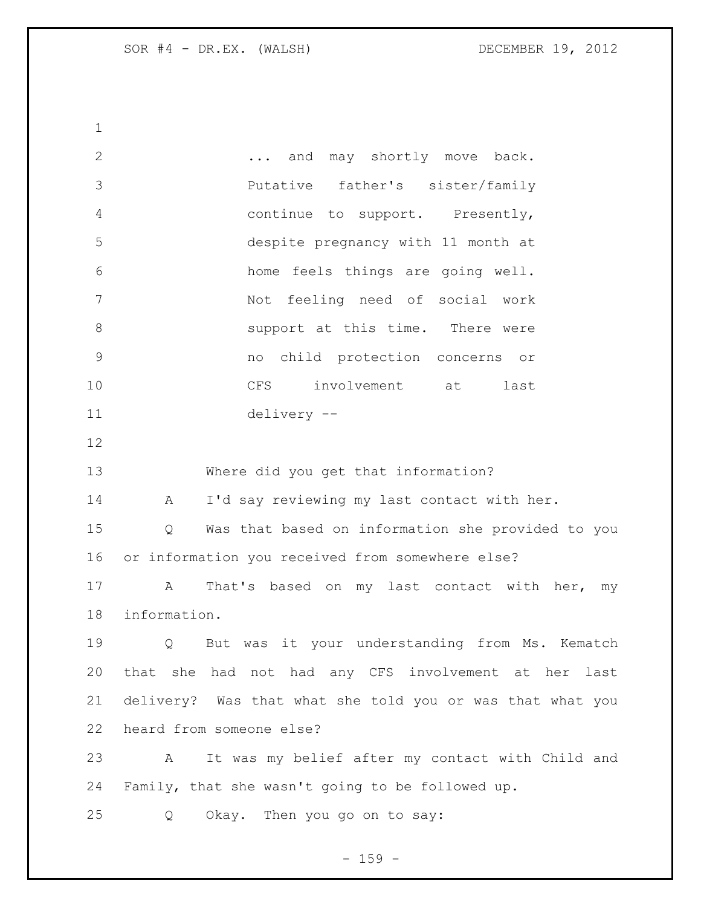> ... and may shortly move back. Putative father's sister/family continue to support. Presently, despite pregnancy with 11 month at home feels things are going well. Not feeling need of social work support at this time. There were no child protection concerns or CFS involvement at last delivery --

Where did you get that information?

A I'd say reviewing my last contact with her.

Q Was that based on information she provided to you or information you received from somewhere else?

A That's based on my last contact with her, my information.

Q But was it your understanding from Ms. Kematch that she had not had any CFS involvement at her last delivery? Was that what she told you or was that what you heard from someone else?

A It was my belief after my contact with Child and Family, that she wasn't going to be followed up.

Q Okay. Then you go on to say: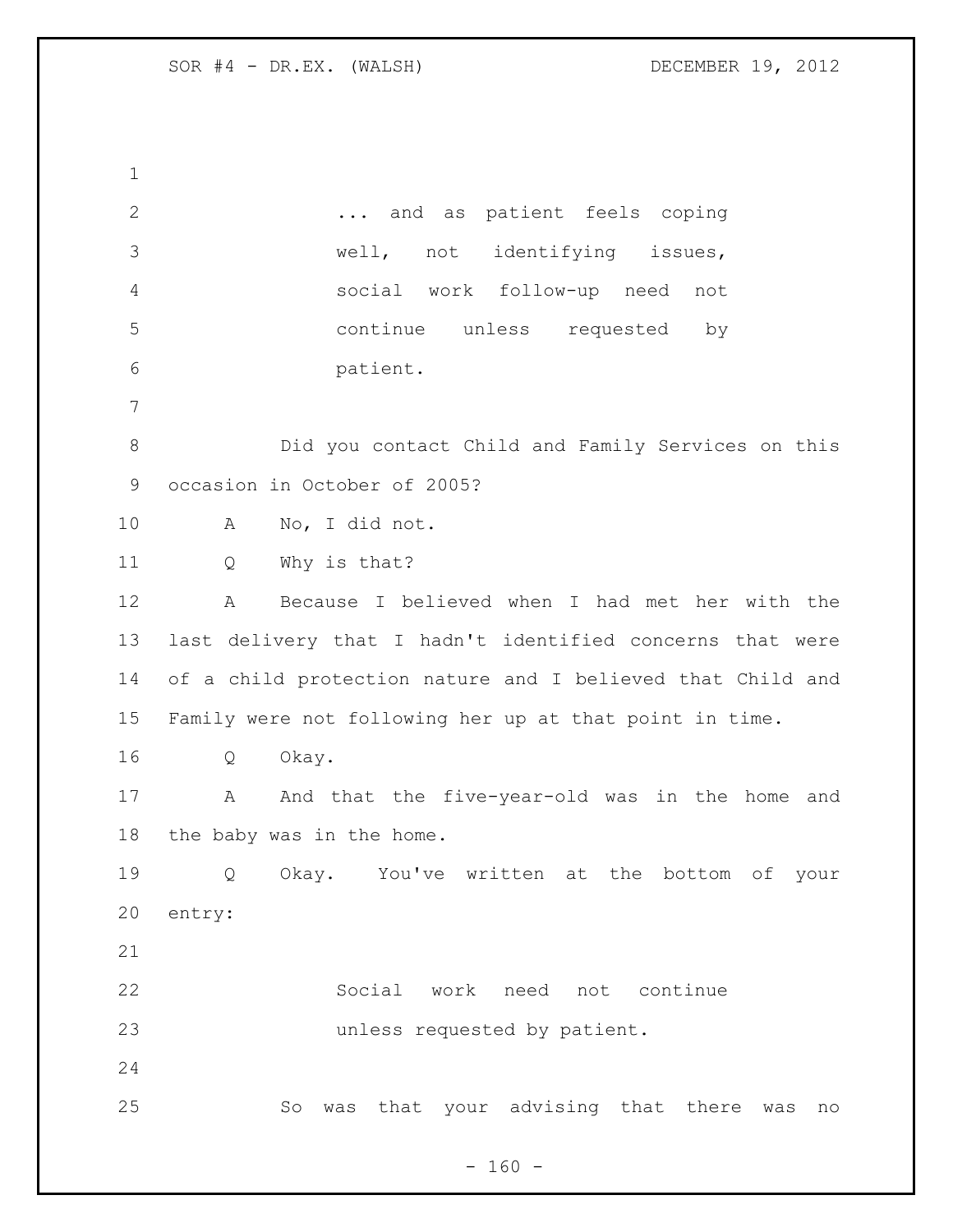> ... and as patient feels coping well, not identifying issues, social work follow-up need not continue unless requested by patient.

Did you contact Child and Family Services on this occasion in October of 2005?

A No, I did not.

Q Why is that?

A Because I believed when I had met her with the last delivery that I hadn't identified concerns that were of a child protection nature and I believed that Child and Family were not following her up at that point in time.

Q Okay.

A And that the five-year-old was in the home and the baby was in the home.

Q Okay. You've written at the bottom of your entry:

> Social work need not continue unless requested by patient.

So was that your advising that there was no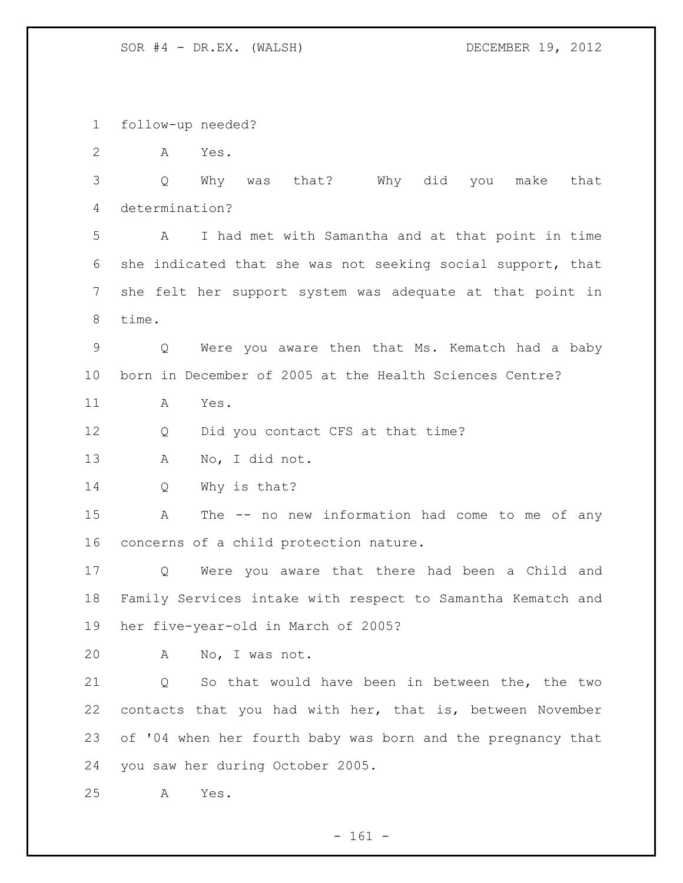follow-up needed?

A Yes.

Q Why was that? Why did you make that determination?

A I had met with Samantha and at that point in time she indicated that she was not seeking social support, that she felt her support system was adequate at that point in time.

Q Were you aware then that Ms. Kematch had a baby born in December of 2005 at the Health Sciences Centre?

A Yes.

Q Did you contact CFS at that time?

A No, I did not.

Q Why is that?

A The -- no new information had come to me of any concerns of a child protection nature.

Q Were you aware that there had been a Child and Family Services intake with respect to Samantha Kematch and her five-year-old in March of 2005?

A No, I was not.

Q So that would have been in between the, the two contacts that you had with her, that is, between November of '04 when her fourth baby was born and the pregnancy that you saw her during October 2005.

A Yes.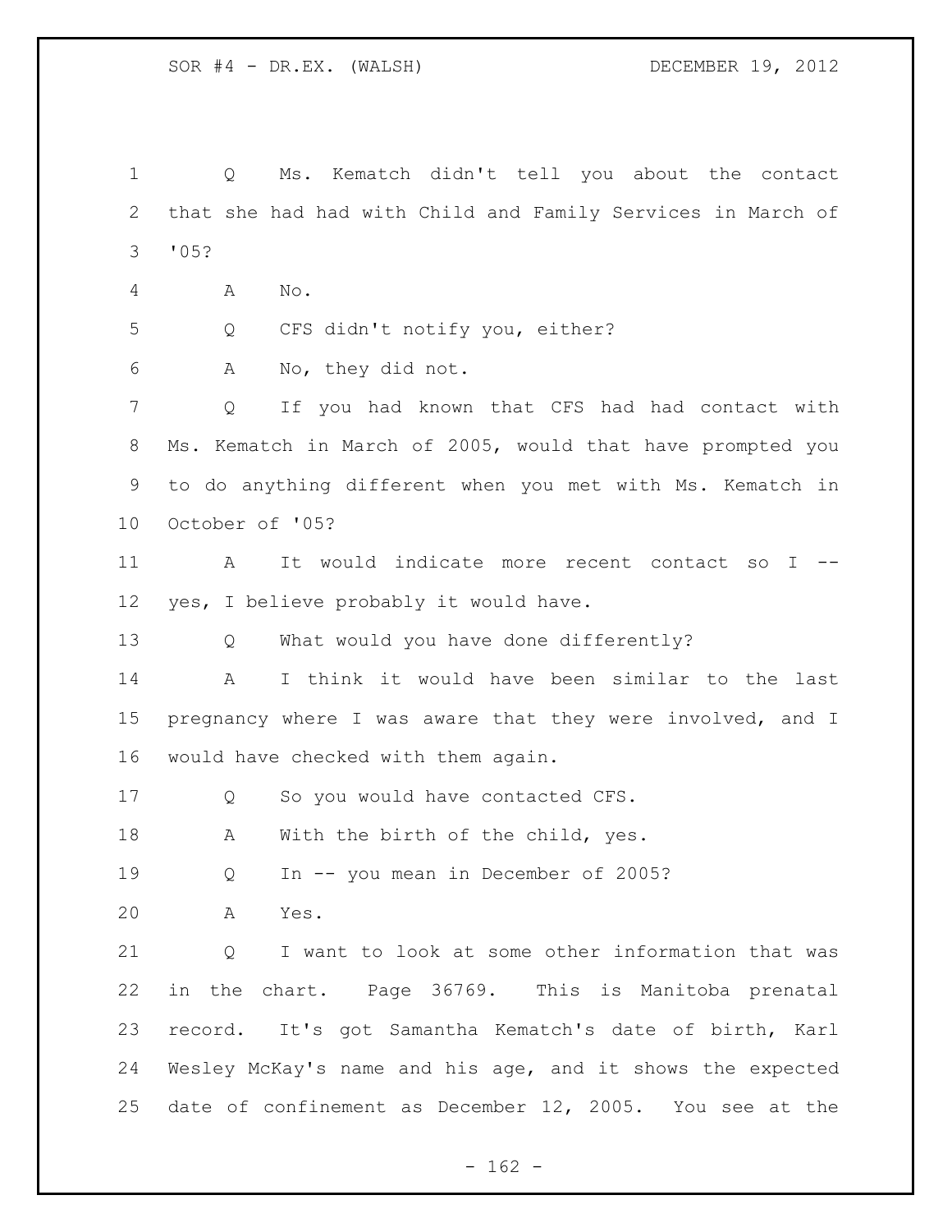Q Ms. Kematch didn't tell you about the contact that she had had with Child and Family Services in March of '05?

A No.

Q CFS didn't notify you, either?

A No, they did not.

Q If you had known that CFS had had contact with Ms. Kematch in March of 2005, would that have prompted you to do anything different when you met with Ms. Kematch in October of '05?

A It would indicate more recent contact so I -- yes, I believe probably it would have.

Q What would you have done differently?

A I think it would have been similar to the last pregnancy where I was aware that they were involved, and I would have checked with them again.

Q So you would have contacted CFS.

A With the birth of the child, yes.

Q In -- you mean in December of 2005?

A Yes.

Q I want to look at some other information that was in the chart. Page 36769. This is Manitoba prenatal record. It's got Samantha Kematch's date of birth, Karl Wesley McKay's name and his age, and it shows the expected date of confinement as December 12, 2005. You see at the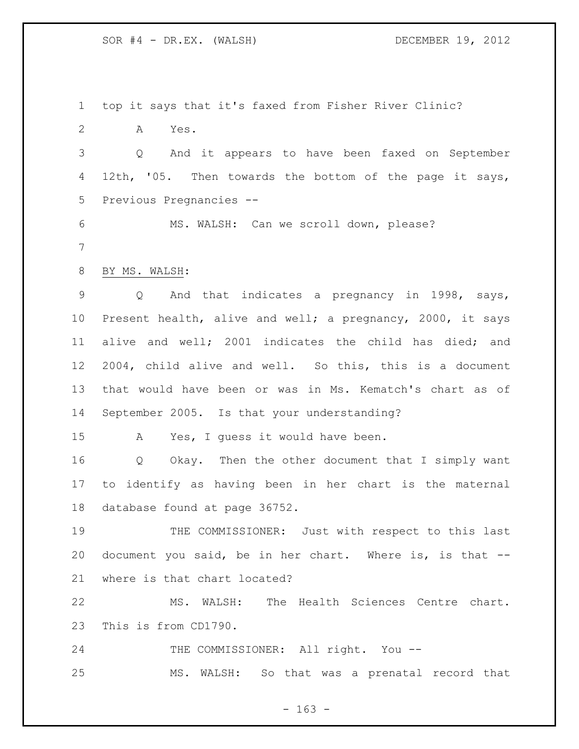top it says that it's faxed from Fisher River Clinic?

A Yes.

Q And it appears to have been faxed on September 12th, '05. Then towards the bottom of the page it says, Previous Pregnancies --

MS. WALSH: Can we scroll down, please?

BY MS. WALSH:

Q And that indicates a pregnancy in 1998, says, Present health, alive and well; a pregnancy, 2000, it says alive and well; 2001 indicates the child has died; and 2004, child alive and well. So this, this is a document that would have been or was in Ms. Kematch's chart as of September 2005. Is that your understanding?

A Yes, I guess it would have been.

Q Okay. Then the other document that I simply want to identify as having been in her chart is the maternal database found at page 36752.

THE COMMISSIONER: Just with respect to this last document you said, be in her chart. Where is, is that -- where is that chart located?

MS. WALSH: The Health Sciences Centre chart. This is from CD1790.

THE COMMISSIONER: All right. You --

MS. WALSH: So that was a prenatal record that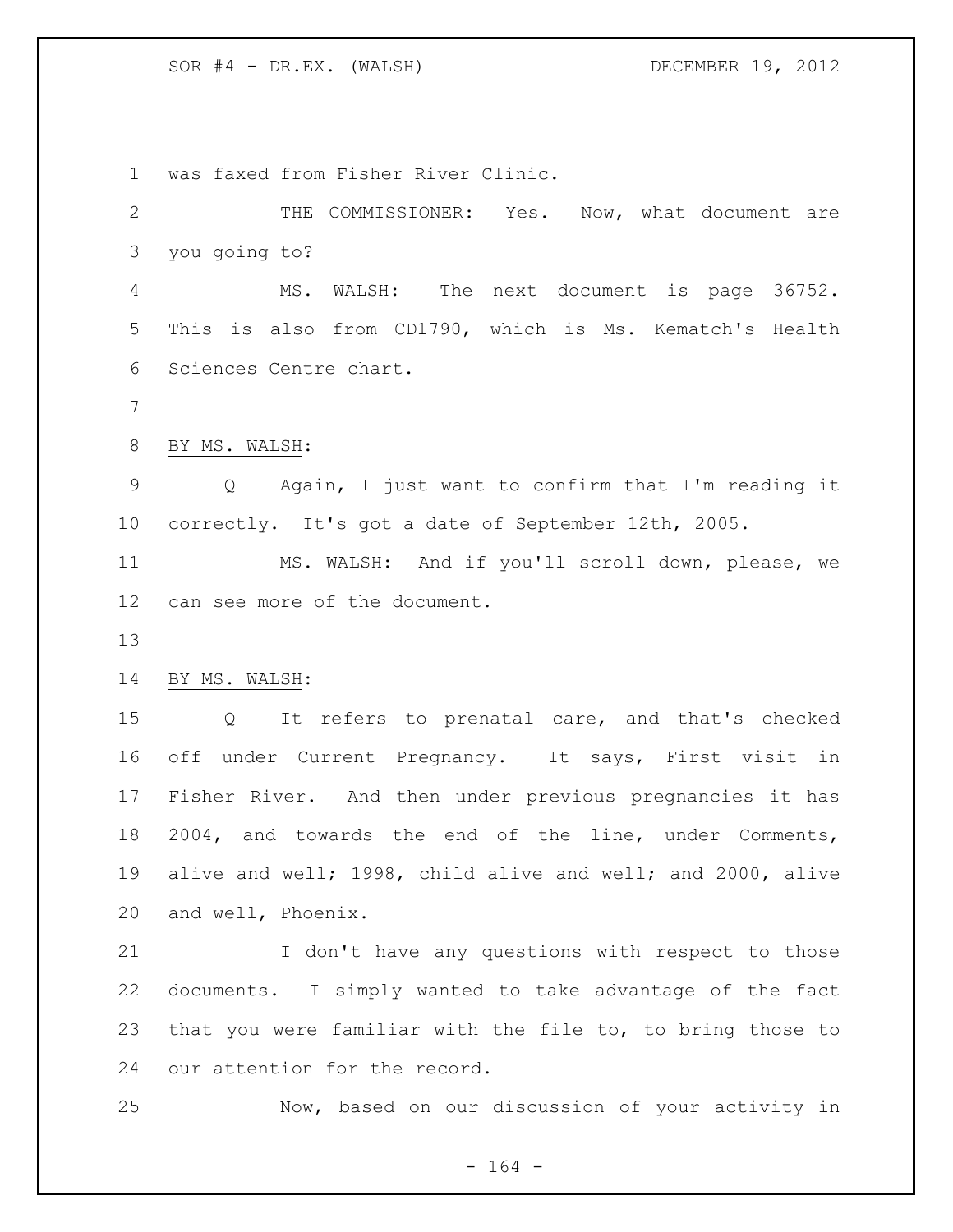was faxed from Fisher River Clinic.

THE COMMISSIONER: Yes. Now, what document are you going to?

MS. WALSH: The next document is page 36752. This is also from CD1790, which is Ms. Kematch's Health Sciences Centre chart.

BY MS. WALSH:

Q Again, I just want to confirm that I'm reading it correctly. It's got a date of September 12th, 2005.

MS. WALSH: And if you'll scroll down, please, we can see more of the document.

BY MS. WALSH:

Q It refers to prenatal care, and that's checked off under Current Pregnancy. It says, First visit in Fisher River. And then under previous pregnancies it has 2004, and towards the end of the line, under Comments, alive and well; 1998, child alive and well; and 2000, alive and well, Phoenix.

I don't have any questions with respect to those documents. I simply wanted to take advantage of the fact that you were familiar with the file to, to bring those to our attention for the record.

Now, based on our discussion of your activity in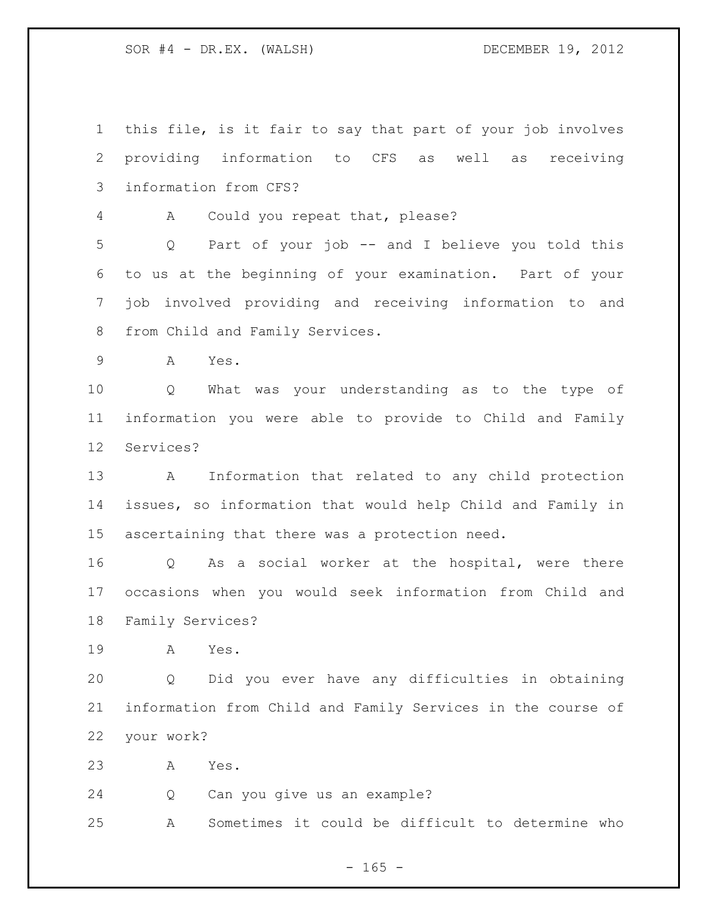this file, is it fair to say that part of your job involves providing information to CFS as well as receiving information from CFS?

A Could you repeat that, please?

Q Part of your job -- and I believe you told this to us at the beginning of your examination. Part of your job involved providing and receiving information to and from Child and Family Services.

A Yes.

Q What was your understanding as to the type of information you were able to provide to Child and Family Services?

A Information that related to any child protection issues, so information that would help Child and Family in ascertaining that there was a protection need.

Q As a social worker at the hospital, were there occasions when you would seek information from Child and Family Services?

A Yes.

Q Did you ever have any difficulties in obtaining information from Child and Family Services in the course of your work?

A Yes.

Q Can you give us an example?

A Sometimes it could be difficult to determine who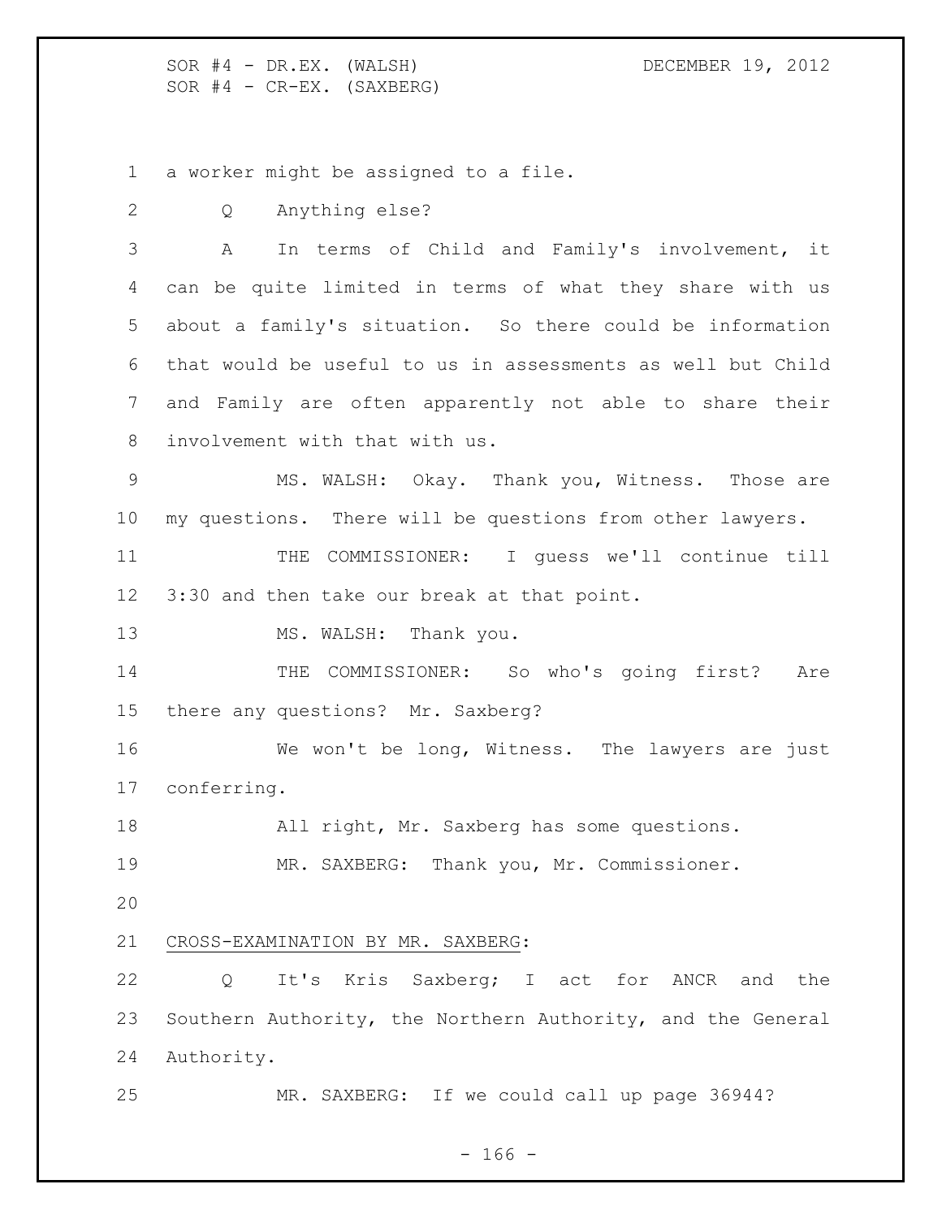a worker might be assigned to a file.

Q Anything else?

A In terms of Child and Family's involvement, it can be quite limited in terms of what they share with us about a family's situation. So there could be information that would be useful to us in assessments as well but Child and Family are often apparently not able to share their involvement with that with us.

MS. WALSH: Okay. Thank you, Witness. Those are my questions. There will be questions from other lawyers.

THE COMMISSIONER: I guess we'll continue till 3:30 and then take our break at that point.

MS. WALSH: Thank you.

THE COMMISSIONER: So who's going first? Are there any questions? Mr. Saxberg?

We won't be long, Witness. The lawyers are just conferring.

All right, Mr. Saxberg has some questions.

MR. SAXBERG: Thank you, Mr. Commissioner.

CROSS-EXAMINATION BY MR. SAXBERG:

Q It's Kris Saxberg; I act for ANCR and the Southern Authority, the Northern Authority, and the General Authority.

MR. SAXBERG: If we could call up page 36944?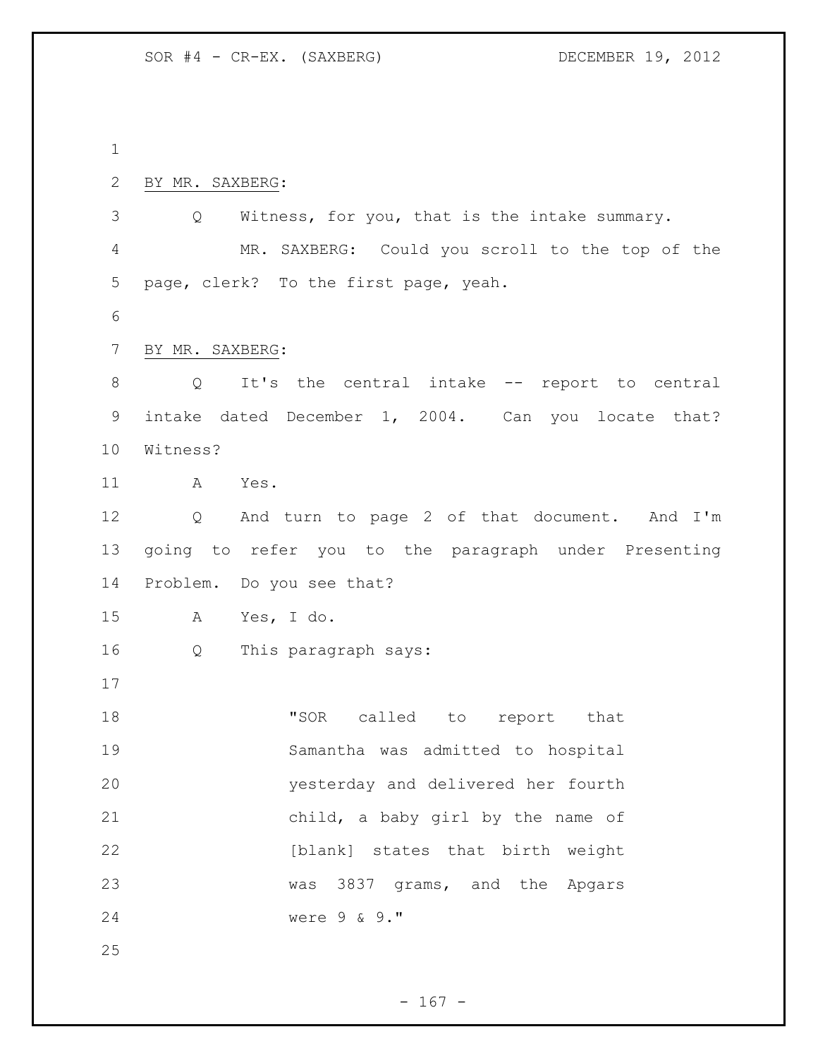BY MR. SAXBERG:

Q Witness, for you, that is the intake summary.

MR. SAXBERG: Could you scroll to the top of the page, clerk? To the first page, yeah.

BY MR. SAXBERG:

Q It's the central intake -- report to central intake dated December 1, 2004. Can you locate that? Witness?

A Yes.

Q And turn to page 2 of that document. And I'm going to refer you to the paragraph under Presenting Problem. Do you see that?

A Yes, I do.

Q This paragraph says:

> "SOR called to report that Samantha was admitted to hospital yesterday and delivered her fourth child, a baby girl by the name of [blank] states that birth weight was 3837 grams, and the Apgars were 9 & 9."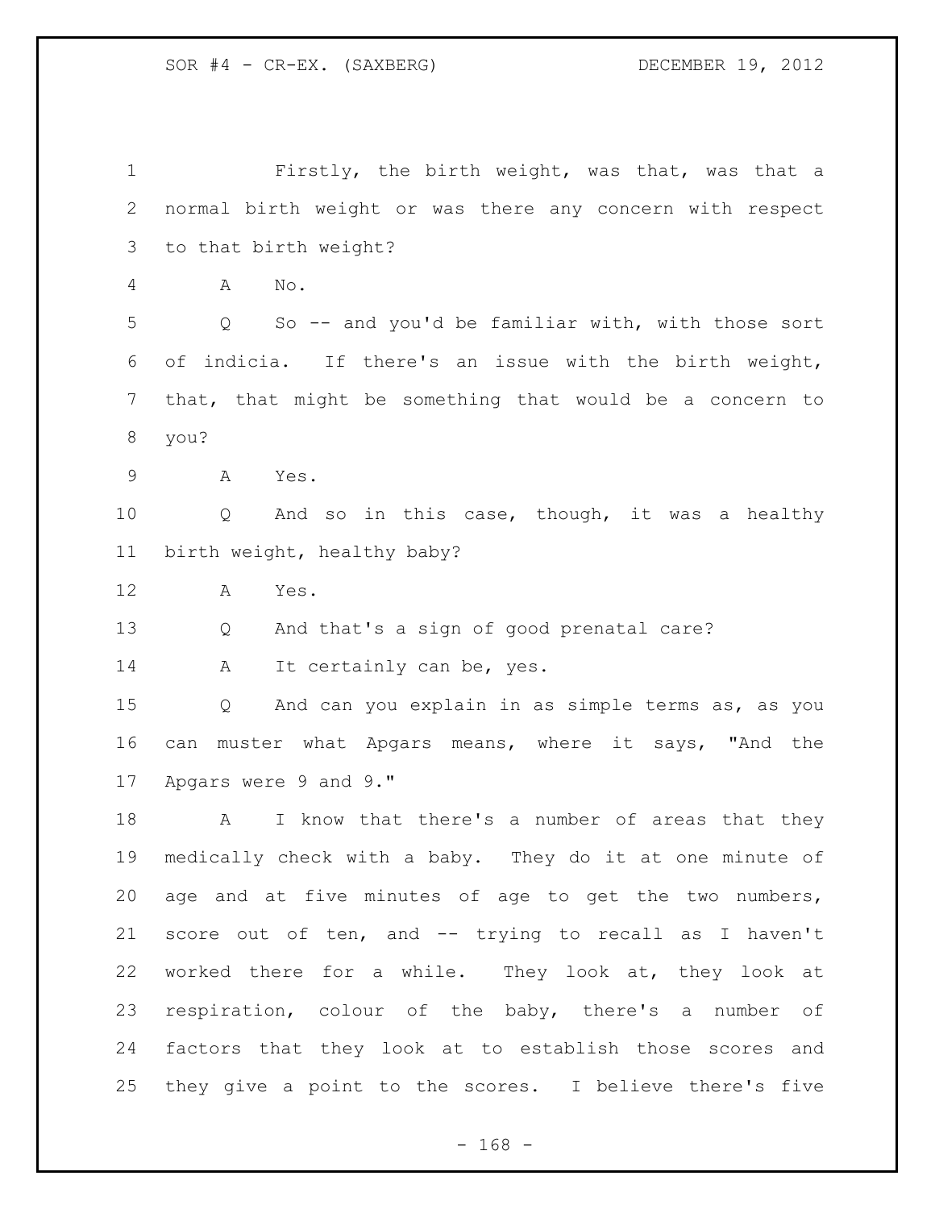Firstly, the birth weight, was that, was that a normal birth weight or was there any concern with respect to that birth weight?

A No.

Q So -- and you'd be familiar with, with those sort of indicia. If there's an issue with the birth weight, that, that might be something that would be a concern to you?

A Yes.

Q And so in this case, though, it was a healthy birth weight, healthy baby?

A Yes.

Q And that's a sign of good prenatal care?

A It certainly can be, yes.

Q And can you explain in as simple terms as, as you can muster what Apgars means, where it says, "And the Apgars were 9 and 9."

A I know that there's a number of areas that they medically check with a baby. They do it at one minute of age and at five minutes of age to get the two numbers, score out of ten, and -- trying to recall as I haven't worked there for a while. They look at, they look at respiration, colour of the baby, there's a number of factors that they look at to establish those scores and they give a point to the scores. I believe there's five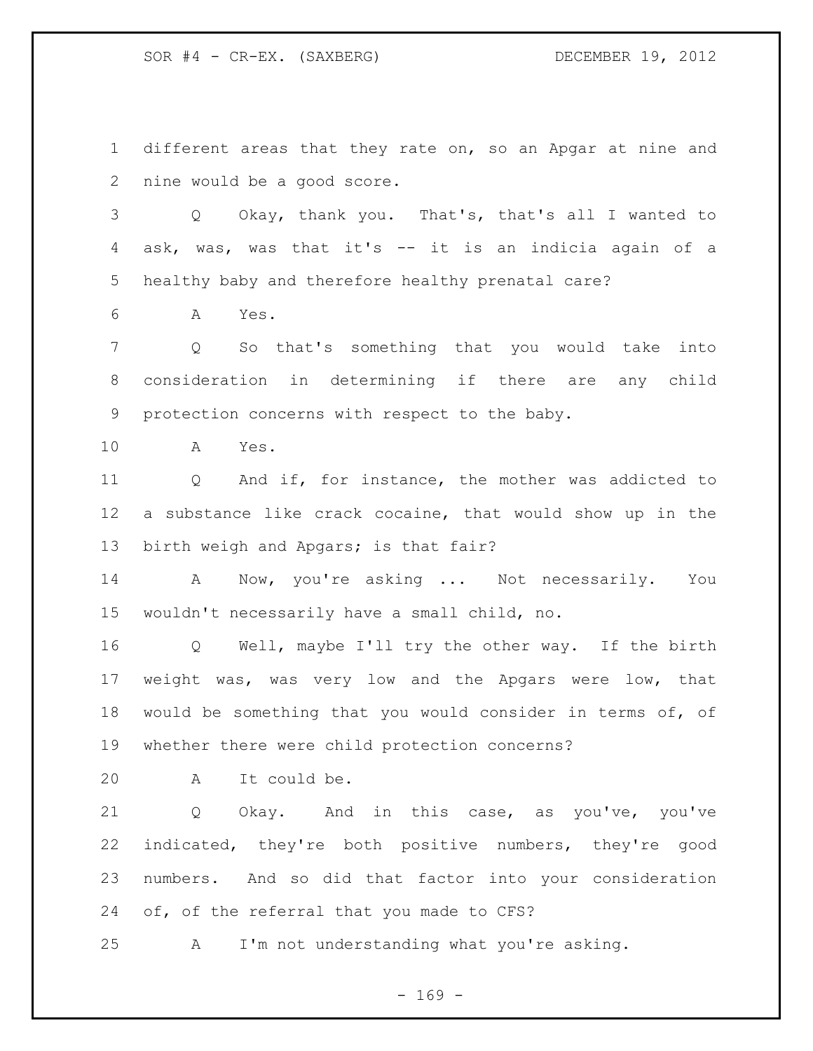different areas that they rate on, so an Apgar at nine and nine would be a good score.

Q Okay, thank you. That's, that's all I wanted to ask, was, was that it's -- it is an indicia again of a healthy baby and therefore healthy prenatal care?

A Yes.

Q So that's something that you would take into consideration in determining if there are any child protection concerns with respect to the baby.

A Yes.

Q And if, for instance, the mother was addicted to a substance like crack cocaine, that would show up in the birth weigh and Apgars; is that fair?

A Now, you're asking ... Not necessarily. You wouldn't necessarily have a small child, no.

Q Well, maybe I'll try the other way. If the birth weight was, was very low and the Apgars were low, that would be something that you would consider in terms of, of whether there were child protection concerns?

A It could be.

Q Okay. And in this case, as you've, you've indicated, they're both positive numbers, they're good numbers. And so did that factor into your consideration of, of the referral that you made to CFS?

A I'm not understanding what you're asking.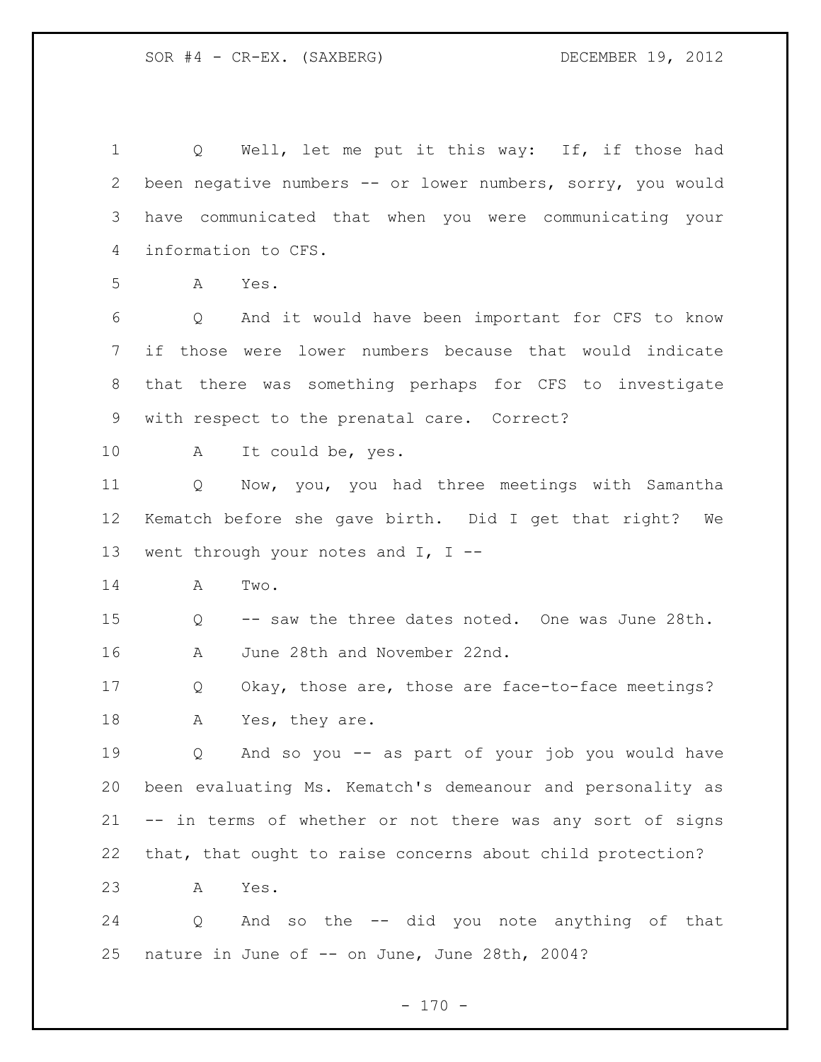Q Well, let me put it this way: If, if those had been negative numbers -- or lower numbers, sorry, you would have communicated that when you were communicating your information to CFS.

A Yes.

Q And it would have been important for CFS to know if those were lower numbers because that would indicate that there was something perhaps for CFS to investigate with respect to the prenatal care. Correct?

A It could be, yes.

Q Now, you, you had three meetings with Samantha Kematch before she gave birth. Did I get that right? We went through your notes and I, I --

A Two.

Q -- saw the three dates noted. One was June 28th.

A June 28th and November 22nd.

Q Okay, those are, those are face-to-face meetings?

A Yes, they are.

Q And so you -- as part of your job you would have been evaluating Ms. Kematch's demeanour and personality as -- in terms of whether or not there was any sort of signs that, that ought to raise concerns about child protection?

A Yes.

Q And so the -- did you note anything of that nature in June of -- on June, June 28th, 2004?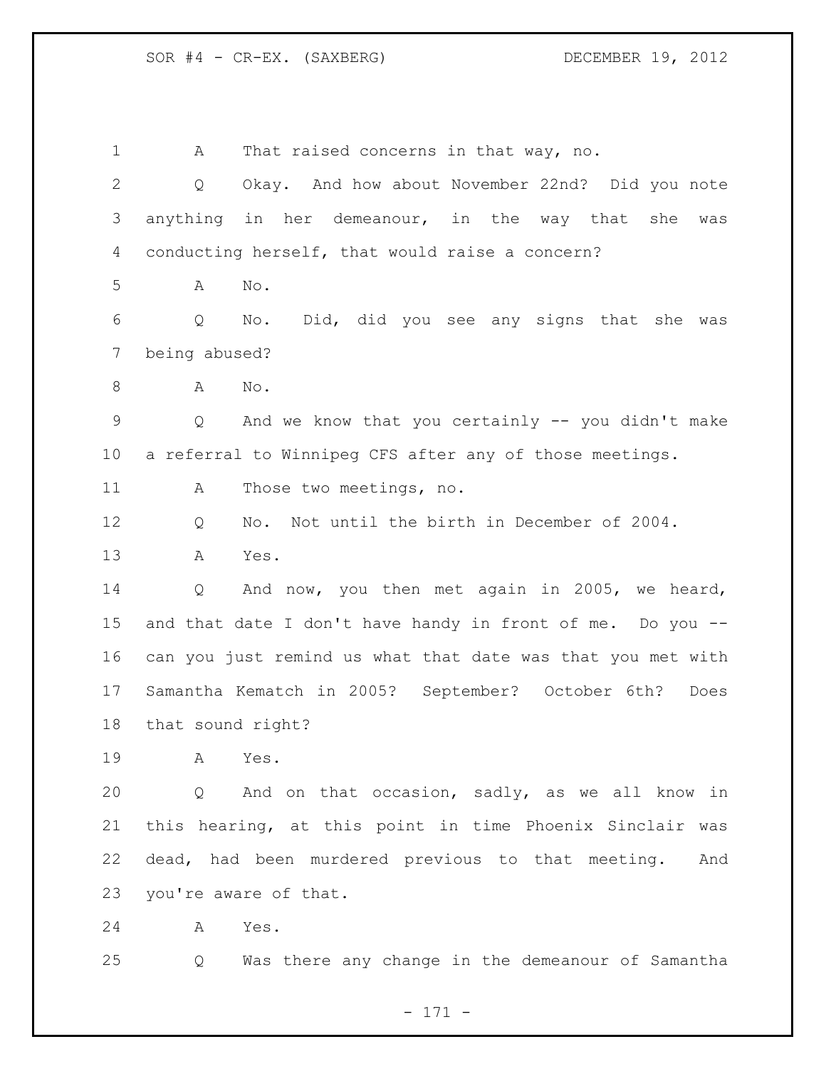1 A That raised concerns in that way, no.

2 Q Okay. And how about November 22nd? Did you note

3 anything in her demeanour, in the way that she was

4 conducting herself, that would raise a concern?

5 A No.

6 Q No. Did, did you see any signs that she was

7 being abused?

8 A No.

9 Q And we know that you certainly -- you didn't make

10 a referral to Winnipeg CFS after any of those meetings.

11 A Those two meetings, no.

12 Q No. Not until the birth in December of 2004.

13 A Yes.

14 Q And now, you then met again in 2005, we heard,

15 and that date I don't have handy in front of me. Do you --

16 can you just remind us what that date was that you met with

17 Samantha Kematch in 2005? September? October 6th? Does

18 that sound right?

19 A Yes.

20 Q And on that occasion, sadly, as we all know in

21 this hearing, at this point in time Phoenix Sinclair was

22 dead, had been murdered previous to that meeting. And

23 you're aware of that.

24 A Yes.

25 Q Was there any change in the demeanour of Samantha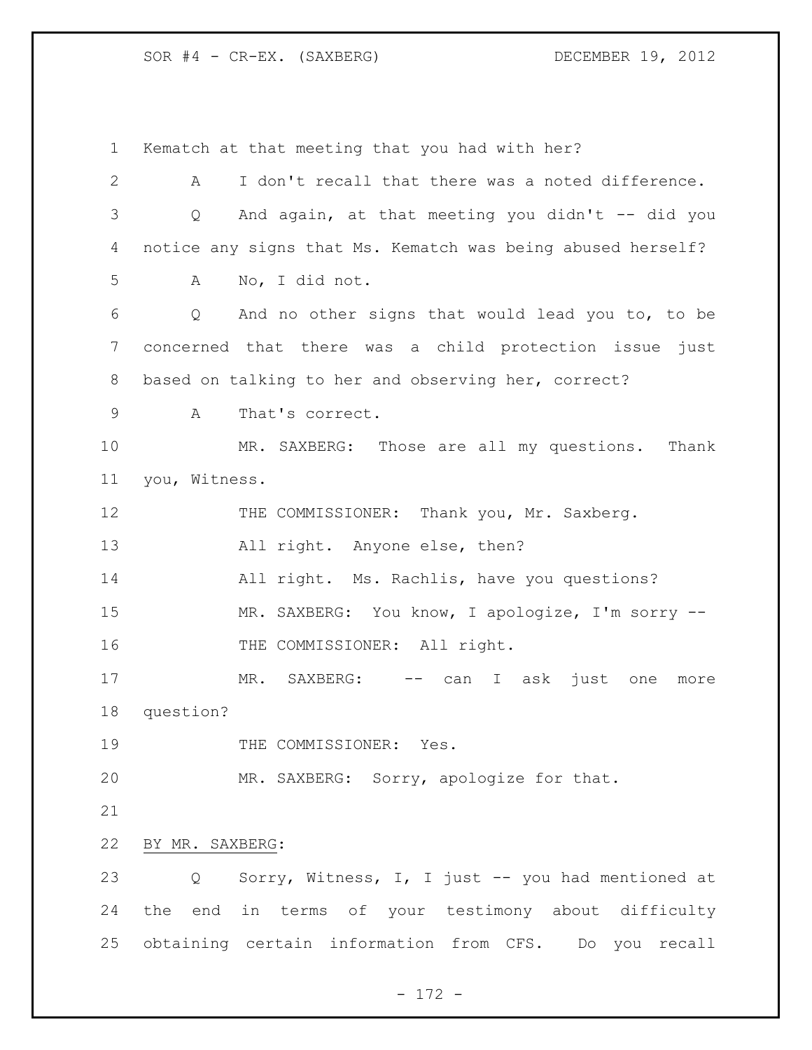Kematch at that meeting that you had with her?

A I don't recall that there was a noted difference.

Q And again, at that meeting you didn't -- did you notice any signs that Ms. Kematch was being abused herself?

A No, I did not.

Q And no other signs that would lead you to, to be concerned that there was a child protection issue just based on talking to her and observing her, correct?

A That's correct.

MR. SAXBERG: Those are all my questions. Thank you, Witness.

THE COMMISSIONER: Thank you, Mr. Saxberg.

All right. Anyone else, then?

All right. Ms. Rachlis, have you questions?

MR. SAXBERG: You know, I apologize, I'm sorry --

THE COMMISSIONER: All right.

MR. SAXBERG: -- can I ask just one more question?

THE COMMISSIONER: Yes.

MR. SAXBERG: Sorry, apologize for that.

BY MR. SAXBERG:

Q Sorry, Witness, I, I just -- you had mentioned at the end in terms of your testimony about difficulty obtaining certain information from CFS. Do you recall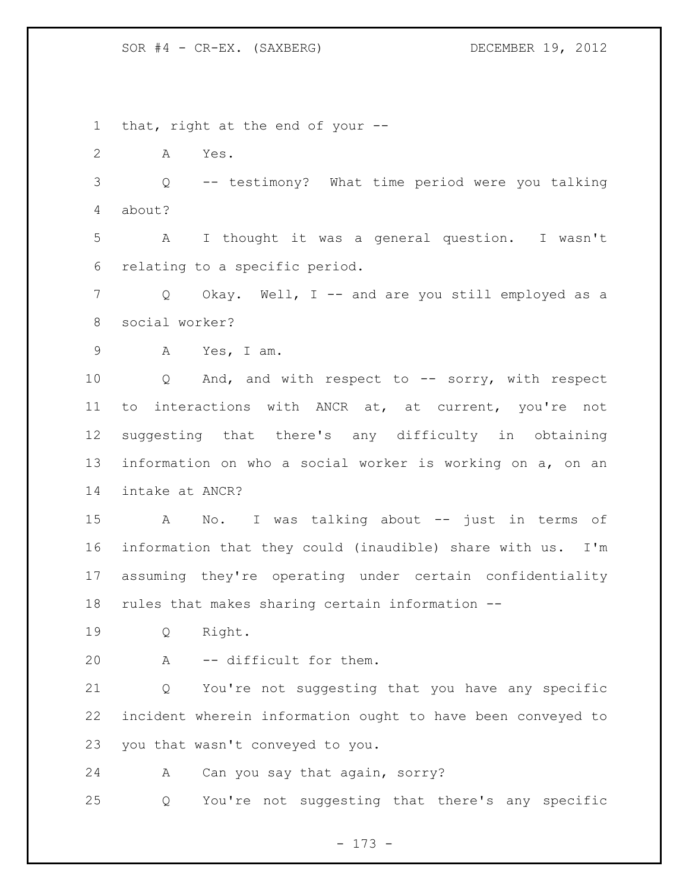that, right at the end of your --

A Yes.

Q -- testimony? What time period were you talking about?

A I thought it was a general question. I wasn't relating to a specific period.

Q Okay. Well, I -- and are you still employed as a social worker?

A Yes, I am.

Q And, and with respect to -- sorry, with respect to interactions with ANCR at, at current, you're not suggesting that there's any difficulty in obtaining information on who a social worker is working on a, on an intake at ANCR?

A No. I was talking about -- just in terms of information that they could (inaudible) share with us. I'm assuming they're operating under certain confidentiality rules that makes sharing certain information --

Q Right.

A -- difficult for them.

Q You're not suggesting that you have any specific incident wherein information ought to have been conveyed to you that wasn't conveyed to you.

A Can you say that again, sorry?

Q You're not suggesting that there's any specific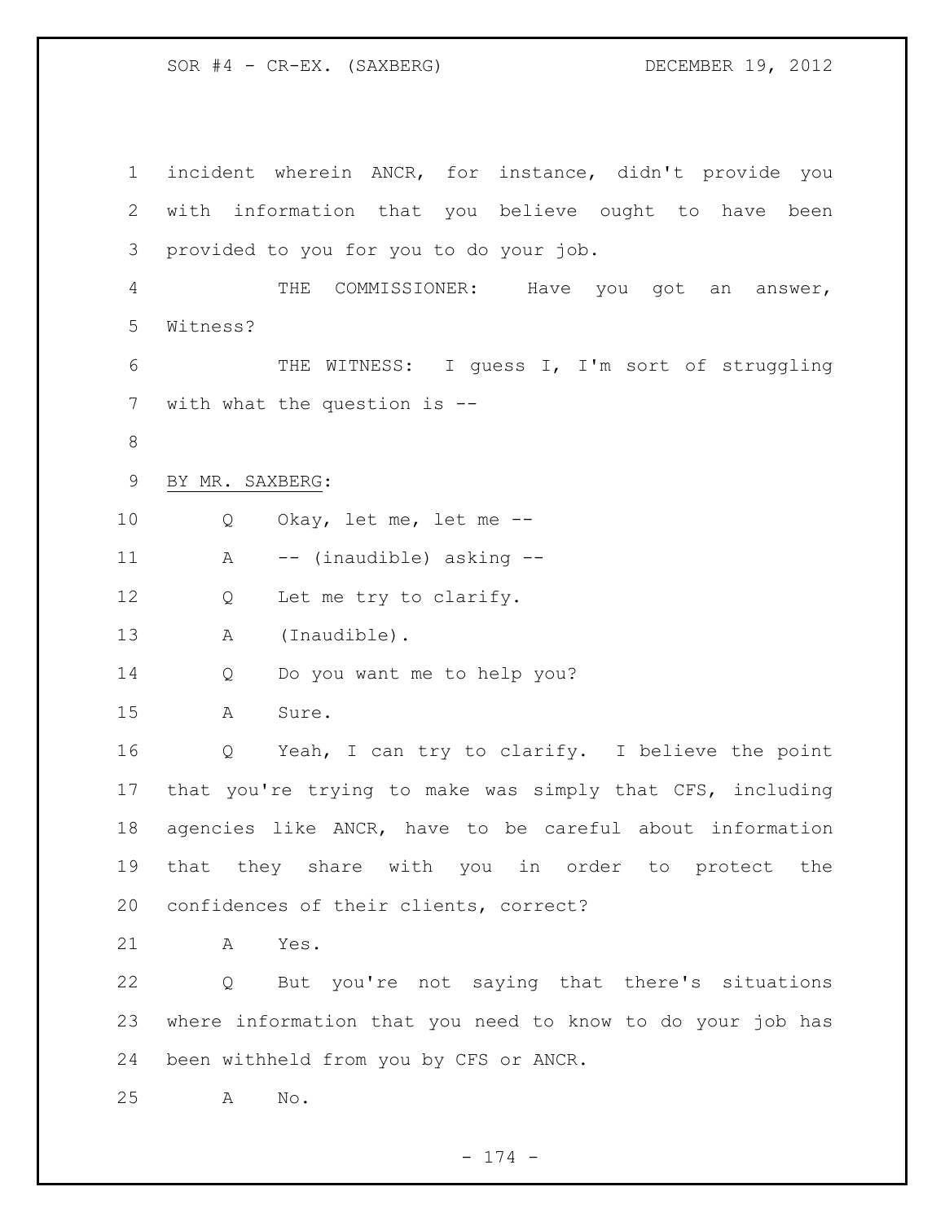incident wherein ANCR, for instance, didn't provide you with information that you believe ought to have been provided to you for you to do your job.

THE COMMISSIONER: Have you got an answer, Witness?

THE WITNESS: I guess I, I'm sort of struggling with what the question is --

BY MR. SAXBERG:

Q Okay, let me, let me --

A -- (inaudible) asking --

Q Let me try to clarify.

A (Inaudible).

Q Do you want me to help you?

A Sure.

Q Yeah, I can try to clarify. I believe the point that you're trying to make was simply that CFS, including agencies like ANCR, have to be careful about information that they share with you in order to protect the confidences of their clients, correct?

A Yes.

Q But you're not saying that there's situations where information that you need to know to do your job has been withheld from you by CFS or ANCR.

A No.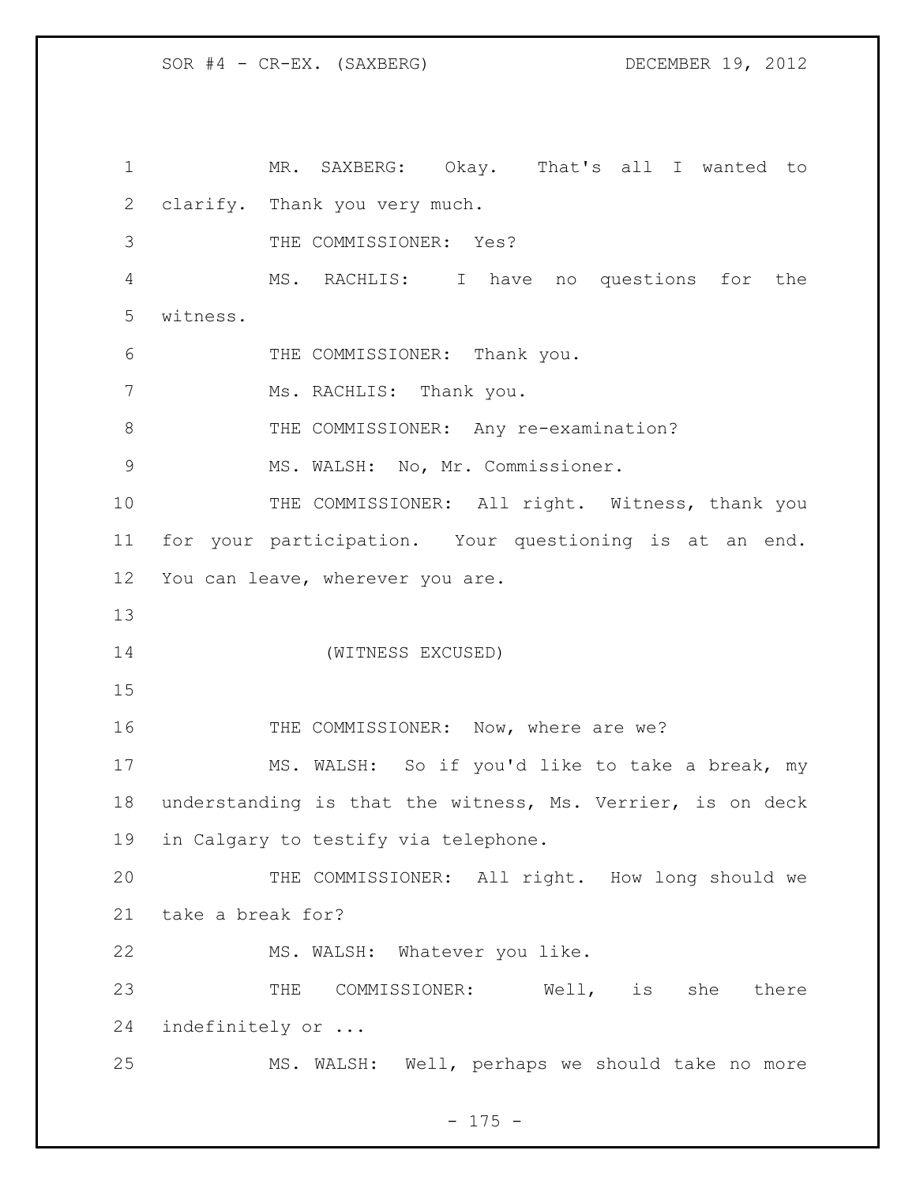MR. SAXBERG: Okay. That's all I wanted to clarify. Thank you very much.

THE COMMISSIONER: Yes?

MS. RACHLIS: I have no questions for the witness.

THE COMMISSIONER: Thank you.

Ms. RACHLIS: Thank you.

THE COMMISSIONER: Any re-examination?

MS. WALSH: No, Mr. Commissioner.

THE COMMISSIONER: All right. Witness, thank you for your participation. Your questioning is at an end. You can leave, wherever you are.

(WITNESS EXCUSED)

THE COMMISSIONER: Now, where are we?

MS. WALSH: So if you'd like to take a break, my understanding is that the witness, Ms. Verrier, is on deck in Calgary to testify via telephone.

THE COMMISSIONER: All right. How long should we take a break for?

MS. WALSH: Whatever you like.

THE COMMISSIONER: Well, is she there indefinitely or ...

MS. WALSH: Well, perhaps we should take no more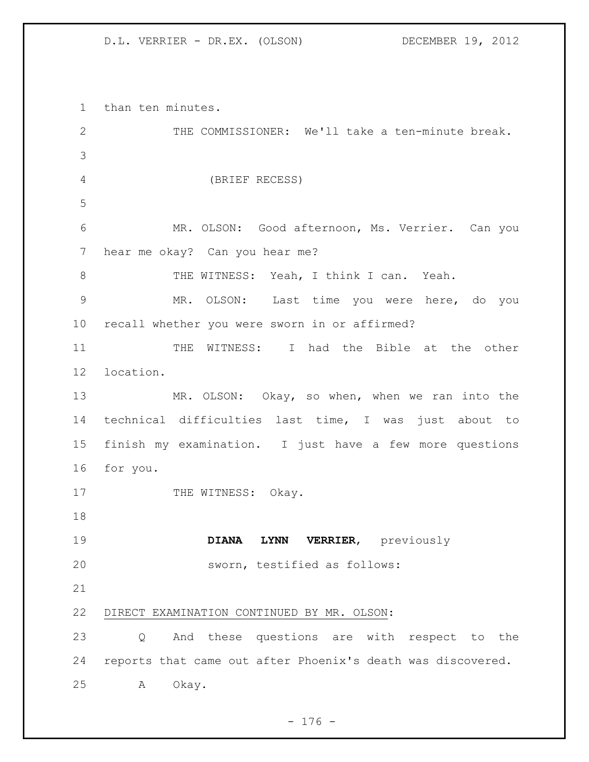than ten minutes.

THE COMMISSIONER: We'll take a ten-minute break.

(BRIEF RECESS)

MR. OLSON: Good afternoon, Ms. Verrier. Can you hear me okay? Can you hear me?

THE WITNESS: Yeah, I think I can. Yeah.

MR. OLSON: Last time you were here, do you recall whether you were sworn in or affirmed?

THE WITNESS: I had the Bible at the other location.

MR. OLSON: Okay, so when, when we ran into the technical difficulties last time, I was just about to finish my examination. I just have a few more questions for you.

THE WITNESS: Okay.

**DIANA LYNN VERRIER**, previously sworn, testified as follows:

DIRECT EXAMINATION CONTINUED BY MR. OLSON:

Q And these questions are with respect to the reports that came out after Phoenix's death was discovered.

A Okay.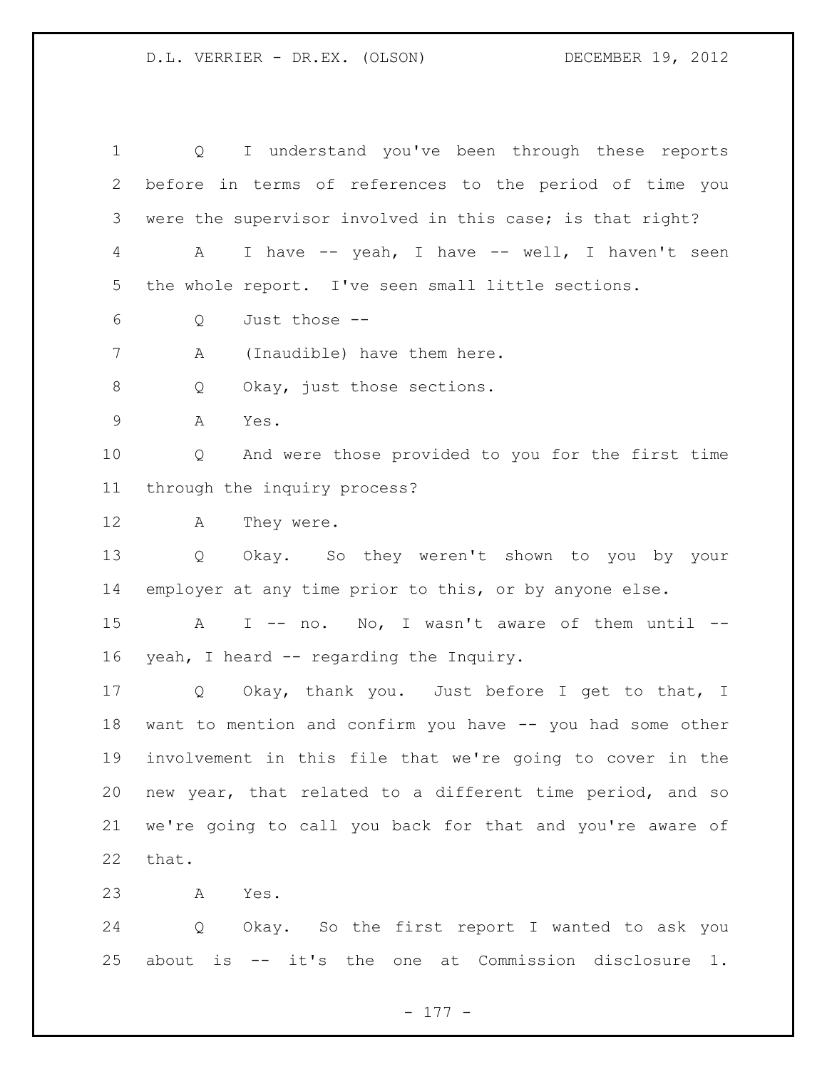Q I understand you've been through these reports before in terms of references to the period of time you were the supervisor involved in this case; is that right?

A I have -- yeah, I have -- well, I haven't seen the whole report. I've seen small little sections.

Q Just those --

A (Inaudible) have them here.

Q Okay, just those sections.

A Yes.

Q And were those provided to you for the first time through the inquiry process?

A They were.

Q Okay. So they weren't shown to you by your employer at any time prior to this, or by anyone else.

A I -- no. No, I wasn't aware of them until -- yeah, I heard -- regarding the Inquiry.

Q Okay, thank you. Just before I get to that, I want to mention and confirm you have -- you had some other involvement in this file that we're going to cover in the new year, that related to a different time period, and so we're going to call you back for that and you're aware of that.

A Yes.

Q Okay. So the first report I wanted to ask you about is -- it's the one at Commission disclosure 1.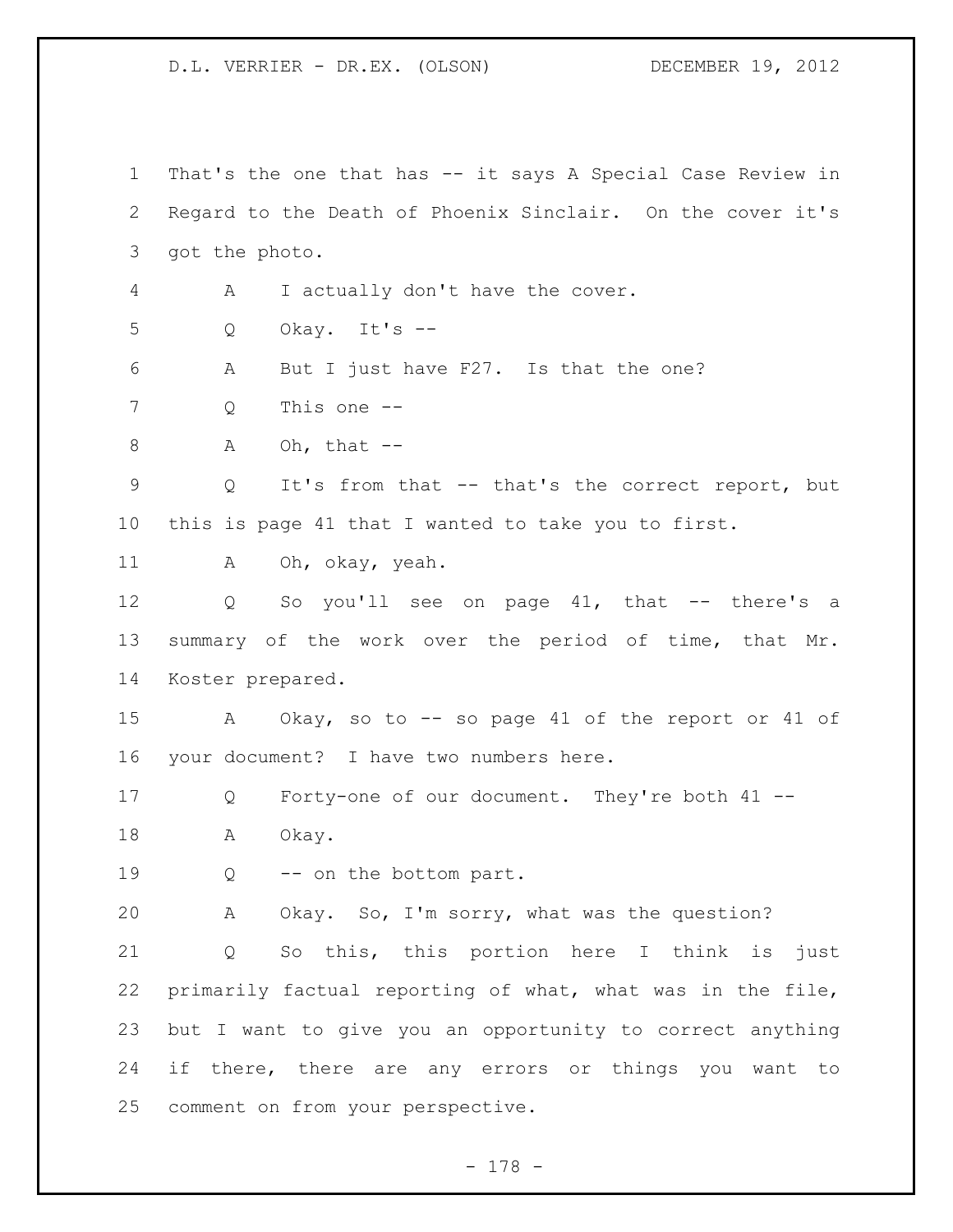That's the one that has -- it says A Special Case Review in Regard to the Death of Phoenix Sinclair. On the cover it's got the photo.

A I actually don't have the cover.

Q Okay. It's --

A But I just have F27. Is that the one?

Q This one --

A Oh, that --

Q It's from that -- that's the correct report, but this is page 41 that I wanted to take you to first.

A Oh, okay, yeah.

Q So you'll see on page 41, that -- there's a summary of the work over the period of time, that Mr. Koster prepared.

A Okay, so to -- so page 41 of the report or 41 of your document? I have two numbers here.

Q Forty-one of our document. They're both 41 --

A Okay.

Q -- on the bottom part.

A Okay. So, I'm sorry, what was the question?

Q So this, this portion here I think is just primarily factual reporting of what, what was in the file, but I want to give you an opportunity to correct anything if there, there are any errors or things you want to comment on from your perspective.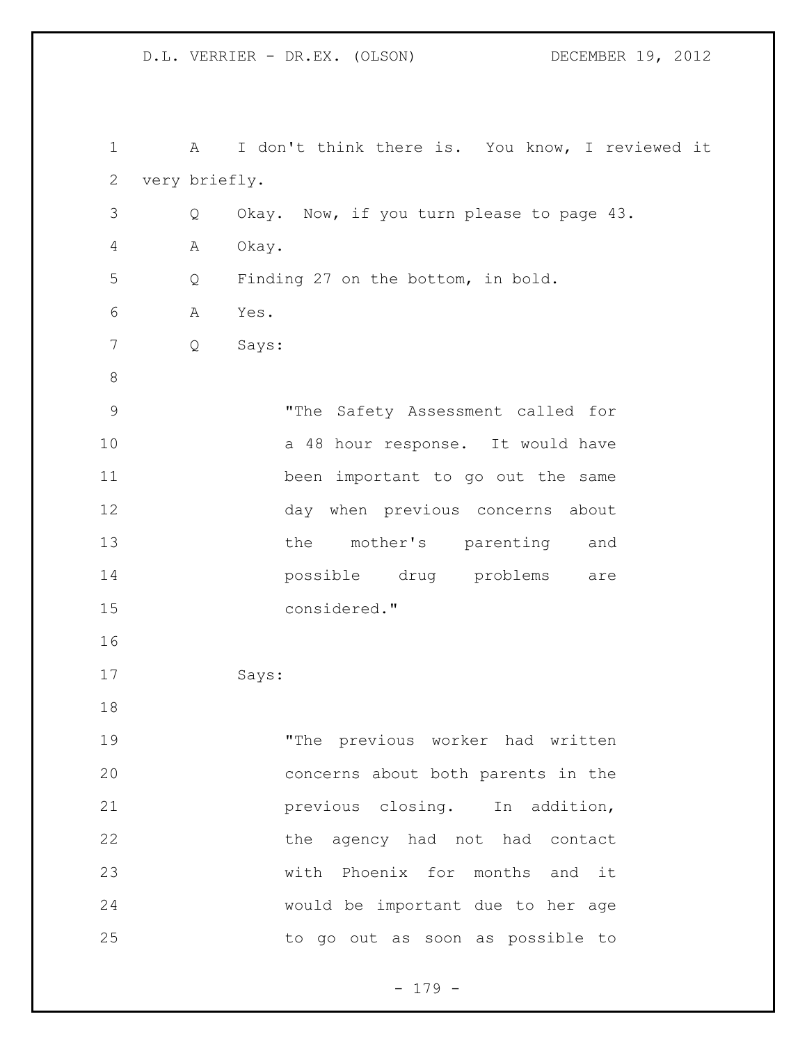A I don't think there is. You know, I reviewed it very briefly.

Q Okay. Now, if you turn please to page 43.

A Okay.

Q Finding 27 on the bottom, in bold.

A Yes.

Q Says:

> "The Safety Assessment called for a 48 hour response. It would have been important to go out the same day when previous concerns about the mother's parenting and possible drug problems are considered."

Says:

> "The previous worker had written concerns about both parents in the previous closing. In addition, the agency had not had contact with Phoenix for months and it would be important due to her age to go out as soon as possible to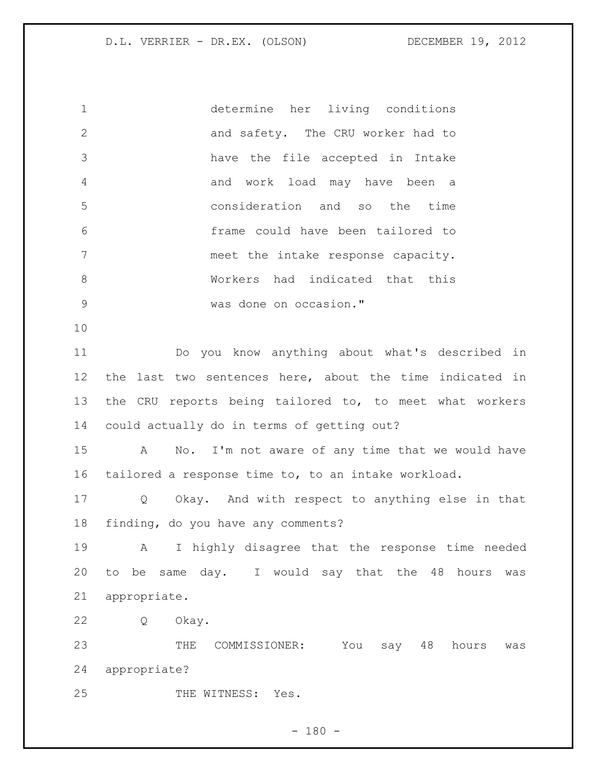> determine her living conditions and safety. The CRU worker had to have the file accepted in Intake and work load may have been a consideration and so the time frame could have been tailored to meet the intake response capacity. Workers had indicated that this was done on occasion."

Do you know anything about what's described in the last two sentences here, about the time indicated in the CRU reports being tailored to, to meet what workers could actually do in terms of getting out?

A No. I'm not aware of any time that we would have tailored a response time to, to an intake workload.

Q Okay. And with respect to anything else in that finding, do you have any comments?

A I highly disagree that the response time needed to be same day. I would say that the 48 hours was appropriate.

Q Okay.

THE COMMISSIONER: You say 48 hours was appropriate?

THE WITNESS: Yes.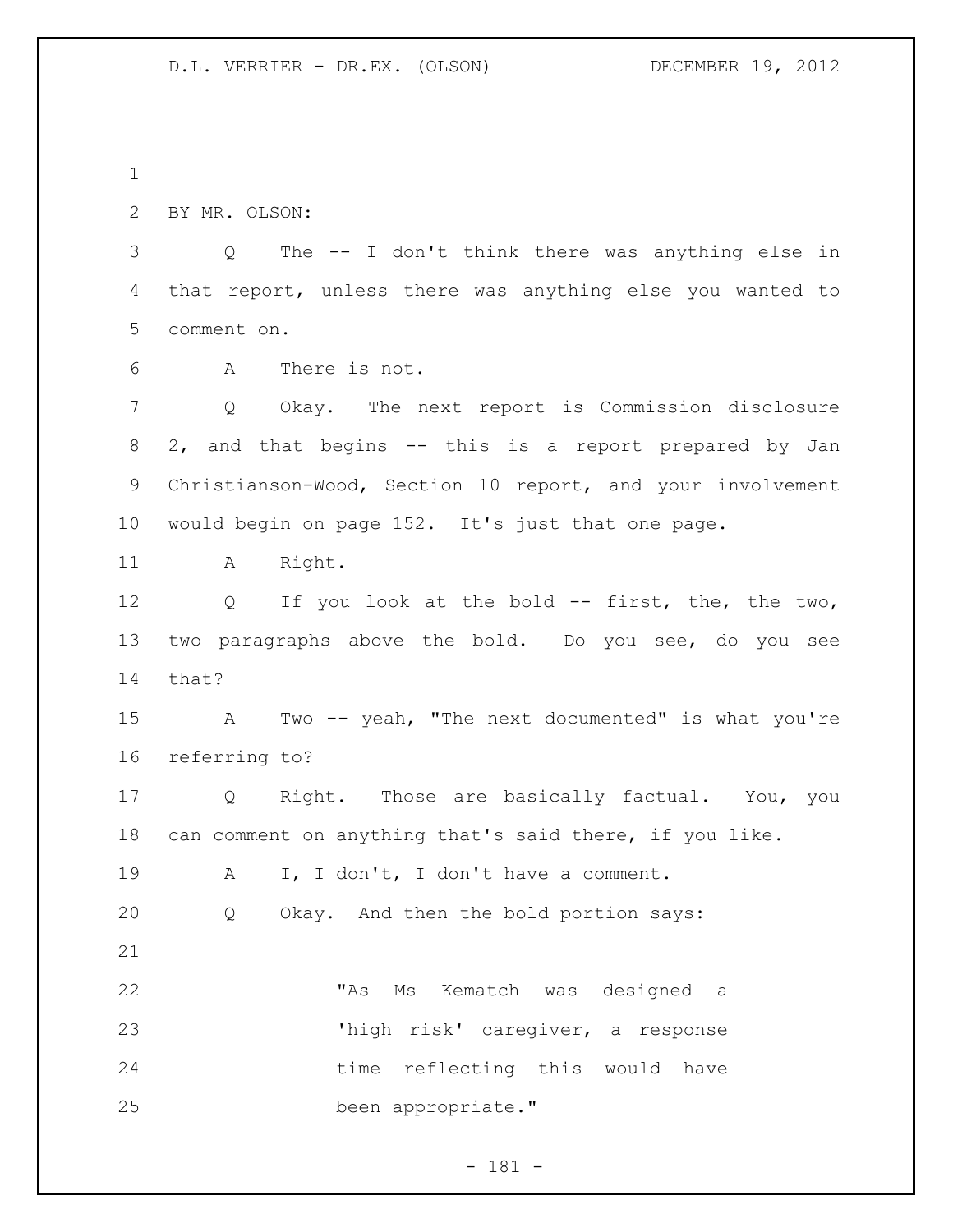BY MR. OLSON:

Q The -- I don't think there was anything else in that report, unless there was anything else you wanted to comment on.

A There is not.

Q Okay. The next report is Commission disclosure 2, and that begins -- this is a report prepared by Jan Christianson-Wood, Section 10 report, and your involvement would begin on page 152. It's just that one page.

A Right.

Q If you look at the bold -- first, the, the two, two paragraphs above the bold. Do you see, do you see that?

A Two -- yeah, "The next documented" is what you're referring to?

Q Right. Those are basically factual. You, you can comment on anything that's said there, if you like.

A I, I don't, I don't have a comment.

Q Okay. And then the bold portion says:

> "As Ms Kematch was designed a 'high risk' caregiver, a response time reflecting this would have been appropriate."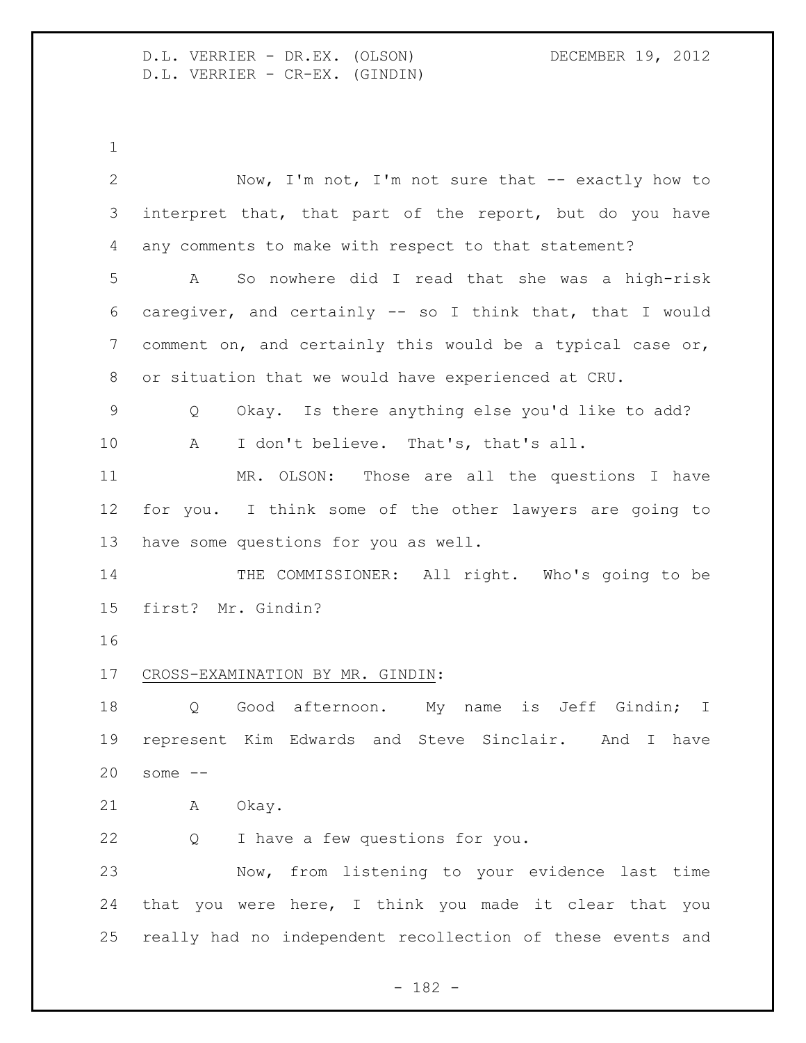Now, I'm not, I'm not sure that -- exactly how to interpret that, that part of the report, but do you have any comments to make with respect to that statement?

A So nowhere did I read that she was a high-risk caregiver, and certainly -- so I think that, that I would comment on, and certainly this would be a typical case or, or situation that we would have experienced at CRU.

Q Okay. Is there anything else you'd like to add?

A I don't believe. That's, that's all.

MR. OLSON: Those are all the questions I have for you. I think some of the other lawyers are going to have some questions for you as well.

THE COMMISSIONER: All right. Who's going to be first? Mr. Gindin?

CROSS-EXAMINATION BY MR. GINDIN:

Q Good afternoon. My name is Jeff Gindin; I represent Kim Edwards and Steve Sinclair. And I have some --

A Okay.

Q I have a few questions for you.

Now, from listening to your evidence last time that you were here, I think you made it clear that you really had no independent recollection of these events and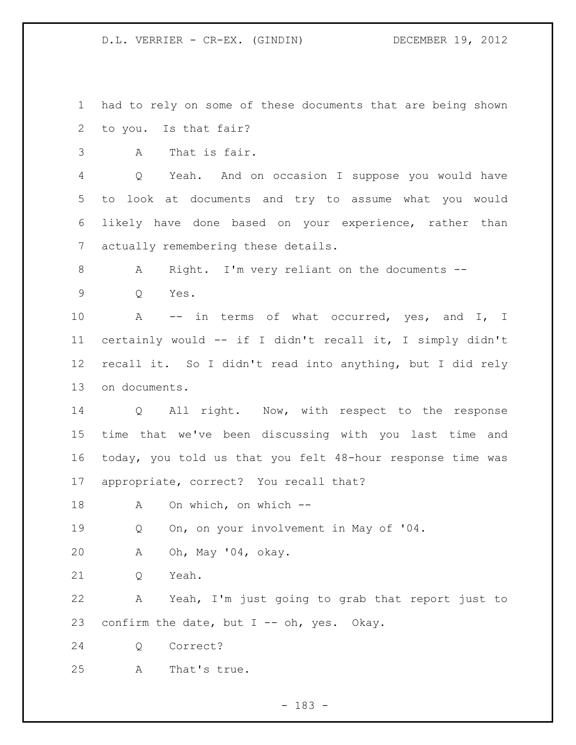had to rely on some of these documents that are being shown to you. Is that fair?

A That is fair.

Q Yeah. And on occasion I suppose you would have to look at documents and try to assume what you would likely have done based on your experience, rather than actually remembering these details.

A Right. I'm very reliant on the documents --

Q Yes.

A -- in terms of what occurred, yes, and I, I certainly would -- if I didn't recall it, I simply didn't recall it. So I didn't read into anything, but I did rely on documents.

Q All right. Now, with respect to the response time that we've been discussing with you last time and today, you told us that you felt 48-hour response time was appropriate, correct? You recall that?

A On which, on which --

Q On, on your involvement in May of '04.

A Oh, May '04, okay.

Q Yeah.

A Yeah, I'm just going to grab that report just to confirm the date, but I -- oh, yes. Okay.

Q Correct?

A That's true.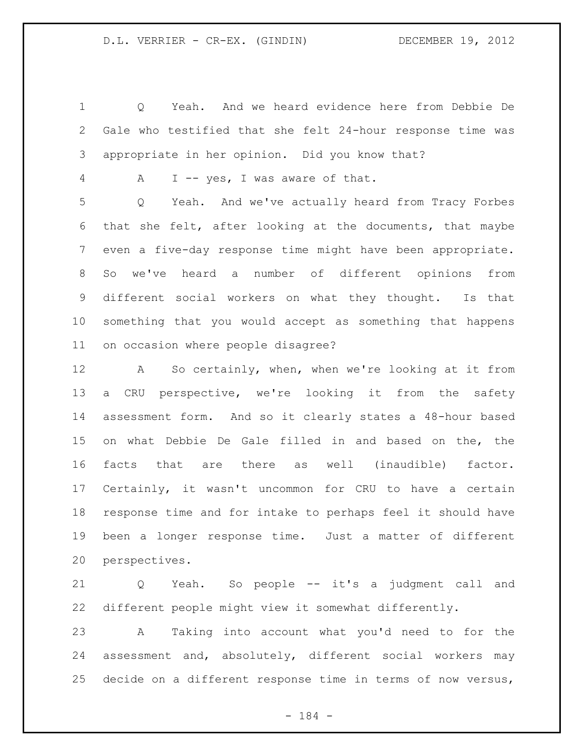Q Yeah. And we heard evidence here from Debbie De Gale who testified that she felt 24-hour response time was appropriate in her opinion. Did you know that?

A I -- yes, I was aware of that.

Q Yeah. And we've actually heard from Tracy Forbes that she felt, after looking at the documents, that maybe even a five-day response time might have been appropriate. So we've heard a number of different opinions from different social workers on what they thought. Is that something that you would accept as something that happens on occasion where people disagree?

A So certainly, when, when we're looking at it from a CRU perspective, we're looking it from the safety assessment form. And so it clearly states a 48-hour based on what Debbie De Gale filled in and based on the, the facts that are there as well (inaudible) factor. Certainly, it wasn't uncommon for CRU to have a certain response time and for intake to perhaps feel it should have been a longer response time. Just a matter of different perspectives.

Q Yeah. So people -- it's a judgment call and different people might view it somewhat differently.

A Taking into account what you'd need to for the assessment and, absolutely, different social workers may decide on a different response time in terms of now versus,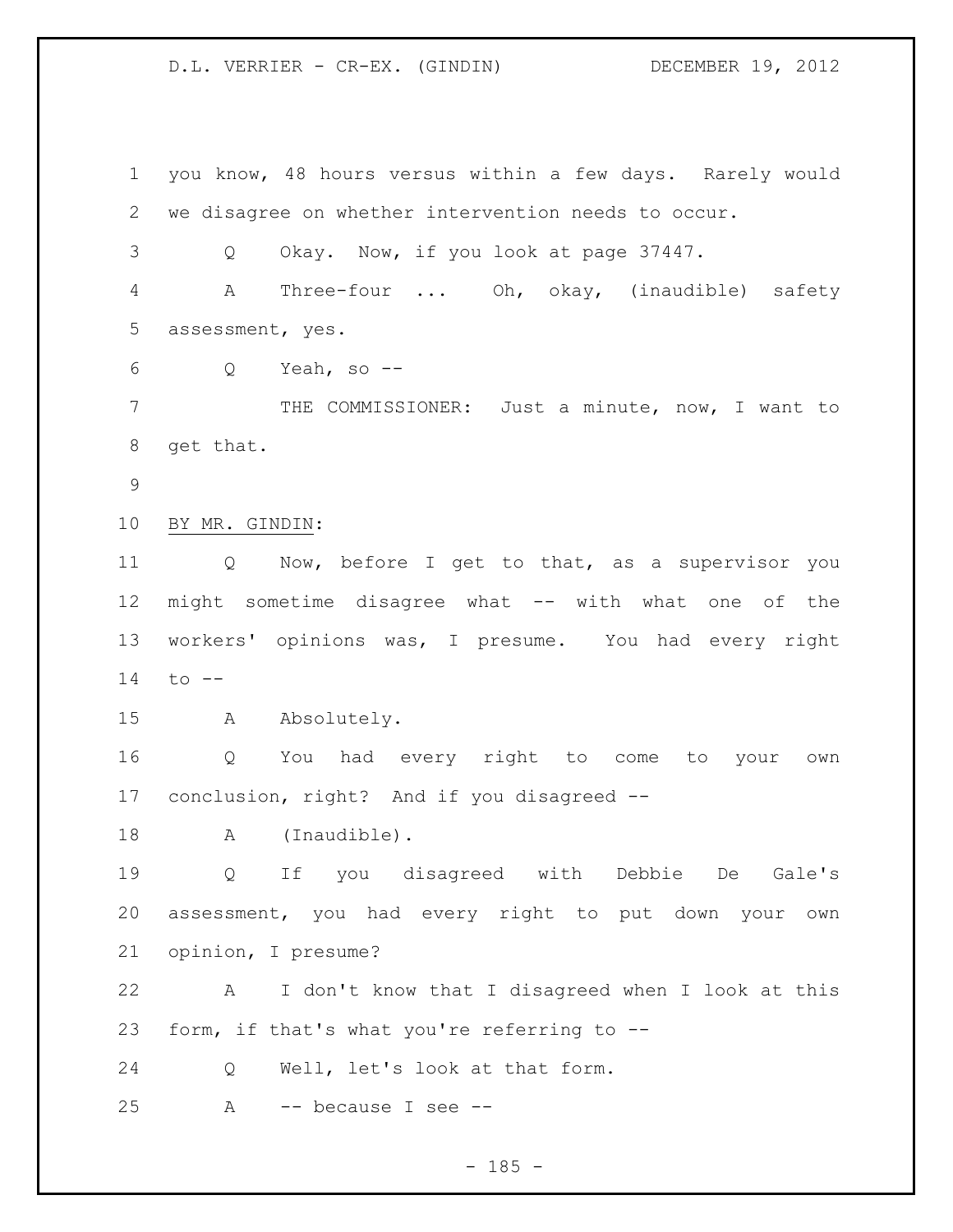you know, 48 hours versus within a few days. Rarely would we disagree on whether intervention needs to occur.

Q Okay. Now, if you look at page 37447.

A Three-four ... Oh, okay, (inaudible) safety assessment, yes.

Q Yeah, so --

THE COMMISSIONER: Just a minute, now, I want to get that.

BY MR. GINDIN:

Q Now, before I get to that, as a supervisor you might sometime disagree what -- with what one of the workers' opinions was, I presume. You had every right to --

A Absolutely.

Q You had every right to come to your own conclusion, right? And if you disagreed --

A (Inaudible).

Q If you disagreed with Debbie De Gale's assessment, you had every right to put down your own opinion, I presume?

A I don't know that I disagreed when I look at this form, if that's what you're referring to --

Q Well, let's look at that form.

A -- because I see --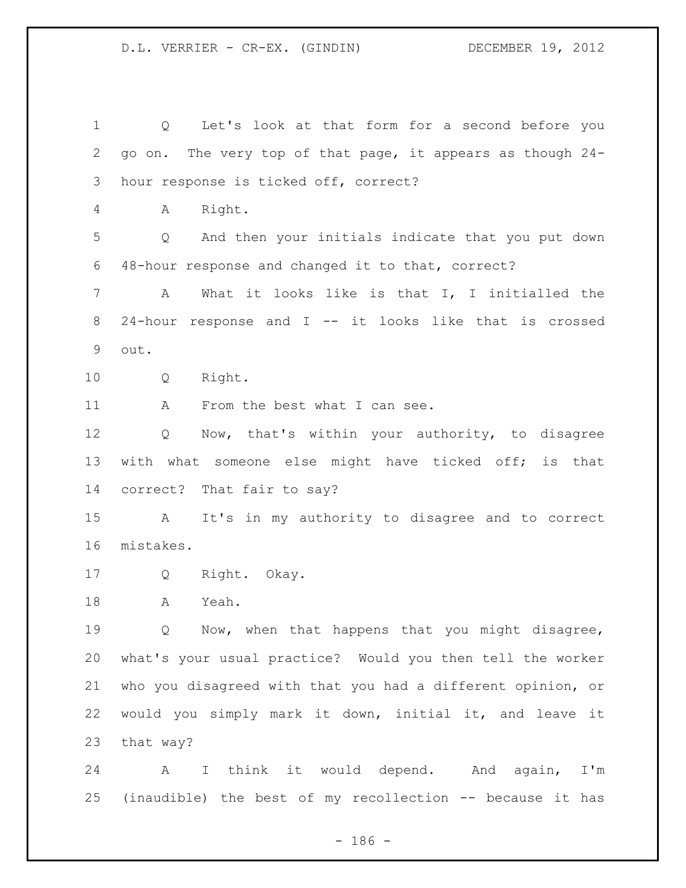Q Let's look at that form for a second before you go on. The very top of that page, it appears as though 24-hour response is ticked off, correct?

A Right.

Q And then your initials indicate that you put down 48-hour response and changed it to that, correct?

A What it looks like is that I, I initialled the 24-hour response and I -- it looks like that is crossed out.

Q Right.

A From the best what I can see.

Q Now, that's within your authority, to disagree with what someone else might have ticked off; is that correct? That fair to say?

A It's in my authority to disagree and to correct mistakes.

Q Right. Okay.

A Yeah.

Q Now, when that happens that you might disagree, what's your usual practice? Would you then tell the worker who you disagreed with that you had a different opinion, or would you simply mark it down, initial it, and leave it that way?

A I think it would depend. And again, I'm (inaudible) the best of my recollection -- because it has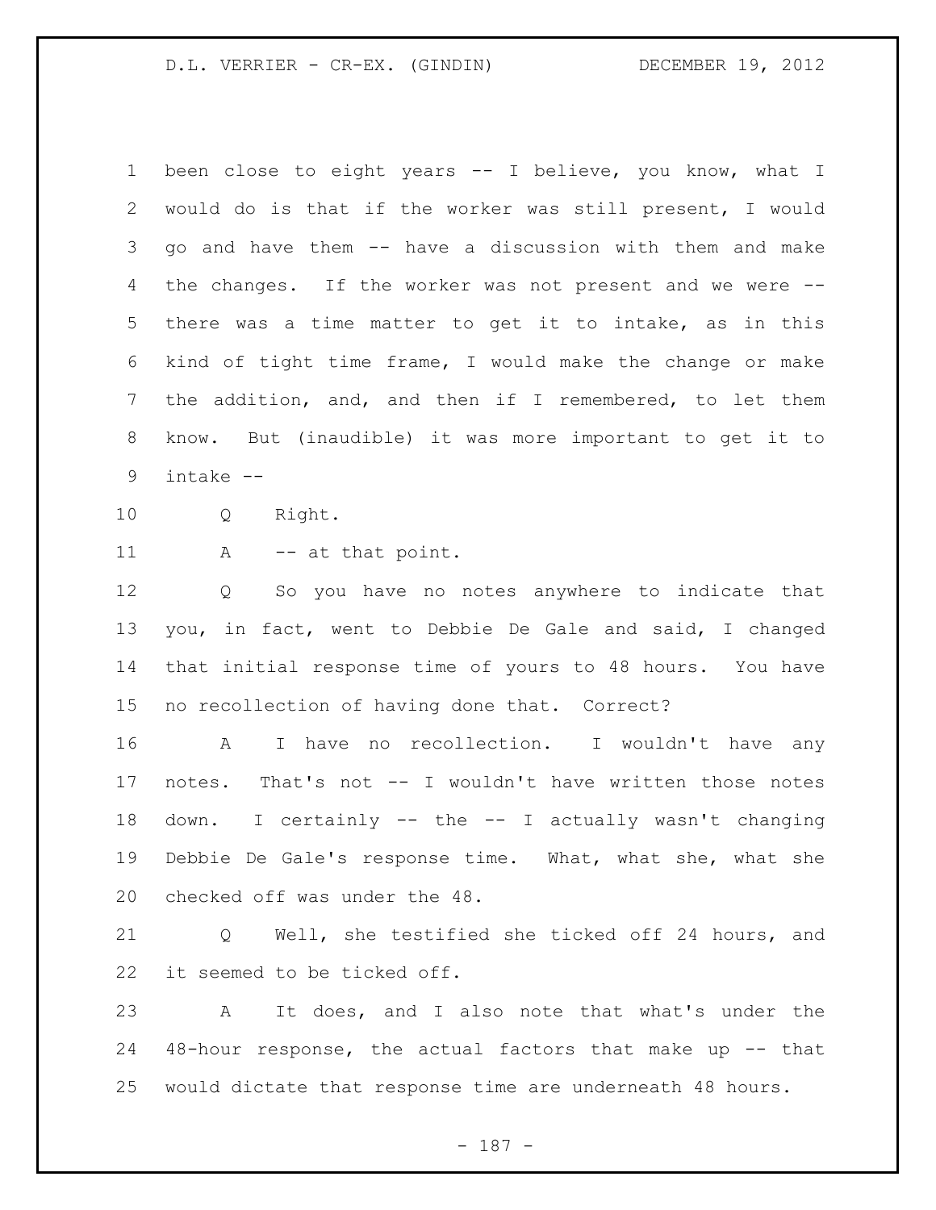been close to eight years -- I believe, you know, what I would do is that if the worker was still present, I would go and have them -- have a discussion with them and make the changes. If the worker was not present and we were -- there was a time matter to get it to intake, as in this kind of tight time frame, I would make the change or make the addition, and, and then if I remembered, to let them know. But (inaudible) it was more important to get it to intake --

Q Right.

A -- at that point.

Q So you have no notes anywhere to indicate that you, in fact, went to Debbie De Gale and said, I changed that initial response time of yours to 48 hours. You have no recollection of having done that. Correct?

A I have no recollection. I wouldn't have any notes. That's not -- I wouldn't have written those notes down. I certainly -- the -- I actually wasn't changing Debbie De Gale's response time. What, what she, what she checked off was under the 48.

Q Well, she testified she ticked off 24 hours, and it seemed to be ticked off.

A It does, and I also note that what's under the 48-hour response, the actual factors that make up -- that would dictate that response time are underneath 48 hours.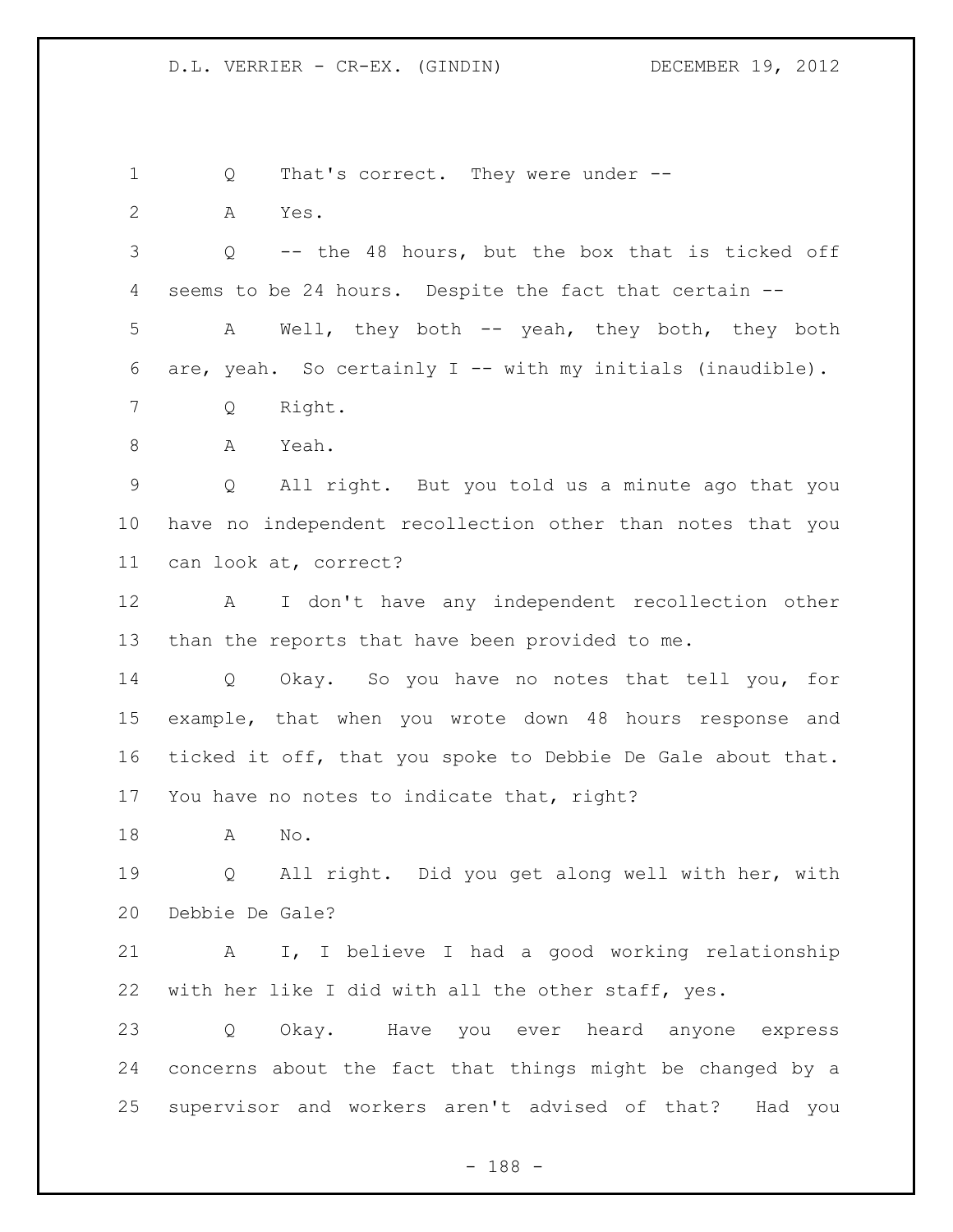Q That's correct. They were under --

A Yes.

Q -- the 48 hours, but the box that is ticked off seems to be 24 hours. Despite the fact that certain --

A Well, they both -- yeah, they both, they both are, yeah. So certainly I -- with my initials (inaudible).

Q Right.

A Yeah.

Q All right. But you told us a minute ago that you have no independent recollection other than notes that you can look at, correct?

A I don't have any independent recollection other than the reports that have been provided to me.

Q Okay. So you have no notes that tell you, for example, that when you wrote down 48 hours response and ticked it off, that you spoke to Debbie De Gale about that. You have no notes to indicate that, right?

A No.

Q All right. Did you get along well with her, with Debbie De Gale?

A I, I believe I had a good working relationship with her like I did with all the other staff, yes.

Q Okay. Have you ever heard anyone express concerns about the fact that things might be changed by a supervisor and workers aren't advised of that? Had you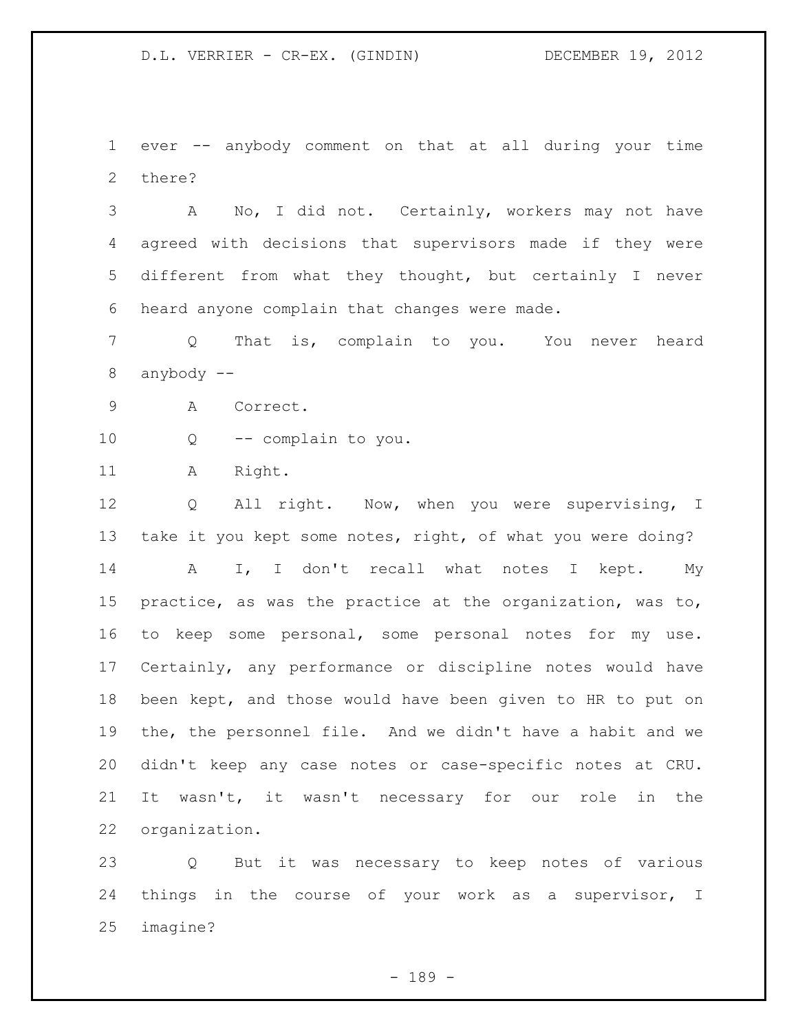ever -- anybody comment on that at all during your time there?

A No, I did not. Certainly, workers may not have agreed with decisions that supervisors made if they were different from what they thought, but certainly I never heard anyone complain that changes were made.

Q That is, complain to you. You never heard anybody --

A Correct.

Q -- complain to you.

A Right.

Q All right. Now, when you were supervising, I take it you kept some notes, right, of what you were doing?

A I, I don't recall what notes I kept. My practice, as was the practice at the organization, was to, to keep some personal, some personal notes for my use. Certainly, any performance or discipline notes would have been kept, and those would have been given to HR to put on the, the personnel file. And we didn't have a habit and we didn't keep any case notes or case-specific notes at CRU. It wasn't, it wasn't necessary for our role in the organization.

Q But it was necessary to keep notes of various things in the course of your work as a supervisor, I imagine?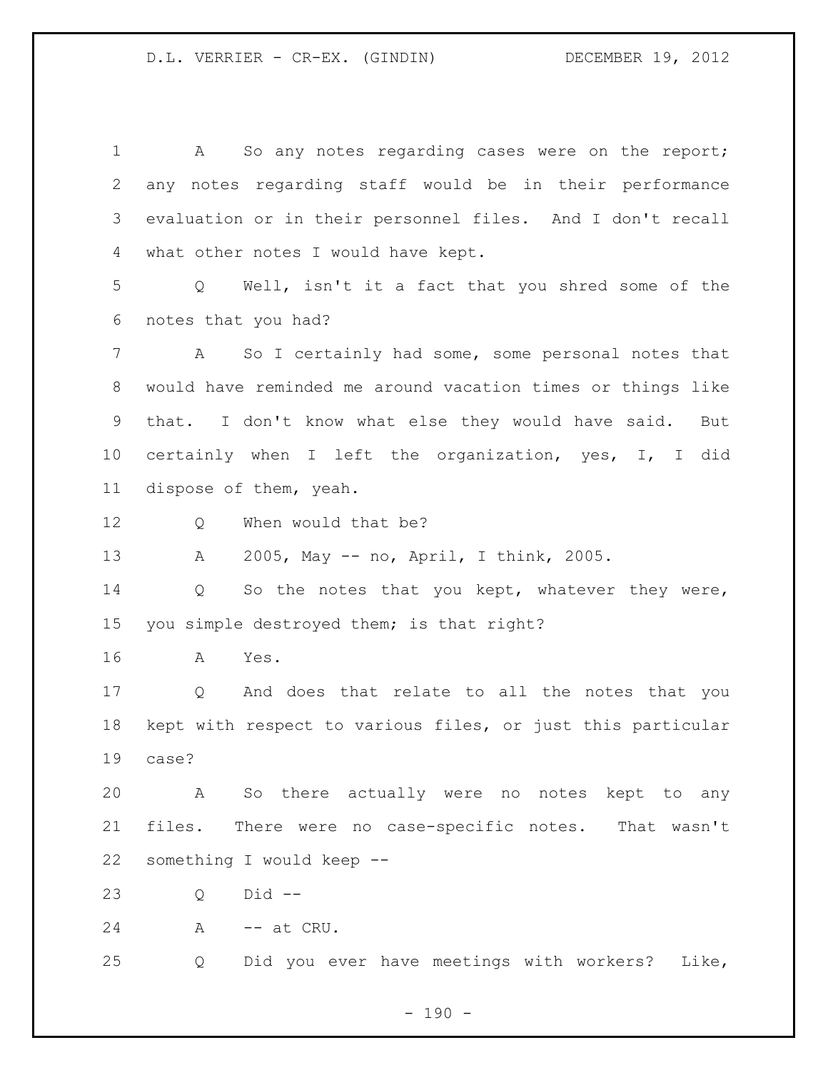A So any notes regarding cases were on the report; any notes regarding staff would be in their performance evaluation or in their personnel files. And I don't recall what other notes I would have kept.

Q Well, isn't it a fact that you shred some of the notes that you had?

A So I certainly had some, some personal notes that would have reminded me around vacation times or things like that. I don't know what else they would have said. But certainly when I left the organization, yes, I, I did dispose of them, yeah.

Q When would that be?

A 2005, May -- no, April, I think, 2005.

Q So the notes that you kept, whatever they were, you simple destroyed them; is that right?

A Yes.

Q And does that relate to all the notes that you kept with respect to various files, or just this particular case?

A So there actually were no notes kept to any files. There were no case-specific notes. That wasn't something I would keep --

Q Did --

A -- at CRU.

Q Did you ever have meetings with workers? Like,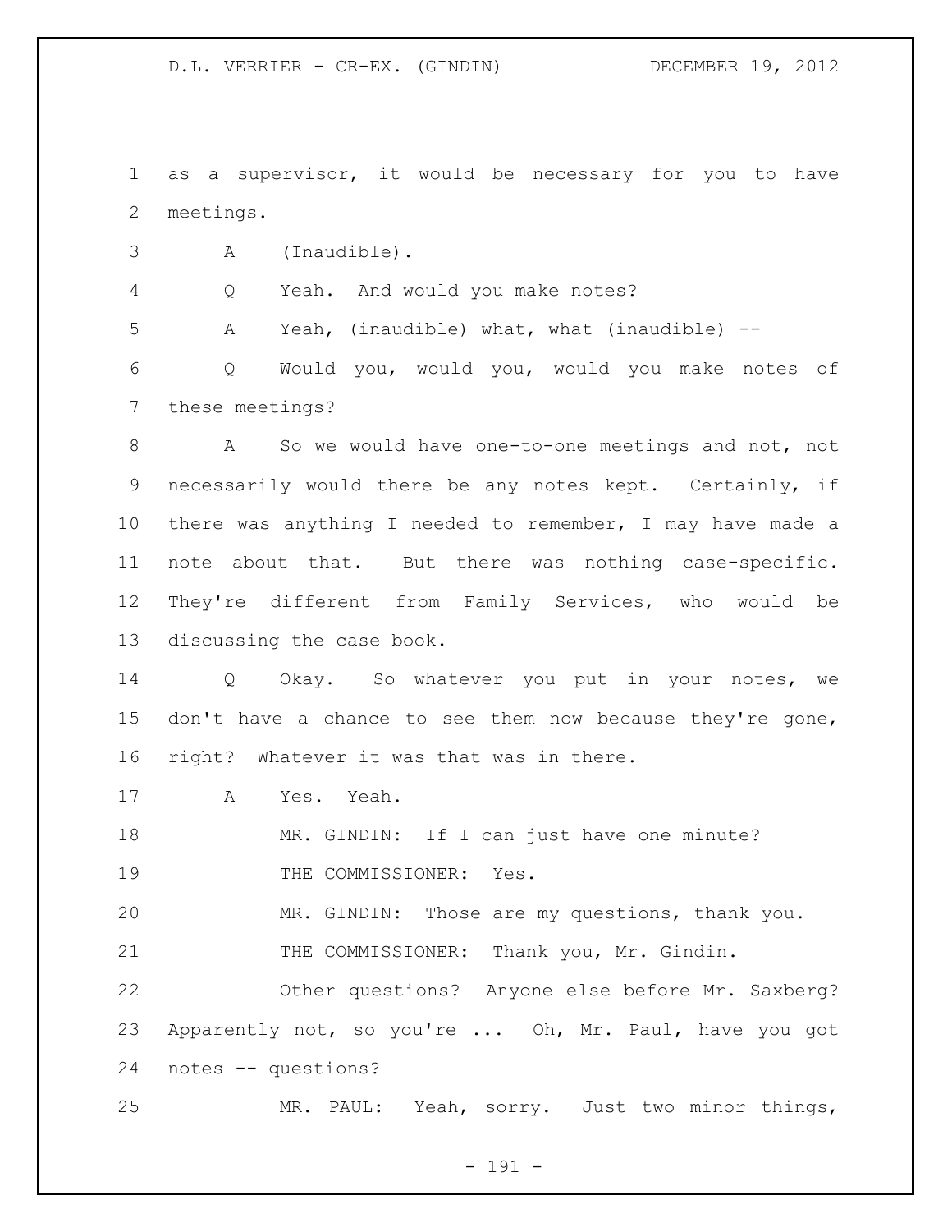as a supervisor, it would be necessary for you to have meetings.

A (Inaudible).

Q Yeah. And would you make notes?

A Yeah, (inaudible) what, what (inaudible) --

Q Would you, would you, would you make notes of these meetings?

A So we would have one-to-one meetings and not, not necessarily would there be any notes kept. Certainly, if there was anything I needed to remember, I may have made a note about that. But there was nothing case-specific. They're different from Family Services, who would be discussing the case book.

Q Okay. So whatever you put in your notes, we don't have a chance to see them now because they're gone, right? Whatever it was that was in there.

A Yes. Yeah.

MR. GINDIN: If I can just have one minute?

THE COMMISSIONER: Yes.

MR. GINDIN: Those are my questions, thank you.

THE COMMISSIONER: Thank you, Mr. Gindin.

Other questions? Anyone else before Mr. Saxberg? Apparently not, so you're ... Oh, Mr. Paul, have you got notes -- questions?

MR. PAUL: Yeah, sorry. Just two minor things,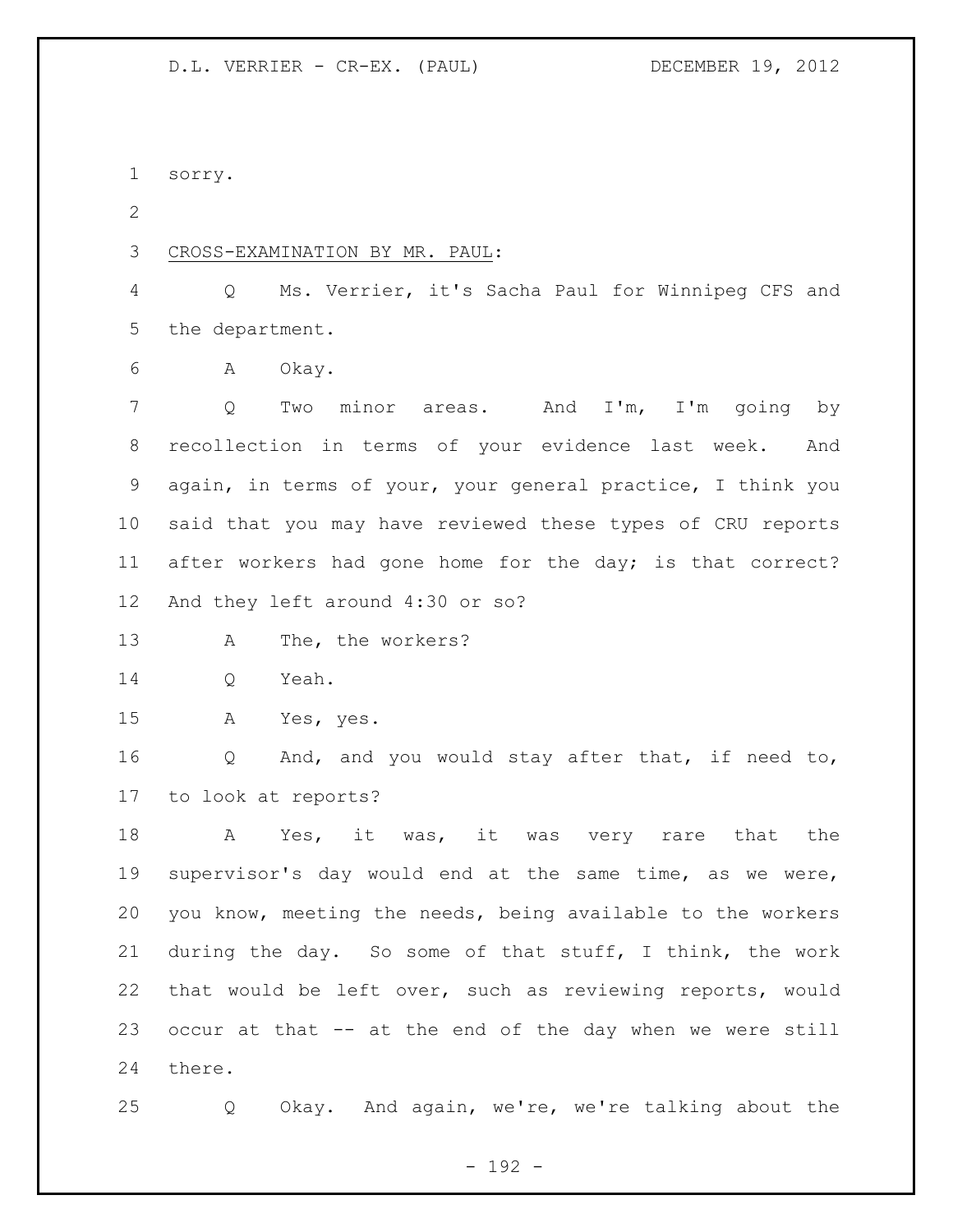sorry.

CROSS-EXAMINATION BY MR. PAUL:

Q Ms. Verrier, it's Sacha Paul for Winnipeg CFS and the department.

A Okay.

Q Two minor areas. And I'm, I'm going by recollection in terms of your evidence last week. And again, in terms of your, your general practice, I think you said that you may have reviewed these types of CRU reports after workers had gone home for the day; is that correct? And they left around 4:30 or so?

A The, the workers?

Q Yeah.

A Yes, yes.

Q And, and you would stay after that, if need to, to look at reports?

A Yes, it was, it was very rare that the supervisor's day would end at the same time, as we were, you know, meeting the needs, being available to the workers during the day. So some of that stuff, I think, the work that would be left over, such as reviewing reports, would occur at that -- at the end of the day when we were still there.

Q Okay. And again, we're, we're talking about the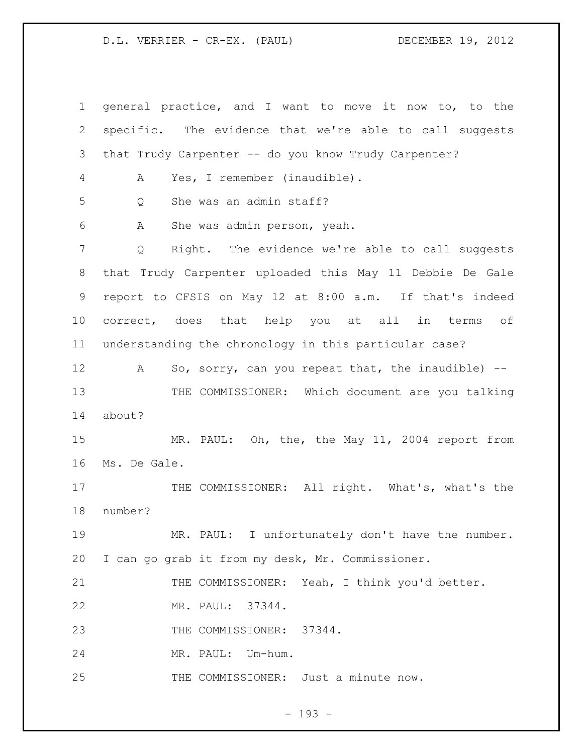general practice, and I want to move it now to, to the specific. The evidence that we're able to call suggests that Trudy Carpenter -- do you know Trudy Carpenter?

A Yes, I remember (inaudible).

Q She was an admin staff?

A She was admin person, yeah.

Q Right. The evidence we're able to call suggests that Trudy Carpenter uploaded this May 11 Debbie De Gale report to CFSIS on May 12 at 8:00 a.m. If that's indeed correct, does that help you at all in terms of understanding the chronology in this particular case?

A So, sorry, can you repeat that, the inaudible) --

THE COMMISSIONER: Which document are you talking about?

MR. PAUL: Oh, the, the May 11, 2004 report from Ms. De Gale.

THE COMMISSIONER: All right. What's, what's the number?

MR. PAUL: I unfortunately don't have the number. I can go grab it from my desk, Mr. Commissioner.

THE COMMISSIONER: Yeah, I think you'd better.

MR. PAUL: 37344.

THE COMMISSIONER: 37344.

MR. PAUL: Um-hum.

THE COMMISSIONER: Just a minute now.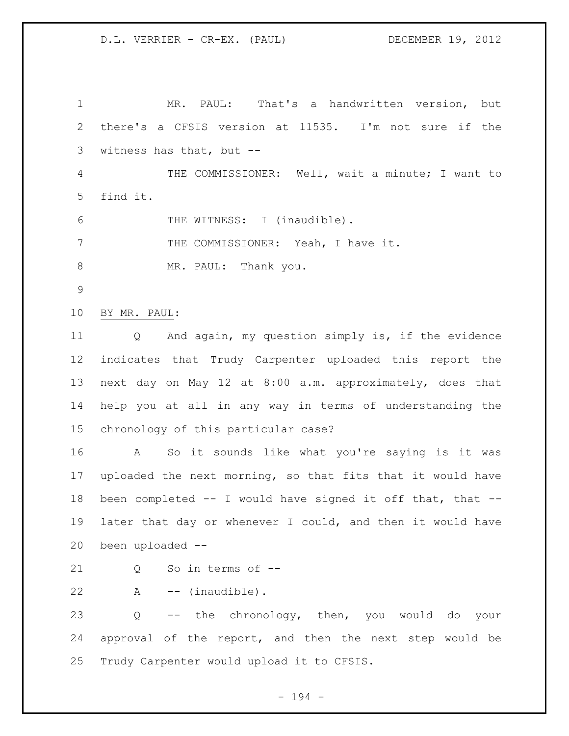MR. PAUL: That's a handwritten version, but there's a CFSIS version at 11535. I'm not sure if the witness has that, but --

THE COMMISSIONER: Well, wait a minute; I want to find it.

THE WITNESS: I (inaudible).

THE COMMISSIONER: Yeah, I have it.

MR. PAUL: Thank you.

BY MR. PAUL:

Q And again, my question simply is, if the evidence indicates that Trudy Carpenter uploaded this report the next day on May 12 at 8:00 a.m. approximately, does that help you at all in any way in terms of understanding the chronology of this particular case?

A So it sounds like what you're saying is it was uploaded the next morning, so that fits that it would have been completed -- I would have signed it off that, that -- later that day or whenever I could, and then it would have been uploaded --

Q So in terms of --

A -- (inaudible).

Q -- the chronology, then, you would do your approval of the report, and then the next step would be Trudy Carpenter would upload it to CFSIS.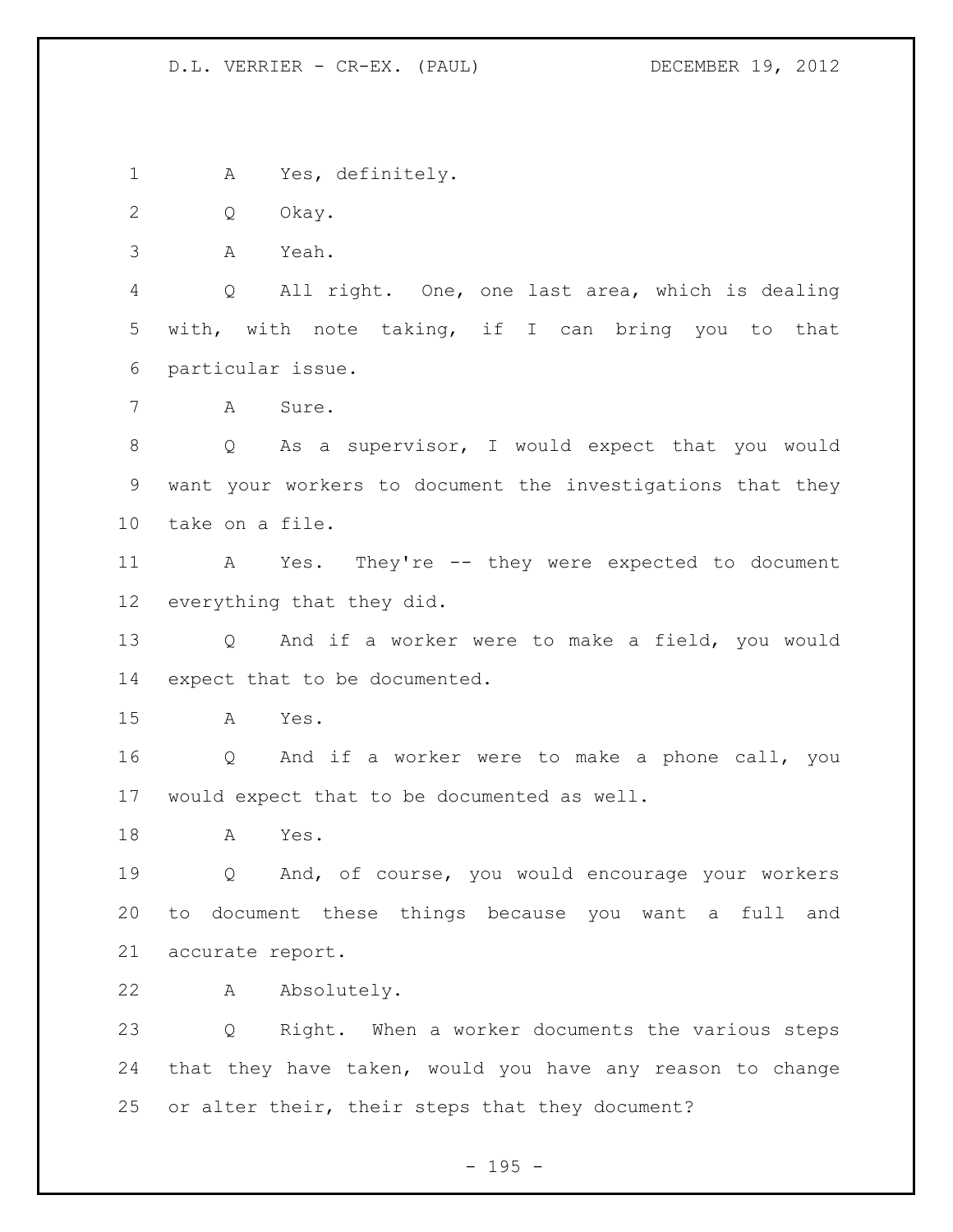A Yes, definitely.

Q Okay.

A Yeah.

Q All right. One, one last area, which is dealing with, with note taking, if I can bring you to that particular issue.

A Sure.

Q As a supervisor, I would expect that you would want your workers to document the investigations that they take on a file.

A Yes. They're -- they were expected to document everything that they did.

Q And if a worker were to make a field, you would expect that to be documented.

A Yes.

Q And if a worker were to make a phone call, you would expect that to be documented as well.

A Yes.

Q And, of course, you would encourage your workers to document these things because you want a full and accurate report.

A Absolutely.

Q Right. When a worker documents the various steps that they have taken, would you have any reason to change or alter their, their steps that they document?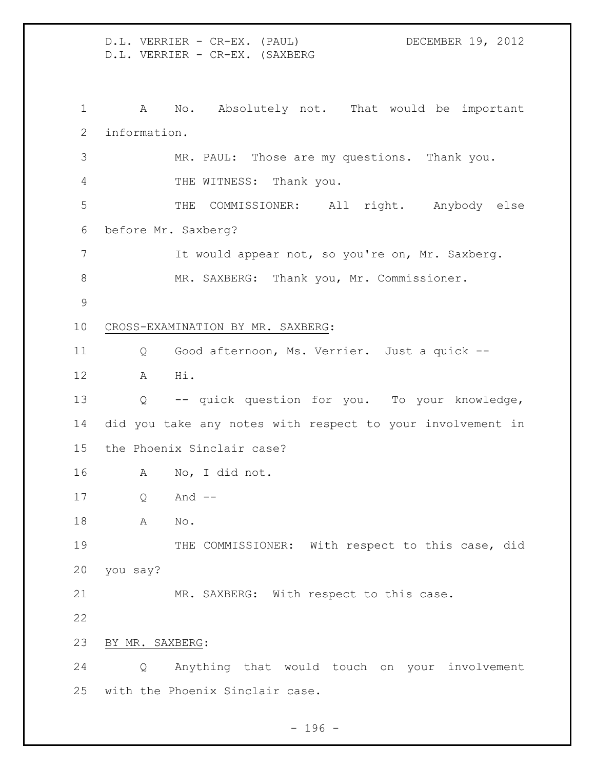A No. Absolutely not. That would be important information.

MR. PAUL: Those are my questions. Thank you.

THE WITNESS: Thank you.

THE COMMISSIONER: All right. Anybody else before Mr. Saxberg?

It would appear not, so you're on, Mr. Saxberg.

MR. SAXBERG: Thank you, Mr. Commissioner.

<u>CROSS-EXAMINATION BY MR. SAXBERG</u>:

Q Good afternoon, Ms. Verrier. Just a quick --

A Hi.

Q -- quick question for you. To your knowledge, did you take any notes with respect to your involvement in the Phoenix Sinclair case?

A No, I did not.

Q And --

A No.

THE COMMISSIONER: With respect to this case, did you say?

MR. SAXBERG: With respect to this case.

<u>BY MR. SAXBERG</u>:

Q Anything that would touch on your involvement with the Phoenix Sinclair case.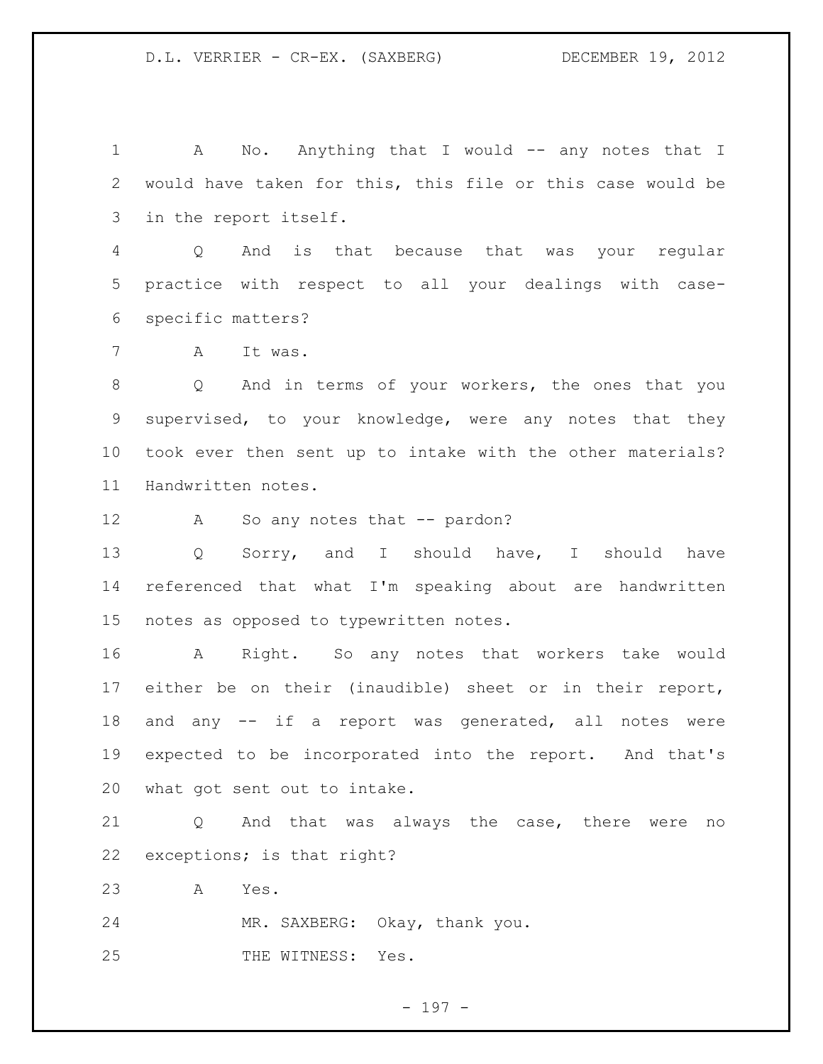A No. Anything that I would -- any notes that I would have taken for this, this file or this case would be in the report itself.

Q And is that because that was your regular practice with respect to all your dealings with case-specific matters?

A It was.

Q And in terms of your workers, the ones that you supervised, to your knowledge, were any notes that they took ever then sent up to intake with the other materials? Handwritten notes.

A So any notes that -- pardon?

Q Sorry, and I should have, I should have referenced that what I'm speaking about are handwritten notes as opposed to typewritten notes.

A Right. So any notes that workers take would either be on their (inaudible) sheet or in their report, and any -- if a report was generated, all notes were expected to be incorporated into the report. And that's what got sent out to intake.

Q And that was always the case, there were no exceptions; is that right?

A Yes.

MR. SAXBERG: Okay, thank you.

THE WITNESS: Yes.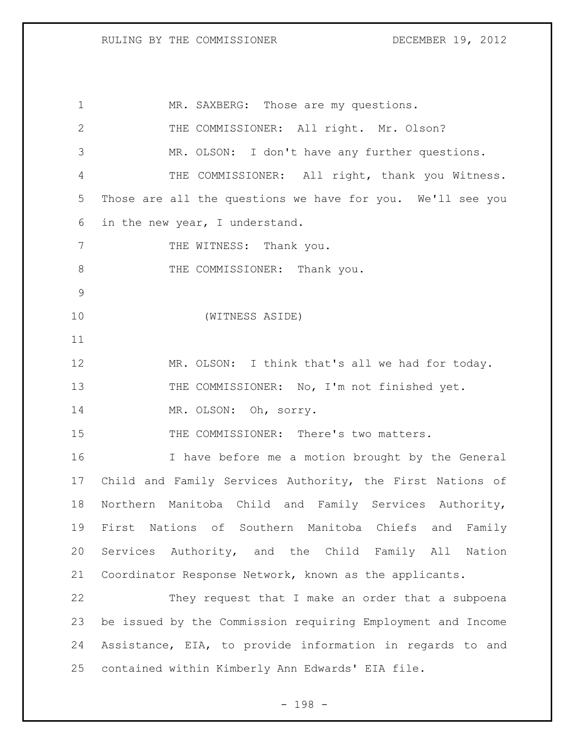MR. SAXBERG: Those are my questions.

THE COMMISSIONER: All right. Mr. Olson?

MR. OLSON: I don't have any further questions.

THE COMMISSIONER: All right, thank you Witness. Those are all the questions we have for you. We'll see you in the new year, I understand.

THE WITNESS: Thank you.

THE COMMISSIONER: Thank you.

(WITNESS ASIDE)

MR. OLSON: I think that's all we had for today.

THE COMMISSIONER: No, I'm not finished yet.

MR. OLSON: Oh, sorry.

THE COMMISSIONER: There's two matters.

I have before me a motion brought by the General Child and Family Services Authority, the First Nations of Northern Manitoba Child and Family Services Authority, First Nations of Southern Manitoba Chiefs and Family Services Authority, and the Child Family All Nation Coordinator Response Network, known as the applicants.

They request that I make an order that a subpoena be issued by the Commission requiring Employment and Income Assistance, EIA, to provide information in regards to and contained within Kimberly Ann Edwards' EIA file.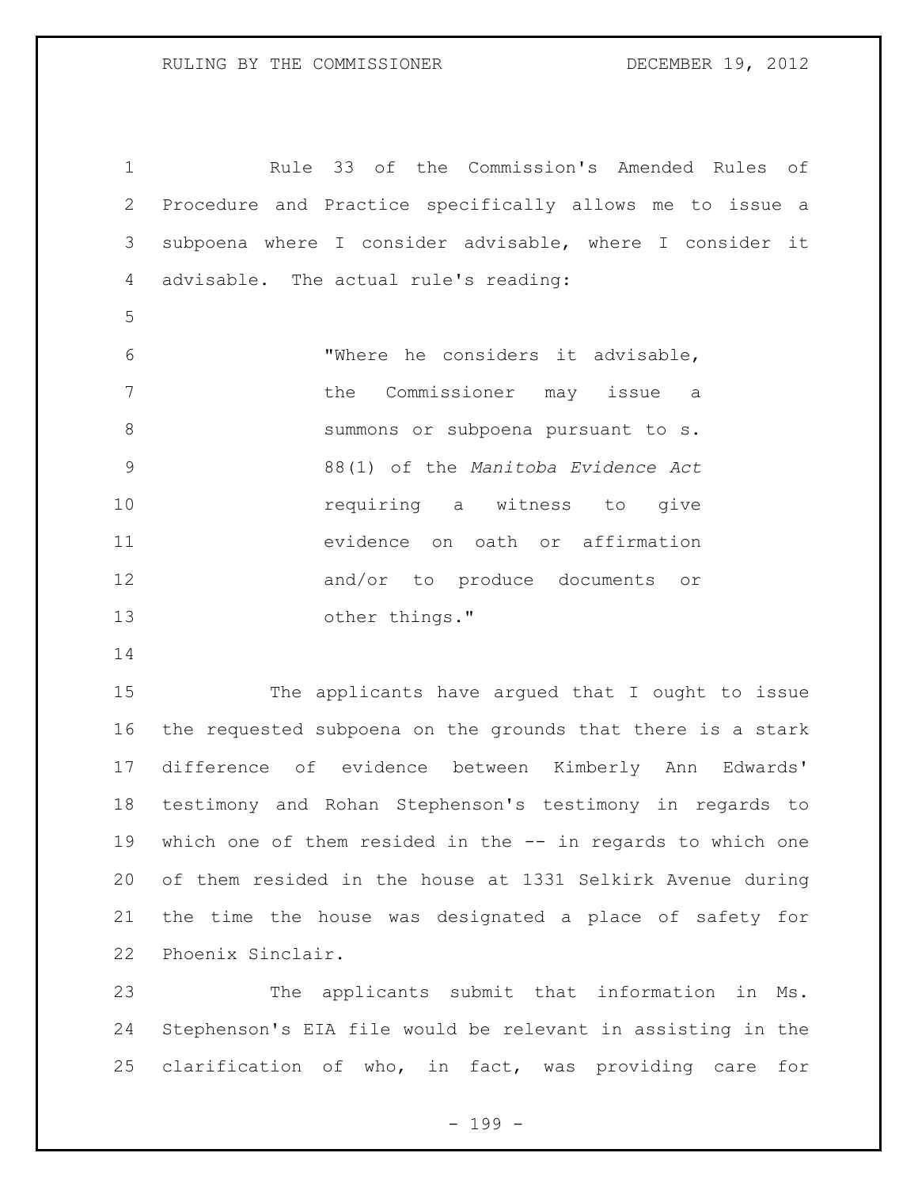Rule 33 of the Commission's Amended Rules of Procedure and Practice specifically allows me to issue a subpoena where I consider advisable, where I consider it advisable. The actual rule's reading:

> "Where he considers it advisable, the Commissioner may issue a summons or subpoena pursuant to s. 88(1) of the *Manitoba Evidence Act* requiring a witness to give evidence on oath or affirmation and/or to produce documents or other things."

The applicants have argued that I ought to issue the requested subpoena on the grounds that there is a stark difference of evidence between Kimberly Ann Edwards' testimony and Rohan Stephenson's testimony in regards to which one of them resided in the -- in regards to which one of them resided in the house at 1331 Selkirk Avenue during the time the house was designated a place of safety for Phoenix Sinclair.

The applicants submit that information in Ms. Stephenson's EIA file would be relevant in assisting in the clarification of who, in fact, was providing care for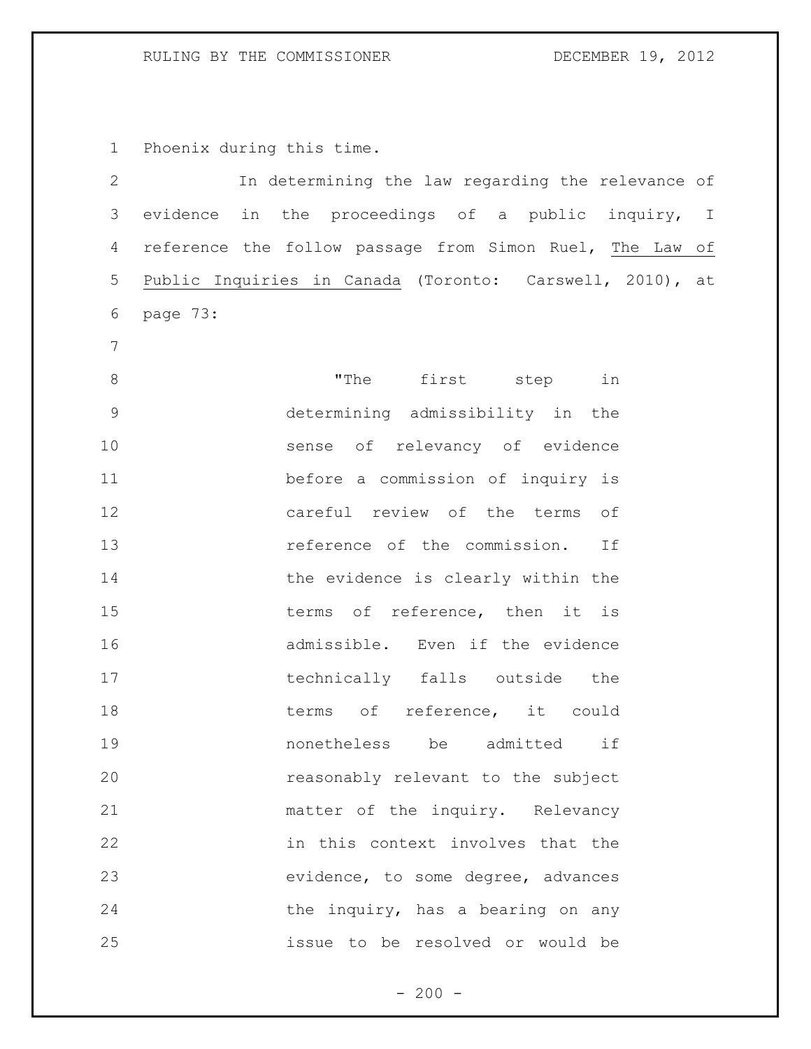Phoenix during this time.

In determining the law regarding the relevance of evidence in the proceedings of a public inquiry, I reference the follow passage from Simon Ruel, The Law of Public Inquiries in Canada (Toronto: Carswell, 2010), at page 73:

> "The first step in determining admissibility in the sense of relevancy of evidence before a commission of inquiry is careful review of the terms of reference of the commission. If the evidence is clearly within the terms of reference, then it is admissible. Even if the evidence technically falls outside the terms of reference, it could nonetheless be admitted if reasonably relevant to the subject matter of the inquiry. Relevancy in this context involves that the evidence, to some degree, advances the inquiry, has a bearing on any issue to be resolved or would be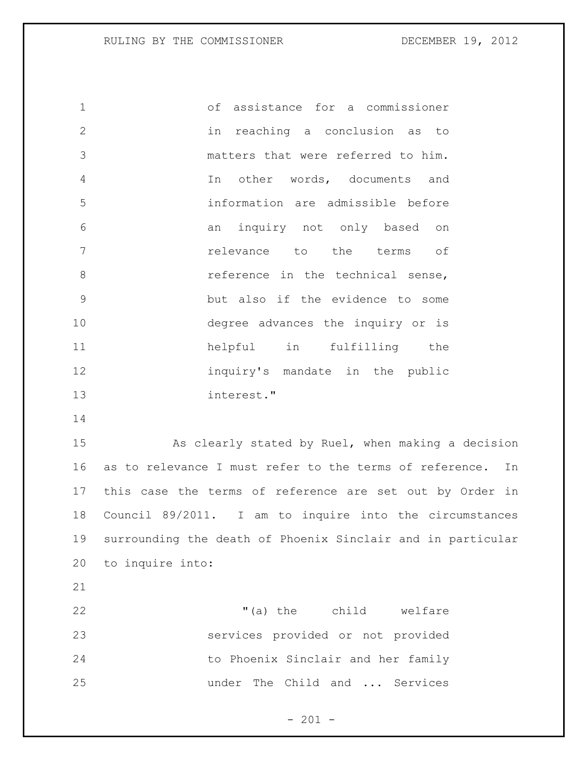> of assistance for a commissioner in reaching a conclusion as to matters that were referred to him. In other words, documents and information are admissible before an inquiry not only based on relevance to the terms of reference in the technical sense, but also if the evidence to some degree advances the inquiry or is helpful in fulfilling the inquiry's mandate in the public interest."

As clearly stated by Ruel, when making a decision as to relevance I must refer to the terms of reference. In this case the terms of reference are set out by Order in Council 89/2011. I am to inquire into the circumstances surrounding the death of Phoenix Sinclair and in particular to inquire into:

> "(a) the child welfare services provided or not provided to Phoenix Sinclair and her family under The Child and ... Services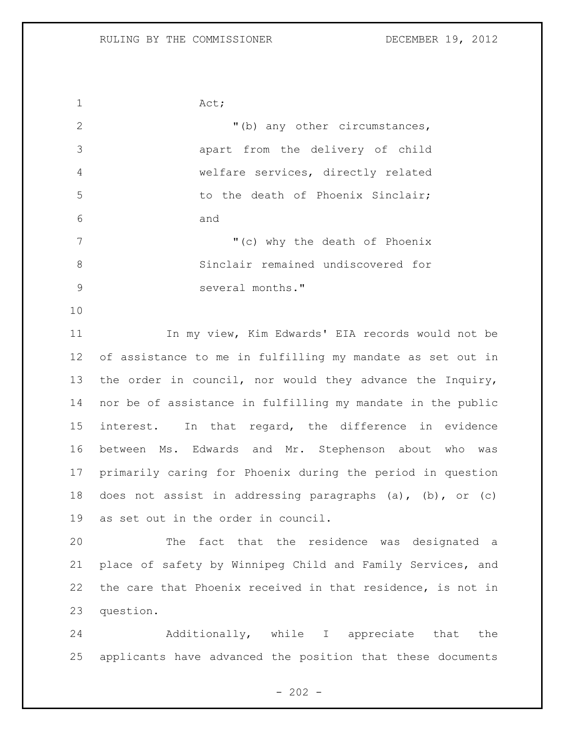Act;

"(b) any other circumstances, apart from the delivery of child welfare services, directly related to the death of Phoenix Sinclair; and

"(c) why the death of Phoenix Sinclair remained undiscovered for several months."

In my view, Kim Edwards' EIA records would not be of assistance to me in fulfilling my mandate as set out in the order in council, nor would they advance the Inquiry, nor be of assistance in fulfilling my mandate in the public interest. In that regard, the difference in evidence between Ms. Edwards and Mr. Stephenson about who was primarily caring for Phoenix during the period in question does not assist in addressing paragraphs (a), (b), or (c) as set out in the order in council.

The fact that the residence was designated a place of safety by Winnipeg Child and Family Services, and the care that Phoenix received in that residence, is not in question.

Additionally, while I appreciate that the applicants have advanced the position that these documents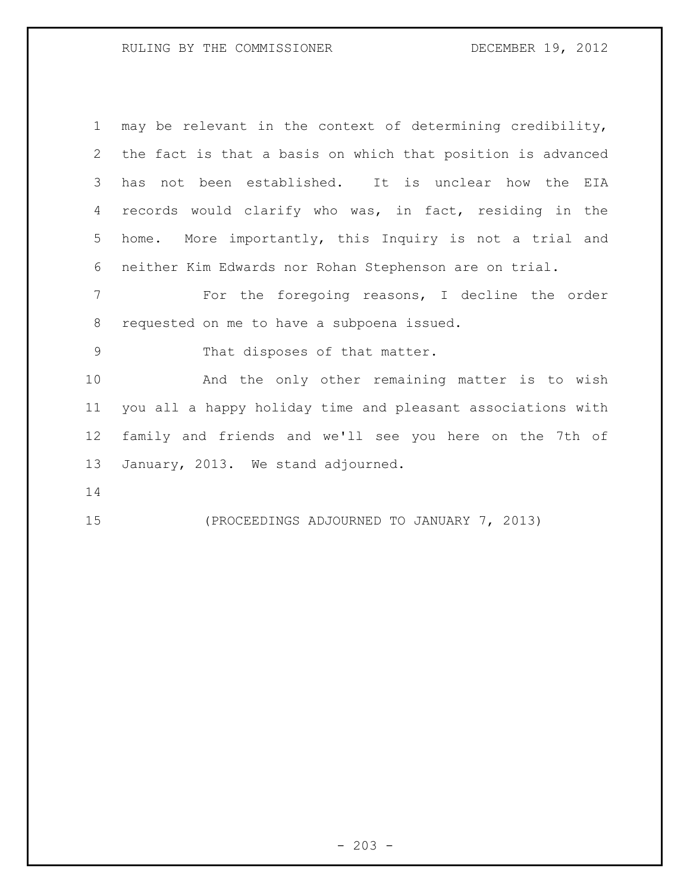may be relevant in the context of determining credibility, the fact is that a basis on which that position is advanced has not been established. It is unclear how the EIA records would clarify who was, in fact, residing in the home. More importantly, this Inquiry is not a trial and neither Kim Edwards nor Rohan Stephenson are on trial.

For the foregoing reasons, I decline the order requested on me to have a subpoena issued.

That disposes of that matter.

And the only other remaining matter is to wish you all a happy holiday time and pleasant associations with family and friends and we'll see you here on the 7th of January, 2013. We stand adjourned.

(PROCEEDINGS ADJOURNED TO JANUARY 7, 2013)